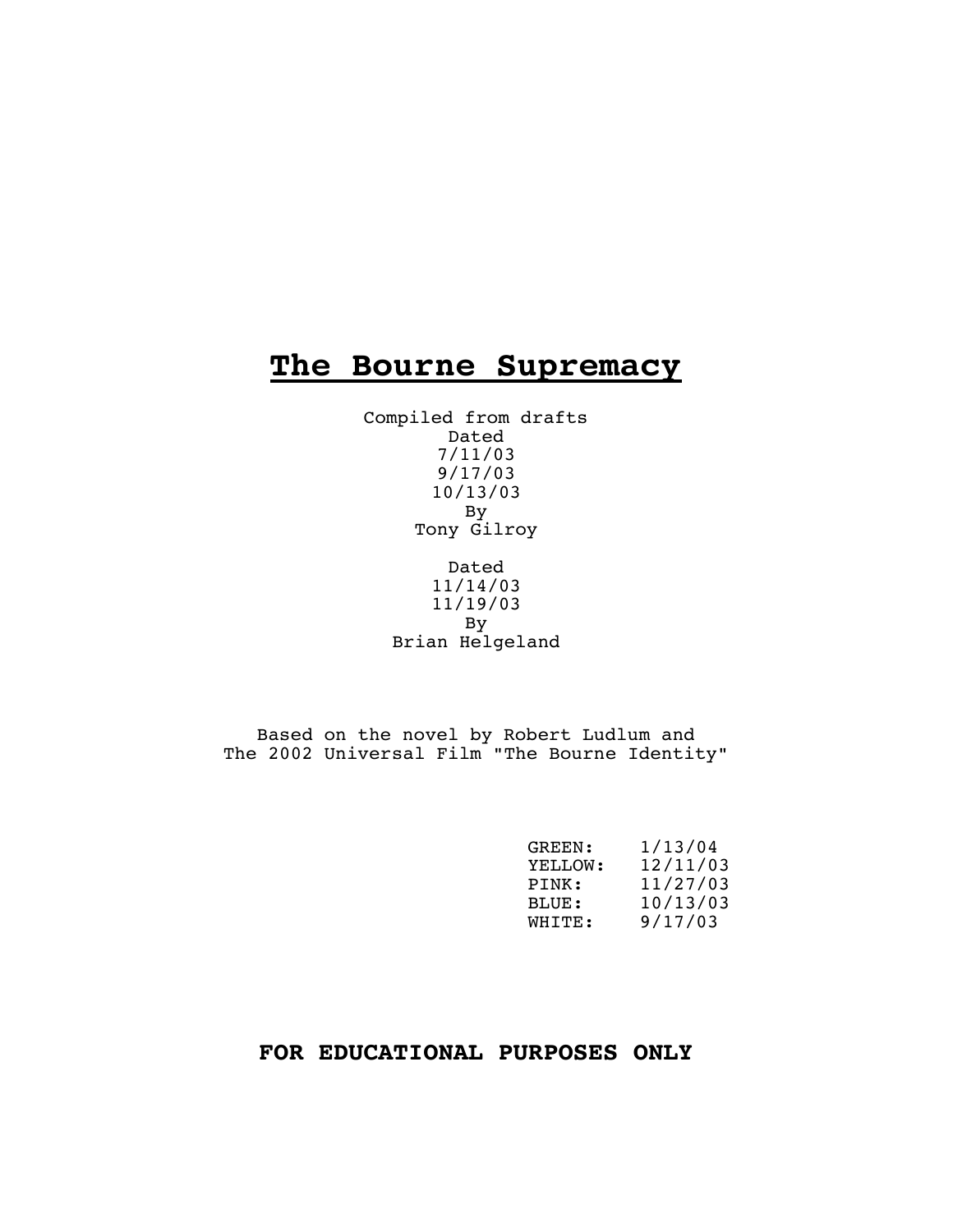# The Bourne Supremacy

Compiled from drafts
Dated
7/11/03
9/17/03
10/13/03
By
Tony Gilroy

Dated
11/14/03
11/19/03
By
Brian Helgeland

Based on the novel by Robert Ludlum and
The 2002 Universal Film "The Bourne Identity"

| | |
|---|---|
| GREEN: | 1/13/04 |
| YELLOW: | 12/11/03 |
| PINK: | 11/27/03 |
| BLUE: | 10/13/03 |
| WHITE: | 9/17/03 |

**FOR EDUCATIONAL PURPOSES ONLY**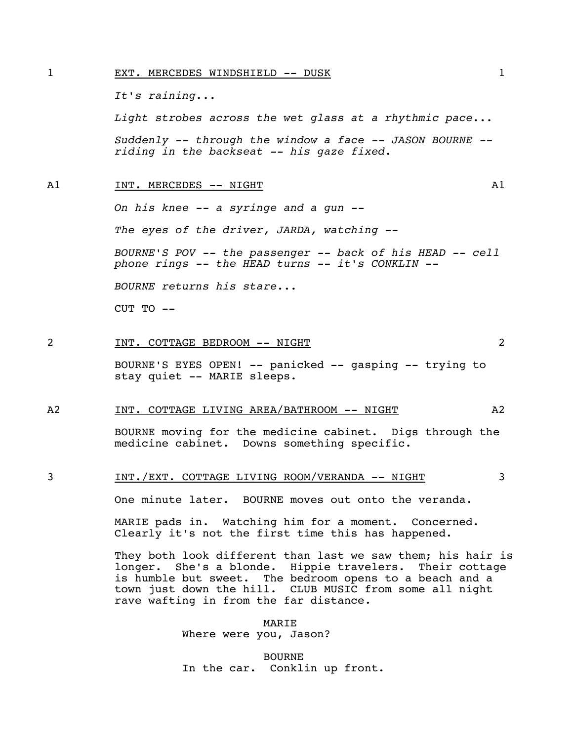1 EXT. MERCEDES WINDSHIELD -- DUSK 1

*It's raining...*

*Light strobes across the wet glass at a rhythmic pace...*

*Suddenly -- through the window a face -- JASON BOURNE -- riding in the backseat -- his gaze fixed.*

A1 INT. MERCEDES -- NIGHT A1

*On his knee -- a syringe and a gun --*

*The eyes of the driver, JARDA, watching --*

*BOURNE'S POV -- the passenger -- back of his HEAD -- cell phone rings -- the HEAD turns -- it's CONKLIN --*

*BOURNE returns his stare...*

CUT TO --

2 INT. COTTAGE BEDROOM -- NIGHT 2

BOURNE'S EYES OPEN! -- panicked -- gasping -- trying to stay quiet -- MARIE sleeps.

A2 INT. COTTAGE LIVING AREA/BATHROOM -- NIGHT A2

BOURNE moving for the medicine cabinet. Digs through the medicine cabinet. Downs something specific.

3 INT./EXT. COTTAGE LIVING ROOM/VERANDA -- NIGHT 3

One minute later. BOURNE moves out onto the veranda.

MARIE pads in. Watching him for a moment. Concerned. Clearly it's not the first time this has happened.

They both look different than last we saw them; his hair is longer. She's a blonde. Hippie travelers. Their cottage is humble but sweet. The bedroom opens to a beach and a town just down the hill. CLUB MUSIC from some all night rave wafting in from the far distance.

MARIE
Where were you, Jason?

BOURNE
In the car. Conklin up front.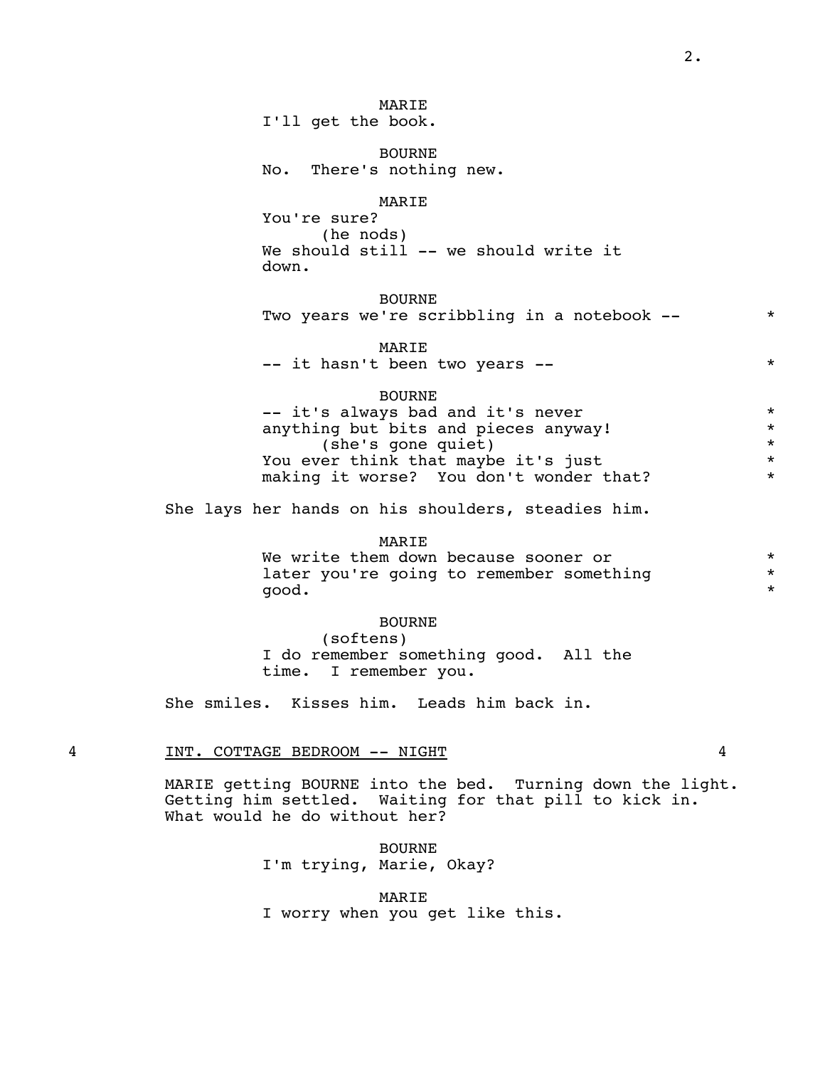MARIE
I'll get the book.

BOURNE
No. There's nothing new.

MARIE
You're sure?
(he nods)
We should still -- we should write it down.

BOURNE
Two years we're scribbling in a notebook -- *

MARIE
-- it hasn't been two years -- *

BOURNE
-- it's always bad and it's never anything but bits and pieces anyway! *
(she's gone quiet) *
You ever think that maybe it's just making it worse? You don't wonder that? *

She lays her hands on his shoulders, steadies him.

MARIE
We write them down because sooner or later you're going to remember something good. *

BOURNE
(softens)
I do remember something good. All the time. I remember you.

She smiles. Kisses him. Leads him back in.

4 INT. COTTAGE BEDROOM -- NIGHT 4

MARIE getting BOURNE into the bed. Turning down the light. Getting him settled. Waiting for that pill to kick in. What would he do without her?

BOURNE
I'm trying, Marie, Okay?

MARIE
I worry when you get like this.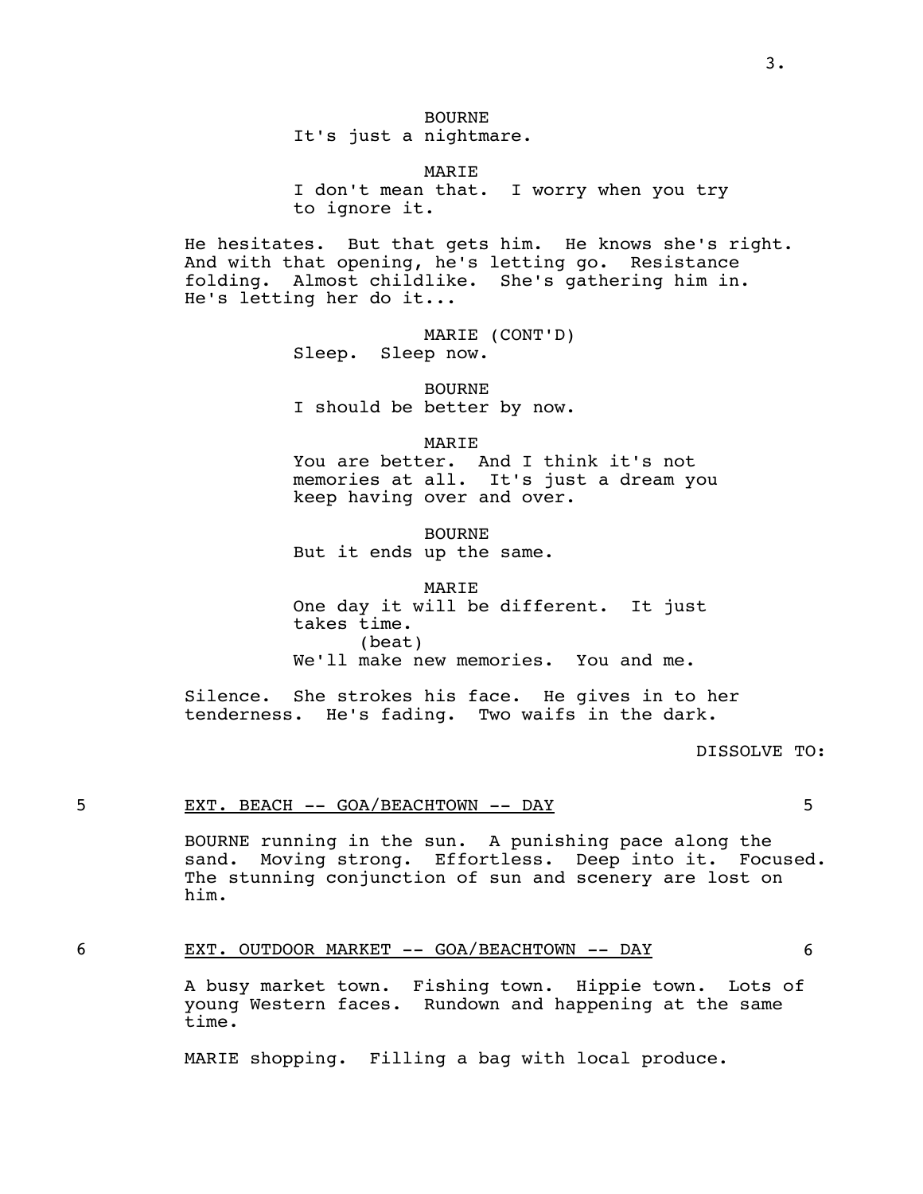BOURNE
It's just a nightmare.

MARIE
I don't mean that. I worry when you try to ignore it.

He hesitates. But that gets him. He knows she's right. And with that opening, he's letting go. Resistance folding. Almost childlike. She's gathering him in. He's letting her do it...

MARIE (CONT'D)
Sleep. Sleep now.

BOURNE
I should be better by now.

MARIE
You are better. And I think it's not memories at all. It's just a dream you keep having over and over.

BOURNE
But it ends up the same.

MARIE
One day it will be different. It just takes time.
(beat)
We'll make new memories. You and me.

Silence. She strokes his face. He gives in to her tenderness. He's fading. Two waifs in the dark.

DISSOLVE TO:

5 EXT. BEACH -- GOA/BEACHTOWN -- DAY 5

BOURNE running in the sun. A punishing pace along the sand. Moving strong. Effortless. Deep into it. Focused. The stunning conjunction of sun and scenery are lost on him.

6 EXT. OUTDOOR MARKET -- GOA/BEACHTOWN -- DAY 6

A busy market town. Fishing town. Hippie town. Lots of young Western faces. Rundown and happening at the same time.

MARIE shopping. Filling a bag with local produce.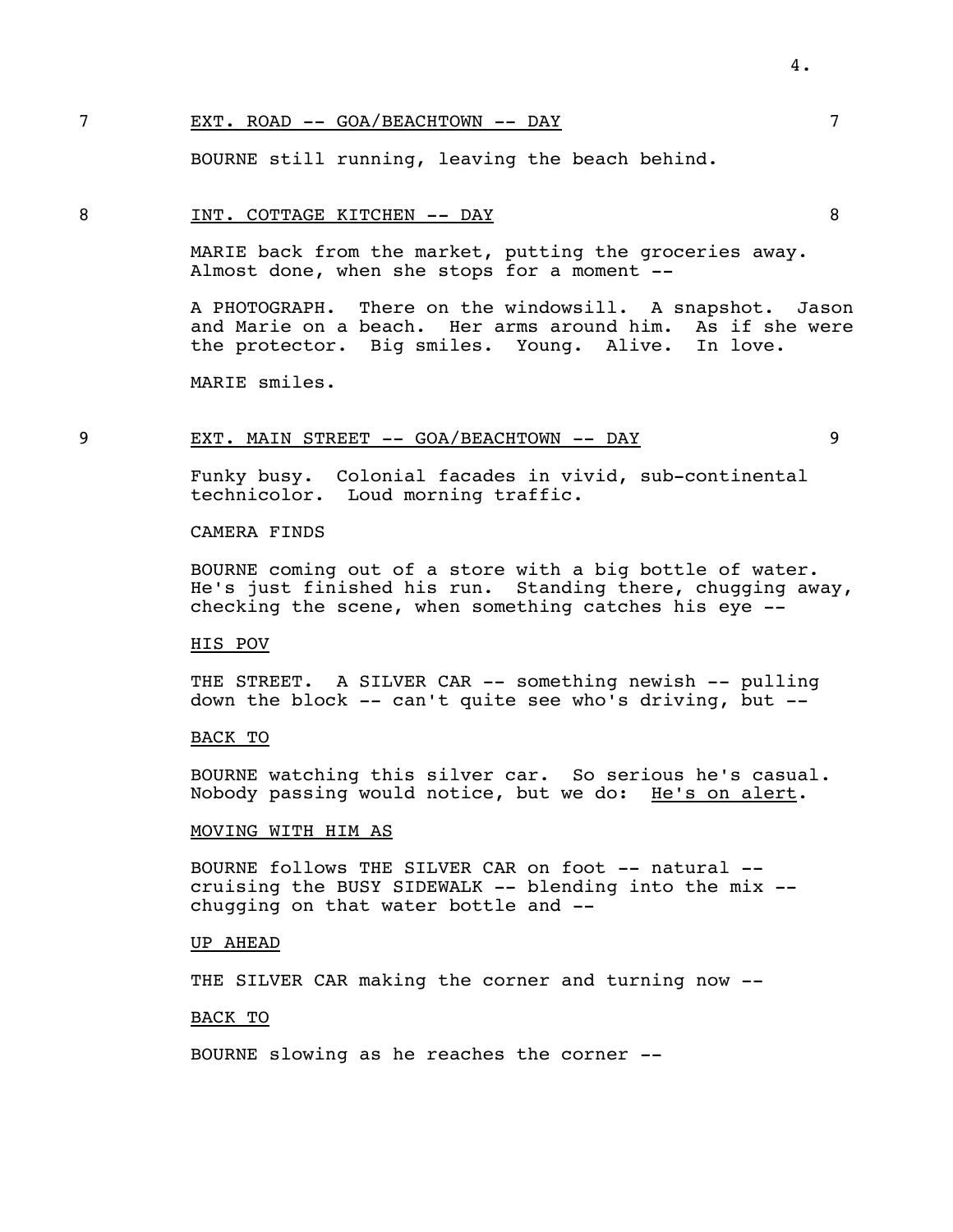7 EXT. ROAD -- GOA/BEACHTOWN -- DAY 7

BOURNE still running, leaving the beach behind.

8 INT. COTTAGE KITCHEN -- DAY 8

MARIE back from the market, putting the groceries away. Almost done, when she stops for a moment --

A PHOTOGRAPH. There on the windowsill. A snapshot. Jason and Marie on a beach. Her arms around him. As if she were the protector. Big smiles. Young. Alive. In love.

MARIE smiles.

9 EXT. MAIN STREET -- GOA/BEACHTOWN -- DAY 9

Funky busy. Colonial facades in vivid, sub-continental technicolor. Loud morning traffic.

CAMERA FINDS

BOURNE coming out of a store with a big bottle of water. He's just finished his run. Standing there, chugging away, checking the scene, when something catches his eye --

HIS POV

THE STREET. A SILVER CAR -- something newish -- pulling down the block -- can't quite see who's driving, but --

BACK TO

BOURNE watching this silver car. So serious he's casual. Nobody passing would notice, but we do: He's on alert.

MOVING WITH HIM AS

BOURNE follows THE SILVER CAR on foot -- natural -- cruising the BUSY SIDEWALK -- blending into the mix -- chugging on that water bottle and --

UP AHEAD

THE SILVER CAR making the corner and turning now --

BACK TO

BOURNE slowing as he reaches the corner --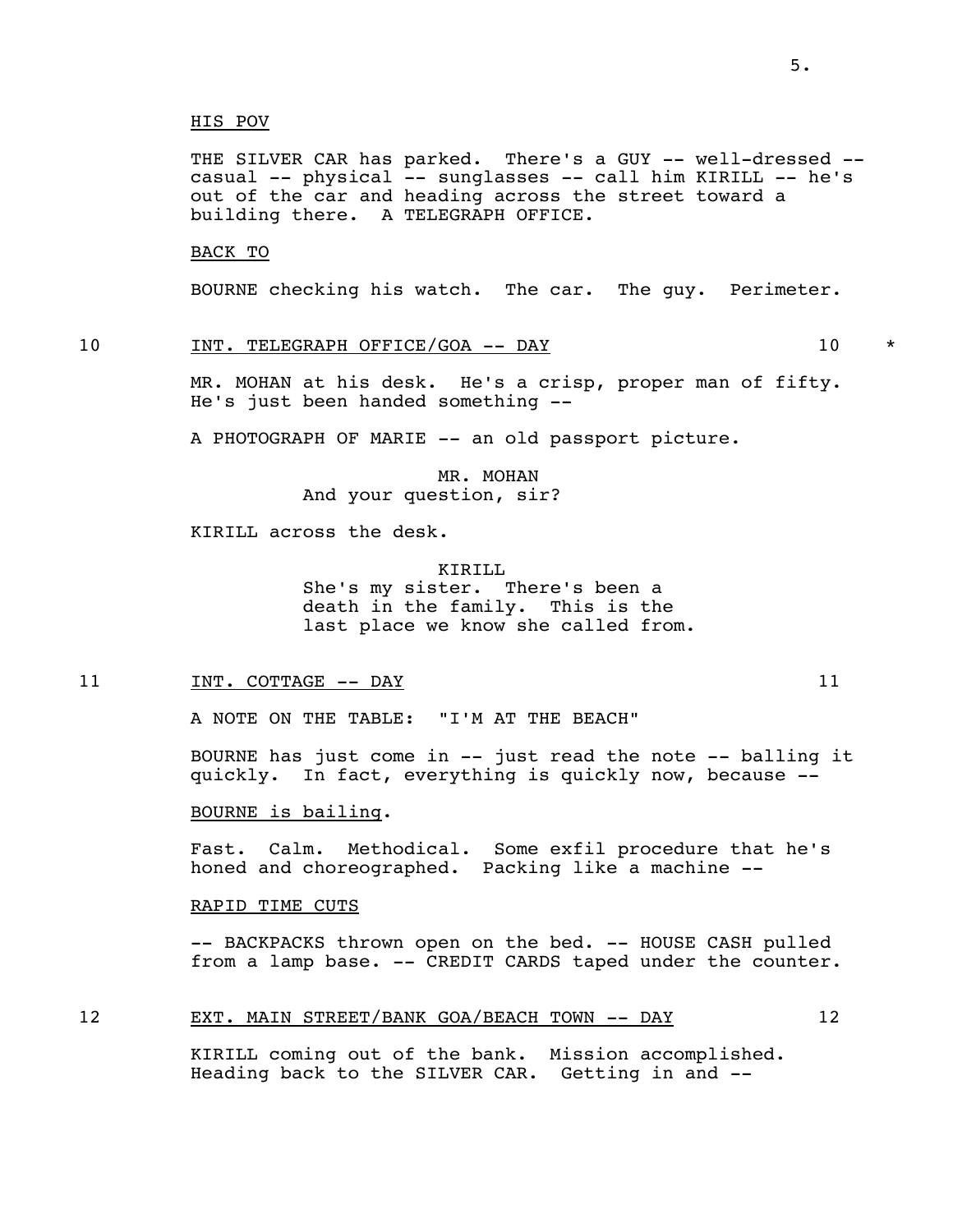HIS POV

THE SILVER CAR has parked. There's a GUY -- well-dressed -- casual -- physical -- sunglasses -- call him KIRILL -- he's out of the car and heading across the street toward a building there. A TELEGRAPH OFFICE.

BACK TO

BOURNE checking his watch. The car. The guy. Perimeter.

10 INT. TELEGRAPH OFFICE/GOA -- DAY 10 *

MR. MOHAN at his desk. He's a crisp, proper man of fifty. He's just been handed something --

A PHOTOGRAPH OF MARIE -- an old passport picture.

MR. MOHAN
And your question, sir?

KIRILL across the desk.

KIRILL
She's my sister. There's been a death in the family. This is the last place we know she called from.

11 INT. COTTAGE -- DAY 11

A NOTE ON THE TABLE: "I'M AT THE BEACH"

BOURNE has just come in -- just read the note -- balling it quickly. In fact, everything is quickly now, because --

BOURNE is bailing.

Fast. Calm. Methodical. Some exfil procedure that he's honed and choreographed. Packing like a machine --

RAPID TIME CUTS

-- BACKPACKS thrown open on the bed. -- HOUSE CASH pulled from a lamp base. -- CREDIT CARDS taped under the counter.

12 EXT. MAIN STREET/BANK GOA/BEACH TOWN -- DAY 12

KIRILL coming out of the bank. Mission accomplished. Heading back to the SILVER CAR. Getting in and --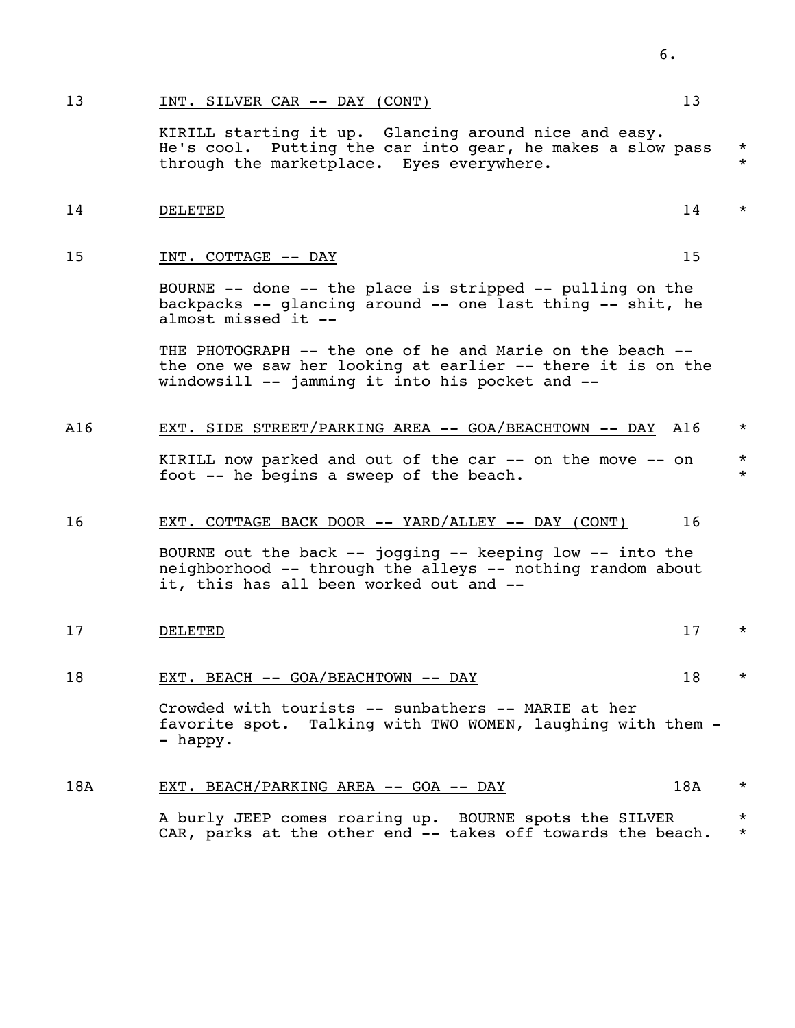13 INT. SILVER CAR -- DAY (CONT) 13

KIRILL starting it up. Glancing around nice and easy. He's cool. Putting the car into gear, he makes a slow pass through the marketplace. Eyes everywhere. *

14 DELETED 14 *

15 INT. COTTAGE -- DAY 15

BOURNE -- done -- the place is stripped -- pulling on the backpacks -- glancing around -- one last thing -- shit, he almost missed it --

THE PHOTOGRAPH -- the one of he and Marie on the beach -- the one we saw her looking at earlier -- there it is on the windowsill -- jamming it into his pocket and --

A16 EXT. SIDE STREET/PARKING AREA -- GOA/BEACHTOWN -- DAY A16 *

KIRILL now parked and out of the car -- on the move -- on foot -- he begins a sweep of the beach. *

16 EXT. COTTAGE BACK DOOR -- YARD/ALLEY -- DAY (CONT) 16

BOURNE out the back -- jogging -- keeping low -- into the neighborhood -- through the alleys -- nothing random about it, this has all been worked out and --

17 DELETED 17 *

18 EXT. BEACH -- GOA/BEACHTOWN -- DAY 18 *

Crowded with tourists -- sunbathers -- MARIE at her favorite spot. Talking with TWO WOMEN, laughing with them -- happy.

18A EXT. BEACH/PARKING AREA -- GOA -- DAY 18A *

A burly JEEP comes roaring up. BOURNE spots the SILVER CAR, parks at the other end -- takes off towards the beach. *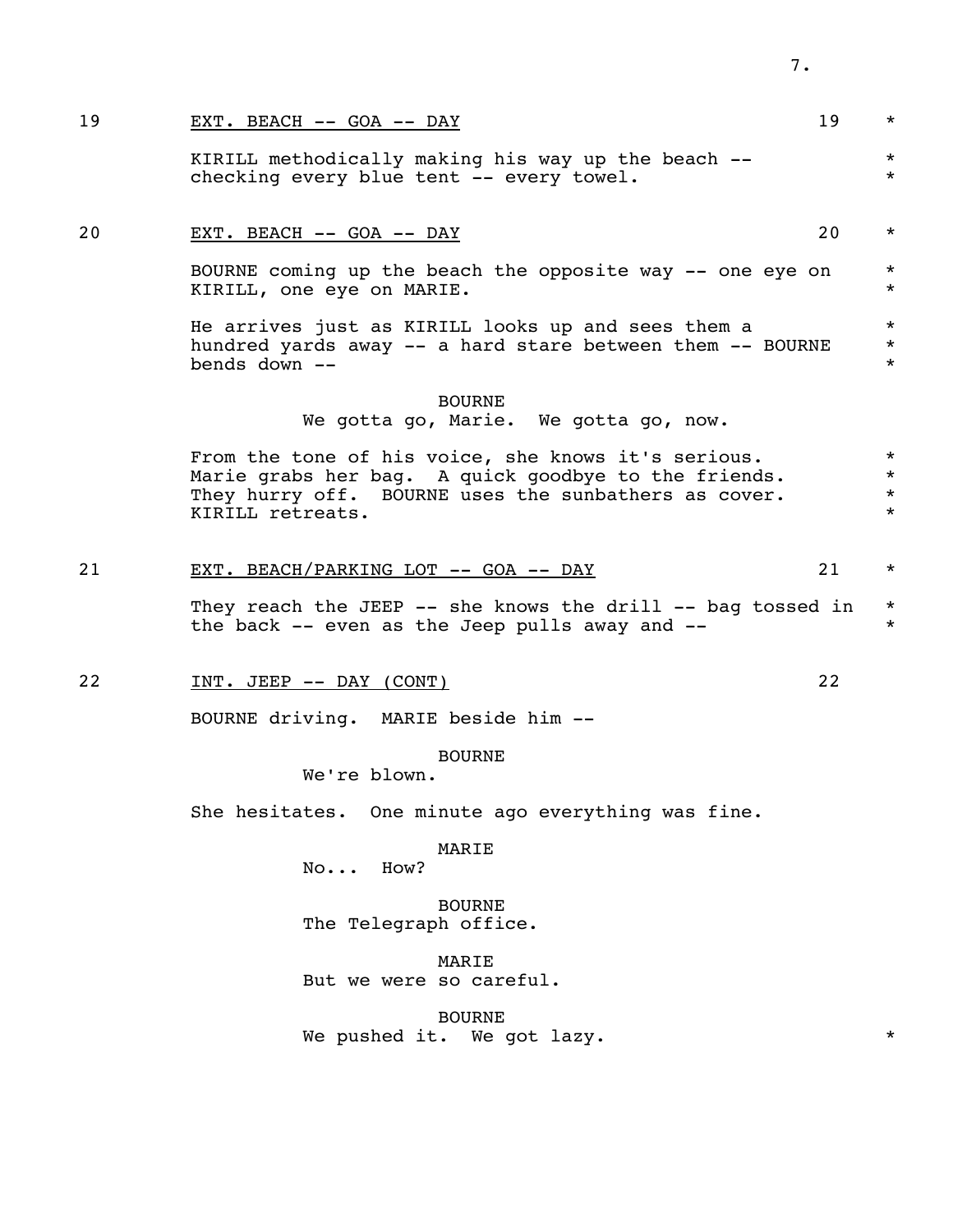19 EXT. BEACH -- GOA -- DAY 19 *

KIRILL methodically making his way up the beach -- checking every blue tent -- every towel. *

20 EXT. BEACH -- GOA -- DAY 20 *

BOURNE coming up the beach the opposite way -- one eye on KIRILL, one eye on MARIE. *

He arrives just as KIRILL looks up and sees them a hundred yards away -- a hard stare between them -- BOURNE bends down -- *

BOURNE
We gotta go, Marie. We gotta go, now.

From the tone of his voice, she knows it's serious. Marie grabs her bag. A quick goodbye to the friends. They hurry off. BOURNE uses the sunbathers as cover. KIRILL retreats. *

21 EXT. BEACH/PARKING LOT -- GOA -- DAY 21 *

They reach the JEEP -- she knows the drill -- bag tossed in the back -- even as the Jeep pulls away and -- *

22 INT. JEEP -- DAY (CONT) 22

BOURNE driving. MARIE beside him --

BOURNE
We're blown.

She hesitates. One minute ago everything was fine.

MARIE
No... How?

BOURNE
The Telegraph office.

MARIE
But we were so careful.

BOURNE
We pushed it. We got lazy. *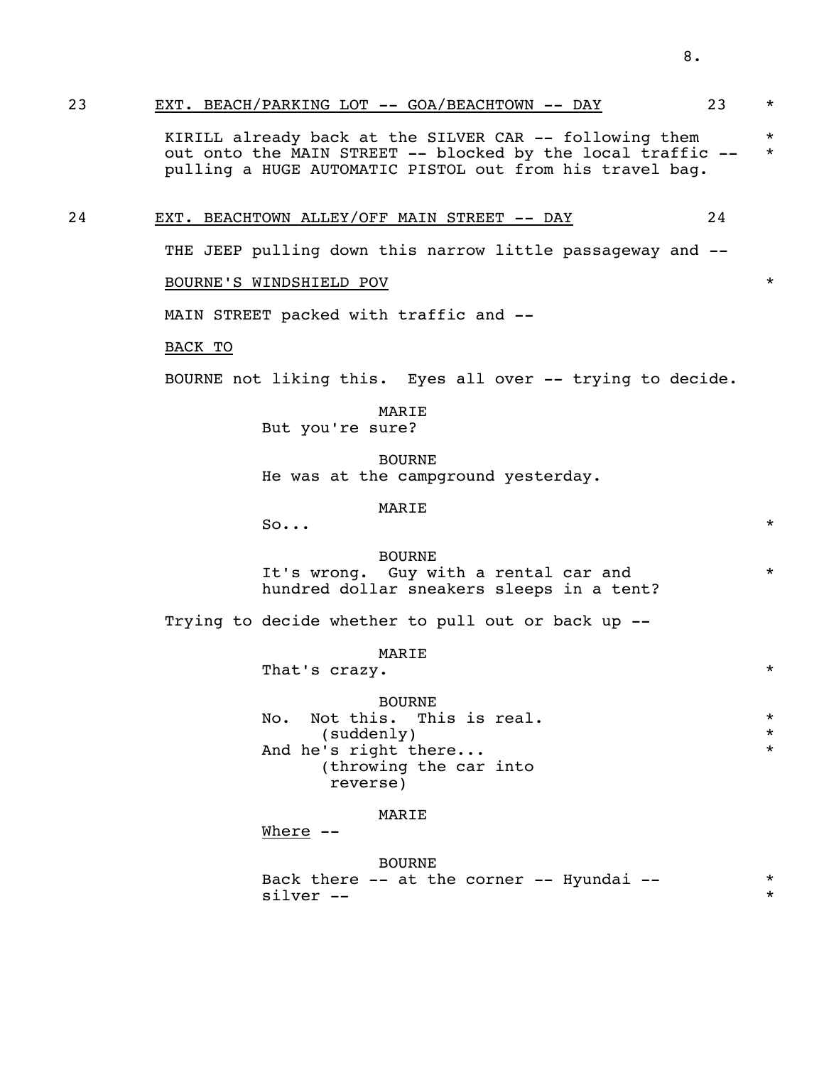23 EXT. BEACH/PARKING LOT -- GOA/BEACHTOWN -- DAY 23 *

KIRILL already back at the SILVER CAR -- following them out onto the MAIN STREET -- blocked by the local traffic -- pulling a HUGE AUTOMATIC PISTOL out from his travel bag. * *

24 EXT. BEACHTOWN ALLEY/OFF MAIN STREET -- DAY 24

THE JEEP pulling down this narrow little passageway and --

BOURNE'S WINDSHIELD POV *

MAIN STREET packed with traffic and --

BACK TO

BOURNE not liking this. Eyes all over -- trying to decide.

MARIE
But you're sure?

BOURNE
He was at the campground yesterday.

MARIE
So... *

BOURNE
It's wrong. Guy with a rental car and hundred dollar sneakers sleeps in a tent? *

Trying to decide whether to pull out or back up --

MARIE
That's crazy. *

BOURNE
No. Not this. This is real. *
(suddenly) *
And he's right there... *
(throwing the car into reverse)

MARIE
Where --

BOURNE
Back there -- at the corner -- Hyundai -- silver -- * *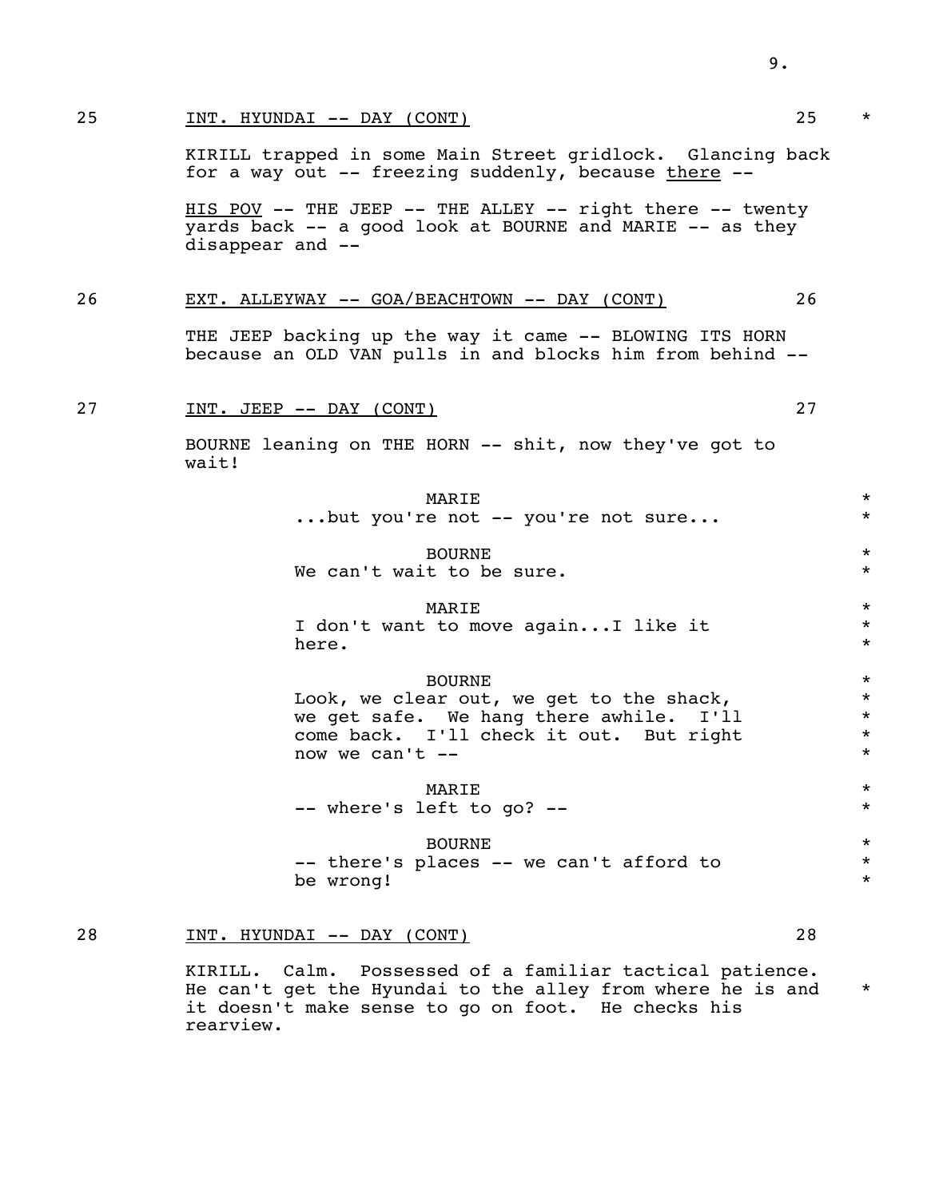25 INT. HYUNDAI -- DAY (CONT) 25 *

KIRILL trapped in some Main Street gridlock. Glancing back for a way out -- freezing suddenly, because <u>there</u> --

<u>HIS POV</u> -- THE JEEP -- THE ALLEY -- right there -- twenty yards back -- a good look at BOURNE and MARIE -- as they disappear and --

26 EXT. ALLEYWAY -- GOA/BEACHTOWN -- DAY (CONT) 26

THE JEEP backing up the way it came -- BLOWING ITS HORN because an OLD VAN pulls in and blocks him from behind --

27 INT. JEEP -- DAY (CONT) 27

BOURNE leaning on THE HORN -- shit, now they've got to wait!

MARIE
...but you're not -- you're not sure... *

BOURNE
We can't wait to be sure. *

MARIE
I don't want to move again...I like it here. *

BOURNE
Look, we clear out, we get to the shack, we get safe. We hang there awhile. I'll come back. I'll check it out. But right now we can't -- *

MARIE
-- where's left to go? -- *

BOURNE
-- there's places -- we can't afford to be wrong! *

28 INT. HYUNDAI -- DAY (CONT) 28

KIRILL. Calm. Possessed of a familiar tactical patience. He can't get the Hyundai to the alley from where he is and it doesn't make sense to go on foot. He checks his rearview. *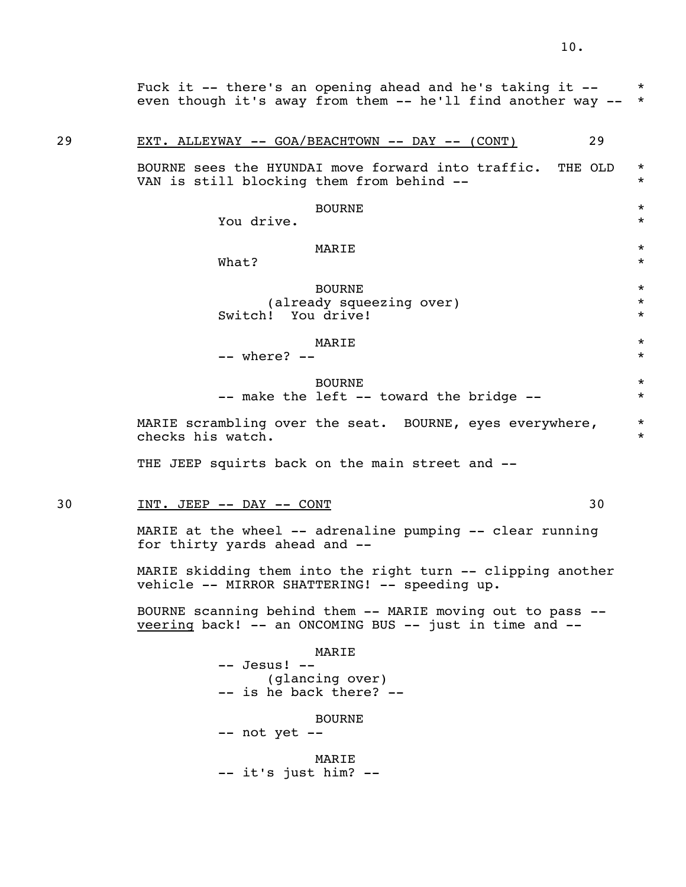Fuck it -- there's an opening ahead and he's taking it -- even though it's away from them -- he'll find another way --

29 EXT. ALLEYWAY -- GOA/BEACHTOWN -- DAY -- (CONT) 29

BOURNE sees the HYUNDAI move forward into traffic. THE OLD VAN is still blocking them from behind --

BOURNE
You drive.

MARIE
What?

BOURNE
(already squeezing over)
Switch! You drive!

MARIE
-- where? --

BOURNE
-- make the left -- toward the bridge --

MARIE scrambling over the seat. BOURNE, eyes everywhere, checks his watch.

THE JEEP squirts back on the main street and --

30 INT. JEEP -- DAY -- CONT 30

MARIE at the wheel -- adrenaline pumping -- clear running for thirty yards ahead and --

MARIE skidding them into the right turn -- clipping another vehicle -- MIRROR SHATTERING! -- speeding up.

BOURNE scanning behind them -- MARIE moving out to pass -- <u>veering</u> back! -- an ONCOMING BUS -- just in time and --

MARIE
-- Jesus! --
(glancing over)
-- is he back there? --

BOURNE
-- not yet --

MARIE
-- it's just him? --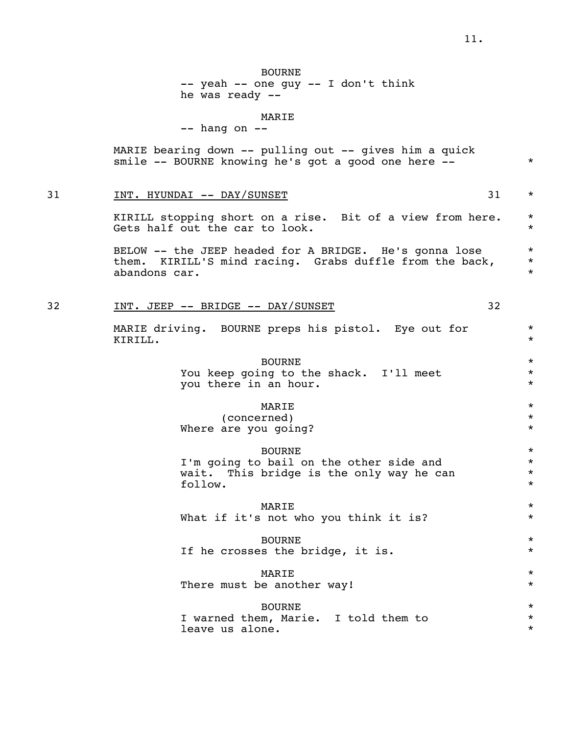BOURNE
-- yeah -- one guy -- I don't think he was ready --

MARIE
-- hang on --

MARIE bearing down -- pulling out -- gives him a quick smile -- BOURNE knowing he's got a good one here -- *

31 INT. HYUNDAI -- DAY/SUNSET 31 *

KIRILL stopping short on a rise. Bit of a view from here. Gets half out the car to look. *

BELOW -- the JEEP headed for A BRIDGE. He's gonna lose them. KIRILL'S mind racing. Grabs duffle from the back, abandons car. *

32 INT. JEEP -- BRIDGE -- DAY/SUNSET 32

MARIE driving. BOURNE preps his pistol. Eye out for KIRILL. *

BOURNE
You keep going to the shack. I'll meet you there in an hour. *

MARIE
(concerned)
Where are you going? *

BOURNE
I'm going to bail on the other side and wait. This bridge is the only way he can follow. *

MARIE
What if it's not who you think it is? *

BOURNE
If he crosses the bridge, it is. *

MARIE
There must be another way! *

BOURNE
I warned them, Marie. I told them to leave us alone. *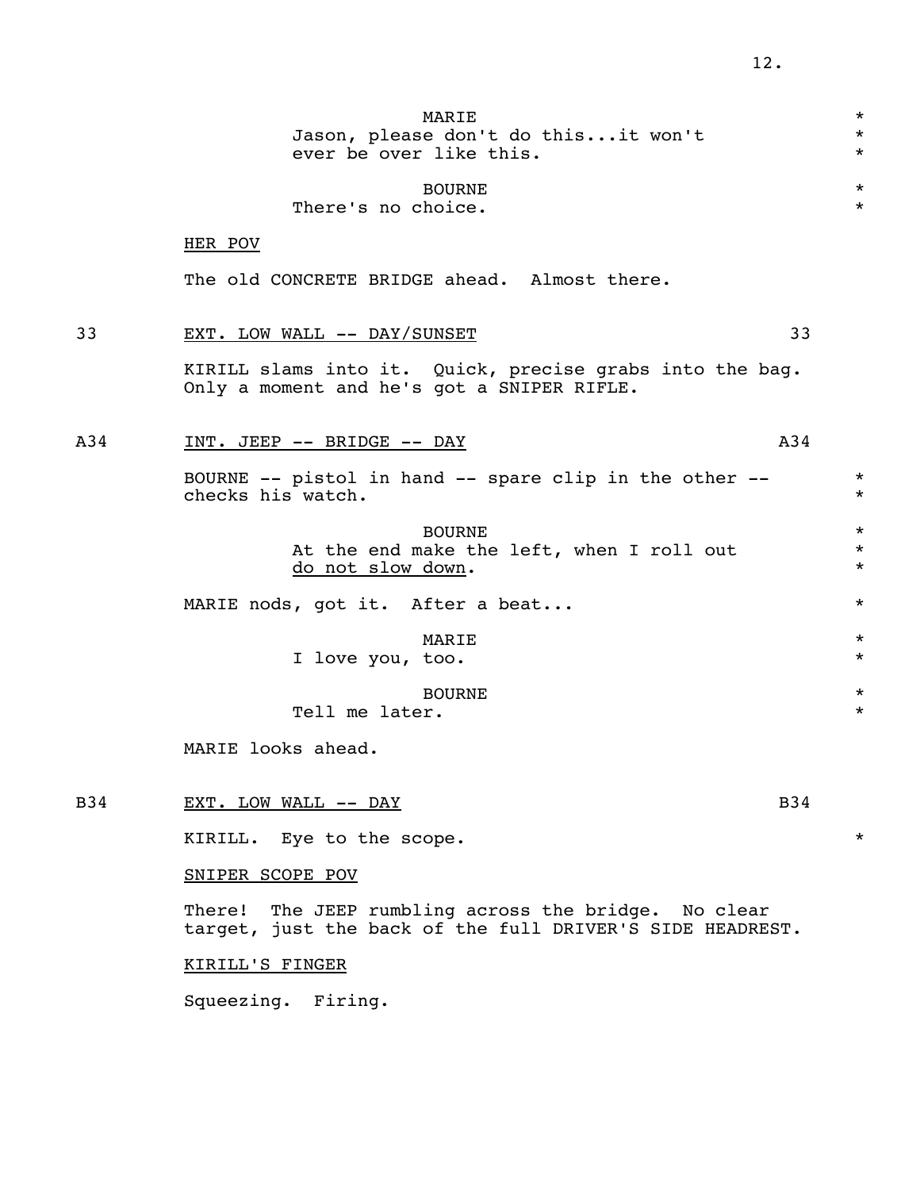MARIE
Jason, please don't do this...it won't ever be over like this. *

BOURNE
There's no choice. *

HER POV

The old CONCRETE BRIDGE ahead. Almost there.

33 EXT. LOW WALL -- DAY/SUNSET 33

KIRILL slams into it. Quick, precise grabs into the bag. Only a moment and he's got a SNIPER RIFLE.

A34 INT. JEEP -- BRIDGE -- DAY A34

BOURNE -- pistol in hand -- spare clip in the other -- checks his watch. *

BOURNE
At the end make the left, when I roll out <u>do not slow down</u>. *

MARIE nods, got it. After a beat... *

MARIE
I love you, too. *

BOURNE
Tell me later. *

MARIE looks ahead.

B34 EXT. LOW WALL -- DAY B34

KIRILL. Eye to the scope. *

SNIPER SCOPE POV

There! The JEEP rumbling across the bridge. No clear target, just the back of the full DRIVER'S SIDE HEADREST.

KIRILL'S FINGER

Squeezing. Firing.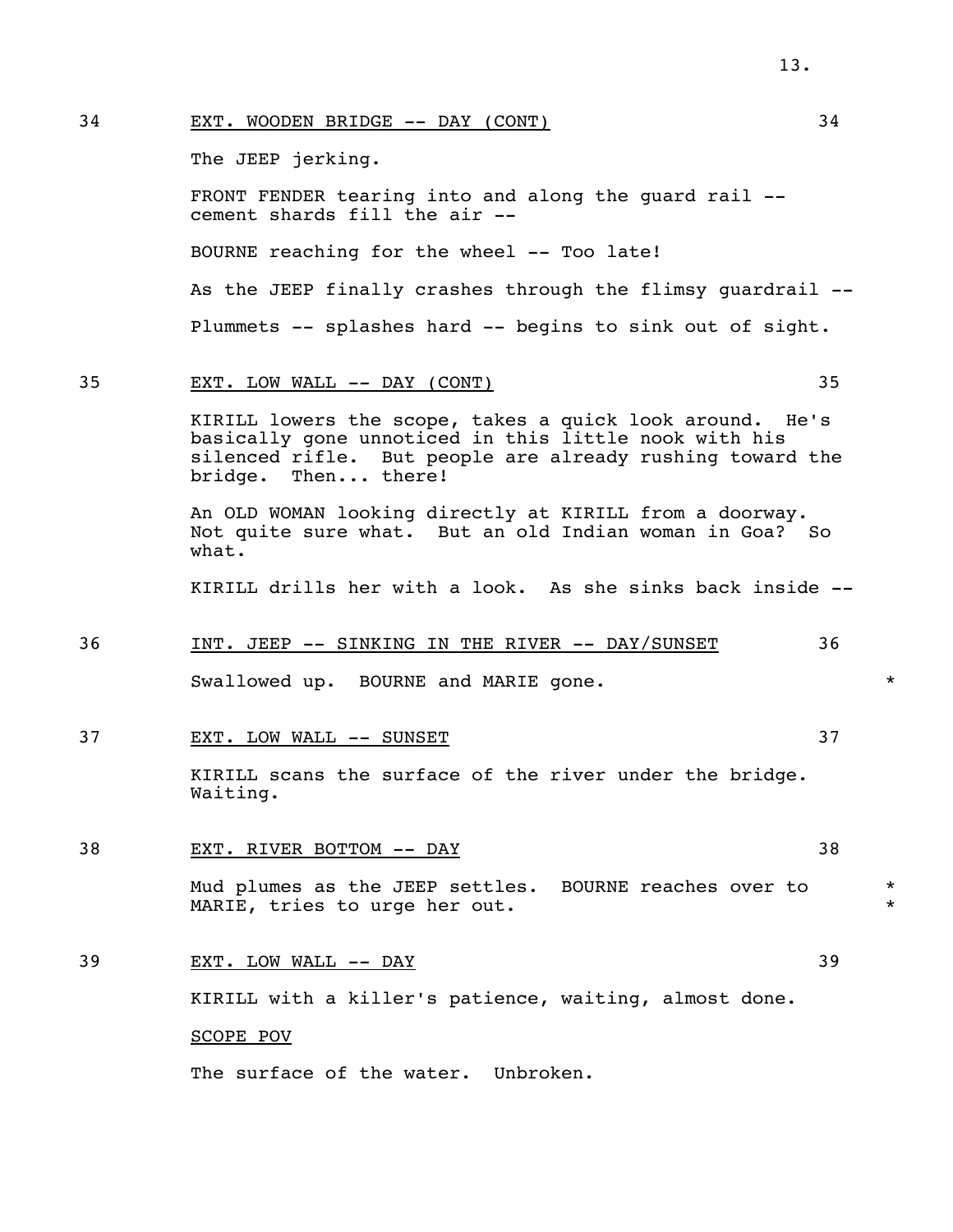34 **EXT. WOODEN BRIDGE -- DAY (CONT)** 34

The JEEP jerking.

FRONT FENDER tearing into and along the guard rail -- cement shards fill the air --

BOURNE reaching for the wheel -- Too late!

As the JEEP finally crashes through the flimsy guardrail --

Plummets -- splashes hard -- begins to sink out of sight.

35 **EXT. LOW WALL -- DAY (CONT)** 35

KIRILL lowers the scope, takes a quick look around. He's basically gone unnoticed in this little nook with his silenced rifle. But people are already rushing toward the bridge. Then... there!

An OLD WOMAN looking directly at KIRILL from a doorway. Not quite sure what. But an old Indian woman in Goa? So what.

KIRILL drills her with a look. As she sinks back inside --

36 **INT. JEEP -- SINKING IN THE RIVER -- DAY/SUNSET** 36

Swallowed up. BOURNE and MARIE gone. *

37 **EXT. LOW WALL -- SUNSET** 37

KIRILL scans the surface of the river under the bridge. Waiting.

38 **EXT. RIVER BOTTOM -- DAY** 38

Mud plumes as the JEEP settles. BOURNE reaches over to MARIE, tries to urge her out. *

39 **EXT. LOW WALL -- DAY** 39

KIRILL with a killer's patience, waiting, almost done.

SCOPE POV

The surface of the water. Unbroken.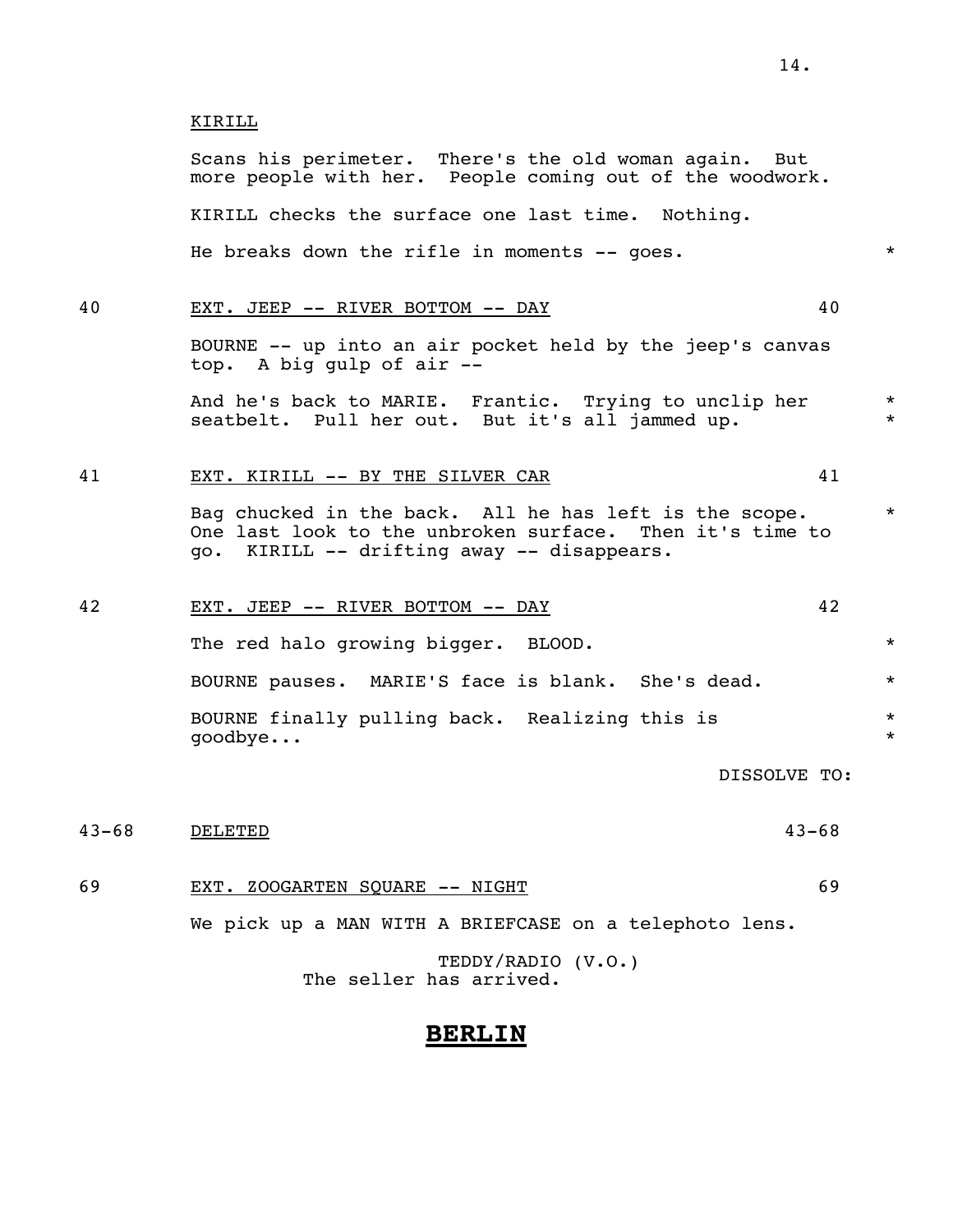KIRILL

Scans his perimeter. There's the old woman again. But more people with her. People coming out of the woodwork.

KIRILL checks the surface one last time. Nothing.

He breaks down the rifle in moments -- goes. *

40 EXT. JEEP -- RIVER BOTTOM -- DAY 40

BOURNE -- up into an air pocket held by the jeep's canvas top. A big gulp of air --

And he's back to MARIE. Frantic. Trying to unclip her seatbelt. Pull her out. But it's all jammed up. *

41 EXT. KIRILL -- BY THE SILVER CAR 41

Bag chucked in the back. All he has left is the scope. One last look to the unbroken surface. Then it's time to go. KIRILL -- drifting away -- disappears. *

42 EXT. JEEP -- RIVER BOTTOM -- DAY 42

The red halo growing bigger. BLOOD. *

BOURNE pauses. MARIE'S face is blank. She's dead. *

BOURNE finally pulling back. Realizing this is goodbye... *

DISSOLVE TO:

43-68 DELETED 43-68

69 EXT. ZOOGARTEN SQUARE -- NIGHT 69

We pick up a MAN WITH A BRIEFCASE on a telephoto lens.

TEDDY/RADIO (V.O.)
The seller has arrived.

**BERLIN**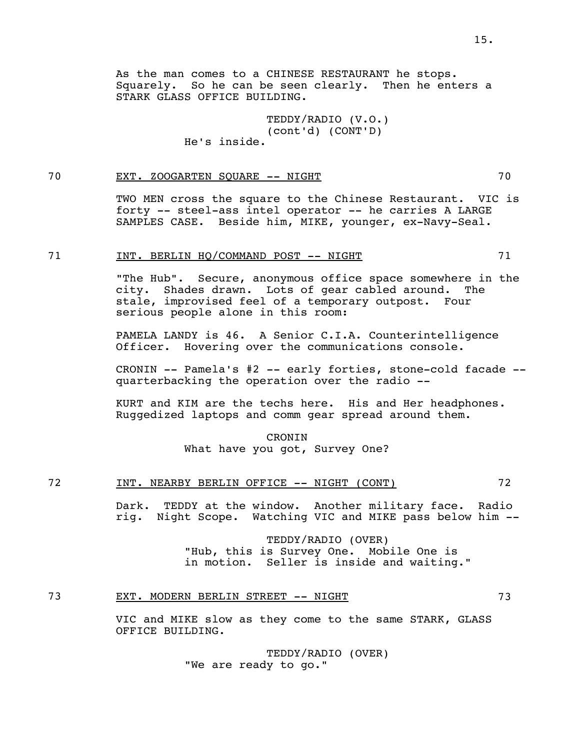As the man comes to a CHINESE RESTAURANT he stops. Squarely. So he can be seen clearly. Then he enters a STARK GLASS OFFICE BUILDING.

TEDDY/RADIO (V.O.)
(cont'd) (CONT'D)
He's inside.

70 EXT. ZOOGARTEN SQUARE -- NIGHT 70

TWO MEN cross the square to the Chinese Restaurant. VIC is forty -- steel-ass intel operator -- he carries A LARGE SAMPLES CASE. Beside him, MIKE, younger, ex-Navy-Seal.

71 INT. BERLIN HQ/COMMAND POST -- NIGHT 71

"The Hub". Secure, anonymous office space somewhere in the city. Shades drawn. Lots of gear cabled around. The stale, improvised feel of a temporary outpost. Four serious people alone in this room:

PAMELA LANDY is 46. A Senior C.I.A. Counterintelligence Officer. Hovering over the communications console.

CRONIN -- Pamela's #2 -- early forties, stone-cold facade -- quarterbacking the operation over the radio --

KURT and KIM are the techs here. His and Her headphones. Ruggedized laptops and comm gear spread around them.

CRONIN
What have you got, Survey One?

72 INT. NEARBY BERLIN OFFICE -- NIGHT (CONT) 72

Dark. TEDDY at the window. Another military face. Radio rig. Night Scope. Watching VIC and MIKE pass below him --

TEDDY/RADIO (OVER)
"Hub, this is Survey One. Mobile One is in motion. Seller is inside and waiting."

73 EXT. MODERN BERLIN STREET -- NIGHT 73

VIC and MIKE slow as they come to the same STARK, GLASS OFFICE BUILDING.

TEDDY/RADIO (OVER)
"We are ready to go."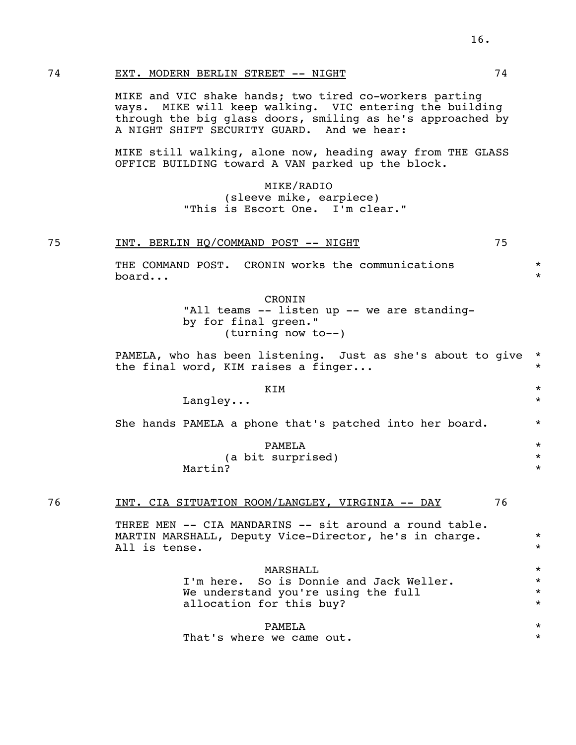74 EXT. MODERN BERLIN STREET -- NIGHT 74

MIKE and VIC shake hands; two tired co-workers parting ways. MIKE will keep walking. VIC entering the building through the big glass doors, smiling as he's approached by A NIGHT SHIFT SECURITY GUARD. And we hear:

MIKE still walking, alone now, heading away from THE GLASS OFFICE BUILDING toward A VAN parked up the block.

MIKE/RADIO
(sleeve mike, earpiece)
"This is Escort One. I'm clear."

75 INT. BERLIN HQ/COMMAND POST -- NIGHT 75

THE COMMAND POST. CRONIN works the communications board... *

CRONIN
"All teams -- listen up -- we are standing-by for final green."
(turning now to--)

PAMELA, who has been listening. Just as she's about to give the final word, KIM raises a finger... *

KIM *
Langley... *

She hands PAMELA a phone that's patched into her board. *

PAMELA *
(a bit surprised) *
Martin? *

76 INT. CIA SITUATION ROOM/LANGLEY, VIRGINIA -- DAY 76

THREE MEN -- CIA MANDARINS -- sit around a round table. MARTIN MARSHALL, Deputy Vice-Director, he's in charge. All is tense. *

MARSHALL *
I'm here. So is Donnie and Jack Weller. We understand you're using the full allocation for this buy? *

PAMELA *
That's where we came out. *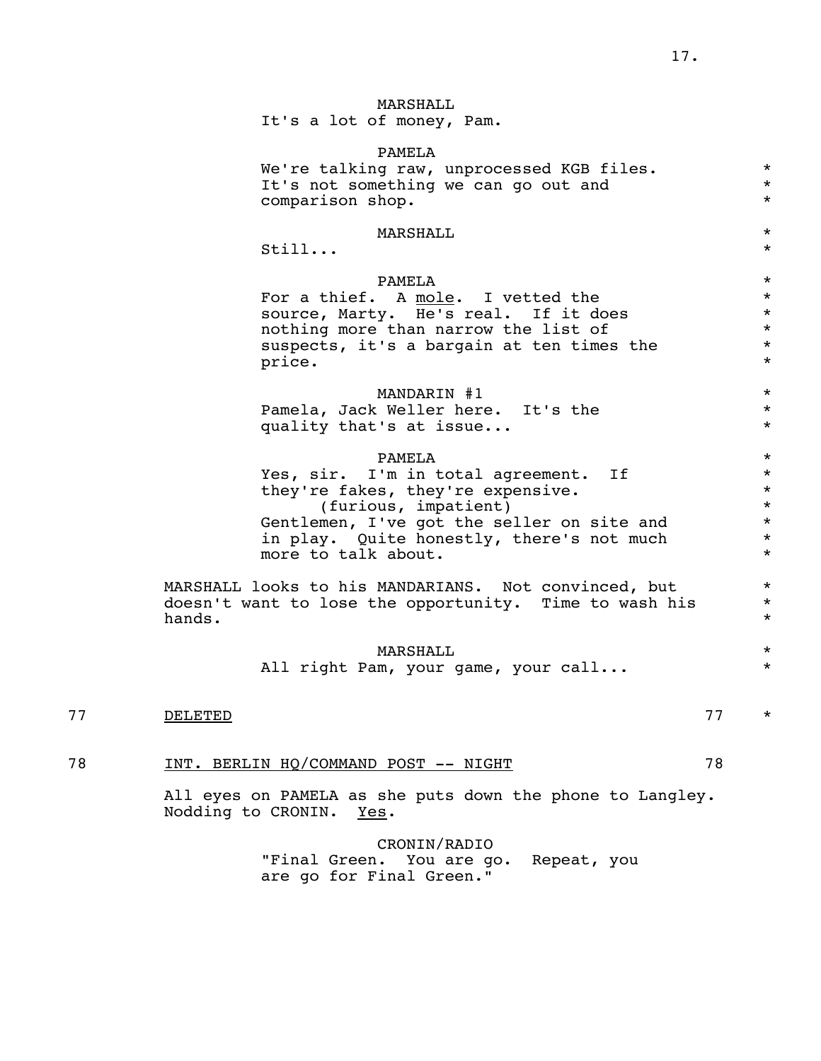MARSHALL
It's a lot of money, Pam.

PAMELA
We're talking raw, unprocessed KGB files. It's not something we can go out and comparison shop. *

MARSHALL
Still... *

PAMELA
For a thief. A _mole_. I vetted the source, Marty. He's real. If it does nothing more than narrow the list of suspects, it's a bargain at ten times the price. *

MANDARIN #1
Pamela, Jack Weller here. It's the quality that's at issue... *

PAMELA
Yes, sir. I'm in total agreement. If they're fakes, they're expensive.
(furious, impatient)
Gentlemen, I've got the seller on site and in play. Quite honestly, there's not much more to talk about. *

MARSHALL looks to his MANDARIANS. Not convinced, but doesn't want to lose the opportunity. Time to wash his hands. *

MARSHALL
All right Pam, your game, your call... *

77 DELETED 77 *

78 INT. BERLIN HQ/COMMAND POST -- NIGHT 78

All eyes on PAMELA as she puts down the phone to Langley. Nodding to CRONIN. _Yes_.

CRONIN/RADIO
"Final Green. You are go. Repeat, you are go for Final Green."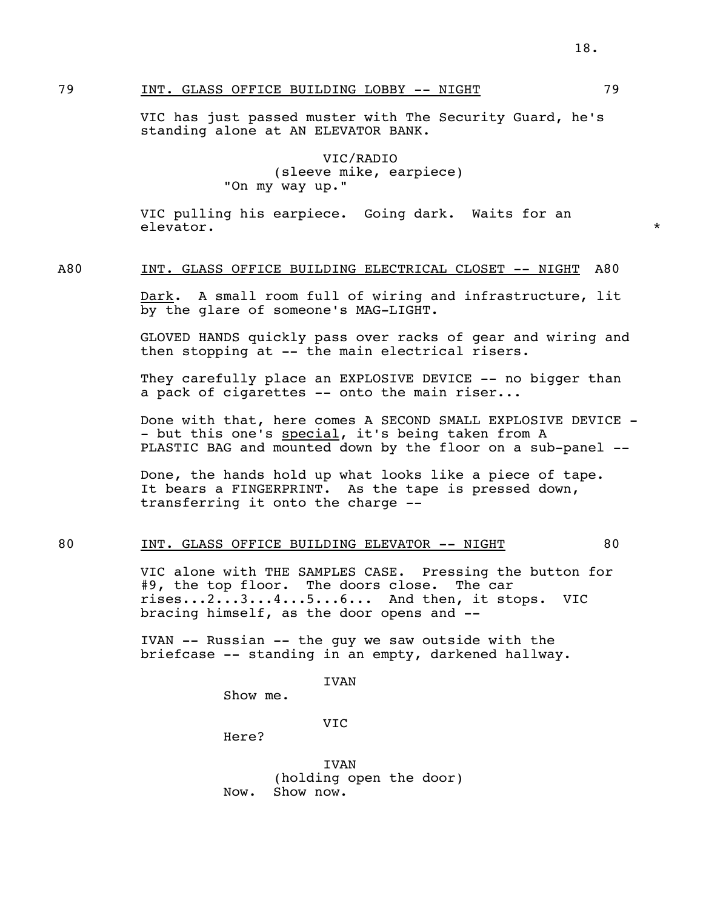79 INT. GLASS OFFICE BUILDING LOBBY -- NIGHT 79

VIC has just passed muster with The Security Guard, he's standing alone at AN ELEVATOR BANK.

VIC/RADIO
(sleeve mike, earpiece)
"On my way up."

VIC pulling his earpiece. Going dark. Waits for an elevator. *

A80 INT. GLASS OFFICE BUILDING ELECTRICAL CLOSET -- NIGHT A80

Dark. A small room full of wiring and infrastructure, lit by the glare of someone's MAG-LIGHT.

GLOVED HANDS quickly pass over racks of gear and wiring and then stopping at -- the main electrical risers.

They carefully place an EXPLOSIVE DEVICE -- no bigger than a pack of cigarettes -- onto the main riser...

Done with that, here comes A SECOND SMALL EXPLOSIVE DEVICE -- but this one's special, it's being taken from A PLASTIC BAG and mounted down by the floor on a sub-panel --

Done, the hands hold up what looks like a piece of tape. It bears a FINGERPRINT. As the tape is pressed down, transferring it onto the charge --

80 INT. GLASS OFFICE BUILDING ELEVATOR -- NIGHT 80

VIC alone with THE SAMPLES CASE. Pressing the button for #9, the top floor. The doors close. The car rises...2...3...4...5...6... And then, it stops. VIC bracing himself, as the door opens and --

IVAN -- Russian -- the guy we saw outside with the briefcase -- standing in an empty, darkened hallway.

IVAN
Show me.

VIC
Here?

IVAN
(holding open the door)
Now. Show now.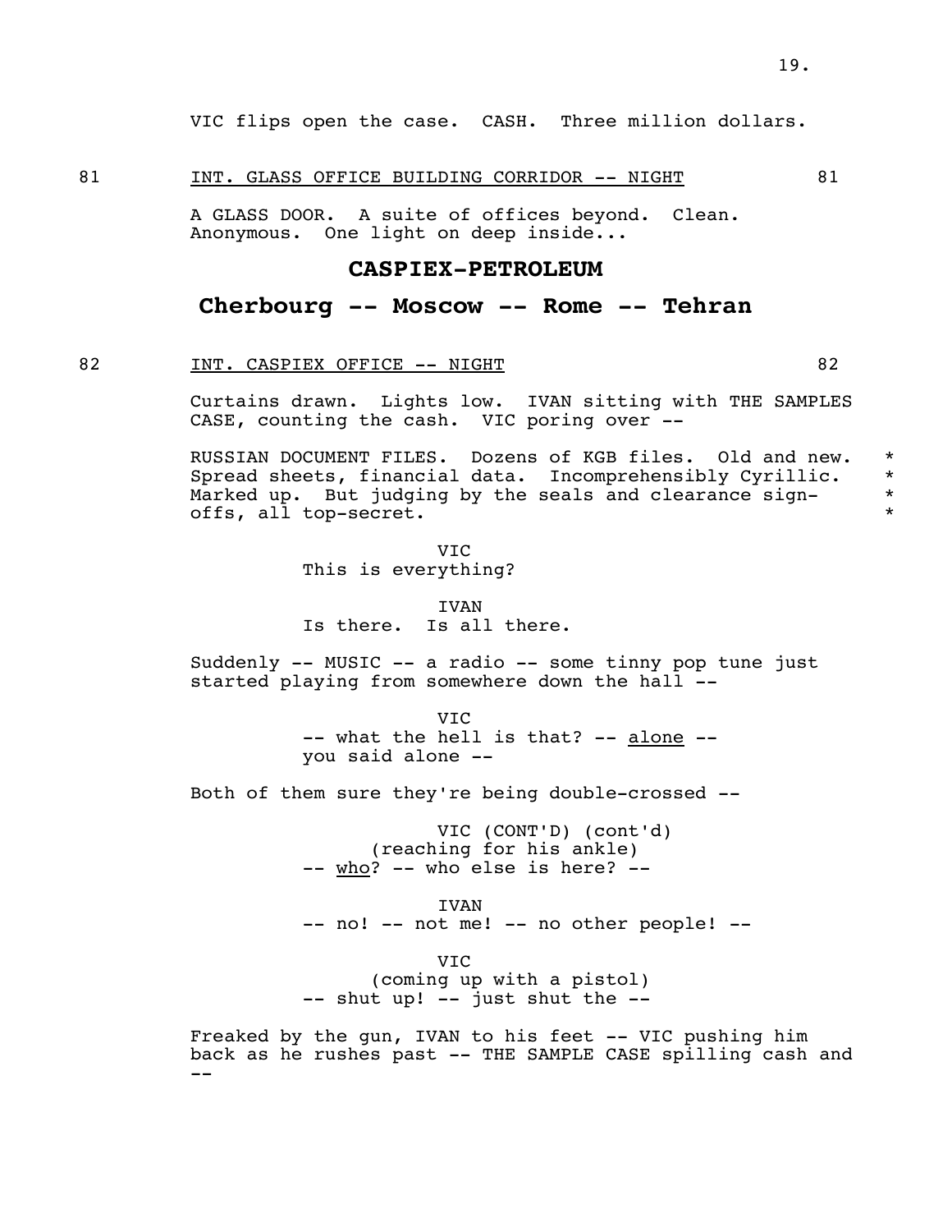VIC flips open the case. CASH. Three million dollars.

81 INT. GLASS OFFICE BUILDING CORRIDOR -- NIGHT 81

A GLASS DOOR. A suite of offices beyond. Clean. Anonymous. One light on deep inside...

**CASPIEX-PETROLEUM**

**Cherbourg -- Moscow -- Rome -- Tehran**

82 INT. CASPIEX OFFICE -- NIGHT 82

Curtains drawn. Lights low. IVAN sitting with THE SAMPLES CASE, counting the cash. VIC poring over --

RUSSIAN DOCUMENT FILES. Dozens of KGB files. Old and new. Spread sheets, financial data. Incomprehensibly Cyrillic. Marked up. But judging by the seals and clearance sign-offs, all top-secret. *

VIC
This is everything?

IVAN
Is there. Is all there.

Suddenly -- MUSIC -- a radio -- some tinny pop tune just started playing from somewhere down the hall --

VIC
-- what the hell is that? -- alone -- you said alone --

Both of them sure they're being double-crossed --

VIC (CONT'D) (cont'd)
(reaching for his ankle)
-- who? -- who else is here? --

IVAN
-- no! -- not me! -- no other people! --

VIC
(coming up with a pistol)
-- shut up! -- just shut the --

Freaked by the gun, IVAN to his feet -- VIC pushing him back as he rushes past -- THE SAMPLE CASE spilling cash and --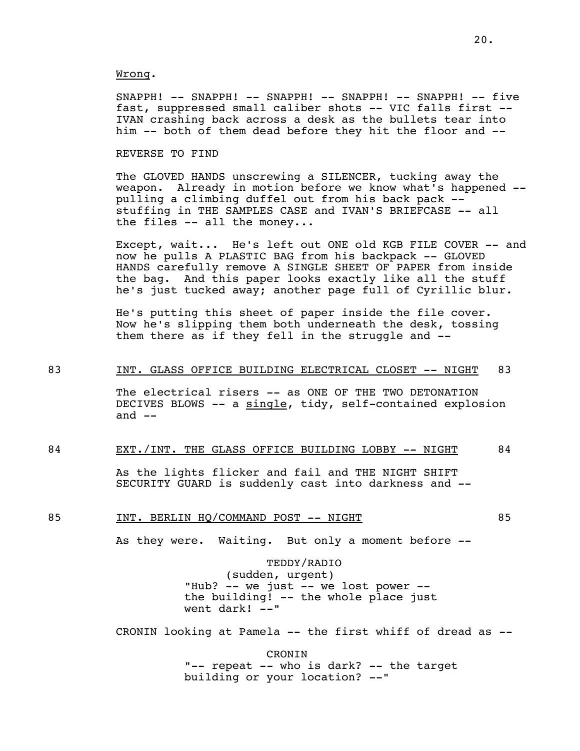<u>Wrong</u>.

SNAPPH! -- SNAPPH! -- SNAPPH! -- SNAPPH! -- SNAPPH! -- five fast, suppressed small caliber shots -- VIC falls first -- IVAN crashing back across a desk as the bullets tear into him -- both of them dead before they hit the floor and --

REVERSE TO FIND

The GLOVED HANDS unscrewing a SILENCER, tucking away the weapon. Already in motion before we know what's happened -- pulling a climbing duffel out from his back pack -- stuffing in THE SAMPLES CASE and IVAN'S BRIEFCASE -- all the files -- all the money...

Except, wait... He's left out ONE old KGB FILE COVER -- and now he pulls A PLASTIC BAG from his backpack -- GLOVED HANDS carefully remove A SINGLE SHEET OF PAPER from inside the bag. And this paper looks exactly like all the stuff he's just tucked away; another page full of Cyrillic blur.

He's putting this sheet of paper inside the file cover. Now he's slipping them both underneath the desk, tossing them there as if they fell in the struggle and --

83 <u>INT. GLASS OFFICE BUILDING ELECTRICAL CLOSET -- NIGHT</u> 83

The electrical risers -- as ONE OF THE TWO DETONATION DECIVES BLOWS -- a <u>single</u>, tidy, self-contained explosion and --

84 <u>EXT./INT. THE GLASS OFFICE BUILDING LOBBY -- NIGHT</u> 84

As the lights flicker and fail and THE NIGHT SHIFT SECURITY GUARD is suddenly cast into darkness and --

85 <u>INT. BERLIN HQ/COMMAND POST -- NIGHT</u> 85

As they were. Waiting. But only a moment before --

TEDDY/RADIO
(sudden, urgent)
"Hub? -- we just -- we lost power -- the building! -- the whole place just went dark! --"

CRONIN looking at Pamela -- the first whiff of dread as --

CRONIN
"-- repeat -- who is dark? -- the target building or your location? --"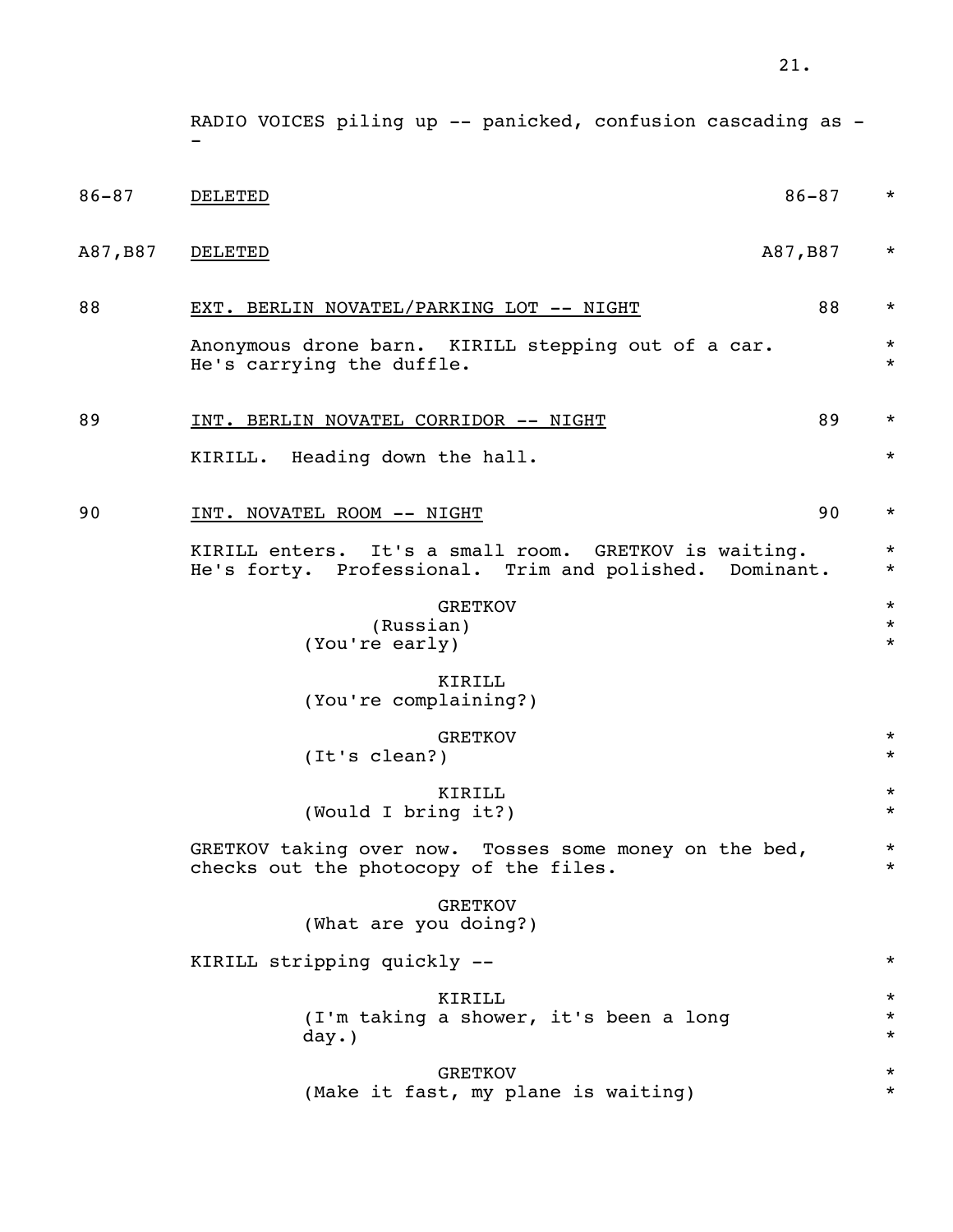RADIO VOICES piling up -- panicked, confusion cascading as --

86-87 DELETED 86-87 *

A87,B87 DELETED A87,B87 *

88 EXT. BERLIN NOVATEL/PARKING LOT -- NIGHT 88 *

Anonymous drone barn. KIRILL stepping out of a car. He's carrying the duffle. *

89 INT. BERLIN NOVATEL CORRIDOR -- NIGHT 89 *

KIRILL. Heading down the hall. *

90 INT. NOVATEL ROOM -- NIGHT 90 *

KIRILL enters. It's a small room. GRETKOV is waiting. He's forty. Professional. Trim and polished. Dominant. *

GRETKOV
(Russian)
(You're early) *

KIRILL
(You're complaining?)

GRETKOV
(It's clean?) *

KIRILL
(Would I bring it?) *

GRETKOV taking over now. Tosses some money on the bed, checks out the photocopy of the files. *

GRETKOV
(What are you doing?)

KIRILL stripping quickly -- *

KIRILL
(I'm taking a shower, it's been a long day.) *

GRETKOV
(Make it fast, my plane is waiting) *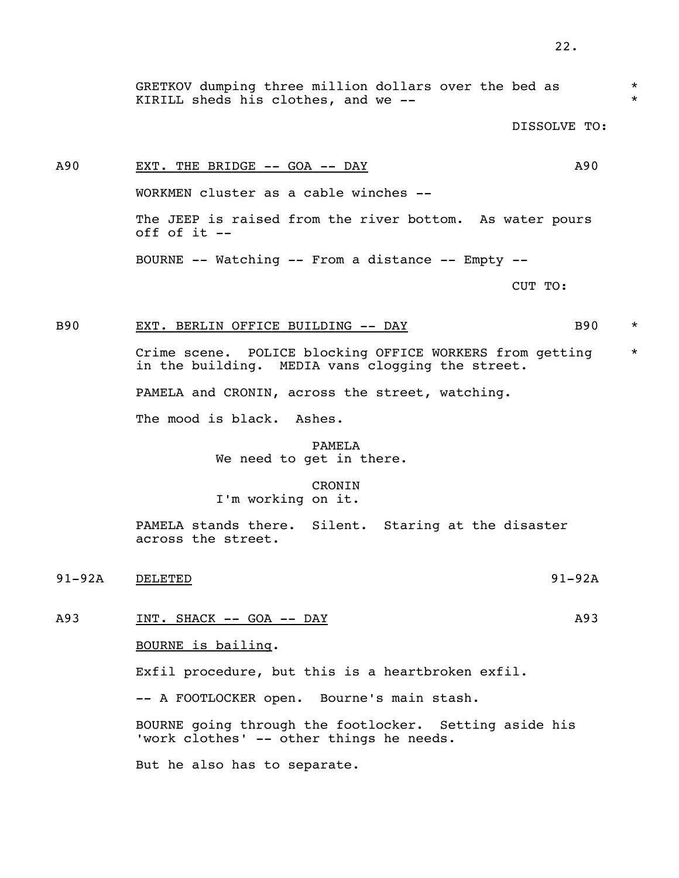GRETKOV dumping three million dollars over the bed as KIRILL sheds his clothes, and we --

DISSOLVE TO:

A90 EXT. THE BRIDGE -- GOA -- DAY A90

WORKMEN cluster as a cable winches --

The JEEP is raised from the river bottom. As water pours off of it --

BOURNE -- Watching -- From a distance -- Empty --

CUT TO:

B90 EXT. BERLIN OFFICE BUILDING -- DAY B90

Crime scene. POLICE blocking OFFICE WORKERS from getting in the building. MEDIA vans clogging the street.

PAMELA and CRONIN, across the street, watching.

The mood is black. Ashes.

PAMELA
We need to get in there.

CRONIN
I'm working on it.

PAMELA stands there. Silent. Staring at the disaster across the street.

91-92A DELETED 91-92A

A93 INT. SHACK -- GOA -- DAY A93

<u>BOURNE is bailing</u>.

Exfil procedure, but this is a heartbroken exfil.

-- A FOOTLOCKER open. Bourne's main stash.

BOURNE going through the footlocker. Setting aside his 'work clothes' -- other things he needs.

But he also has to separate.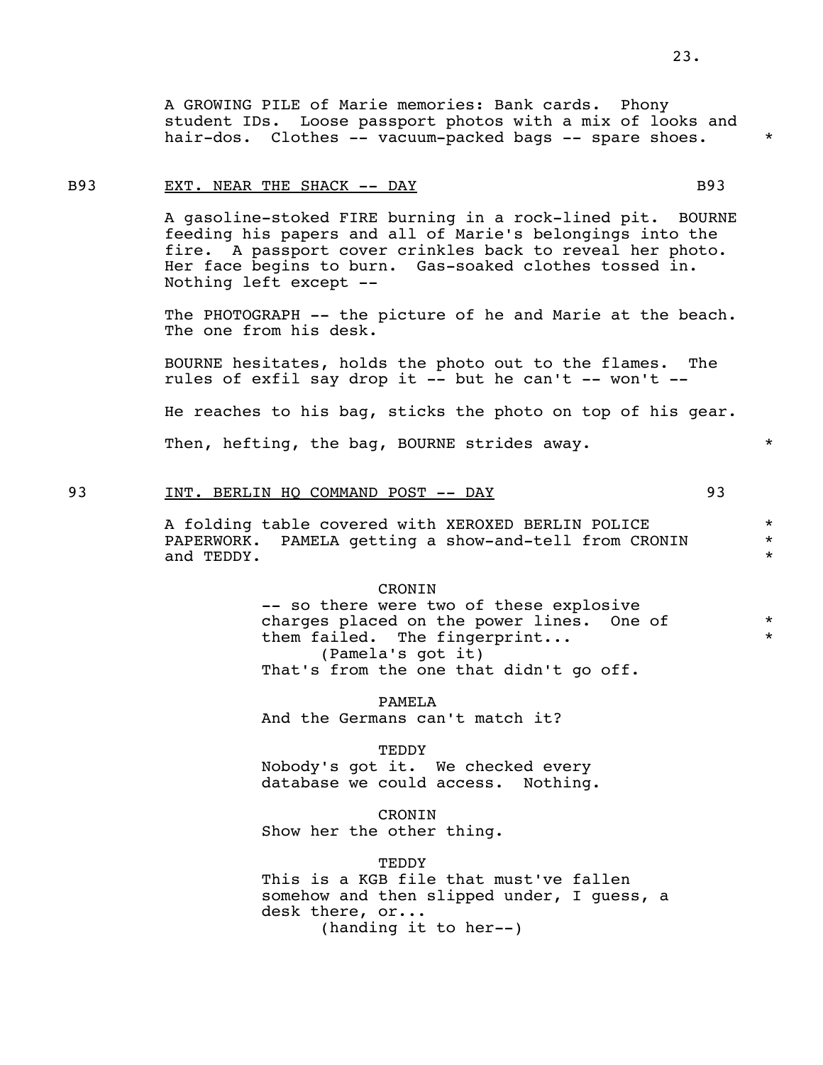A GROWING PILE of Marie memories: Bank cards. Phony student IDs. Loose passport photos with a mix of looks and hair-dos. Clothes -- vacuum-packed bags -- spare shoes. *

B93 EXT. NEAR THE SHACK -- DAY B93

A gasoline-stoked FIRE burning in a rock-lined pit. BOURNE feeding his papers and all of Marie's belongings into the fire. A passport cover crinkles back to reveal her photo. Her face begins to burn. Gas-soaked clothes tossed in. Nothing left except --

The PHOTOGRAPH -- the picture of he and Marie at the beach. The one from his desk.

BOURNE hesitates, holds the photo out to the flames. The rules of exfil say drop it -- but he can't -- won't --

He reaches to his bag, sticks the photo on top of his gear.

Then, hefting, the bag, BOURNE strides away. *

93 INT. BERLIN HQ COMMAND POST -- DAY 93

A folding table covered with XEROXED BERLIN POLICE PAPERWORK. PAMELA getting a show-and-tell from CRONIN and TEDDY. *

CRONIN
-- so there were two of these explosive charges placed on the power lines. One of them failed. The fingerprint... *
(Pamela's got it)
That's from the one that didn't go off.

PAMELA
And the Germans can't match it?

TEDDY
Nobody's got it. We checked every database we could access. Nothing.

CRONIN
Show her the other thing.

TEDDY
This is a KGB file that must've fallen somehow and then slipped under, I guess, a desk there, or...
(handing it to her--)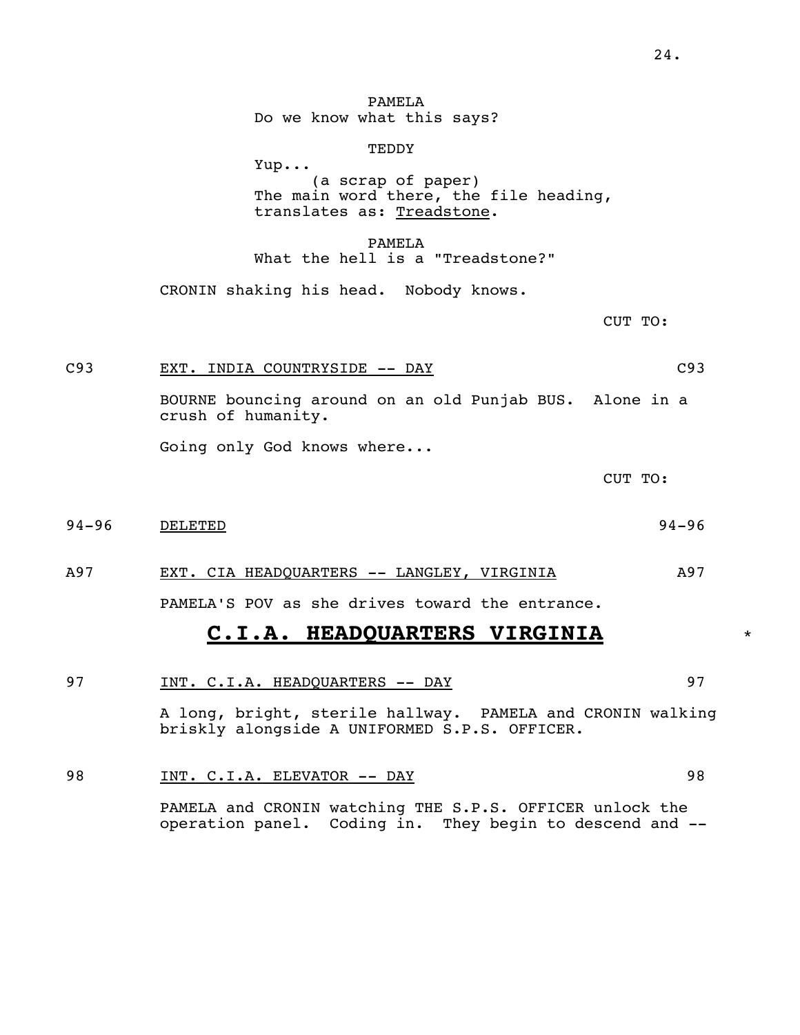PAMELA
Do we know what this says?

TEDDY
Yup...
(a scrap of paper)
The main word there, the file heading, translates as: <u>Treadstone</u>.

PAMELA
What the hell is a "Treadstone?"

CRONIN shaking his head. Nobody knows.

CUT TO:

C93 <u>EXT. INDIA COUNTRYSIDE -- DAY</u> C93

BOURNE bouncing around on an old Punjab BUS. Alone in a crush of humanity.

Going only God knows where...

CUT TO:

94-96 <u>DELETED</u> 94-96

A97 <u>EXT. CIA HEADQUARTERS -- LANGLEY, VIRGINIA</u> A97

PAMELA'S POV as she drives toward the entrance.

## **<u>C.I.A. HEADQUARTERS VIRGINIA</u>** *

97 <u>INT. C.I.A. HEADQUARTERS -- DAY</u> 97

A long, bright, sterile hallway. PAMELA and CRONIN walking briskly alongside A UNIFORMED S.P.S. OFFICER.

98 <u>INT. C.I.A. ELEVATOR -- DAY</u> 98

PAMELA and CRONIN watching THE S.P.S. OFFICER unlock the operation panel. Coding in. They begin to descend and --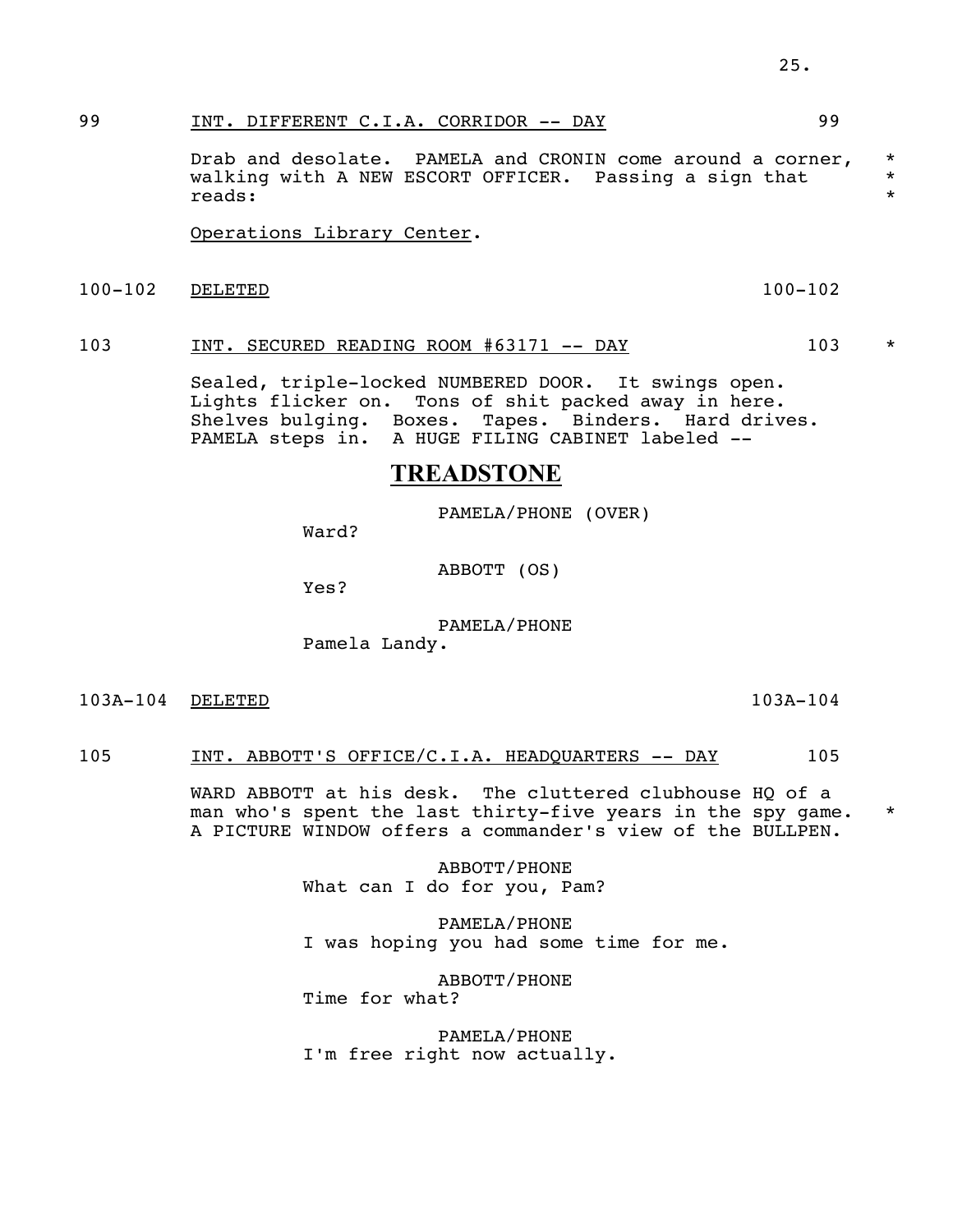99 INT. DIFFERENT C.I.A. CORRIDOR -- DAY 99

Drab and desolate. PAMELA and CRONIN come around a corner, walking with A NEW ESCORT OFFICER. Passing a sign that reads: *

Operations Library Center.

100-102 DELETED 100-102

103 INT. SECURED READING ROOM #63171 -- DAY 103 *

Sealed, triple-locked NUMBERED DOOR. It swings open. Lights flicker on. Tons of shit packed away in here. Shelves bulging. Boxes. Tapes. Binders. Hard drives. PAMELA steps in. A HUGE FILING CABINET labeled --

**TREADSTONE**

PAMELA/PHONE (OVER)
Ward?

ABBOTT (OS)
Yes?

PAMELA/PHONE
Pamela Landy.

103A-104 DELETED 103A-104

105 INT. ABBOTT'S OFFICE/C.I.A. HEADQUARTERS -- DAY 105

WARD ABBOTT at his desk. The cluttered clubhouse HQ of a man who's spent the last thirty-five years in the spy game. * A PICTURE WINDOW offers a commander's view of the BULLPEN.

ABBOTT/PHONE
What can I do for you, Pam?

PAMELA/PHONE
I was hoping you had some time for me.

ABBOTT/PHONE
Time for what?

PAMELA/PHONE
I'm free right now actually.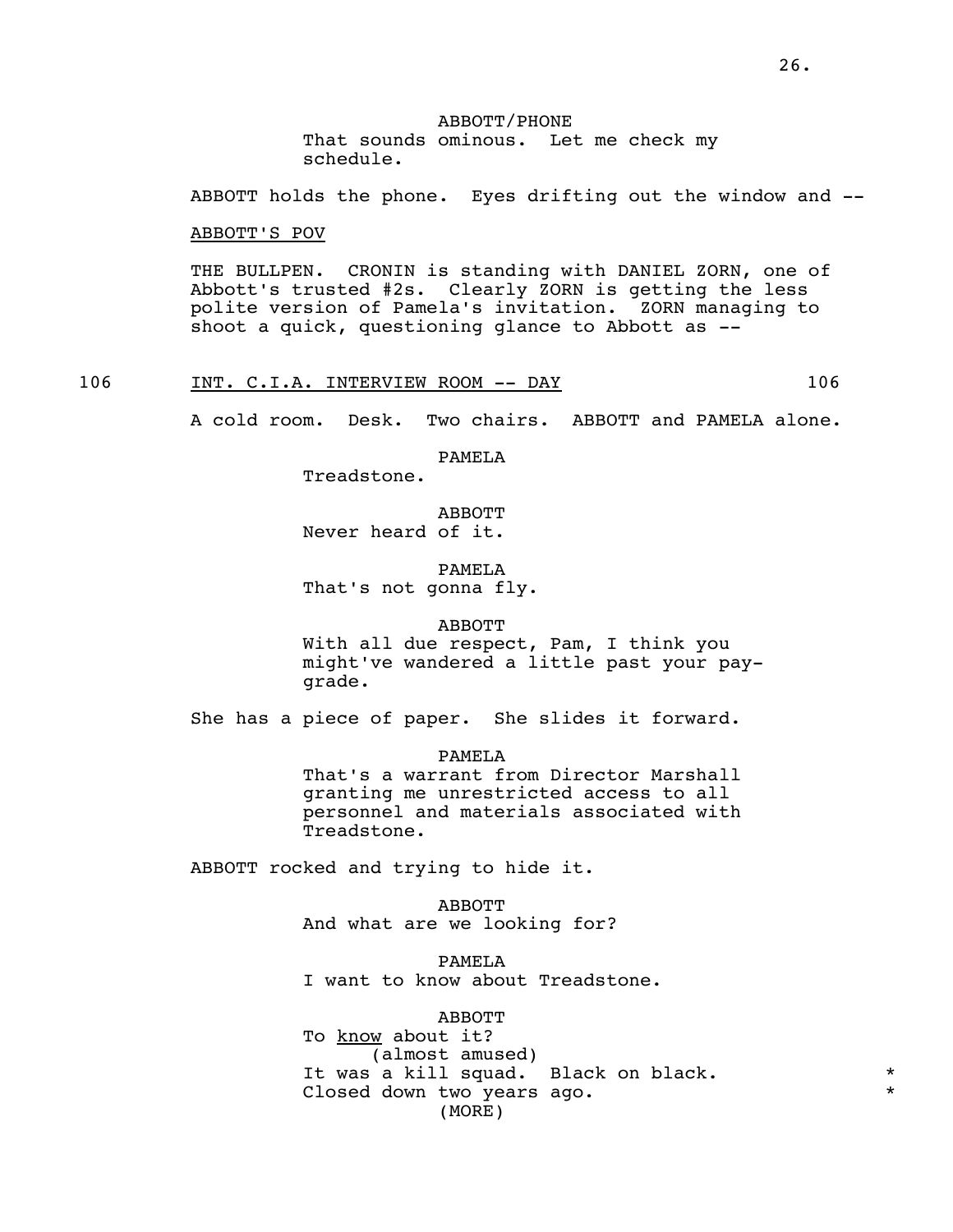ABBOTT/PHONE
That sounds ominous. Let me check my schedule.

ABBOTT holds the phone. Eyes drifting out the window and --

<u>ABBOTT'S POV</u>

THE BULLPEN. CRONIN is standing with DANIEL ZORN, one of Abbott's trusted #2s. Clearly ZORN is getting the less polite version of Pamela's invitation. ZORN managing to shoot a quick, questioning glance to Abbott as --

106 <u>INT. C.I.A. INTERVIEW ROOM -- DAY</u> 106

A cold room. Desk. Two chairs. ABBOTT and PAMELA alone.

PAMELA
Treadstone.

ABBOTT
Never heard of it.

PAMELA
That's not gonna fly.

ABBOTT
With all due respect, Pam, I think you might've wandered a little past your pay-grade.

She has a piece of paper. She slides it forward.

PAMELA
That's a warrant from Director Marshall granting me unrestricted access to all personnel and materials associated with Treadstone.

ABBOTT rocked and trying to hide it.

ABBOTT
And what are we looking for?

PAMELA
I want to know about Treadstone.

ABBOTT
To <u>know</u> about it?
(almost amused)
It was a kill squad. Black on black. *
Closed down two years ago. *
(MORE)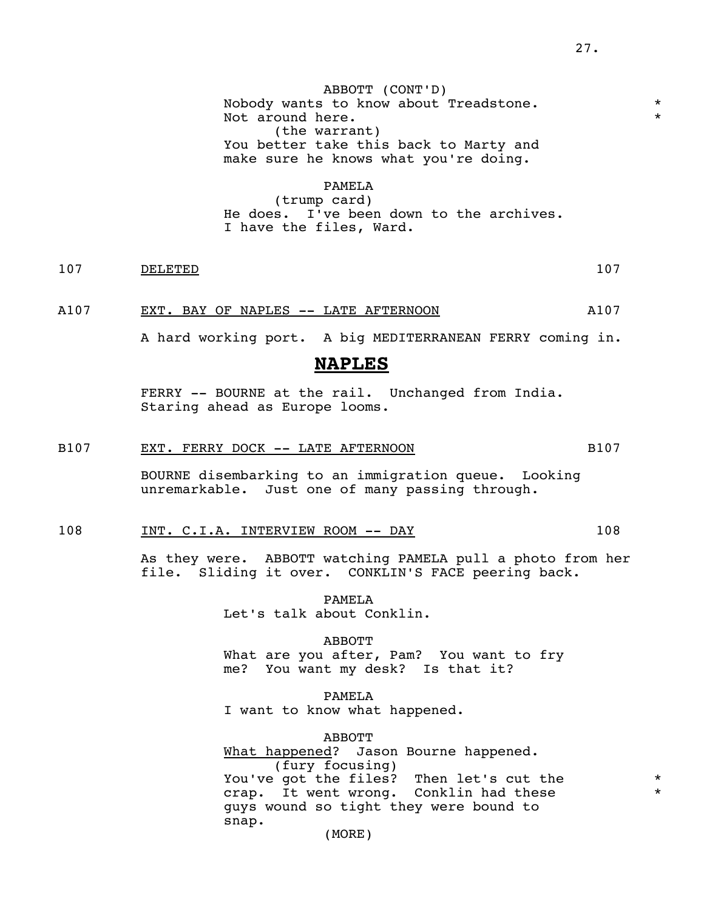ABBOTT (CONT'D)
Nobody wants to know about Treadstone. *
Not around here. *
(the warrant)
You better take this back to Marty and make sure he knows what you're doing.

PAMELA
(trump card)
He does. I've been down to the archives. I have the files, Ward.

107 DELETED 107

A107 EXT. BAY OF NAPLES -- LATE AFTERNOON A107

A hard working port. A big MEDITERRANEAN FERRY coming in.

**NAPLES**

FERRY -- BOURNE at the rail. Unchanged from India. Staring ahead as Europe looms.

B107 EXT. FERRY DOCK -- LATE AFTERNOON B107

BOURNE disembarking to an immigration queue. Looking unremarkable. Just one of many passing through.

108 INT. C.I.A. INTERVIEW ROOM -- DAY 108

As they were. ABBOTT watching PAMELA pull a photo from her file. Sliding it over. CONKLIN'S FACE peering back.

PAMELA
Let's talk about Conklin.

ABBOTT
What are you after, Pam? You want to fry me? You want my desk? Is that it?

PAMELA
I want to know what happened.

ABBOTT
What happened? Jason Bourne happened.
(fury focusing)
You've got the files? Then let's cut the *
crap. It went wrong. Conklin had these *
guys wound so tight they were bound to snap.
(MORE)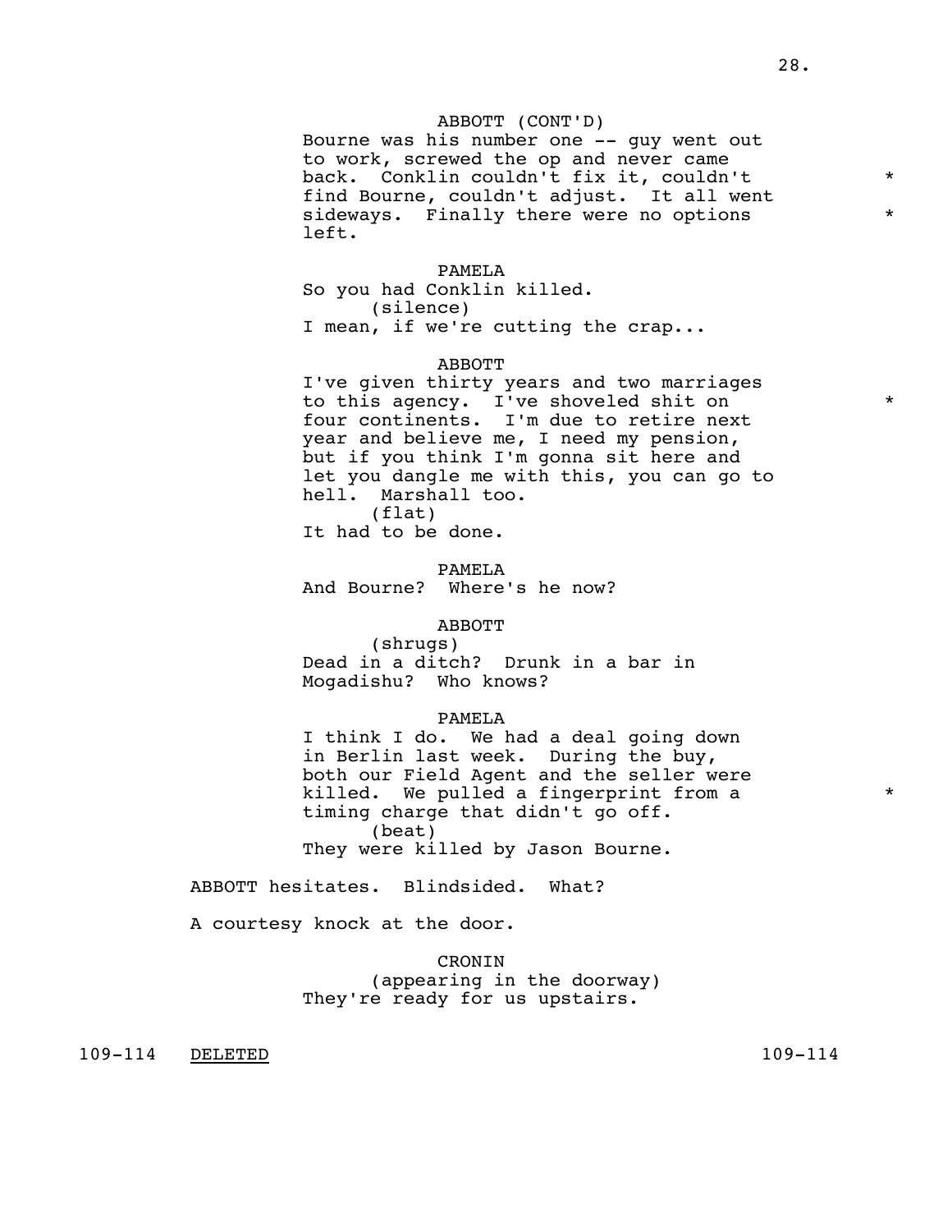ABBOTT (CONT'D)
Bourne was his number one -- guy went out to work, screwed the op and never came back. Conklin couldn't fix it, couldn't find Bourne, couldn't adjust. It all went sideways. Finally there were no options left.

PAMELA
So you had Conklin killed.
(silence)
I mean, if we're cutting the crap...

ABBOTT
I've given thirty years and two marriages to this agency. I've shoveled shit on four continents. I'm due to retire next year and believe me, I need my pension, but if you think I'm gonna sit here and let you dangle me with this, you can go to hell. Marshall too.
(flat)
It had to be done.

PAMELA
And Bourne? Where's he now?

ABBOTT
(shrugs)
Dead in a ditch? Drunk in a bar in Mogadishu? Who knows?

PAMELA
I think I do. We had a deal going down in Berlin last week. During the buy, both our Field Agent and the seller were killed. We pulled a fingerprint from a timing charge that didn't go off.
(beat)
They were killed by Jason Bourne.

ABBOTT hesitates. Blindsided. What?

A courtesy knock at the door.

CRONIN
(appearing in the doorway)
They're ready for us upstairs.

109-114 DELETED 109-114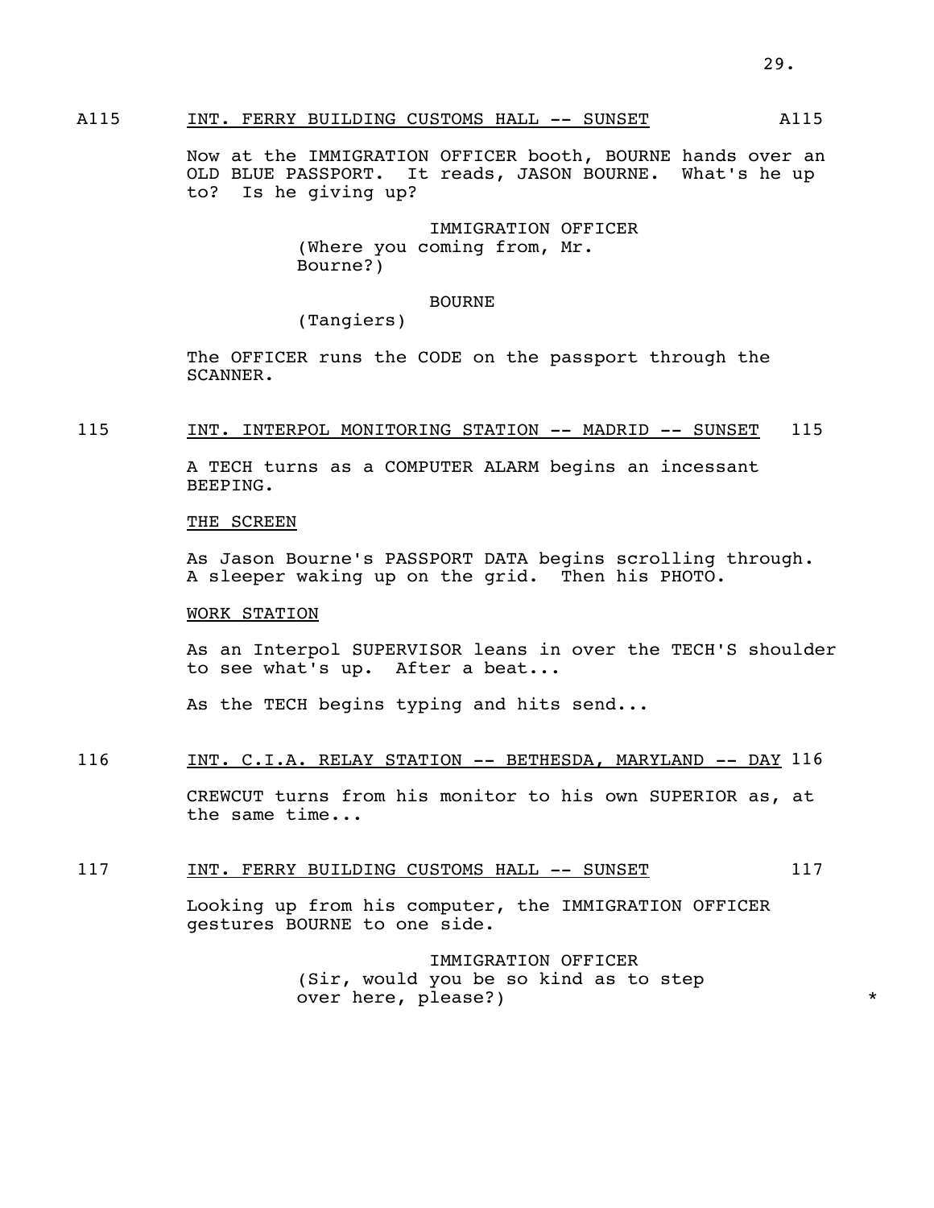A115 INT. FERRY BUILDING CUSTOMS HALL -- SUNSET A115

Now at the IMMIGRATION OFFICER booth, BOURNE hands over an OLD BLUE PASSPORT. It reads, JASON BOURNE. What's he up to? Is he giving up?

IMMIGRATION OFFICER
(Where you coming from, Mr. Bourne?)

BOURNE
(Tangiers)

The OFFICER runs the CODE on the passport through the SCANNER.

115 INT. INTERPOL MONITORING STATION -- MADRID -- SUNSET 115

A TECH turns as a COMPUTER ALARM begins an incessant BEEPING.

THE SCREEN

As Jason Bourne's PASSPORT DATA begins scrolling through. A sleeper waking up on the grid. Then his PHOTO.

WORK STATION

As an Interpol SUPERVISOR leans in over the TECH'S shoulder to see what's up. After a beat...

As the TECH begins typing and hits send...

116 INT. C.I.A. RELAY STATION -- BETHESDA, MARYLAND -- DAY 116

CREWCUT turns from his monitor to his own SUPERIOR as, at the same time...

117 INT. FERRY BUILDING CUSTOMS HALL -- SUNSET 117

Looking up from his computer, the IMMIGRATION OFFICER gestures BOURNE to one side.

IMMIGRATION OFFICER
(Sir, would you be so kind as to step over here, please?) *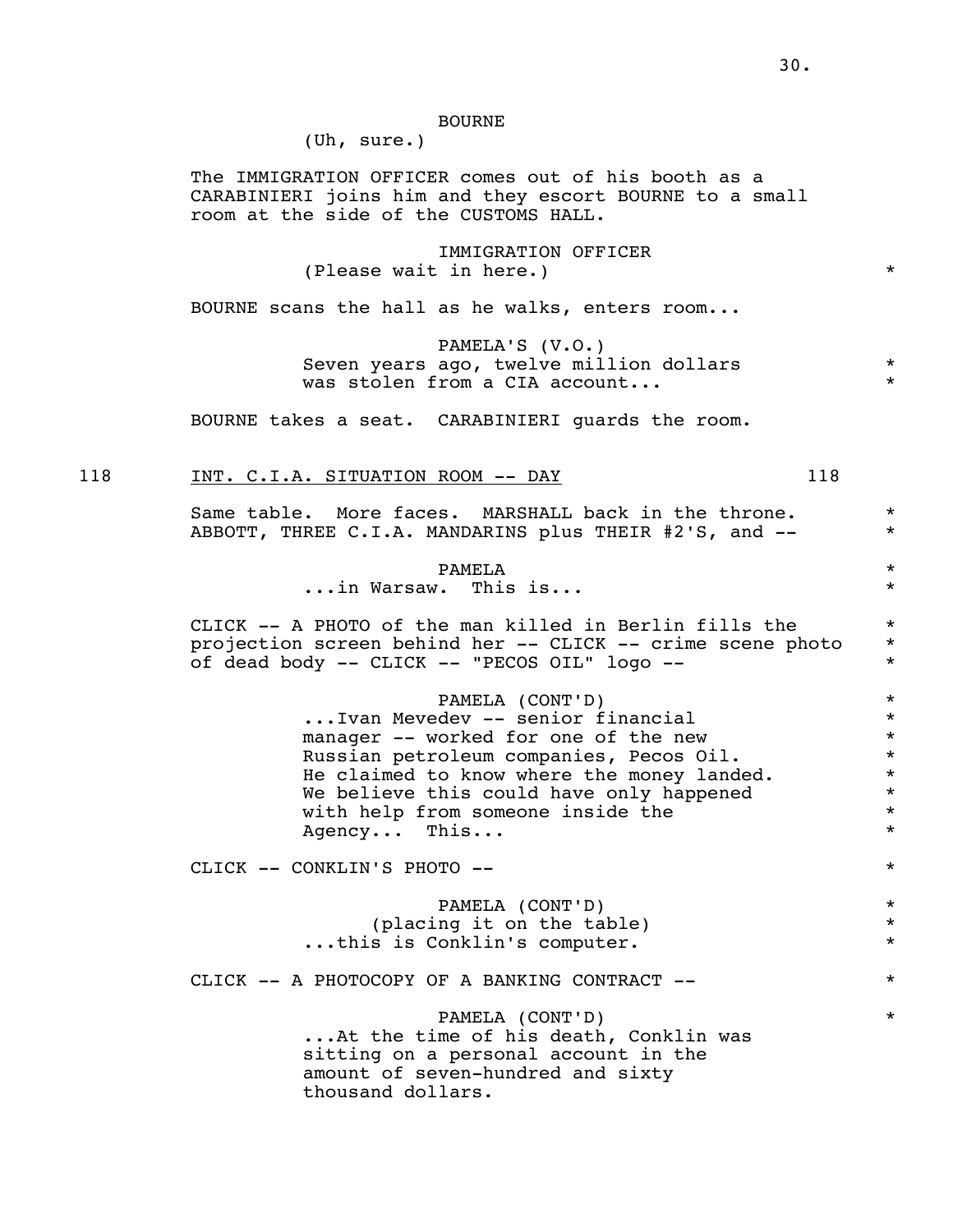BOURNE
(Uh, sure.)

The IMMIGRATION OFFICER comes out of his booth as a CARABINIERI joins him and they escort BOURNE to a small room at the side of the CUSTOMS HALL.

IMMIGRATION OFFICER
(Please wait in here.) *

BOURNE scans the hall as he walks, enters room...

PAMELA'S (V.O.)
Seven years ago, twelve million dollars *
was stolen from a CIA account... *

BOURNE takes a seat. CARABINIERI guards the room.

118 INT. C.I.A. SITUATION ROOM -- DAY 118

Same table. More faces. MARSHALL back in the throne. *
ABBOTT, THREE C.I.A. MANDARINS plus THEIR #2'S, and -- *

PAMELA *
...in Warsaw. This is... *

CLICK -- A PHOTO of the man killed in Berlin fills the *
projection screen behind her -- CLICK -- crime scene photo *
of dead body -- CLICK -- "PECOS OIL" logo -- *

PAMELA (CONT'D) *
...Ivan Mevedev -- senior financial *
manager -- worked for one of the new *
Russian petroleum companies, Pecos Oil. *
He claimed to know where the money landed. *
We believe this could have only happened *
with help from someone inside the *
Agency... This... *

CLICK -- CONKLIN'S PHOTO -- *

PAMELA (CONT'D) *
(placing it on the table) *
...this is Conklin's computer. *

CLICK -- A PHOTOCOPY OF A BANKING CONTRACT -- *

PAMELA (CONT'D) *
...At the time of his death, Conklin was
sitting on a personal account in the
amount of seven-hundred and sixty
thousand dollars.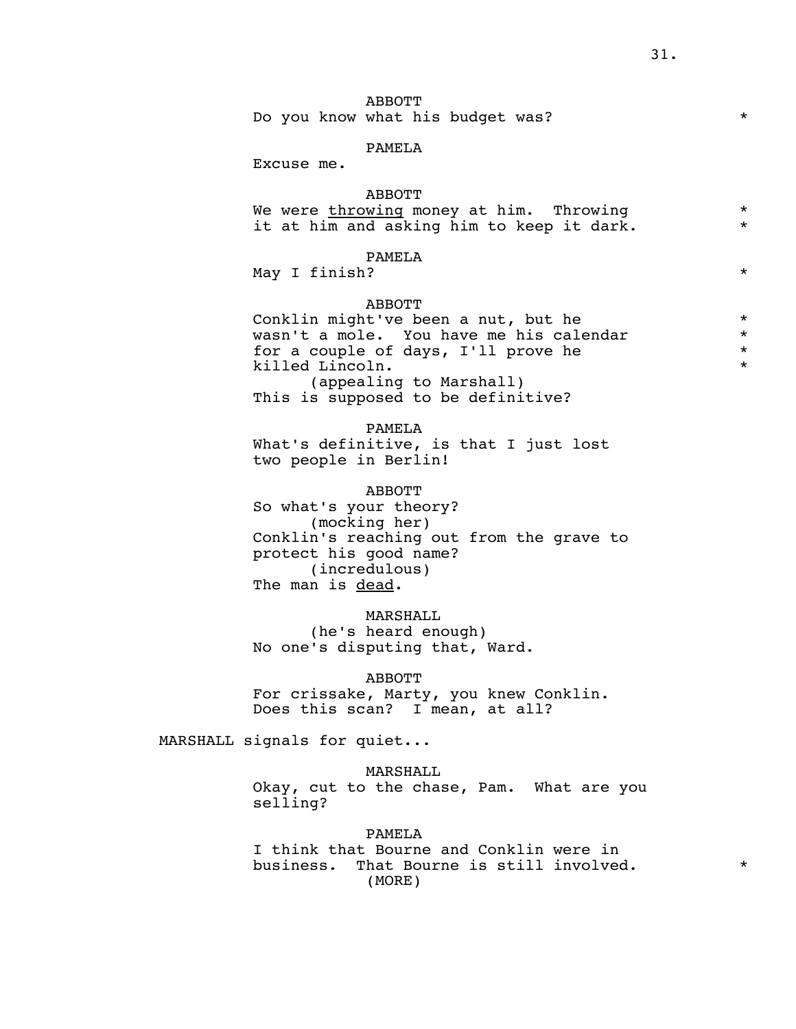ABBOTT
Do you know what his budget was? *

PAMELA
Excuse me.

ABBOTT
We were throwing money at him. Throwing *
it at him and asking him to keep it dark. *

PAMELA
May I finish? *

ABBOTT
Conklin might've been a nut, but he *
wasn't a mole. You have me his calendar *
for a couple of days, I'll prove he *
killed Lincoln. *
(appealing to Marshall)
This is supposed to be definitive?

PAMELA
What's definitive, is that I just lost
two people in Berlin!

ABBOTT
So what's your theory?
(mocking her)
Conklin's reaching out from the grave to
protect his good name?
(incredulous)
The man is dead.

MARSHALL
(he's heard enough)
No one's disputing that, Ward.

ABBOTT
For crissake, Marty, you knew Conklin.
Does this scan? I mean, at all?

MARSHALL signals for quiet...

MARSHALL
Okay, cut to the chase, Pam. What are you
selling?

PAMELA
I think that Bourne and Conklin were in
business. That Bourne is still involved. *
(MORE)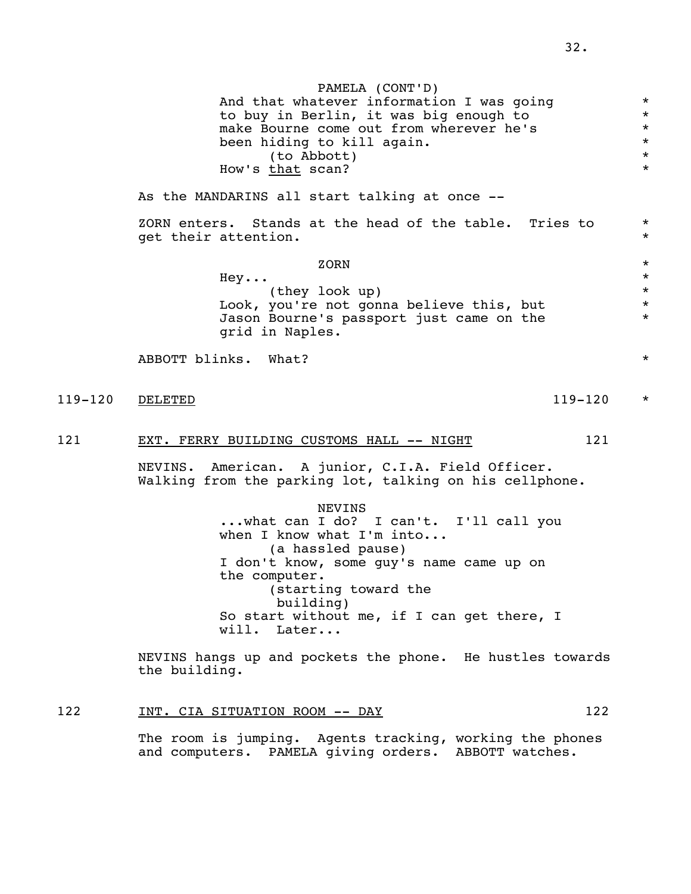PAMELA (CONT'D)
And that whatever information I was going to buy in Berlin, it was big enough to make Bourne come out from wherever he's been hiding to kill again.
(to Abbott)
How's that scan?

As the MANDARINS all start talking at once --

ZORN enters. Stands at the head of the table. Tries to get their attention.

ZORN
Hey...
(they look up)
Look, you're not gonna believe this, but Jason Bourne's passport just came on the grid in Naples.

ABBOTT blinks. What?

119-120 DELETED 119-120

121 EXT. FERRY BUILDING CUSTOMS HALL -- NIGHT 121

NEVINS. American. A junior, C.I.A. Field Officer. Walking from the parking lot, talking on his cellphone.

NEVINS
...what can I do? I can't. I'll call you when I know what I'm into...
(a hassled pause)
I don't know, some guy's name came up on the computer.
(starting toward the building)
So start without me, if I can get there, I will. Later...

NEVINS hangs up and pockets the phone. He hustles towards the building.

122 INT. CIA SITUATION ROOM -- DAY 122

The room is jumping. Agents tracking, working the phones and computers. PAMELA giving orders. ABBOTT watches.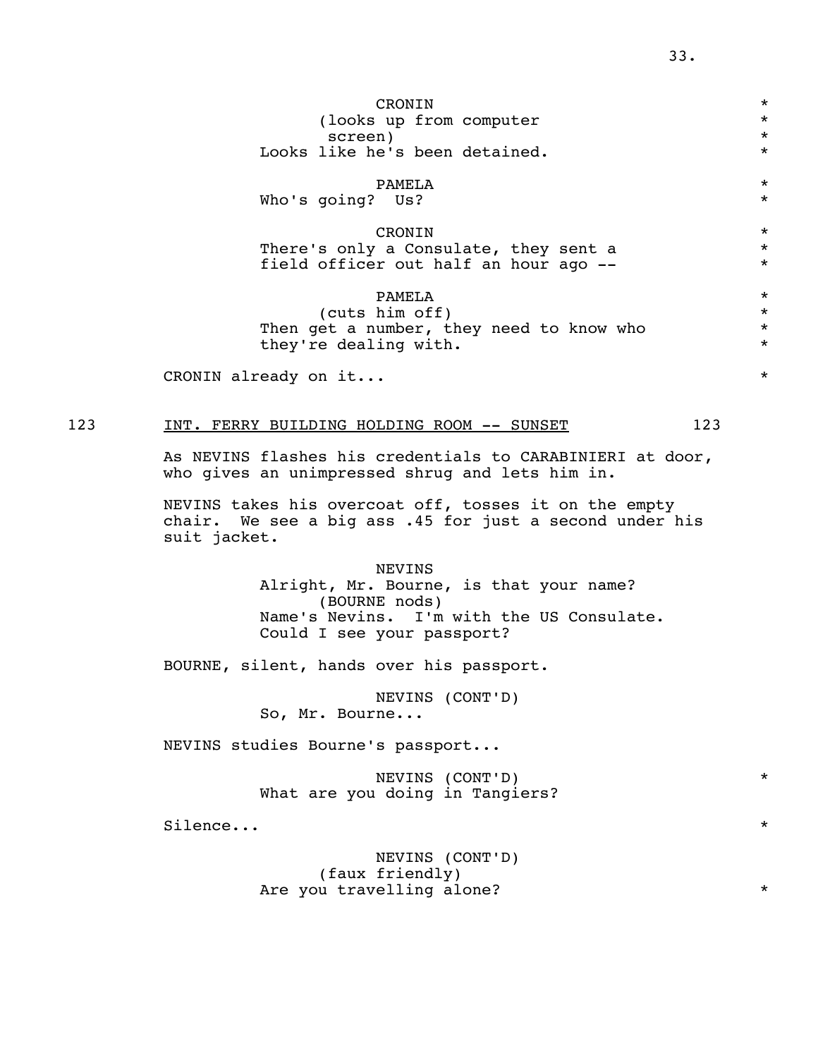CRONIN
(looks up from computer screen)
Looks like he's been detained. *

PAMELA
Who's going? Us? *

CRONIN
There's only a Consulate, they sent a field officer out half an hour ago -- *

PAMELA
(cuts him off)
Then get a number, they need to know who they're dealing with. *

CRONIN already on it... *

123 INT. FERRY BUILDING HOLDING ROOM -- SUNSET 123

As NEVINS flashes his credentials to CARABINIERI at door, who gives an unimpressed shrug and lets him in.

NEVINS takes his overcoat off, tosses it on the empty chair. We see a big ass .45 for just a second under his suit jacket.

NEVINS
Alright, Mr. Bourne, is that your name?
(BOURNE nods)
Name's Nevins. I'm with the US Consulate. Could I see your passport?

BOURNE, silent, hands over his passport.

NEVINS (CONT'D)
So, Mr. Bourne...

NEVINS studies Bourne's passport...

NEVINS (CONT'D) *
What are you doing in Tangiers?

Silence... *

NEVINS (CONT'D)
(faux friendly)
Are you travelling alone? *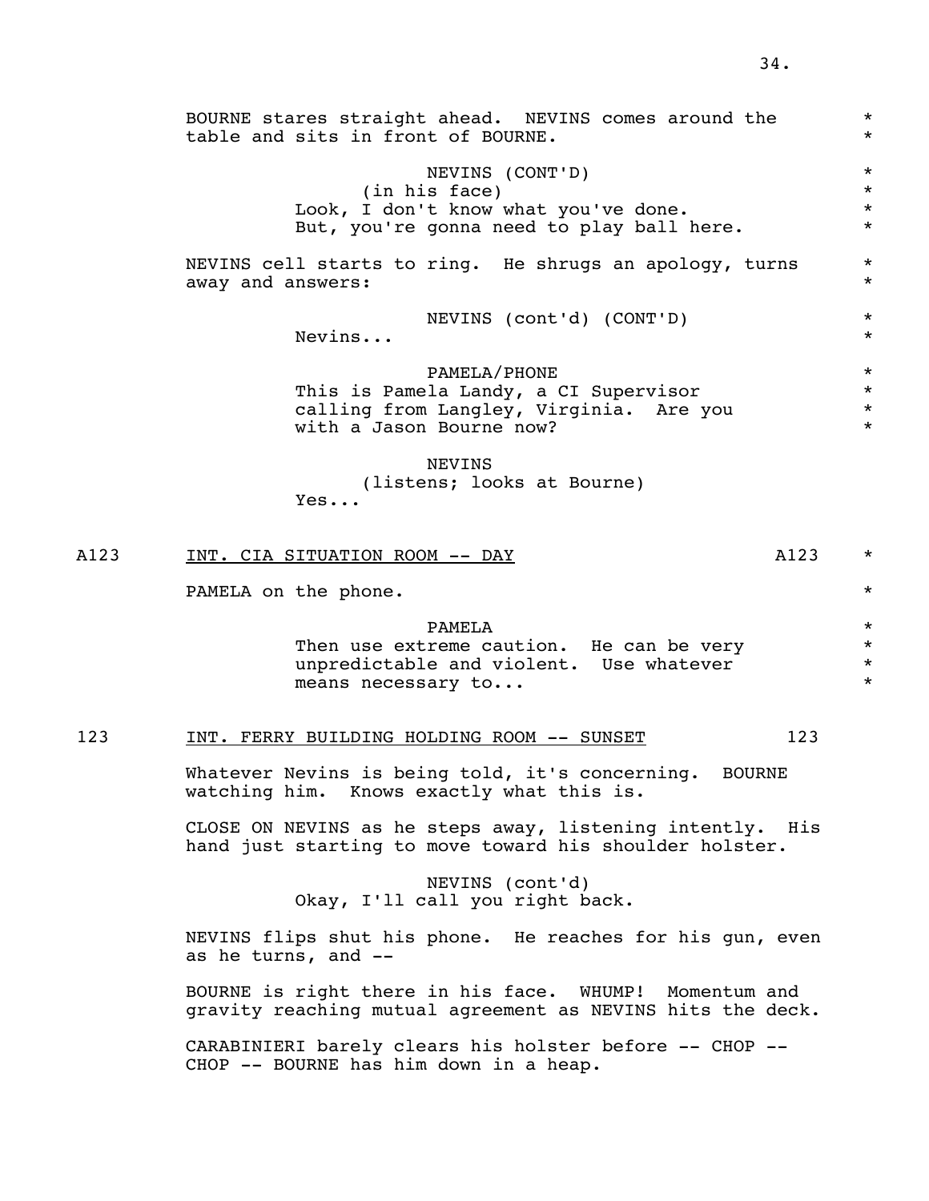BOURNE stares straight ahead. NEVINS comes around the table and sits in front of BOURNE. *

NEVINS (CONT'D)
(in his face)
Look, I don't know what you've done.
But, you're gonna need to play ball here. *

NEVINS cell starts to ring. He shrugs an apology, turns away and answers: *

NEVINS (cont'd) (CONT'D)
Nevins... *

PAMELA/PHONE
This is Pamela Landy, a CI Supervisor calling from Langley, Virginia. Are you with a Jason Bourne now? *

NEVINS
(listens; looks at Bourne)
Yes...

A123 INT. CIA SITUATION ROOM -- DAY A123 *

PAMELA on the phone. *

PAMELA
Then use extreme caution. He can be very unpredictable and violent. Use whatever means necessary to... *

123 INT. FERRY BUILDING HOLDING ROOM -- SUNSET 123

Whatever Nevins is being told, it's concerning. BOURNE watching him. Knows exactly what this is.

CLOSE ON NEVINS as he steps away, listening intently. His hand just starting to move toward his shoulder holster.

NEVINS (cont'd)
Okay, I'll call you right back.

NEVINS flips shut his phone. He reaches for his gun, even as he turns, and --

BOURNE is right there in his face. WHUMP! Momentum and gravity reaching mutual agreement as NEVINS hits the deck.

CARABINIERI barely clears his holster before -- CHOP -- CHOP -- BOURNE has him down in a heap.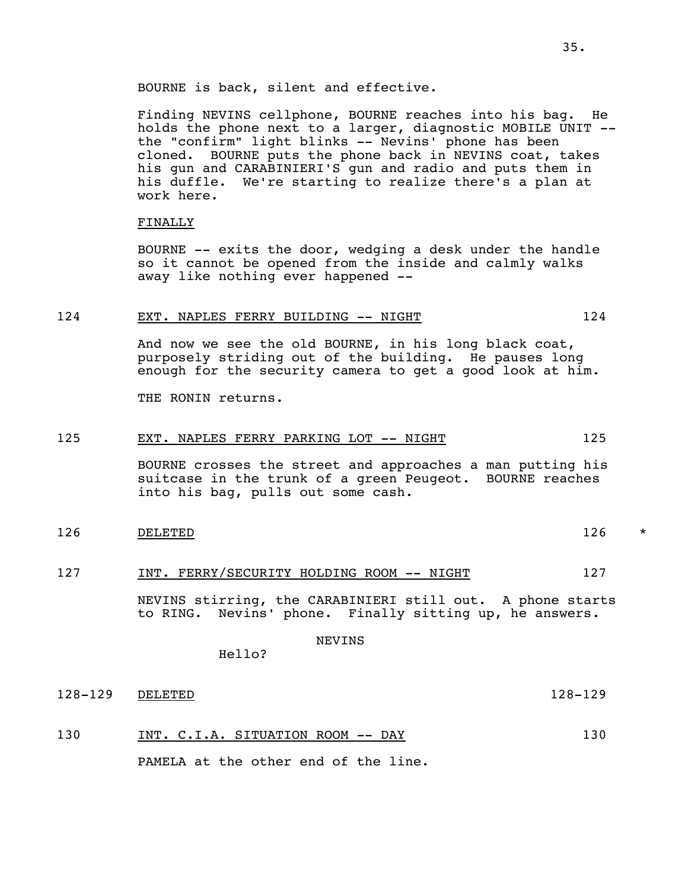BOURNE is back, silent and effective.

Finding NEVINS cellphone, BOURNE reaches into his bag. He holds the phone next to a larger, diagnostic MOBILE UNIT -- the "confirm" light blinks -- Nevins' phone has been cloned. BOURNE puts the phone back in NEVINS coat, takes his gun and CARABINIERI'S gun and radio and puts them in his duffle. We're starting to realize there's a plan at work here.

FINALLY

BOURNE -- exits the door, wedging a desk under the handle so it cannot be opened from the inside and calmly walks away like nothing ever happened --

124 EXT. NAPLES FERRY BUILDING -- NIGHT 124

And now we see the old BOURNE, in his long black coat, purposely striding out of the building. He pauses long enough for the security camera to get a good look at him.

THE RONIN returns.

125 EXT. NAPLES FERRY PARKING LOT -- NIGHT 125

BOURNE crosses the street and approaches a man putting his suitcase in the trunk of a green Peugeot. BOURNE reaches into his bag, pulls out some cash.

126 DELETED 126 *

127 INT. FERRY/SECURITY HOLDING ROOM -- NIGHT 127

NEVINS stirring, the CARABINIERI still out. A phone starts to RING. Nevins' phone. Finally sitting up, he answers.

NEVINS
Hello?

128-129 DELETED 128-129

130 INT. C.I.A. SITUATION ROOM -- DAY 130

PAMELA at the other end of the line.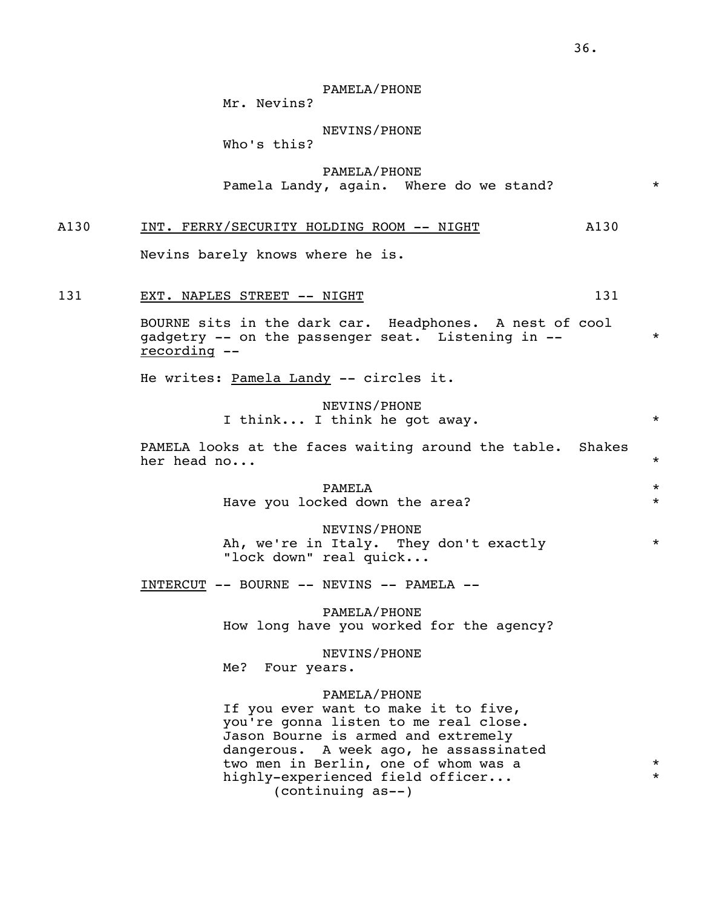PAMELA/PHONE
Mr. Nevins?

NEVINS/PHONE
Who's this?

PAMELA/PHONE
Pamela Landy, again. Where do we stand? *

A130 INT. FERRY/SECURITY HOLDING ROOM -- NIGHT A130

Nevins barely knows where he is.

131 EXT. NAPLES STREET -- NIGHT 131

BOURNE sits in the dark car. Headphones. A nest of cool gadgetry -- on the passenger seat. Listening in -- *
recording --

He writes: Pamela Landy -- circles it.

NEVINS/PHONE
I think... I think he got away. *

PAMELA looks at the faces waiting around the table. Shakes her head no... *

PAMELA *
Have you locked down the area? *

NEVINS/PHONE
Ah, we're in Italy. They don't exactly *
"lock down" real quick...

INTERCUT -- BOURNE -- NEVINS -- PAMELA --

PAMELA/PHONE
How long have you worked for the agency?

NEVINS/PHONE
Me? Four years.

PAMELA/PHONE
If you ever want to make it to five, you're gonna listen to me real close. Jason Bourne is armed and extremely dangerous. A week ago, he assassinated two men in Berlin, one of whom was a *
highly-experienced field officer... *
(continuing as--)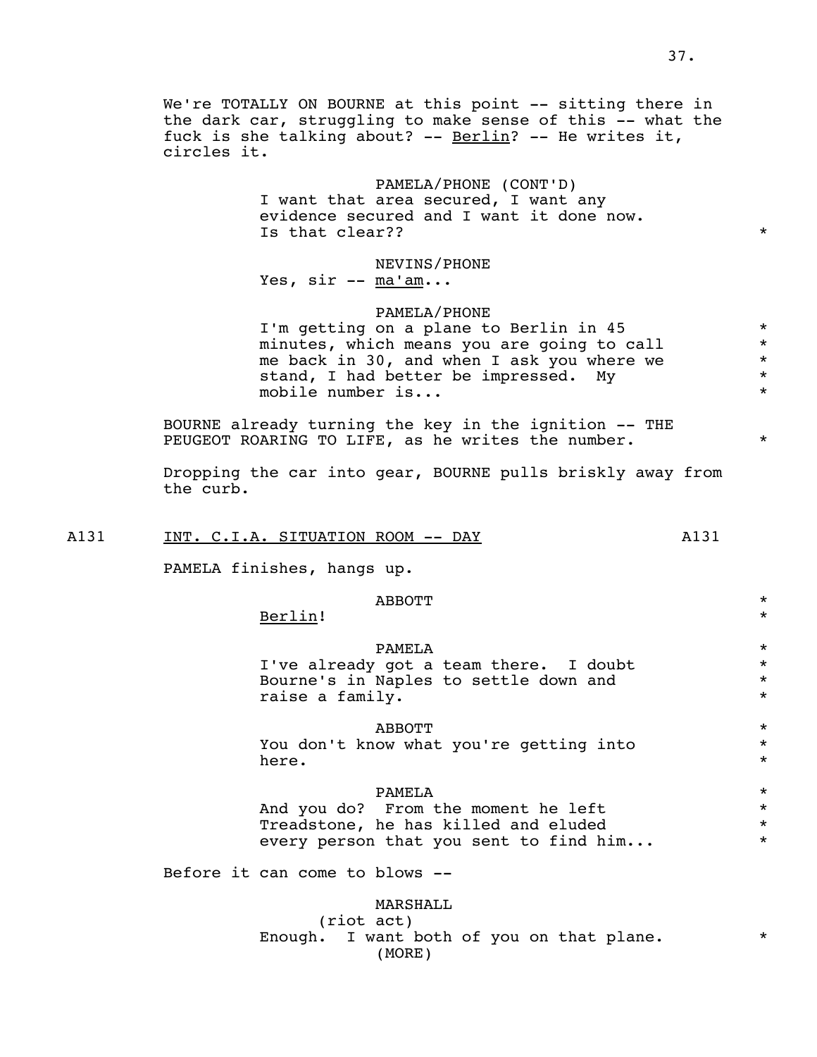We're TOTALLY ON BOURNE at this point -- sitting there in the dark car, struggling to make sense of this -- what the fuck is she talking about? -- Berlin? -- He writes it, circles it.

PAMELA/PHONE (CONT'D)
I want that area secured, I want any evidence secured and I want it done now. Is that clear?? *

NEVINS/PHONE
Yes, sir -- ma'am...

PAMELA/PHONE
I'm getting on a plane to Berlin in 45 minutes, which means you are going to call me back in 30, and when I ask you where we stand, I had better be impressed. My mobile number is... *

BOURNE already turning the key in the ignition -- THE PEUGEOT ROARING TO LIFE, as he writes the number. *

Dropping the car into gear, BOURNE pulls briskly away from the curb.

## A131 INT. C.I.A. SITUATION ROOM -- DAY A131

PAMELA finishes, hangs up.

ABBOTT *
Berlin! *

PAMELA *
I've already got a team there. I doubt Bourne's in Naples to settle down and raise a family. *

ABBOTT *
You don't know what you're getting into here. *

PAMELA *
And you do? From the moment he left Treadstone, he has killed and eluded every person that you sent to find him... *

Before it can come to blows --

MARSHALL
(riot act)
Enough. I want both of you on that plane. *
(MORE)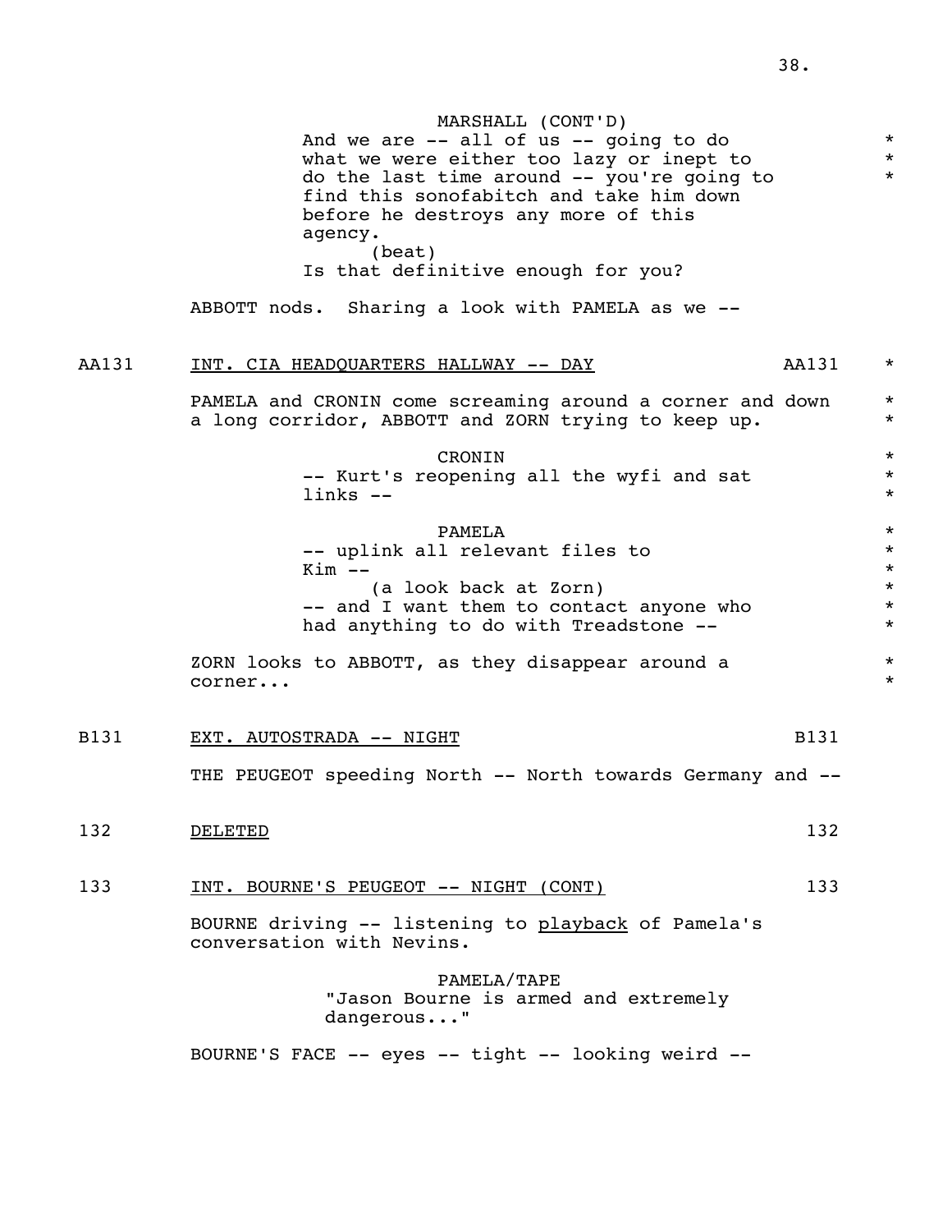MARSHALL (CONT'D)
And we are -- all of us -- going to do what we were either too lazy or inept to do the last time around -- you're going to find this sonofabitch and take him down before he destroys any more of this agency.
(beat)
Is that definitive enough for you?

ABBOTT nods. Sharing a look with PAMELA as we --

AA131 INT. CIA HEADQUARTERS HALLWAY -- DAY AA131

PAMELA and CRONIN come screaming around a corner and down a long corridor, ABBOTT and ZORN trying to keep up.

CRONIN
-- Kurt's reopening all the wyfi and sat links --

PAMELA
-- uplink all relevant files to Kim --
(a look back at Zorn)
-- and I want them to contact anyone who had anything to do with Treadstone --

ZORN looks to ABBOTT, as they disappear around a corner...

B131 EXT. AUTOSTRADA -- NIGHT B131

THE PEUGEOT speeding North -- North towards Germany and --

132 DELETED 132

133 INT. BOURNE'S PEUGEOT -- NIGHT (CONT) 133

BOURNE driving -- listening to playback of Pamela's conversation with Nevins.

PAMELA/TAPE
"Jason Bourne is armed and extremely dangerous..."

BOURNE'S FACE -- eyes -- tight -- looking weird --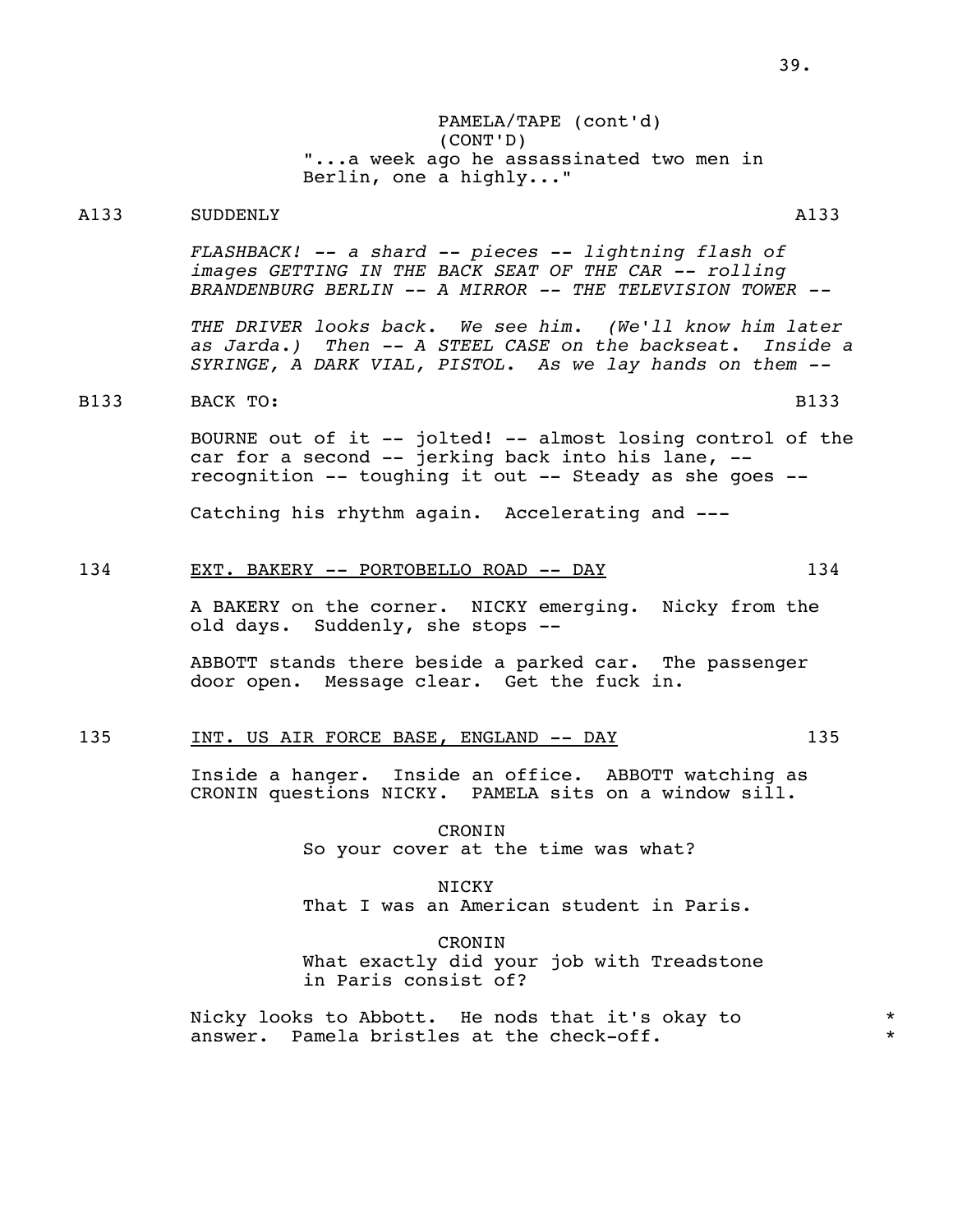PAMELA/TAPE (cont'd)
(CONT'D)
"...a week ago he assassinated two men in Berlin, one a highly..."

A133 SUDDENLY A133

*FLASHBACK! -- a shard -- pieces -- lightning flash of images GETTING IN THE BACK SEAT OF THE CAR -- rolling BRANDENBURG BERLIN -- A MIRROR -- THE TELEVISION TOWER --*

*THE DRIVER looks back. We see him. (We'll know him later as Jarda.) Then -- A STEEL CASE on the backseat. Inside a SYRINGE, A DARK VIAL, PISTOL. As we lay hands on them --*

B133 BACK TO: B133

BOURNE out of it -- jolted! -- almost losing control of the car for a second -- jerking back into his lane, -- recognition -- toughing it out -- Steady as she goes --

Catching his rhythm again. Accelerating and ---

134 <u>EXT. BAKERY -- PORTOBELLO ROAD -- DAY</u> 134

A BAKERY on the corner. NICKY emerging. Nicky from the old days. Suddenly, she stops --

ABBOTT stands there beside a parked car. The passenger door open. Message clear. Get the fuck in.

135 <u>INT. US AIR FORCE BASE, ENGLAND -- DAY</u> 135

Inside a hanger. Inside an office. ABBOTT watching as CRONIN questions NICKY. PAMELA sits on a window sill.

CRONIN
So your cover at the time was what?

NICKY
That I was an American student in Paris.

CRONIN
What exactly did your job with Treadstone in Paris consist of?

Nicky looks to Abbott. He nods that it's okay to answer. Pamela bristles at the check-off. *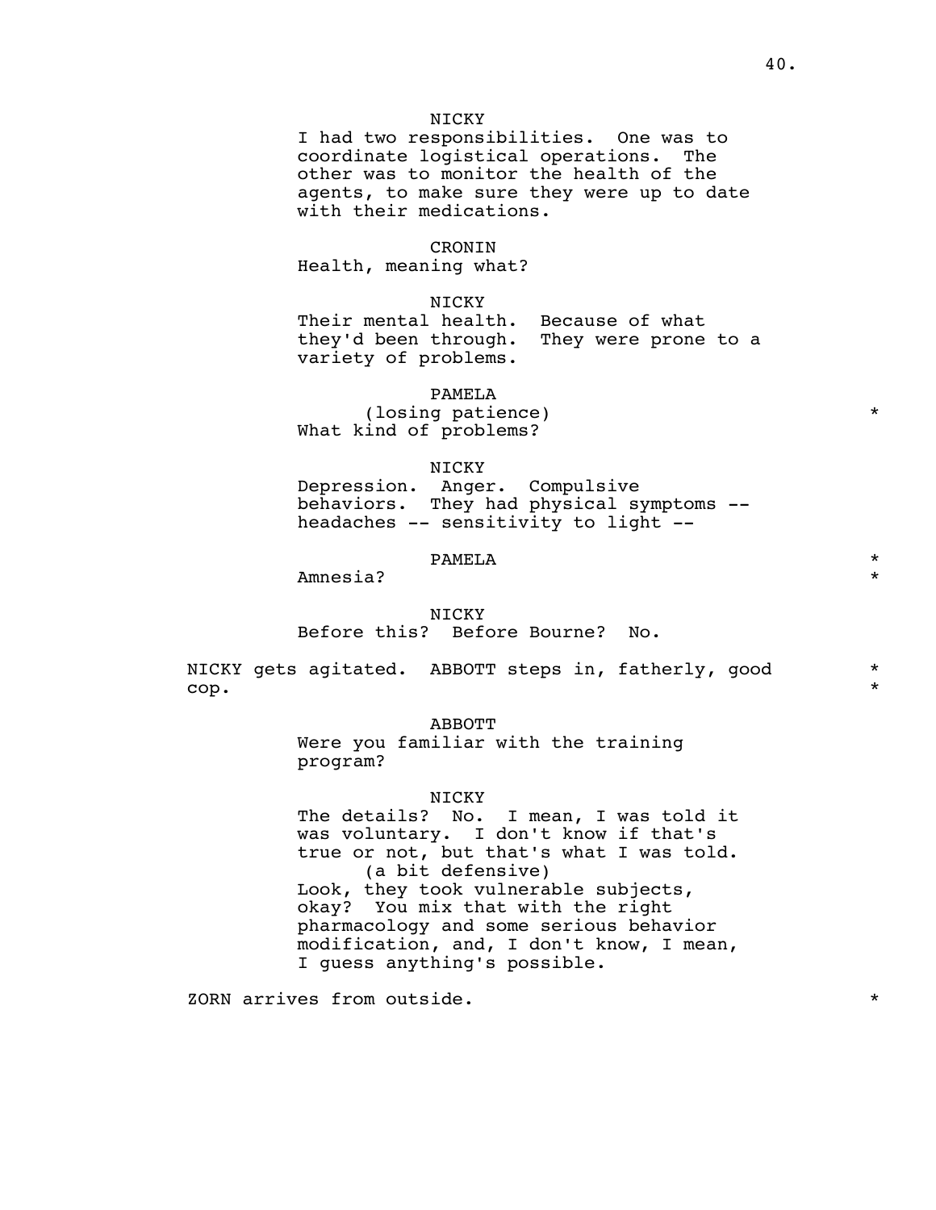NICKY
I had two responsibilities. One was to coordinate logistical operations. The other was to monitor the health of the agents, to make sure they were up to date with their medications.

CRONIN
Health, meaning what?

NICKY
Their mental health. Because of what they'd been through. They were prone to a variety of problems.

PAMELA
(losing patience) *
What kind of problems?

NICKY
Depression. Anger. Compulsive behaviors. They had physical symptoms -- headaches -- sensitivity to light --

PAMELA *
Amnesia? *

NICKY
Before this? Before Bourne? No.

NICKY gets agitated. ABBOTT steps in, fatherly, good cop. *

ABBOTT
Were you familiar with the training program?

NICKY
The details? No. I mean, I was told it was voluntary. I don't know if that's true or not, but that's what I was told.
(a bit defensive)
Look, they took vulnerable subjects, okay? You mix that with the right pharmacology and some serious behavior modification, and, I don't know, I mean, I guess anything's possible.

ZORN arrives from outside. *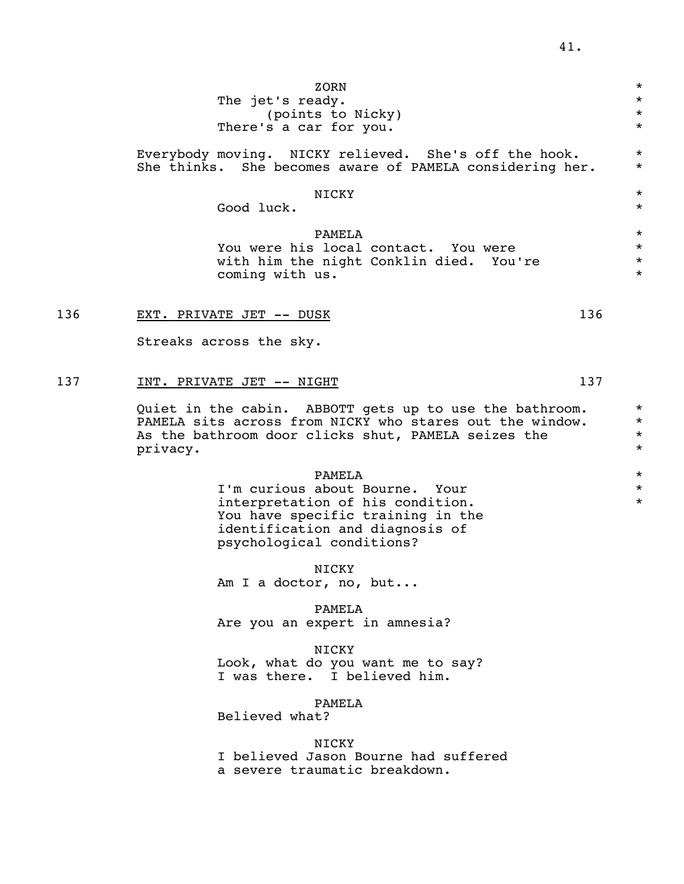ZORN
The jet's ready.
(points to Nicky)
There's a car for you.

Everybody moving. NICKY relieved. She's off the hook. She thinks. She becomes aware of PAMELA considering her.

NICKY
Good luck.

PAMELA
You were his local contact. You were with him the night Conklin died. You're coming with us.

136 **EXT. PRIVATE JET -- DUSK** 136

Streaks across the sky.

137 **INT. PRIVATE JET -- NIGHT** 137

Quiet in the cabin. ABBOTT gets up to use the bathroom. PAMELA sits across from NICKY who stares out the window. As the bathroom door clicks shut, PAMELA seizes the privacy.

PAMELA
I'm curious about Bourne. Your interpretation of his condition. You have specific training in the identification and diagnosis of psychological conditions?

NICKY
Am I a doctor, no, but...

PAMELA
Are you an expert in amnesia?

NICKY
Look, what do you want me to say? I was there. I believed him.

PAMELA
Believed what?

NICKY
I believed Jason Bourne had suffered a severe traumatic breakdown.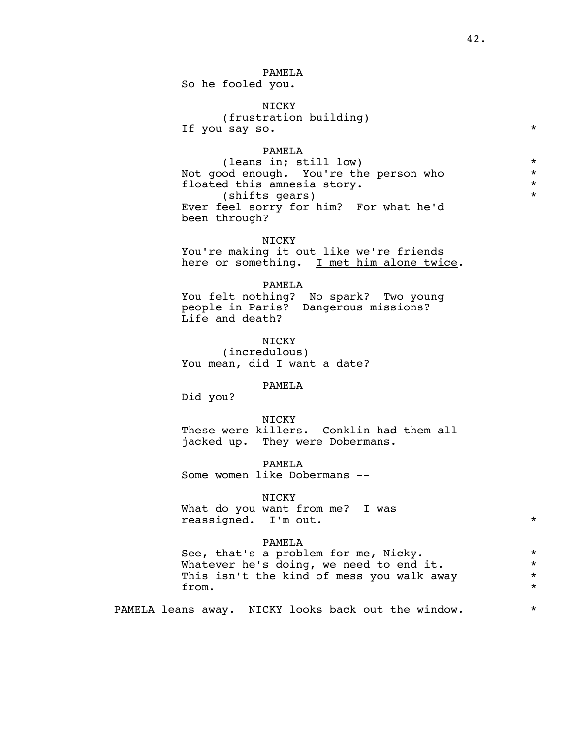PAMELA
So he fooled you.

NICKY
(frustration building)
If you say so. *

PAMELA
(leans in; still low) *
Not good enough. You're the person who *
floated this amnesia story. *
(shifts gears) *
Ever feel sorry for him? For what he'd
been through?

NICKY
You're making it out like we're friends
here or something. <u>I met him alone twice</u>.

PAMELA
You felt nothing? No spark? Two young
people in Paris? Dangerous missions?
Life and death?

NICKY
(incredulous)
You mean, did I want a date?

PAMELA
Did you?

NICKY
These were killers. Conklin had them all
jacked up. They were Dobermans.

PAMELA
Some women like Dobermans --

NICKY
What do you want from me? I was
reassigned. I'm out. *

PAMELA
See, that's a problem for me, Nicky. *
Whatever he's doing, we need to end it. *
This isn't the kind of mess you walk away *
from. *

PAMELA leans away. NICKY looks back out the window. *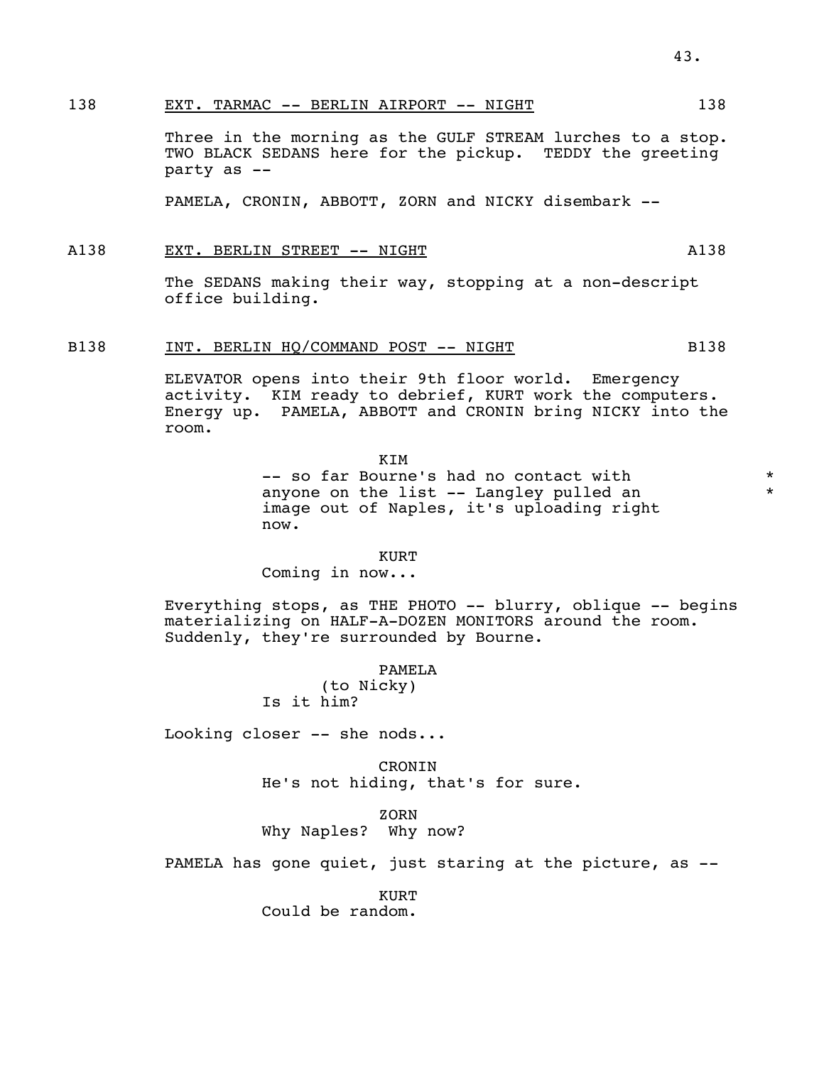138 EXT. TARMAC -- BERLIN AIRPORT -- NIGHT 138

Three in the morning as the GULF STREAM lurches to a stop. TWO BLACK SEDANS here for the pickup. TEDDY the greeting party as --

PAMELA, CRONIN, ABBOTT, ZORN and NICKY disembark --

A138 EXT. BERLIN STREET -- NIGHT A138

The SEDANS making their way, stopping at a non-descript office building.

B138 INT. BERLIN HQ/COMMAND POST -- NIGHT B138

ELEVATOR opens into their 9th floor world. Emergency activity. KIM ready to debrief, KURT work the computers. Energy up. PAMELA, ABBOTT and CRONIN bring NICKY into the room.

KIM
-- so far Bourne's had no contact with *
anyone on the list -- Langley pulled an *
image out of Naples, it's uploading right
now.

KURT
Coming in now...

Everything stops, as THE PHOTO -- blurry, oblique -- begins materializing on HALF-A-DOZEN MONITORS around the room. Suddenly, they're surrounded by Bourne.

PAMELA
(to Nicky)
Is it him?

Looking closer -- she nods...

CRONIN
He's not hiding, that's for sure.

ZORN
Why Naples? Why now?

PAMELA has gone quiet, just staring at the picture, as --

KURT
Could be random.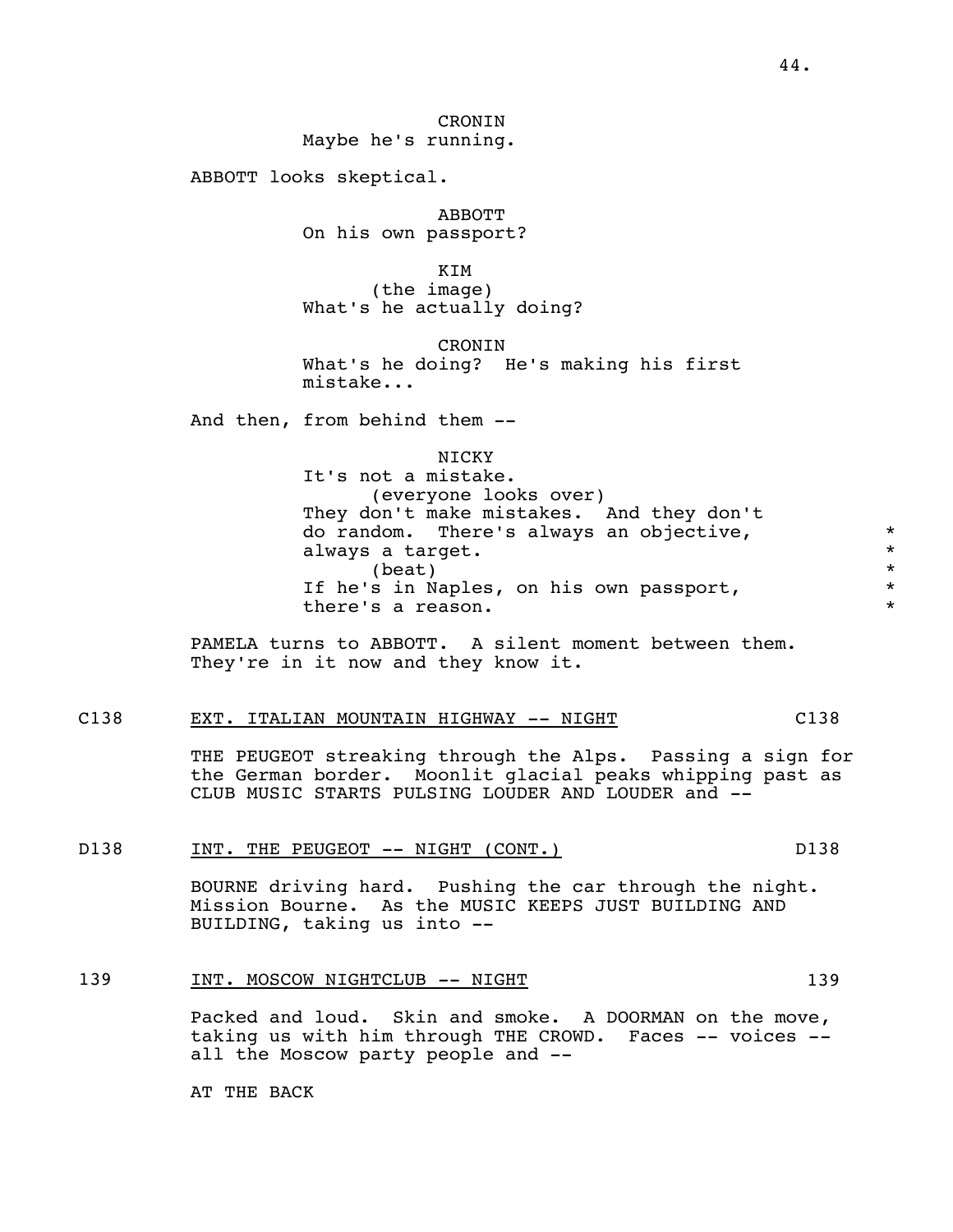CRONIN
Maybe he's running.

ABBOTT looks skeptical.

ABBOTT
On his own passport?

KIM
(the image)
What's he actually doing?

CRONIN
What's he doing? He's making his first mistake...

And then, from behind them --

NICKY
It's not a mistake.
(everyone looks over)
They don't make mistakes. And they don't do random. There's always an objective, always a target. *
(beat)
If he's in Naples, on his own passport, there's a reason. *

PAMELA turns to ABBOTT. A silent moment between them. They're in it now and they know it.

C138 EXT. ITALIAN MOUNTAIN HIGHWAY -- NIGHT C138

THE PEUGEOT streaking through the Alps. Passing a sign for the German border. Moonlit glacial peaks whipping past as CLUB MUSIC STARTS PULSING LOUDER AND LOUDER and --

D138 INT. THE PEUGEOT -- NIGHT (CONT.) D138

BOURNE driving hard. Pushing the car through the night. Mission Bourne. As the MUSIC KEEPS JUST BUILDING AND BUILDING, taking us into --

139 INT. MOSCOW NIGHTCLUB -- NIGHT 139

Packed and loud. Skin and smoke. A DOORMAN on the move, taking us with him through THE CROWD. Faces -- voices -- all the Moscow party people and --

AT THE BACK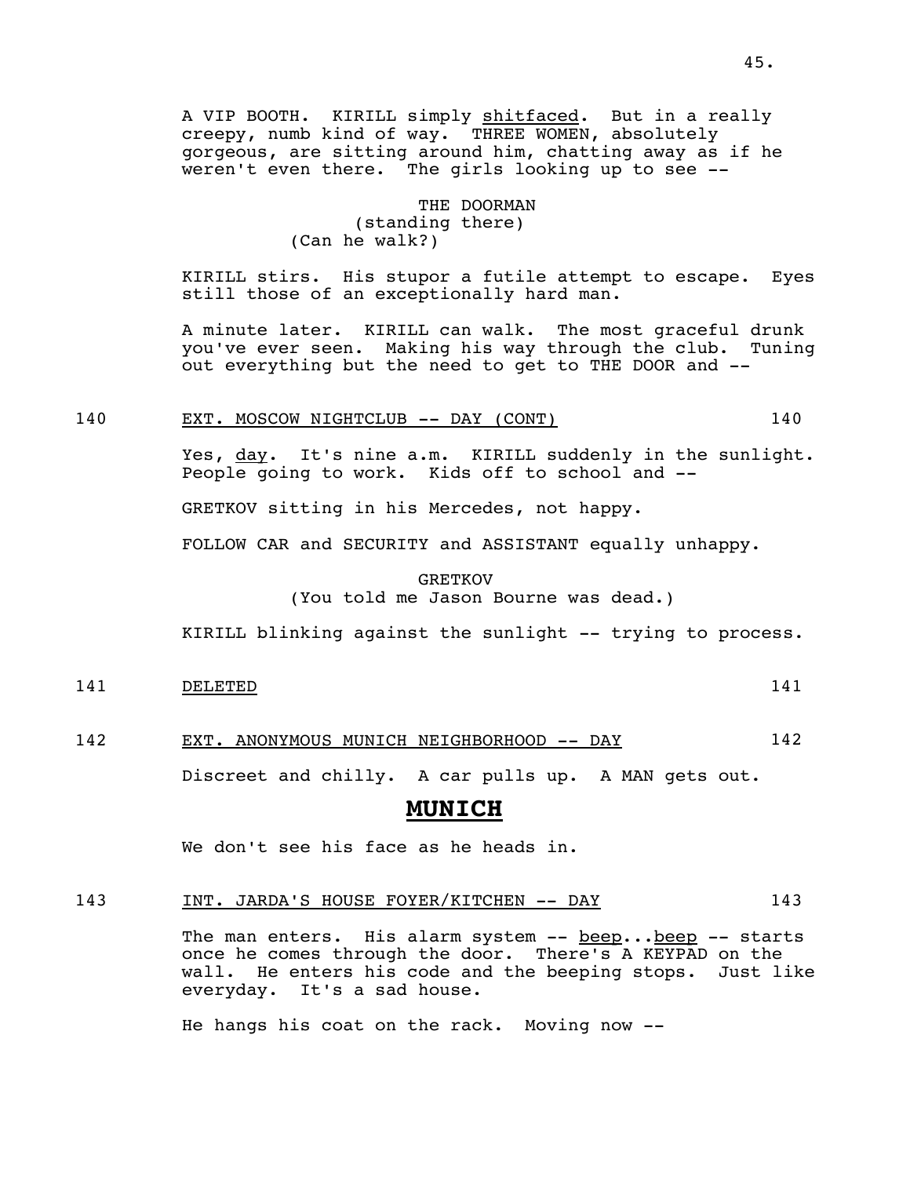A VIP BOOTH. KIRILL simply <u>shitfaced</u>. But in a really creepy, numb kind of way. THREE WOMEN, absolutely gorgeous, are sitting around him, chatting away as if he weren't even there. The girls looking up to see --

THE DOORMAN
(standing there)
(Can he walk?)

KIRILL stirs. His stupor a futile attempt to escape. Eyes still those of an exceptionally hard man.

A minute later. KIRILL can walk. The most graceful drunk you've ever seen. Making his way through the club. Tuning out everything but the need to get to THE DOOR and --

140 <u>EXT. MOSCOW NIGHTCLUB -- DAY (CONT)</u> 140

Yes, <u>day</u>. It's nine a.m. KIRILL suddenly in the sunlight. People going to work. Kids off to school and --

GRETKOV sitting in his Mercedes, not happy.

FOLLOW CAR and SECURITY and ASSISTANT equally unhappy.

GRETKOV
(You told me Jason Bourne was dead.)

KIRILL blinking against the sunlight -- trying to process.

141 <u>DELETED</u> 141

142 <u>EXT. ANONYMOUS MUNICH NEIGHBORHOOD -- DAY</u> 142

Discreet and chilly. A car pulls up. A MAN gets out.

**<u>MUNICH</u>**

We don't see his face as he heads in.

143 <u>INT. JARDA'S HOUSE FOYER/KITCHEN -- DAY</u> 143

The man enters. His alarm system -- <u>beep</u>...<u>beep</u> -- starts once he comes through the door. There's A KEYPAD on the wall. He enters his code and the beeping stops. Just like everyday. It's a sad house.

He hangs his coat on the rack. Moving now --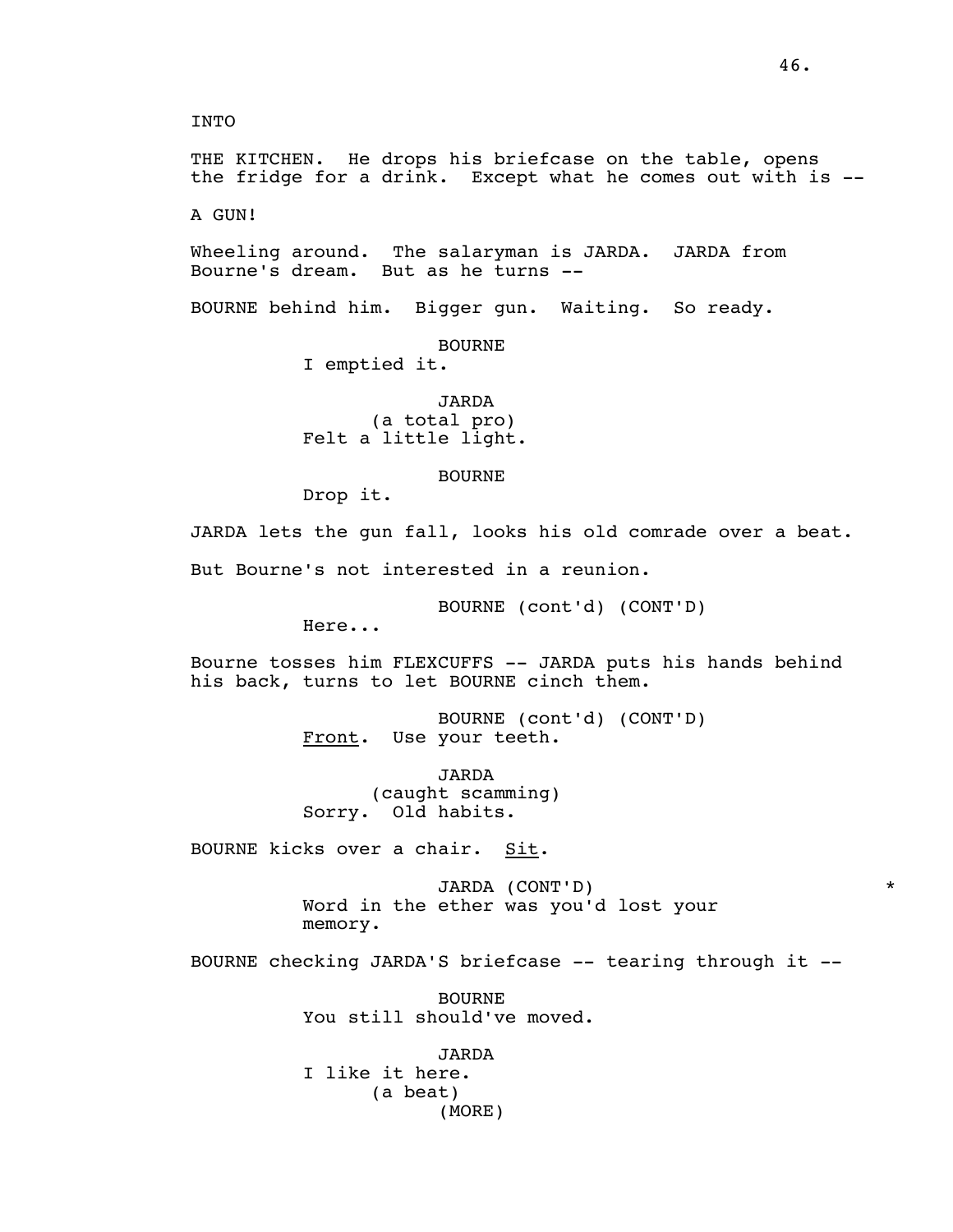INTO

THE KITCHEN. He drops his briefcase on the table, opens the fridge for a drink. Except what he comes out with is --

A GUN!

Wheeling around. The salaryman is JARDA. JARDA from Bourne's dream. But as he turns --

BOURNE behind him. Bigger gun. Waiting. So ready.

BOURNE
I emptied it.

JARDA
(a total pro)
Felt a little light.

BOURNE
Drop it.

JARDA lets the gun fall, looks his old comrade over a beat.

But Bourne's not interested in a reunion.

BOURNE (cont'd) (CONT'D)
Here...

Bourne tosses him FLEXCUFFS -- JARDA puts his hands behind his back, turns to let BOURNE cinch them.

BOURNE (cont'd) (CONT'D)
<u>Front</u>. Use your teeth.

JARDA
(caught scamming)
Sorry. Old habits.

BOURNE kicks over a chair. <u>Sit</u>.

JARDA (CONT'D) *
Word in the ether was you'd lost your memory.

BOURNE checking JARDA'S briefcase -- tearing through it --

BOURNE
You still should've moved.

JARDA
I like it here.
(a beat)
(MORE)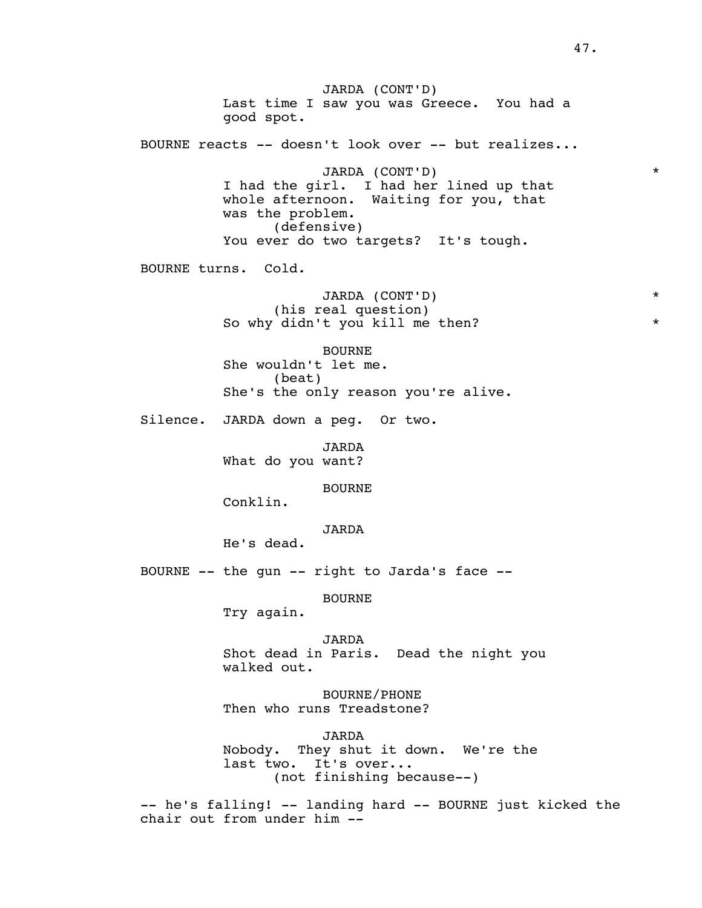JARDA (CONT'D)
Last time I saw you was Greece. You had a good spot.

BOURNE reacts -- doesn't look over -- but realizes...

JARDA (CONT'D) *
I had the girl. I had her lined up that whole afternoon. Waiting for you, that was the problem.
(defensive)
You ever do two targets? It's tough.

BOURNE turns. Cold.

JARDA (CONT'D) *
(his real question)
So why didn't you kill me then? *

BOURNE
She wouldn't let me.
(beat)
She's the only reason you're alive.

Silence. JARDA down a peg. Or two.

JARDA
What do you want?

BOURNE
Conklin.

JARDA
He's dead.

BOURNE -- the gun -- right to Jarda's face --

BOURNE
Try again.

JARDA
Shot dead in Paris. Dead the night you walked out.

BOURNE/PHONE
Then who runs Treadstone?

JARDA
Nobody. They shut it down. We're the last two. It's over...
(not finishing because--)

-- he's falling! -- landing hard -- BOURNE just kicked the chair out from under him --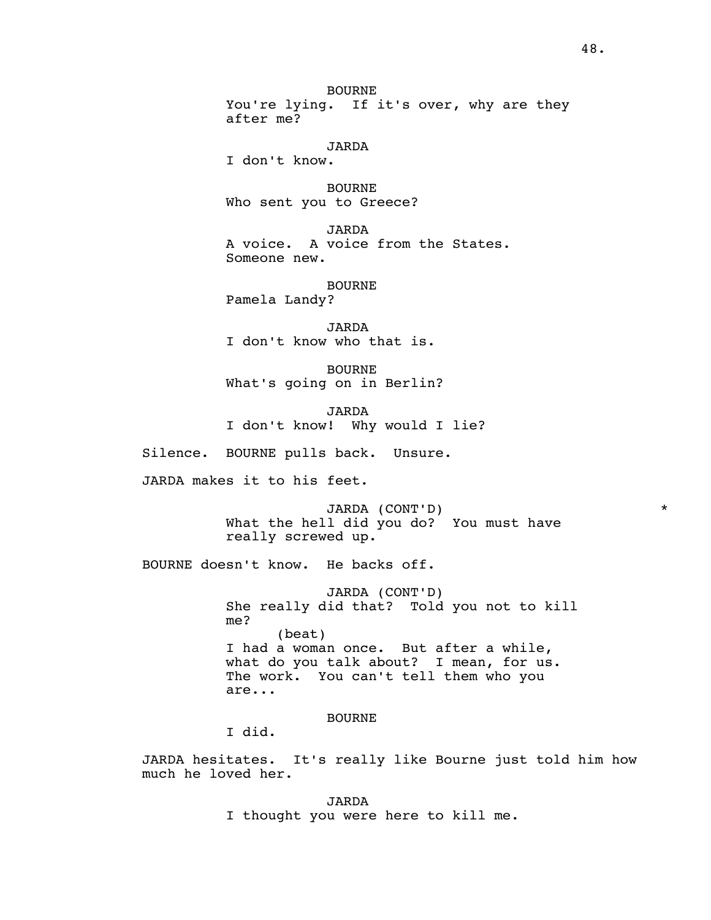BOURNE
You're lying. If it's over, why are they after me?

JARDA
I don't know.

BOURNE
Who sent you to Greece?

JARDA
A voice. A voice from the States. Someone new.

BOURNE
Pamela Landy?

JARDA
I don't know who that is.

BOURNE
What's going on in Berlin?

JARDA
I don't know! Why would I lie?

Silence. BOURNE pulls back. Unsure.

JARDA makes it to his feet.

JARDA (CONT'D) *
What the hell did you do? You must have really screwed up.

BOURNE doesn't know. He backs off.

JARDA (CONT'D)
She really did that? Told you not to kill me?
(beat)
I had a woman once. But after a while, what do you talk about? I mean, for us. The work. You can't tell them who you are...

BOURNE
I did.

JARDA hesitates. It's really like Bourne just told him how much he loved her.

JARDA
I thought you were here to kill me.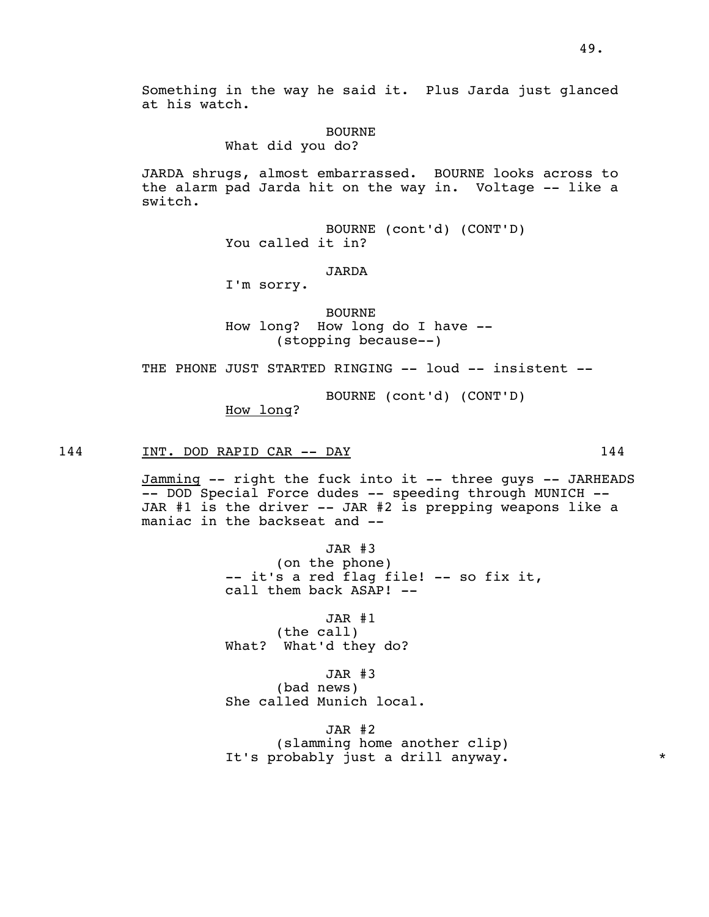Something in the way he said it. Plus Jarda just glanced at his watch.

BOURNE
What did you do?

JARDA shrugs, almost embarrassed. BOURNE looks across to the alarm pad Jarda hit on the way in. Voltage -- like a switch.

BOURNE (cont'd) (CONT'D)
You called it in?

JARDA
I'm sorry.

BOURNE
How long? How long do I have --
(stopping because--)

THE PHONE JUST STARTED RINGING -- loud -- insistent --

BOURNE (cont'd) (CONT'D)
<u>How long</u>?

144 <u>INT. DOD RAPID CAR -- DAY</u> 144

<u>Jamming</u> -- right the fuck into it -- three guys -- JARHEADS -- DOD Special Force dudes -- speeding through MUNICH -- JAR #1 is the driver -- JAR #2 is prepping weapons like a maniac in the backseat and --

JAR #3
(on the phone)
-- it's a red flag file! -- so fix it, call them back ASAP! --

JAR #1
(the call)
What? What'd they do?

JAR #3
(bad news)
She called Munich local.

JAR #2
(slamming home another clip)
It's probably just a drill anyway. *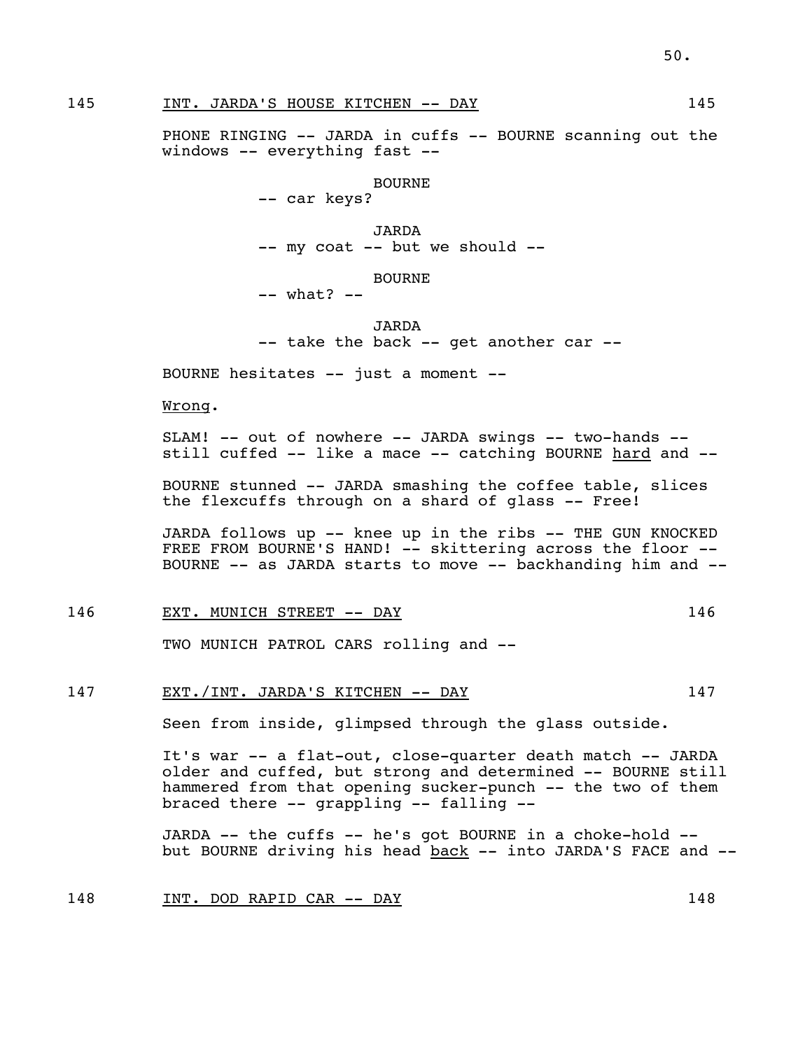145 INT. JARDA'S HOUSE KITCHEN -- DAY 145

PHONE RINGING -- JARDA in cuffs -- BOURNE scanning out the windows -- everything fast --

BOURNE
-- car keys?

JARDA
-- my coat -- but we should --

BOURNE
-- what? --

JARDA
-- take the back -- get another car --

BOURNE hesitates -- just a moment --

Wrong.

SLAM! -- out of nowhere -- JARDA swings -- two-hands -- still cuffed -- like a mace -- catching BOURNE hard and --

BOURNE stunned -- JARDA smashing the coffee table, slices the flexcuffs through on a shard of glass -- Free!

JARDA follows up -- knee up in the ribs -- THE GUN KNOCKED FREE FROM BOURNE'S HAND! -- skittering across the floor -- BOURNE -- as JARDA starts to move -- backhanding him and --

146 EXT. MUNICH STREET -- DAY 146

TWO MUNICH PATROL CARS rolling and --

147 EXT./INT. JARDA'S KITCHEN -- DAY 147

Seen from inside, glimpsed through the glass outside.

It's war -- a flat-out, close-quarter death match -- JARDA older and cuffed, but strong and determined -- BOURNE still hammered from that opening sucker-punch -- the two of them braced there -- grappling -- falling --

JARDA -- the cuffs -- he's got BOURNE in a choke-hold -- but BOURNE driving his head back -- into JARDA'S FACE and --

148 INT. DOD RAPID CAR -- DAY 148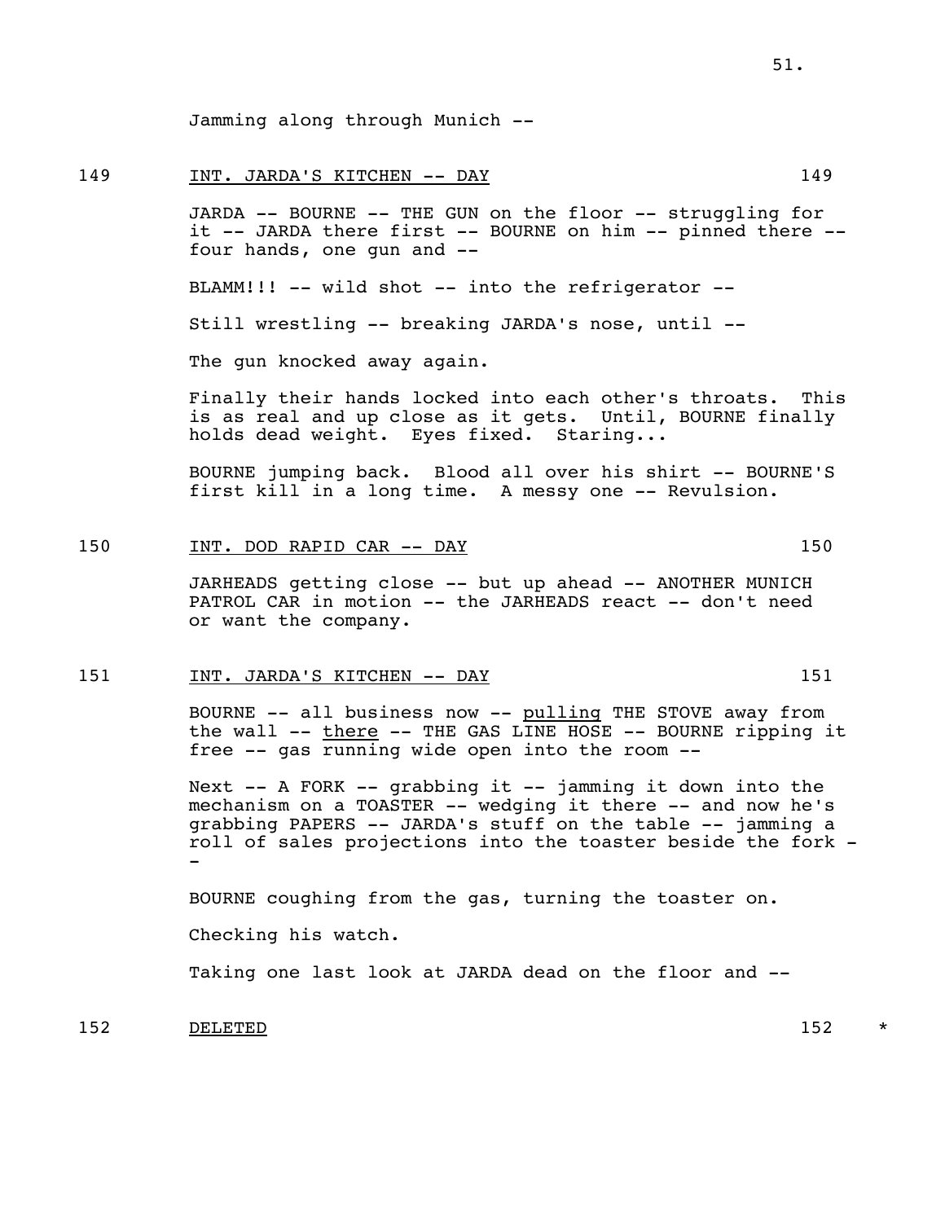Jamming along through Munich --

149 INT. JARDA'S KITCHEN -- DAY 149

JARDA -- BOURNE -- THE GUN on the floor -- struggling for it -- JARDA there first -- BOURNE on him -- pinned there -- four hands, one gun and --

BLAMM!!! -- wild shot -- into the refrigerator --

Still wrestling -- breaking JARDA's nose, until --

The gun knocked away again.

Finally their hands locked into each other's throats. This is as real and up close as it gets. Until, BOURNE finally holds dead weight. Eyes fixed. Staring...

BOURNE jumping back. Blood all over his shirt -- BOURNE'S first kill in a long time. A messy one -- Revulsion.

150 INT. DOD RAPID CAR -- DAY 150

JARHEADS getting close -- but up ahead -- ANOTHER MUNICH PATROL CAR in motion -- the JARHEADS react -- don't need or want the company.

151 INT. JARDA'S KITCHEN -- DAY 151

BOURNE -- all business now -- pulling THE STOVE away from the wall -- there -- THE GAS LINE HOSE -- BOURNE ripping it free -- gas running wide open into the room --

Next -- A FORK -- grabbing it -- jamming it down into the mechanism on a TOASTER -- wedging it there -- and now he's grabbing PAPERS -- JARDA's stuff on the table -- jamming a roll of sales projections into the toaster beside the fork --

BOURNE coughing from the gas, turning the toaster on.

Checking his watch.

Taking one last look at JARDA dead on the floor and --

152 DELETED 152 *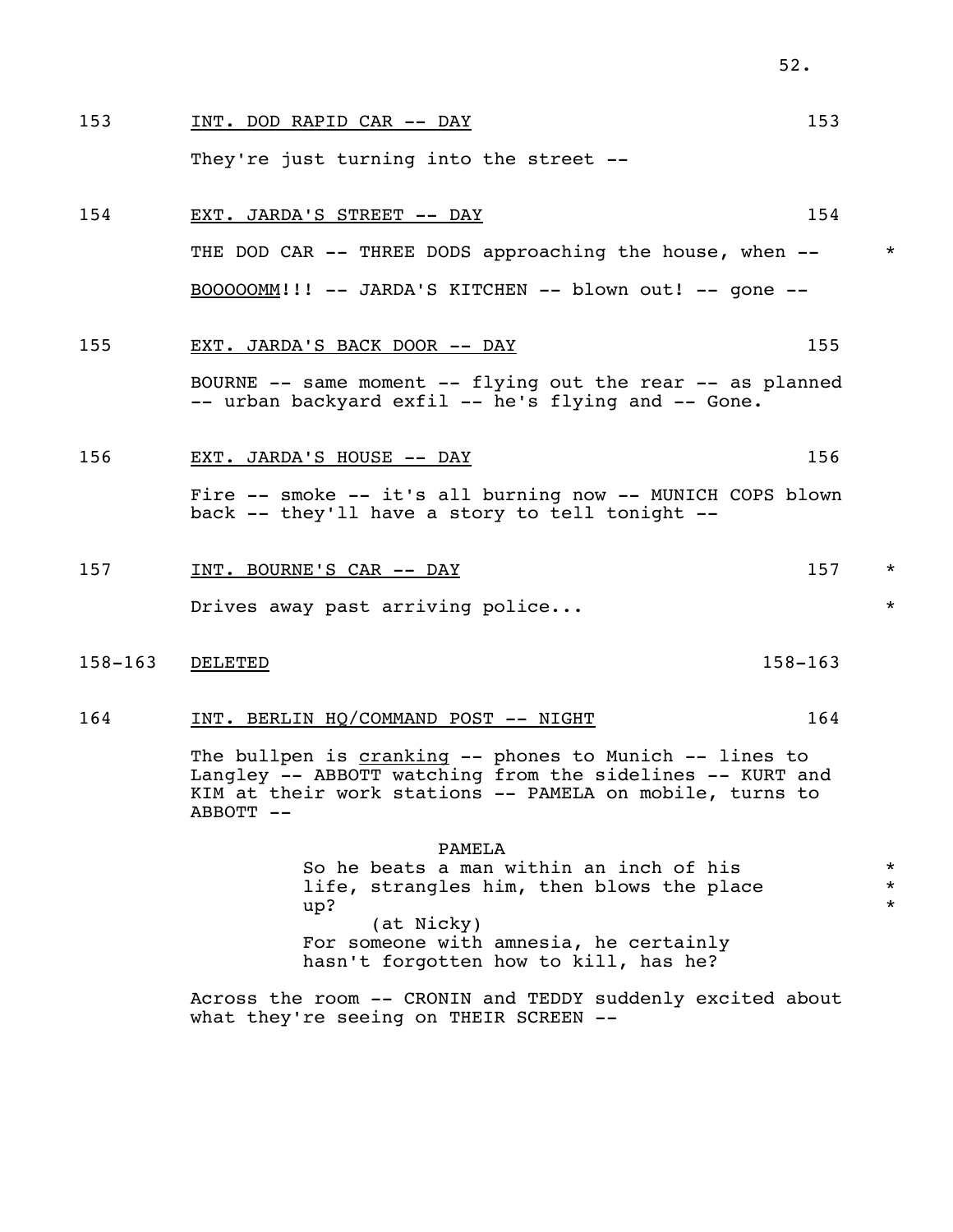153 INT. DOD RAPID CAR -- DAY 153

They're just turning into the street --

154 EXT. JARDA'S STREET -- DAY 154

THE DOD CAR -- THREE DODS approaching the house, when -- *

BOOOOOMM!!! -- JARDA'S KITCHEN -- blown out! -- gone --

155 EXT. JARDA'S BACK DOOR -- DAY 155

BOURNE -- same moment -- flying out the rear -- as planned -- urban backyard exfil -- he's flying and -- Gone.

156 EXT. JARDA'S HOUSE -- DAY 156

Fire -- smoke -- it's all burning now -- MUNICH COPS blown back -- they'll have a story to tell tonight --

157 INT. BOURNE'S CAR -- DAY 157 *

Drives away past arriving police... *

158-163 DELETED 158-163

164 INT. BERLIN HQ/COMMAND POST -- NIGHT 164

The bullpen is *cranking* -- phones to Munich -- lines to Langley -- ABBOTT watching from the sidelines -- KURT and KIM at their work stations -- PAMELA on mobile, turns to ABBOTT --

PAMELA
So he beats a man within an inch of his *
life, strangles him, then blows the place *
up? *
(at Nicky)
For someone with amnesia, he certainly
hasn't forgotten how to kill, has he?

Across the room -- CRONIN and TEDDY suddenly excited about what they're seeing on THEIR SCREEN --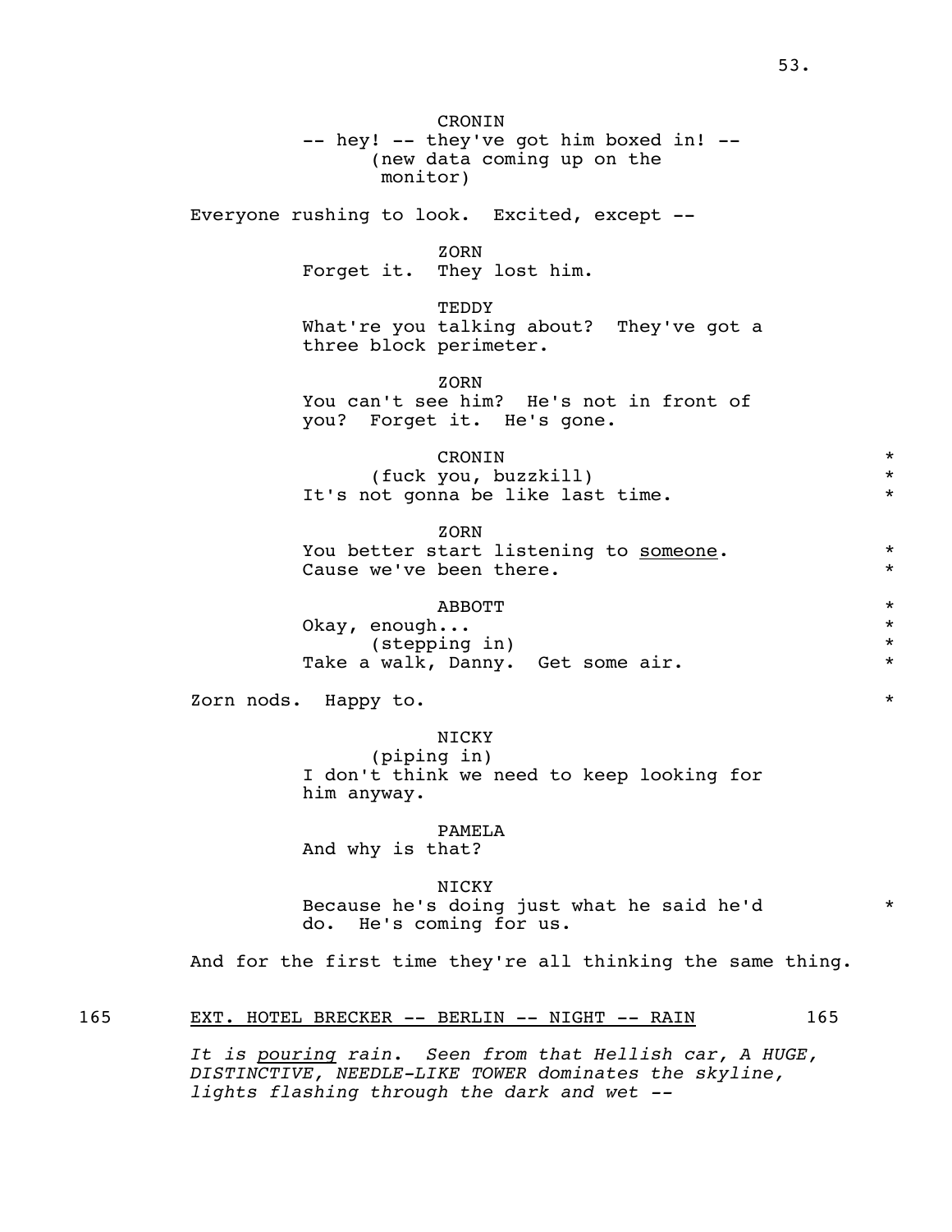CRONIN
-- hey! -- they've got him boxed in! --
(new data coming up on the monitor)

Everyone rushing to look. Excited, except --

ZORN
Forget it. They lost him.

TEDDY
What're you talking about? They've got a three block perimeter.

ZORN
You can't see him? He's not in front of you? Forget it. He's gone.

CRONIN *
(fuck you, buzzkill) *
It's not gonna be like last time. *

ZORN
You better start listening to <u>someone</u>. *
Cause we've been there. *

ABBOTT *
Okay, enough... *
(stepping in) *
Take a walk, Danny. Get some air. *

Zorn nods. Happy to. *

NICKY
(piping in)
I don't think we need to keep looking for him anyway.

PAMELA
And why is that?

NICKY
Because he's doing just what he said he'd *
do. He's coming for us.

And for the first time they're all thinking the same thing.

165 <u>EXT. HOTEL BRECKER -- BERLIN -- NIGHT -- RAIN</u> 165

*It is <u>pouring</u> rain. Seen from that Hellish car, A HUGE, DISTINCTIVE, NEEDLE-LIKE TOWER dominates the skyline, lights flashing through the dark and wet --*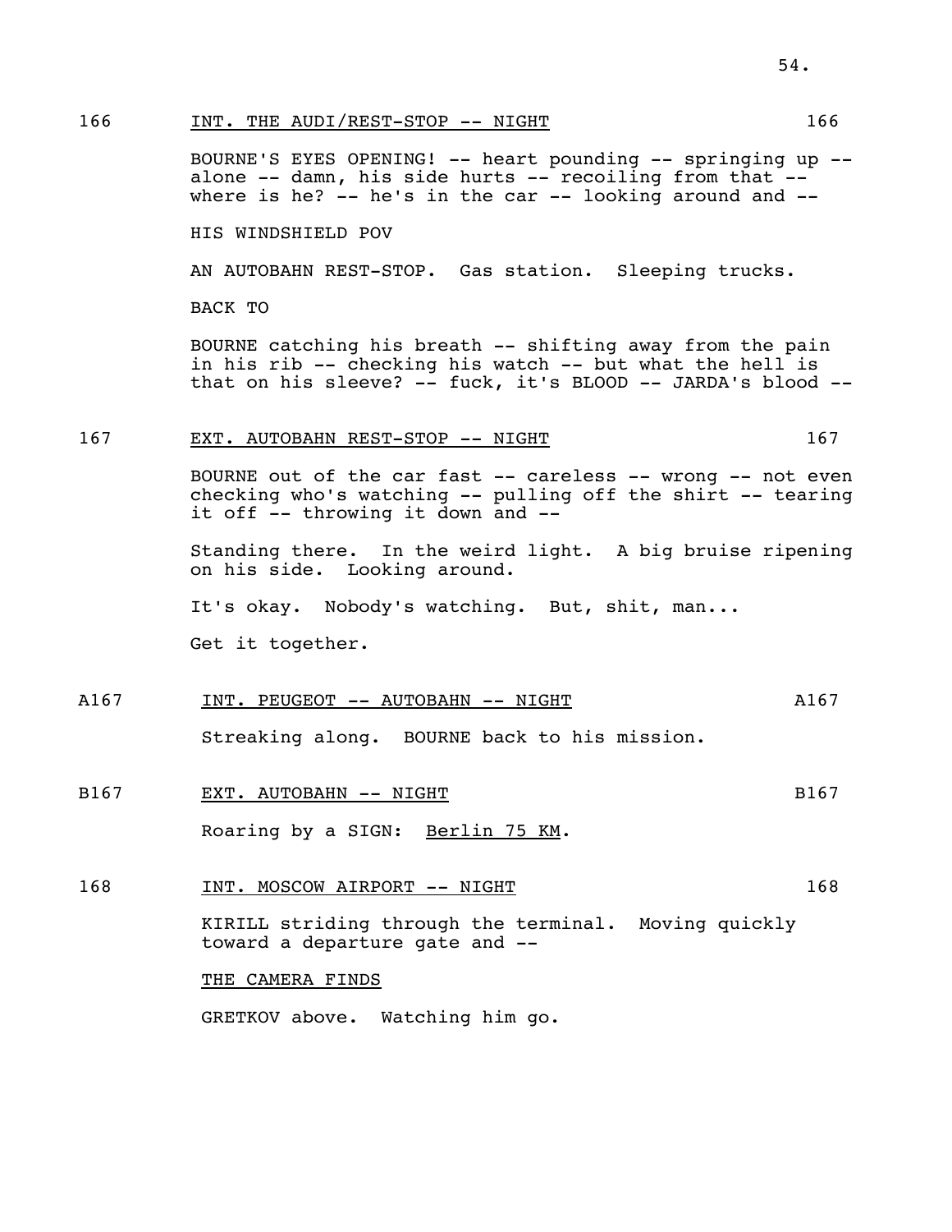166 INT. THE AUDI/REST-STOP -- NIGHT 166

BOURNE'S EYES OPENING! -- heart pounding -- springing up -- alone -- damn, his side hurts -- recoiling from that -- where is he? -- he's in the car -- looking around and --

HIS WINDSHIELD POV

AN AUTOBAHN REST-STOP. Gas station. Sleeping trucks.

BACK TO

BOURNE catching his breath -- shifting away from the pain in his rib -- checking his watch -- but what the hell is that on his sleeve? -- fuck, it's BLOOD -- JARDA's blood --

167 EXT. AUTOBAHN REST-STOP -- NIGHT 167

BOURNE out of the car fast -- careless -- wrong -- not even checking who's watching -- pulling off the shirt -- tearing it off -- throwing it down and --

Standing there. In the weird light. A big bruise ripening on his side. Looking around.

It's okay. Nobody's watching. But, shit, man...

Get it together.

A167 INT. PEUGEOT -- AUTOBAHN -- NIGHT A167

Streaking along. BOURNE back to his mission.

B167 EXT. AUTOBAHN -- NIGHT B167

Roaring by a SIGN: Berlin 75 KM.

168 INT. MOSCOW AIRPORT -- NIGHT 168

KIRILL striding through the terminal. Moving quickly toward a departure gate and --

THE CAMERA FINDS

GRETKOV above. Watching him go.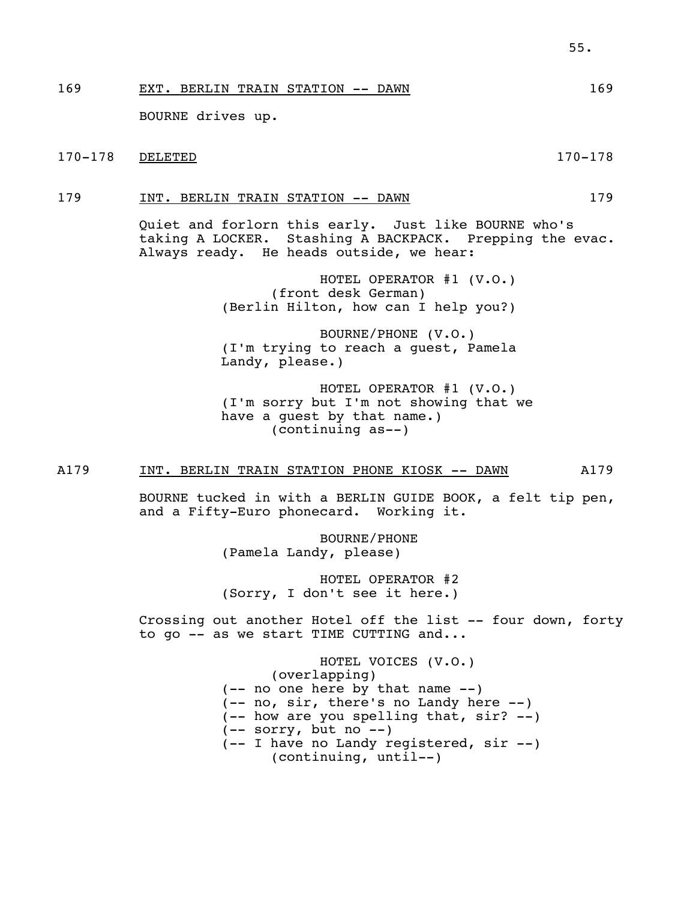169 EXT. BERLIN TRAIN STATION -- DAWN 169

BOURNE drives up.

170-178 DELETED 170-178

179 INT. BERLIN TRAIN STATION -- DAWN 179

Quiet and forlorn this early. Just like BOURNE who's taking A LOCKER. Stashing A BACKPACK. Prepping the evac. Always ready. He heads outside, we hear:

HOTEL OPERATOR #1 (V.O.)
(front desk German)
(Berlin Hilton, how can I help you?)

BOURNE/PHONE (V.O.)
(I'm trying to reach a guest, Pamela Landy, please.)

HOTEL OPERATOR #1 (V.O.)
(I'm sorry but I'm not showing that we have a guest by that name.)
(continuing as--)

A179 INT. BERLIN TRAIN STATION PHONE KIOSK -- DAWN A179

BOURNE tucked in with a BERLIN GUIDE BOOK, a felt tip pen, and a Fifty-Euro phonecard. Working it.

BOURNE/PHONE
(Pamela Landy, please)

HOTEL OPERATOR #2
(Sorry, I don't see it here.)

Crossing out another Hotel off the list -- four down, forty to go -- as we start TIME CUTTING and...

HOTEL VOICES (V.O.)
(overlapping)
(-- no one here by that name --)
(-- no, sir, there's no Landy here --)
(-- how are you spelling that, sir? --)
(-- sorry, but no --)
(-- I have no Landy registered, sir --)
(continuing, until--)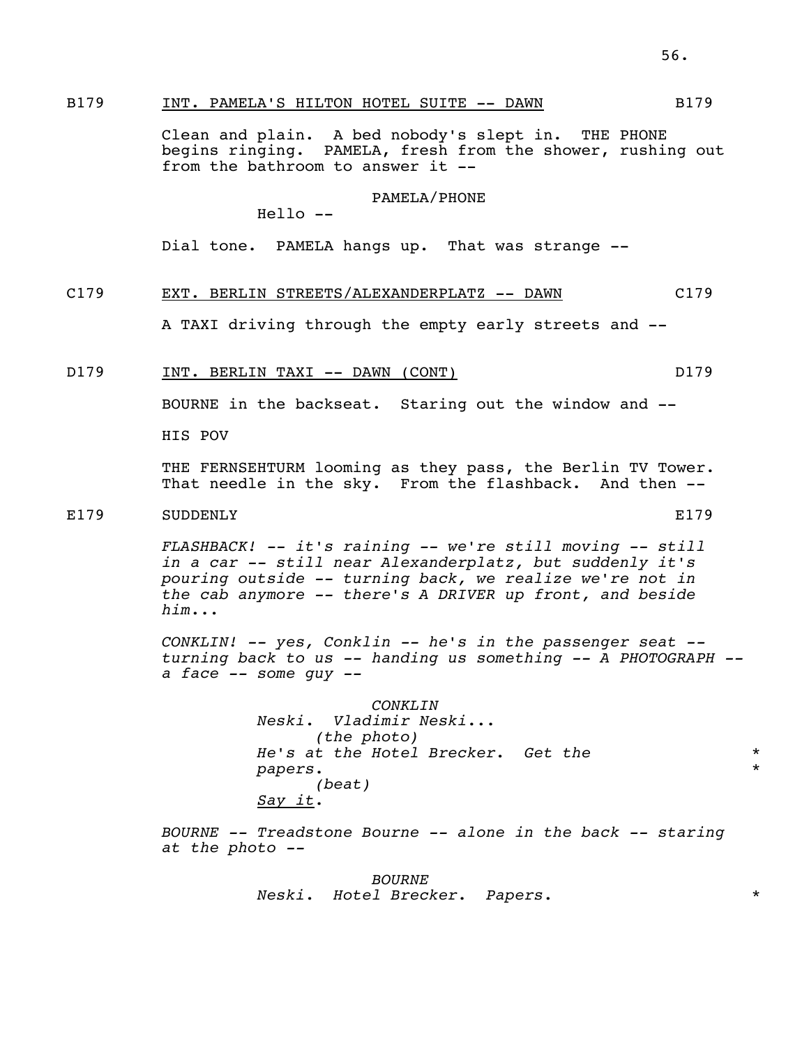B179 INT. PAMELA'S HILTON HOTEL SUITE -- DAWN B179

Clean and plain. A bed nobody's slept in. THE PHONE begins ringing. PAMELA, fresh from the shower, rushing out from the bathroom to answer it --

PAMELA/PHONE
Hello --

Dial tone. PAMELA hangs up. That was strange --

C179 EXT. BERLIN STREETS/ALEXANDERPLATZ -- DAWN C179

A TAXI driving through the empty early streets and --

D179 INT. BERLIN TAXI -- DAWN (CONT) D179

BOURNE in the backseat. Staring out the window and --

HIS POV

THE FERNSEHTURM looming as they pass, the Berlin TV Tower. That needle in the sky. From the flashback. And then --

E179 SUDDENLY E179

*FLASHBACK! -- it's raining -- we're still moving -- still in a car -- still near Alexanderplatz, but suddenly it's pouring outside -- turning back, we realize we're not in the cab anymore -- there's A DRIVER up front, and beside him...*

*CONKLIN! -- yes, Conklin -- he's in the passenger seat -- turning back to us -- handing us something -- A PHOTOGRAPH -- a face -- some guy --*

*CONKLIN*
*Neski. Vladimir Neski...*
*(the photo)*
*He's at the Hotel Brecker. Get the papers.* *
*(beat)*
*Say it.*

*BOURNE -- Treadstone Bourne -- alone in the back -- staring at the photo --*

*BOURNE*
*Neski. Hotel Brecker. Papers.* *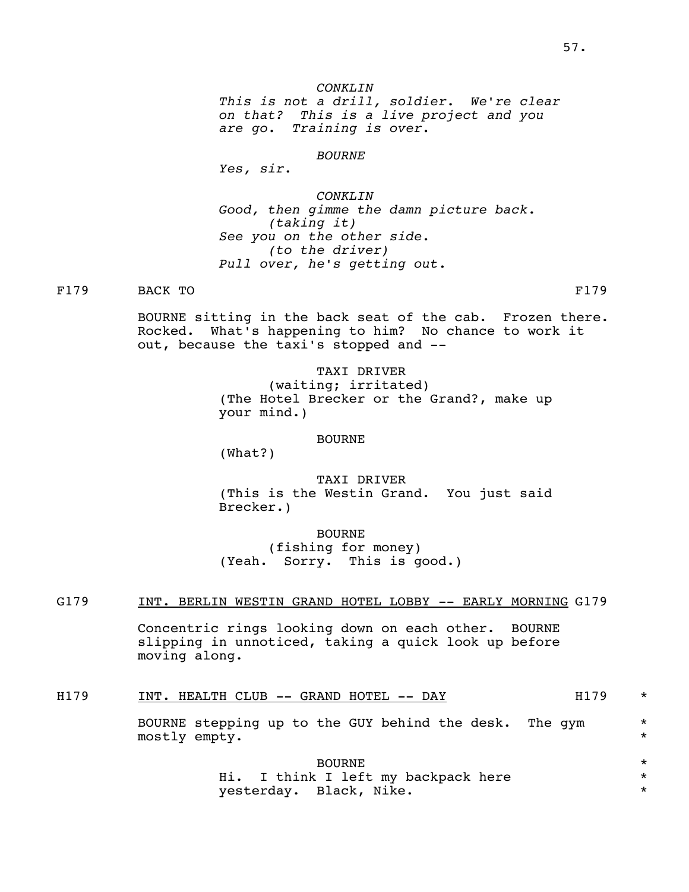*CONKLIN*
*This is not a drill, soldier. We're clear on that? This is a live project and you are go. Training is over.*

*BOURNE*
*Yes, sir.*

*CONKLIN*
*Good, then gimme the damn picture back.*
*(taking it)*
*See you on the other side.*
*(to the driver)*
*Pull over, he's getting out.*

F179 BACK TO F179

BOURNE sitting in the back seat of the cab. Frozen there. Rocked. What's happening to him? No chance to work it out, because the taxi's stopped and --

TAXI DRIVER
(waiting; irritated)
(The Hotel Brecker or the Grand?, make up your mind.)

BOURNE
(What?)

TAXI DRIVER
(This is the Westin Grand. You just said Brecker.)

BOURNE
(fishing for money)
(Yeah. Sorry. This is good.)

G179 INT. BERLIN WESTIN GRAND HOTEL LOBBY -- EARLY MORNING G179

Concentric rings looking down on each other. BOURNE slipping in unnoticed, taking a quick look up before moving along.

H179 INT. HEALTH CLUB -- GRAND HOTEL -- DAY H179 *

BOURNE stepping up to the GUY behind the desk. The gym mostly empty. *

BOURNE *
Hi. I think I left my backpack here yesterday. Black, Nike. *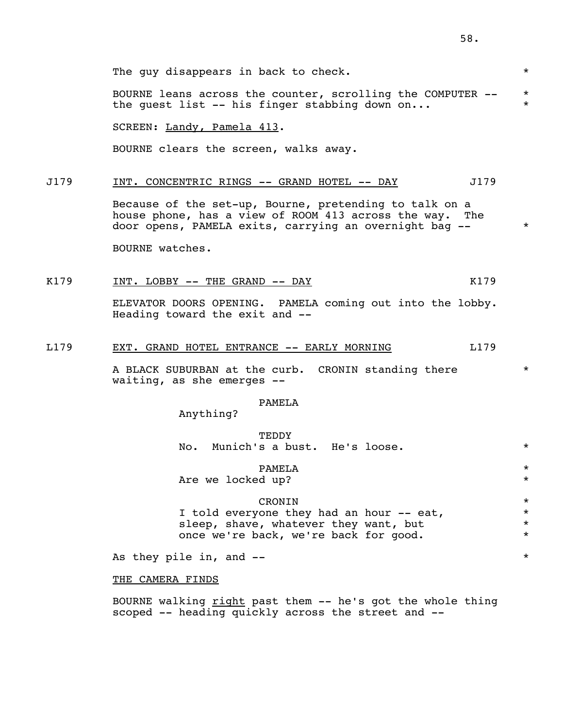The guy disappears in back to check. *

BOURNE leans across the counter, scrolling the COMPUTER -- *
the guest list -- his finger stabbing down on... *

SCREEN: Landy, Pamela 413.

BOURNE clears the screen, walks away.

J179 INT. CONCENTRIC RINGS -- GRAND HOTEL -- DAY J179

Because of the set-up, Bourne, pretending to talk on a house phone, has a view of ROOM 413 across the way. The door opens, PAMELA exits, carrying an overnight bag -- *

BOURNE watches.

K179 INT. LOBBY -- THE GRAND -- DAY K179

ELEVATOR DOORS OPENING. PAMELA coming out into the lobby. Heading toward the exit and --

L179 EXT. GRAND HOTEL ENTRANCE -- EARLY MORNING L179

A BLACK SUBURBAN at the curb. CRONIN standing there waiting, as she emerges -- *

PAMELA
Anything?

TEDDY
No. Munich's a bust. He's loose. *

PAMELA *
Are we locked up? *

CRONIN *
I told everyone they had an hour -- eat, *
sleep, shave, whatever they want, but *
once we're back, we're back for good. *

As they pile in, and -- *

THE CAMERA FINDS

BOURNE walking right past them -- he's got the whole thing scoped -- heading quickly across the street and --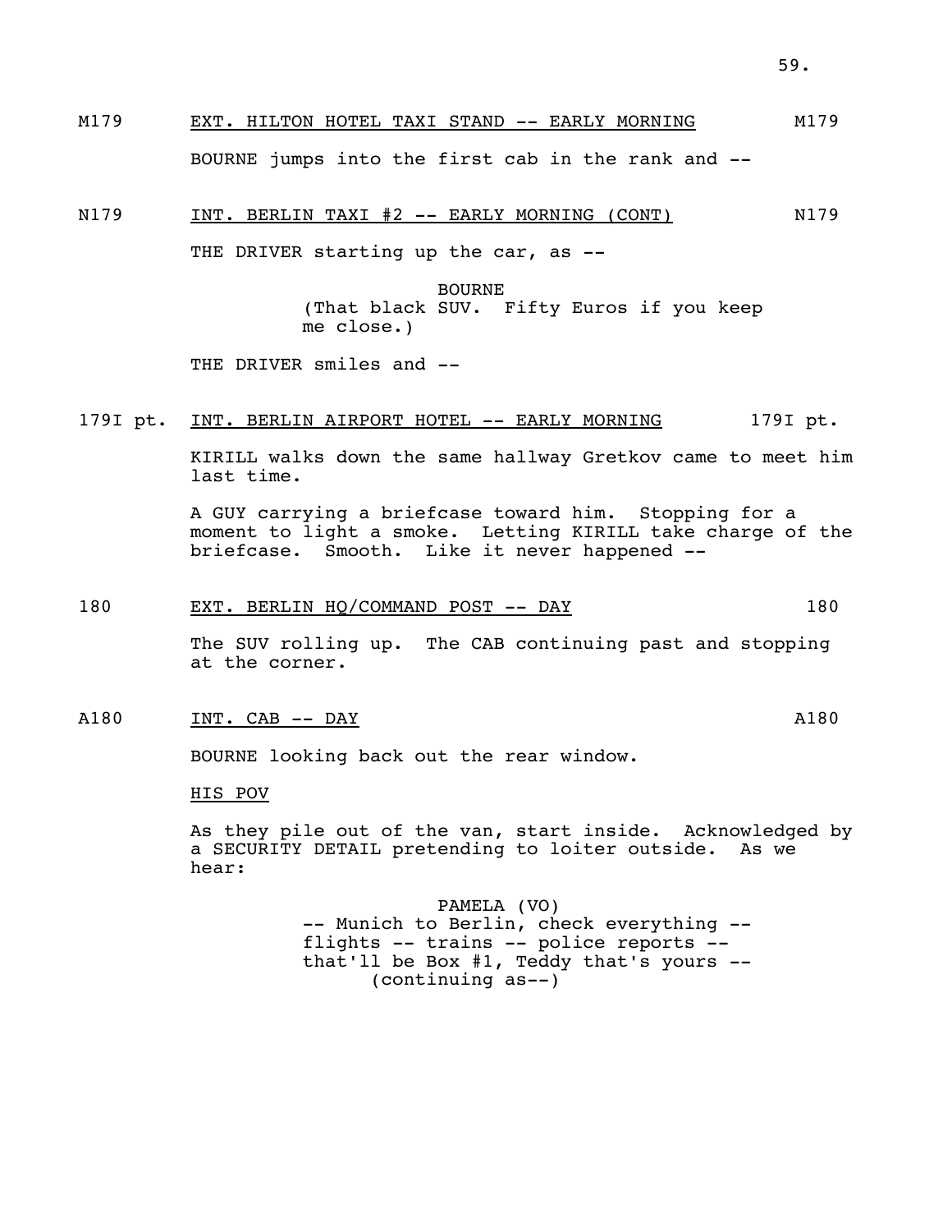M179 EXT. HILTON HOTEL TAXI STAND -- EARLY MORNING M179

BOURNE jumps into the first cab in the rank and --

N179 INT. BERLIN TAXI #2 -- EARLY MORNING (CONT) N179

THE DRIVER starting up the car, as --

BOURNE
(That black SUV. Fifty Euros if you keep me close.)

THE DRIVER smiles and --

179I pt. INT. BERLIN AIRPORT HOTEL -- EARLY MORNING 179I pt.

KIRILL walks down the same hallway Gretkov came to meet him last time.

A GUY carrying a briefcase toward him. Stopping for a moment to light a smoke. Letting KIRILL take charge of the briefcase. Smooth. Like it never happened --

180 EXT. BERLIN HQ/COMMAND POST -- DAY 180

The SUV rolling up. The CAB continuing past and stopping at the corner.

A180 INT. CAB -- DAY A180

BOURNE looking back out the rear window.

HIS POV

As they pile out of the van, start inside. Acknowledged by a SECURITY DETAIL pretending to loiter outside. As we hear:

PAMELA (VO)
-- Munich to Berlin, check everything -- flights -- trains -- police reports -- that'll be Box #1, Teddy that's yours --
(continuing as--)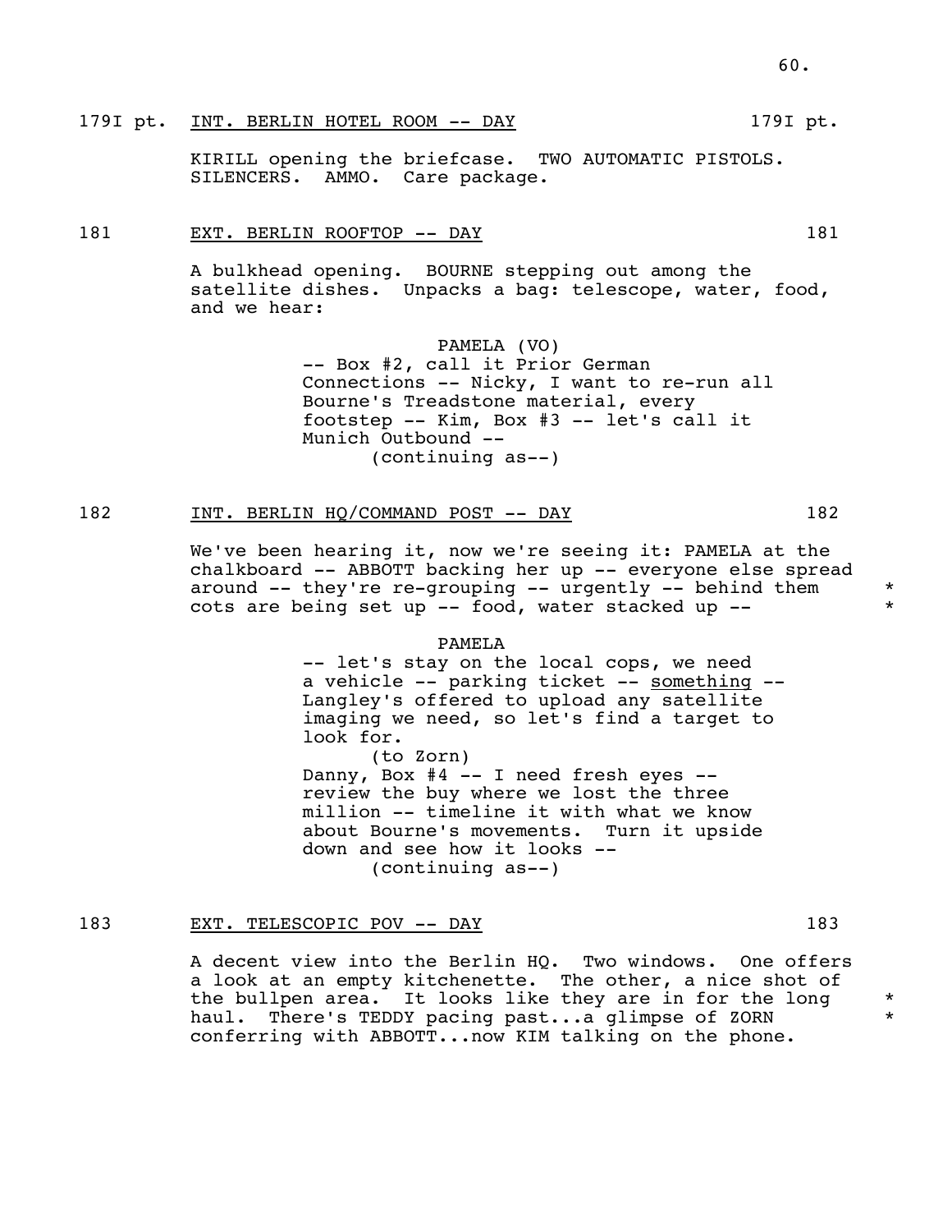179I pt. INT. BERLIN HOTEL ROOM -- DAY 179I pt.

KIRILL opening the briefcase. TWO AUTOMATIC PISTOLS. SILENCERS. AMMO. Care package.

181 EXT. BERLIN ROOFTOP -- DAY 181

A bulkhead opening. BOURNE stepping out among the satellite dishes. Unpacks a bag: telescope, water, food, and we hear:

PAMELA (VO)
-- Box #2, call it Prior German Connections -- Nicky, I want to re-run all Bourne's Treadstone material, every footstep -- Kim, Box #3 -- let's call it Munich Outbound --
(continuing as--)

182 INT. BERLIN HQ/COMMAND POST -- DAY 182

We've been hearing it, now we're seeing it: PAMELA at the chalkboard -- ABBOTT backing her up -- everyone else spread around -- they're re-grouping -- urgently -- behind them cots are being set up -- food, water stacked up -- *

PAMELA
-- let's stay on the local cops, we need a vehicle -- parking ticket -- something -- Langley's offered to upload any satellite imaging we need, so let's find a target to look for.
(to Zorn)
Danny, Box #4 -- I need fresh eyes -- review the buy where we lost the three million -- timeline it with what we know about Bourne's movements. Turn it upside down and see how it looks --
(continuing as--)

183 EXT. TELESCOPIC POV -- DAY 183

A decent view into the Berlin HQ. Two windows. One offers a look at an empty kitchenette. The other, a nice shot of the bullpen area. It looks like they are in for the long haul. There's TEDDY pacing past...a glimpse of ZORN conferring with ABBOTT...now KIM talking on the phone. *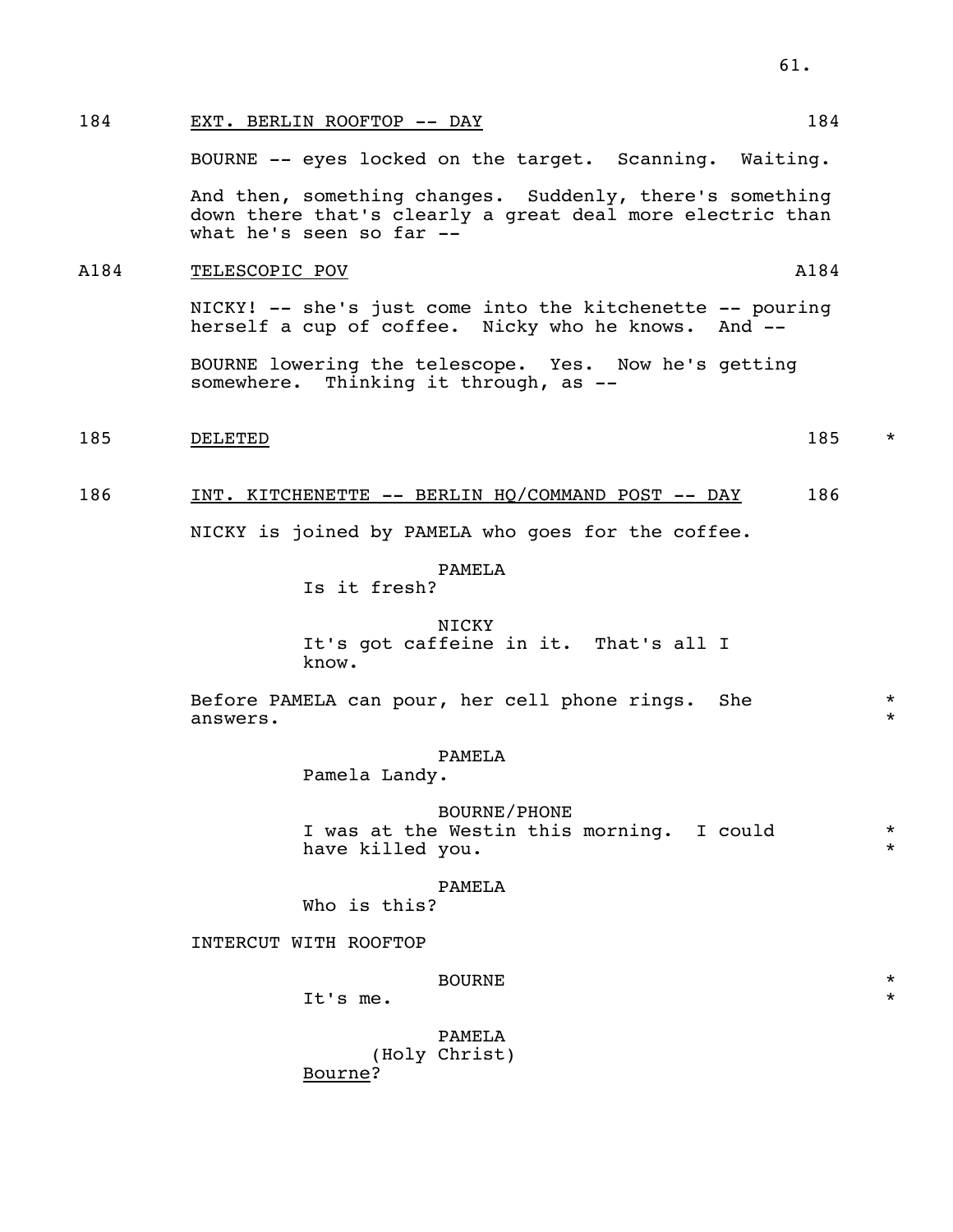184 EXT. BERLIN ROOFTOP -- DAY 184

BOURNE -- eyes locked on the target. Scanning. Waiting.

And then, something changes. Suddenly, there's something down there that's clearly a great deal more electric than what he's seen so far --

A184 TELESCOPIC POV A184

NICKY! -- she's just come into the kitchenette -- pouring herself a cup of coffee. Nicky who he knows. And --

BOURNE lowering the telescope. Yes. Now he's getting somewhere. Thinking it through, as --

185 DELETED 185 *

186 INT. KITCHENETTE -- BERLIN HQ/COMMAND POST -- DAY 186

NICKY is joined by PAMELA who goes for the coffee.

PAMELA
Is it fresh?

NICKY
It's got caffeine in it. That's all I know.

Before PAMELA can pour, her cell phone rings. She answers. *

PAMELA
Pamela Landy.

BOURNE/PHONE
I was at the Westin this morning. I could have killed you. *

PAMELA
Who is this?

INTERCUT WITH ROOFTOP

BOURNE *
It's me. *

PAMELA
(Holy Christ)
Bourne?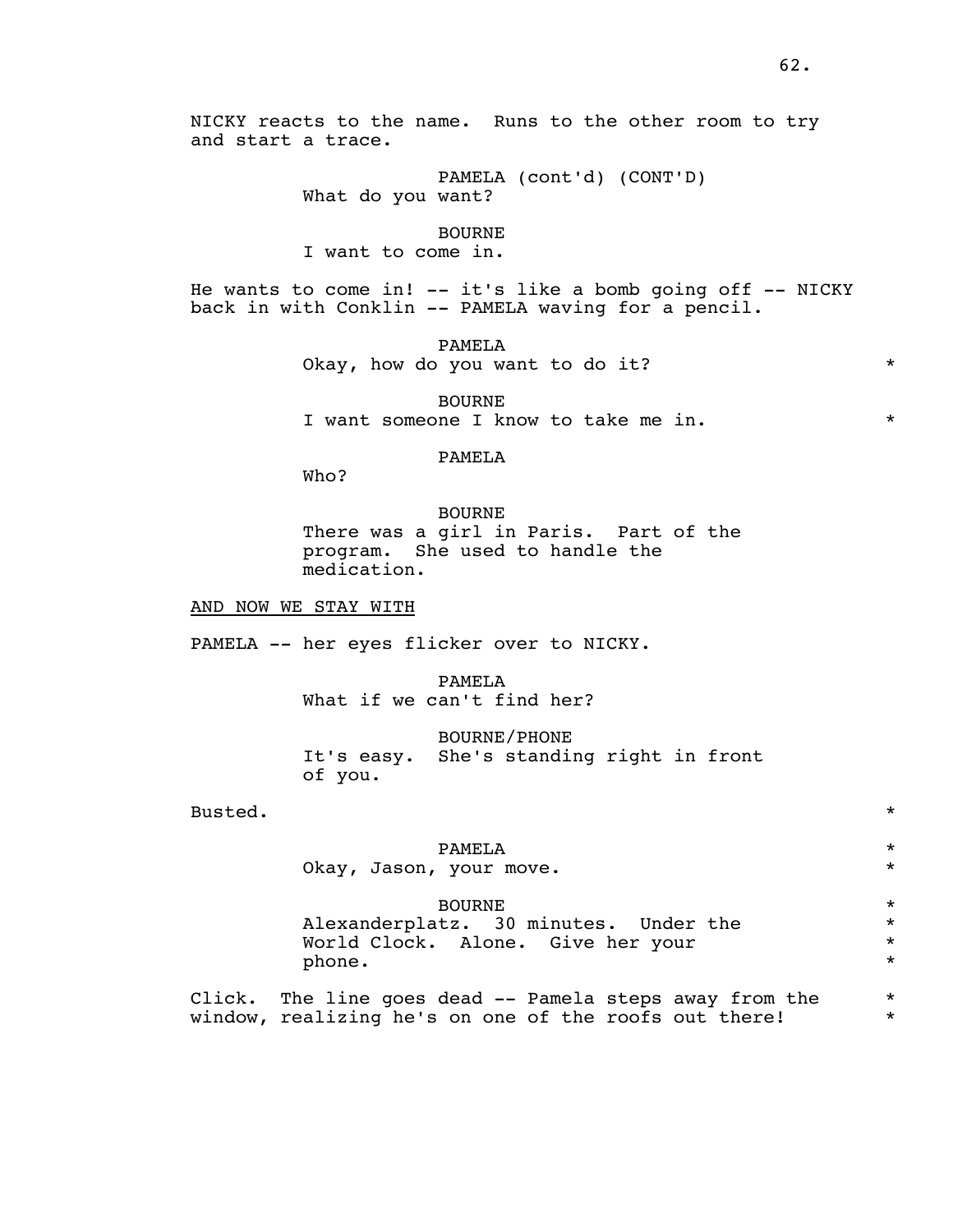NICKY reacts to the name. Runs to the other room to try and start a trace.

PAMELA (cont'd) (CONT'D)
What do you want?

BOURNE
I want to come in.

He wants to come in! -- it's like a bomb going off -- NICKY back in with Conklin -- PAMELA waving for a pencil.

PAMELA
Okay, how do you want to do it? *

BOURNE
I want someone I know to take me in. *

PAMELA
Who?

BOURNE
There was a girl in Paris. Part of the program. She used to handle the medication.

AND NOW WE STAY WITH

PAMELA -- her eyes flicker over to NICKY.

PAMELA
What if we can't find her?

BOURNE/PHONE
It's easy. She's standing right in front of you.

Busted. *

PAMELA *
Okay, Jason, your move. *

BOURNE *
Alexanderplatz. 30 minutes. Under the *
World Clock. Alone. Give her your *
phone. *

Click. The line goes dead -- Pamela steps away from the *
window, realizing he's on one of the roofs out there! *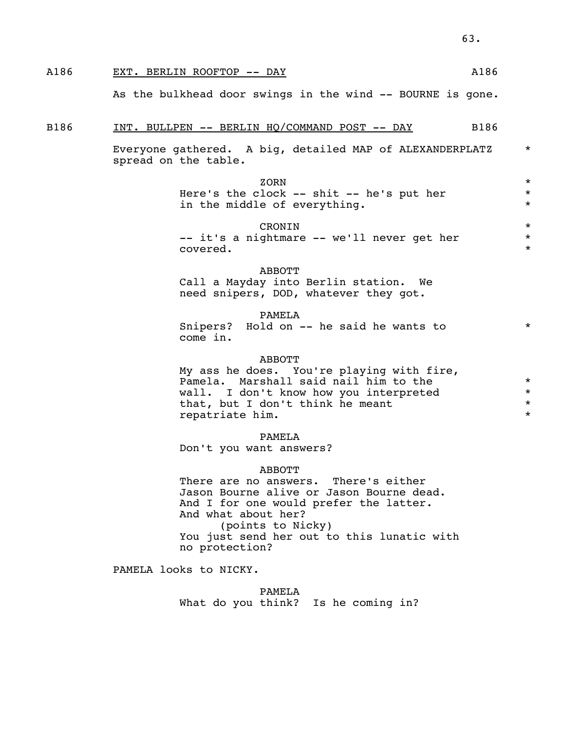A186 EXT. BERLIN ROOFTOP -- DAY A186

As the bulkhead door swings in the wind -- BOURNE is gone.

B186 INT. BULLPEN -- BERLIN HQ/COMMAND POST -- DAY B186

Everyone gathered. A big, detailed MAP of ALEXANDERPLATZ spread on the table. *

ZORN
Here's the clock -- shit -- he's put her in the middle of everything. *

CRONIN
-- it's a nightmare -- we'll never get her covered. *

ABBOTT
Call a Mayday into Berlin station. We need snipers, DOD, whatever they got.

PAMELA
Snipers? Hold on -- he said he wants to come in. *

ABBOTT
My ass he does. You're playing with fire, Pamela. Marshall said nail him to the wall. I don't know how you interpreted that, but I don't think he meant repatriate him. *

PAMELA
Don't you want answers?

ABBOTT
There are no answers. There's either Jason Bourne alive or Jason Bourne dead. And I for one would prefer the latter. And what about her?
(points to Nicky)
You just send her out to this lunatic with no protection?

PAMELA looks to NICKY.

PAMELA
What do you think? Is he coming in?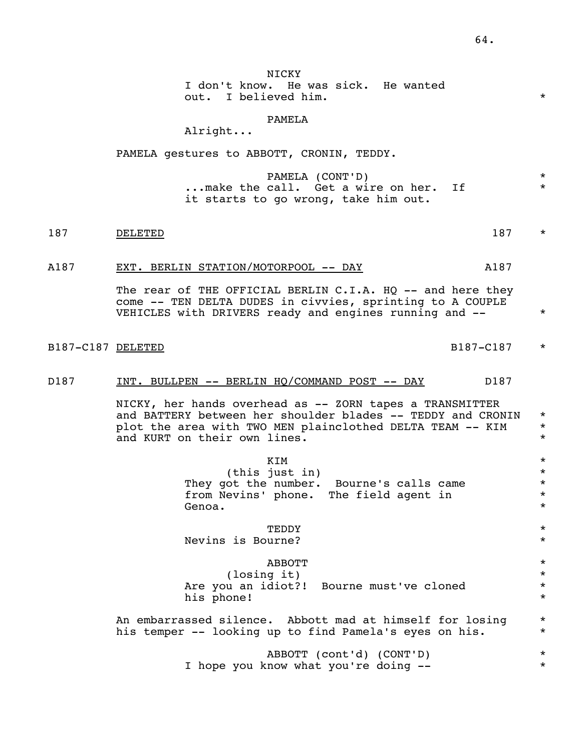NICKY
I don't know. He was sick. He wanted out. I believed him. *

PAMELA
Alright...

PAMELA gestures to ABBOTT, CRONIN, TEDDY.

PAMELA (CONT'D) *
...make the call. Get a wire on her. If *
it starts to go wrong, take him out.

187 DELETED 187 *

A187 EXT. BERLIN STATION/MOTORPOOL -- DAY A187

The rear of THE OFFICIAL BERLIN C.I.A. HQ -- and here they come -- TEN DELTA DUDES in civvies, sprinting to A COUPLE VEHICLES with DRIVERS ready and engines running and -- *

B187-C187 DELETED B187-C187 *

D187 INT. BULLPEN -- BERLIN HQ/COMMAND POST -- DAY D187

NICKY, her hands overhead as -- ZORN tapes a TRANSMITTER and BATTERY between her shoulder blades -- TEDDY and CRONIN plot the area with TWO MEN plainclothed DELTA TEAM -- KIM and KURT on their own lines. *

KIM *
(this just in) *
They got the number. Bourne's calls came from Nevins' phone. The field agent in Genoa. *

TEDDY *
Nevins is Bourne? *

ABBOTT *
(losing it) *
Are you an idiot?! Bourne must've cloned his phone! *

An embarrassed silence. Abbott mad at himself for losing his temper -- looking up to find Pamela's eyes on his. *

ABBOTT (cont'd) (CONT'D) *
I hope you know what you're doing -- *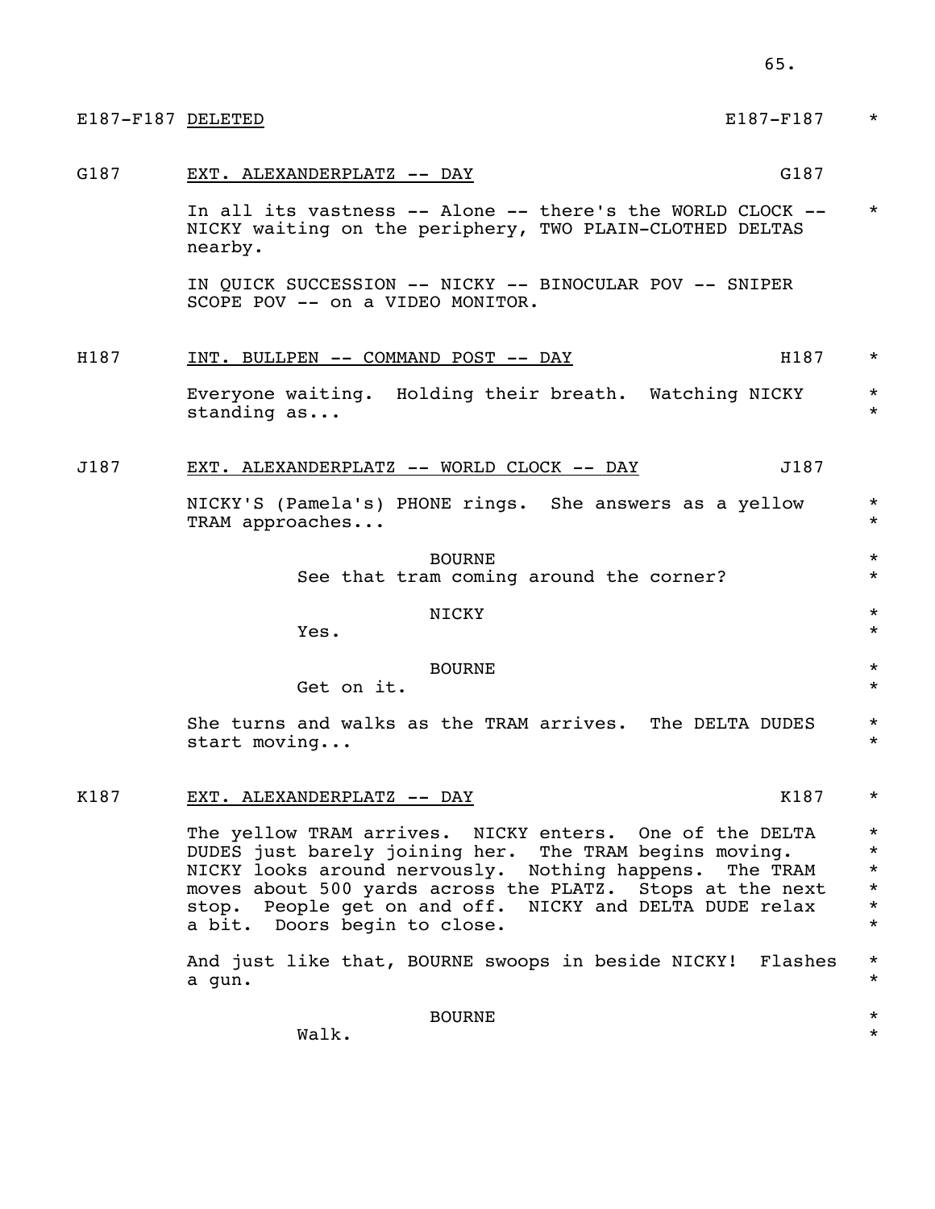E187-F187 DELETED E187-F187 *

G187 EXT. ALEXANDERPLATZ -- DAY G187

In all its vastness -- Alone -- there's the WORLD CLOCK -- *
NICKY waiting on the periphery, TWO PLAIN-CLOTHED DELTAS
nearby.

IN QUICK SUCCESSION -- NICKY -- BINOCULAR POV -- SNIPER
SCOPE POV -- on a VIDEO MONITOR.

H187 INT. BULLPEN -- COMMAND POST -- DAY H187 *

Everyone waiting. Holding their breath. Watching NICKY *
standing as... *

J187 EXT. ALEXANDERPLATZ -- WORLD CLOCK -- DAY J187

NICKY'S (Pamela's) PHONE rings. She answers as a yellow *
TRAM approaches... *

BOURNE *
See that tram coming around the corner? *

NICKY *
Yes. *

BOURNE *
Get on it. *

She turns and walks as the TRAM arrives. The DELTA DUDES *
start moving... *

K187 EXT. ALEXANDERPLATZ -- DAY K187 *

The yellow TRAM arrives. NICKY enters. One of the DELTA *
DUDES just barely joining her. The TRAM begins moving. *
NICKY looks around nervously. Nothing happens. The TRAM *
moves about 500 yards across the PLATZ. Stops at the next *
stop. People get on and off. NICKY and DELTA DUDE relax *
a bit. Doors begin to close. *

And just like that, BOURNE swoops in beside NICKY! Flashes *
a gun. *

BOURNE *
Walk. *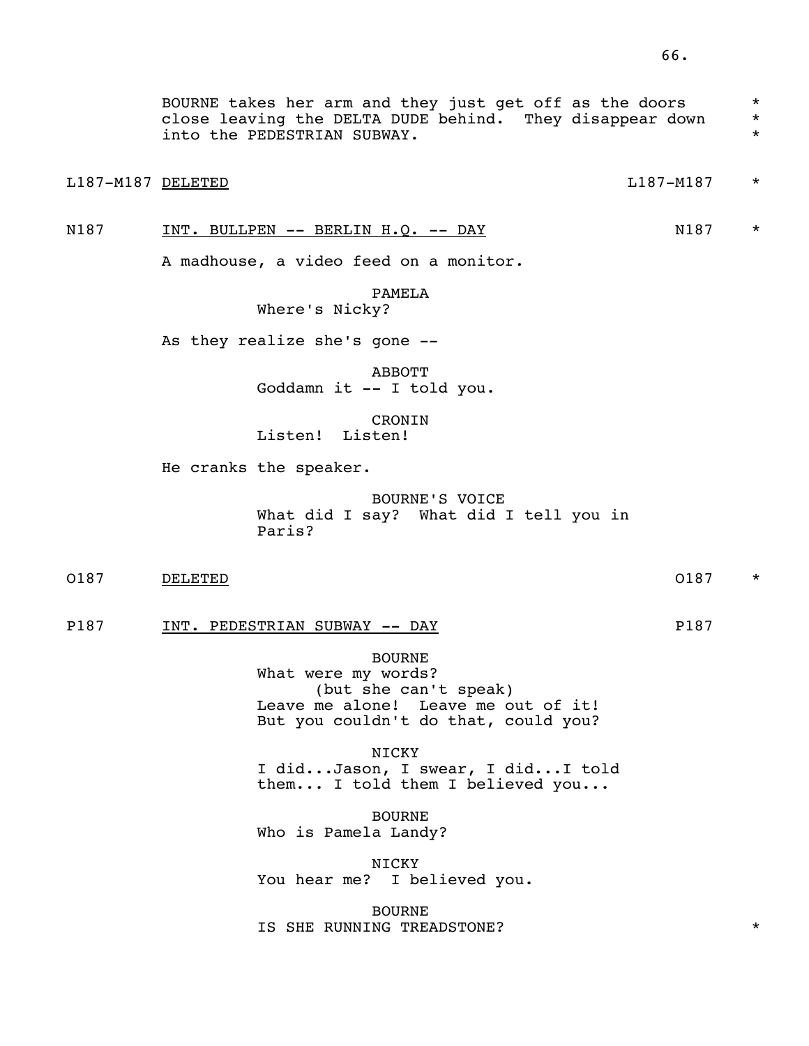BOURNE takes her arm and they just get off as the doors close leaving the DELTA DUDE behind. They disappear down into the PEDESTRIAN SUBWAY. *

L187-M187 DELETED L187-M187 *

N187 INT. BULLPEN -- BERLIN H.Q. -- DAY N187 *

A madhouse, a video feed on a monitor.

PAMELA
Where's Nicky?

As they realize she's gone --

ABBOTT
Goddamn it -- I told you.

CRONIN
Listen! Listen!

He cranks the speaker.

BOURNE'S VOICE
What did I say? What did I tell you in Paris?

O187 DELETED O187 *

P187 INT. PEDESTRIAN SUBWAY -- DAY P187

BOURNE
What were my words?
(but she can't speak)
Leave me alone! Leave me out of it! But you couldn't do that, could you?

NICKY
I did...Jason, I swear, I did...I told them... I told them I believed you...

BOURNE
Who is Pamela Landy?

NICKY
You hear me? I believed you.

BOURNE
IS SHE RUNNING TREADSTONE? *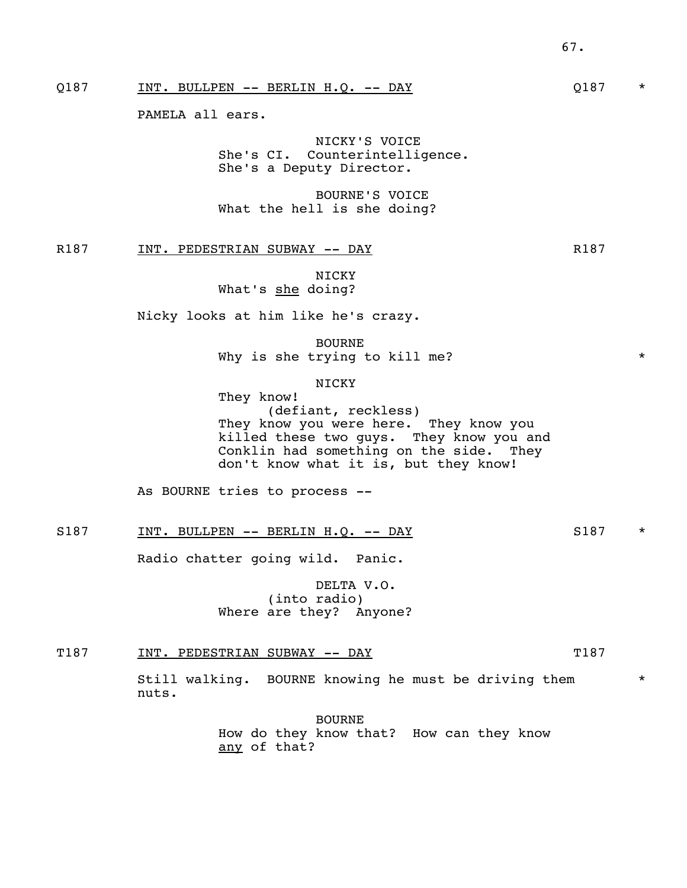Q187 INT. BULLPEN -- BERLIN H.Q. -- DAY Q187 *

PAMELA all ears.

NICKY'S VOICE
She's CI. Counterintelligence.
She's a Deputy Director.

BOURNE'S VOICE
What the hell is she doing?

R187 INT. PEDESTRIAN SUBWAY -- DAY R187

NICKY
What's she doing?

Nicky looks at him like he's crazy.

BOURNE
Why is she trying to kill me? *

NICKY
They know!
(defiant, reckless)
They know you were here. They know you killed these two guys. They know you and Conklin had something on the side. They don't know what it is, but they know!

As BOURNE tries to process --

S187 INT. BULLPEN -- BERLIN H.Q. -- DAY S187 *

Radio chatter going wild. Panic.

DELTA V.O.
(into radio)
Where are they? Anyone?

T187 INT. PEDESTRIAN SUBWAY -- DAY T187

Still walking. BOURNE knowing he must be driving them nuts. *

BOURNE
How do they know that? How can they know any of that?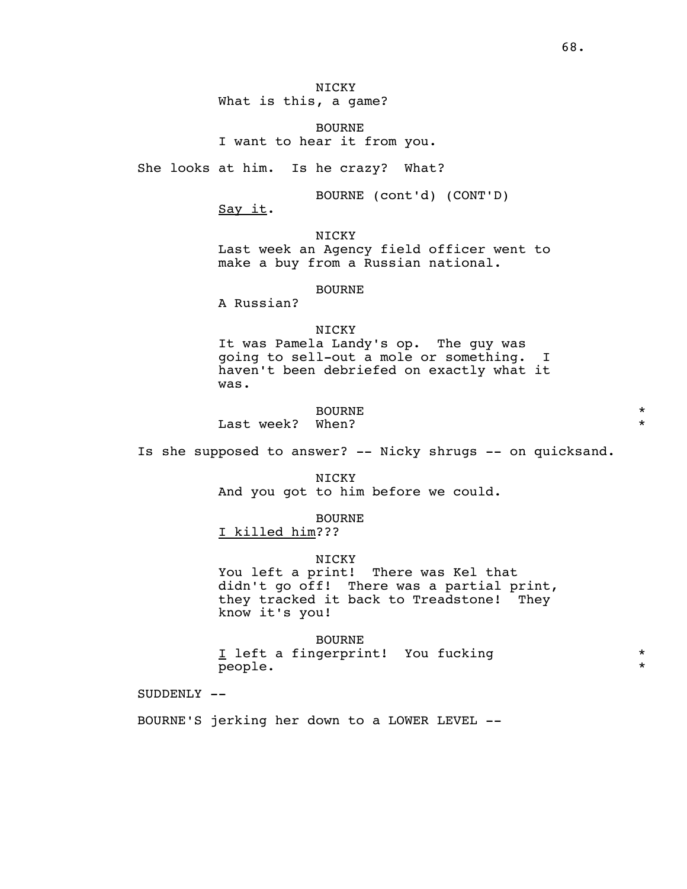NICKY
What is this, a game?

BOURNE
I want to hear it from you.

She looks at him. Is he crazy? What?

BOURNE (cont'd) (CONT'D)
Say it.

NICKY
Last week an Agency field officer went to make a buy from a Russian national.

BOURNE
A Russian?

NICKY
It was Pamela Landy's op. The guy was going to sell-out a mole or something. I haven't been debriefed on exactly what it was.

BOURNE *
Last week? When? *

Is she supposed to answer? -- Nicky shrugs -- on quicksand.

NICKY
And you got to him before we could.

BOURNE
I killed him???

NICKY
You left a print! There was Kel that didn't go off! There was a partial print, they tracked it back to Treadstone! They know it's you!

BOURNE
I left a fingerprint! You fucking *
people. *

SUDDENLY --

BOURNE'S jerking her down to a LOWER LEVEL --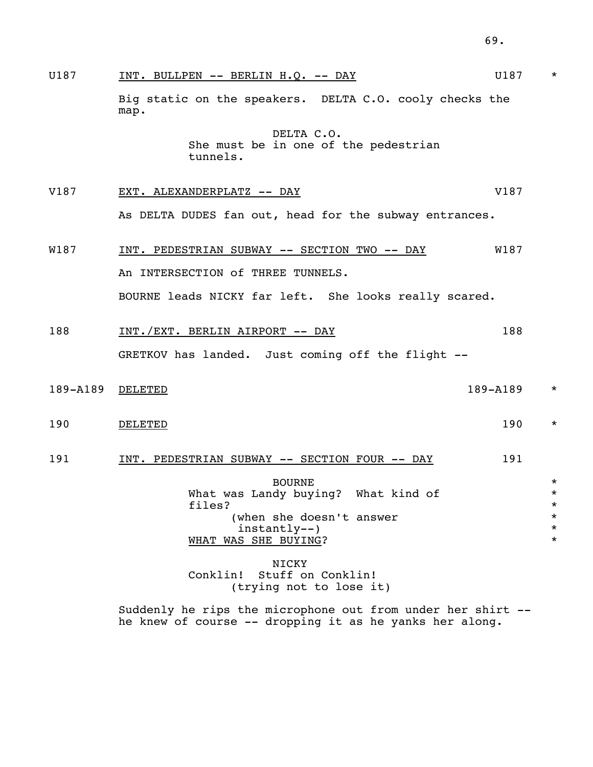U187 INT. BULLPEN -- BERLIN H.Q. -- DAY U187 *

Big static on the speakers. DELTA C.O. cooly checks the map.

DELTA C.O.
She must be in one of the pedestrian tunnels.

V187 EXT. ALEXANDERPLATZ -- DAY V187

As DELTA DUDES fan out, head for the subway entrances.

W187 INT. PEDESTRIAN SUBWAY -- SECTION TWO -- DAY W187

An INTERSECTION of THREE TUNNELS.

BOURNE leads NICKY far left. She looks really scared.

188 INT./EXT. BERLIN AIRPORT -- DAY 188

GRETKOV has landed. Just coming off the flight --

189-A189 DELETED 189-A189 *

190 DELETED 190 *

191 INT. PEDESTRIAN SUBWAY -- SECTION FOUR -- DAY 191

BOURNE *
What was Landy buying? What kind of files? *
(when she doesn't answer instantly--) *
WHAT WAS SHE BUYING? *

NICKY
Conklin! Stuff on Conklin!
(trying not to lose it)

Suddenly he rips the microphone out from under her shirt -- he knew of course -- dropping it as he yanks her along.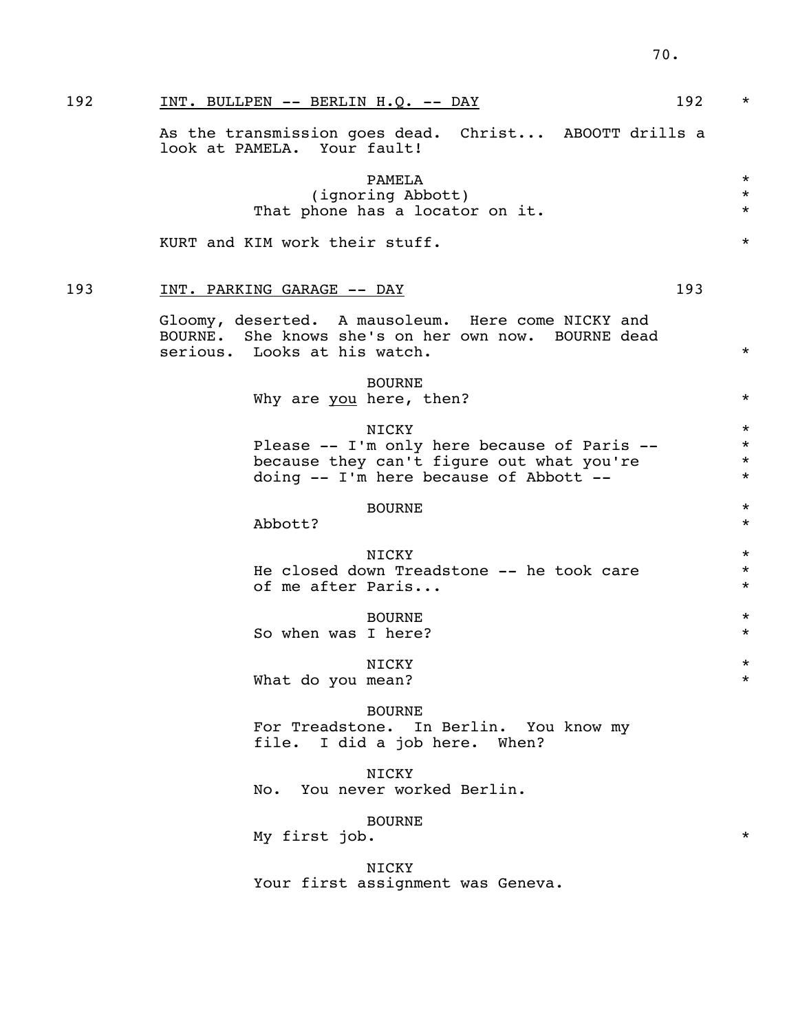192 INT. BULLPEN -- BERLIN H.Q. -- DAY 192 *

As the transmission goes dead. Christ... ABOOTT drills a look at PAMELA. Your fault!

PAMELA *
(ignoring Abbott) *
That phone has a locator on it. *

KURT and KIM work their stuff. *

193 INT. PARKING GARAGE -- DAY 193

Gloomy, deserted. A mausoleum. Here come NICKY and BOURNE. She knows she's on her own now. BOURNE dead serious. Looks at his watch. *

BOURNE
Why are _you_ here, then? *

NICKY *
Please -- I'm only here because of Paris -- *
because they can't figure out what you're *
doing -- I'm here because of Abbott -- *

BOURNE *
Abbott? *

NICKY *
He closed down Treadstone -- he took care *
of me after Paris... *

BOURNE *
So when was I here? *

NICKY *
What do you mean? *

BOURNE
For Treadstone. In Berlin. You know my file. I did a job here. When?

NICKY
No. You never worked Berlin.

BOURNE
My first job. *

NICKY
Your first assignment was Geneva.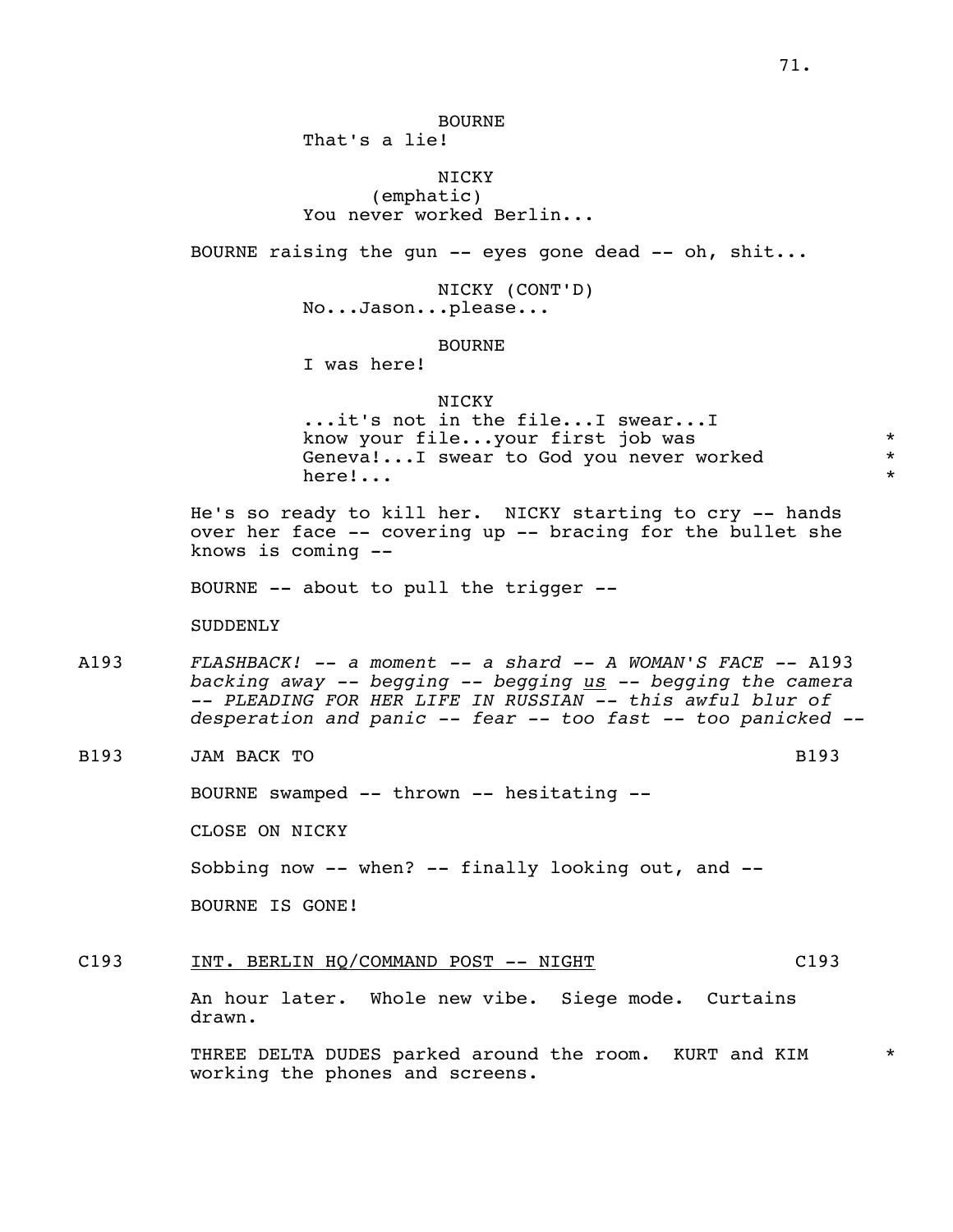BOURNE
That's a lie!

NICKY
(emphatic)
You never worked Berlin...

BOURNE raising the gun -- eyes gone dead -- oh, shit...

NICKY (CONT'D)
No...Jason...please...

BOURNE
I was here!

NICKY
...it's not in the file...I swear...I know your file...your first job was Geneva!...I swear to God you never worked here!... *

He's so ready to kill her. NICKY starting to cry -- hands over her face -- covering up -- bracing for the bullet she knows is coming --

BOURNE -- about to pull the trigger --

SUDDENLY

A193 *FLASHBACK! -- a moment -- a shard -- A WOMAN'S FACE -- backing away -- begging -- begging* <u>*us*</u> *-- begging the camera -- PLEADING FOR HER LIFE IN RUSSIAN -- this awful blur of desperation and panic -- fear -- too fast -- too panicked --* A193

B193 JAM BACK TO B193

BOURNE swamped -- thrown -- hesitating --

CLOSE ON NICKY

Sobbing now -- when? -- finally looking out, and --

BOURNE IS GONE!

C193 <u>INT. BERLIN HQ/COMMAND POST -- NIGHT</u> C193

An hour later. Whole new vibe. Siege mode. Curtains drawn.

THREE DELTA DUDES parked around the room. KURT and KIM working the phones and screens. *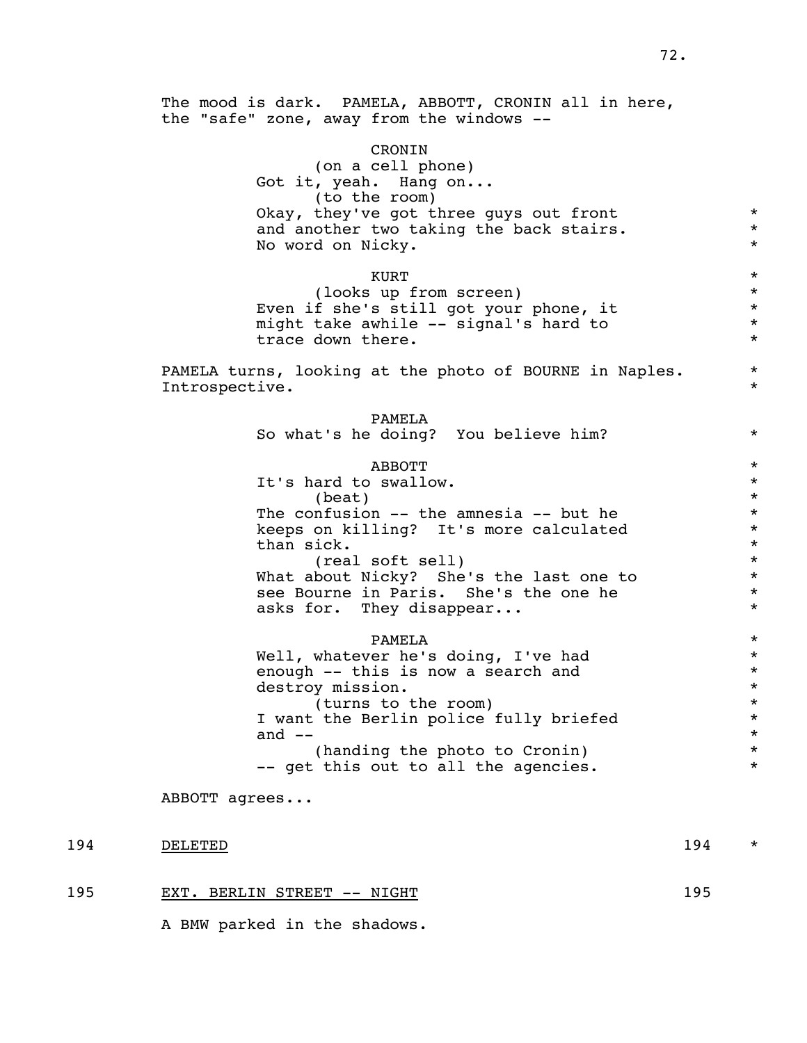The mood is dark. PAMELA, ABBOTT, CRONIN all in here, the "safe" zone, away from the windows --

CRONIN
(on a cell phone)
Got it, yeah. Hang on...
(to the room)
Okay, they've got three guys out front and another two taking the back stairs. No word on Nicky.

KURT
(looks up from screen)
Even if she's still got your phone, it might take awhile -- signal's hard to trace down there.

PAMELA turns, looking at the photo of BOURNE in Naples. Introspective.

PAMELA
So what's he doing? You believe him?

ABBOTT
It's hard to swallow.
(beat)
The confusion -- the amnesia -- but he keeps on killing? It's more calculated than sick.
(real soft sell)
What about Nicky? She's the last one to see Bourne in Paris. She's the one he asks for. They disappear...

PAMELA
Well, whatever he's doing, I've had enough -- this is now a search and destroy mission.
(turns to the room)
I want the Berlin police fully briefed and --
(handing the photo to Cronin)
-- get this out to all the agencies.

ABBOTT agrees...

194 DELETED 194

195 EXT. BERLIN STREET -- NIGHT 195

A BMW parked in the shadows.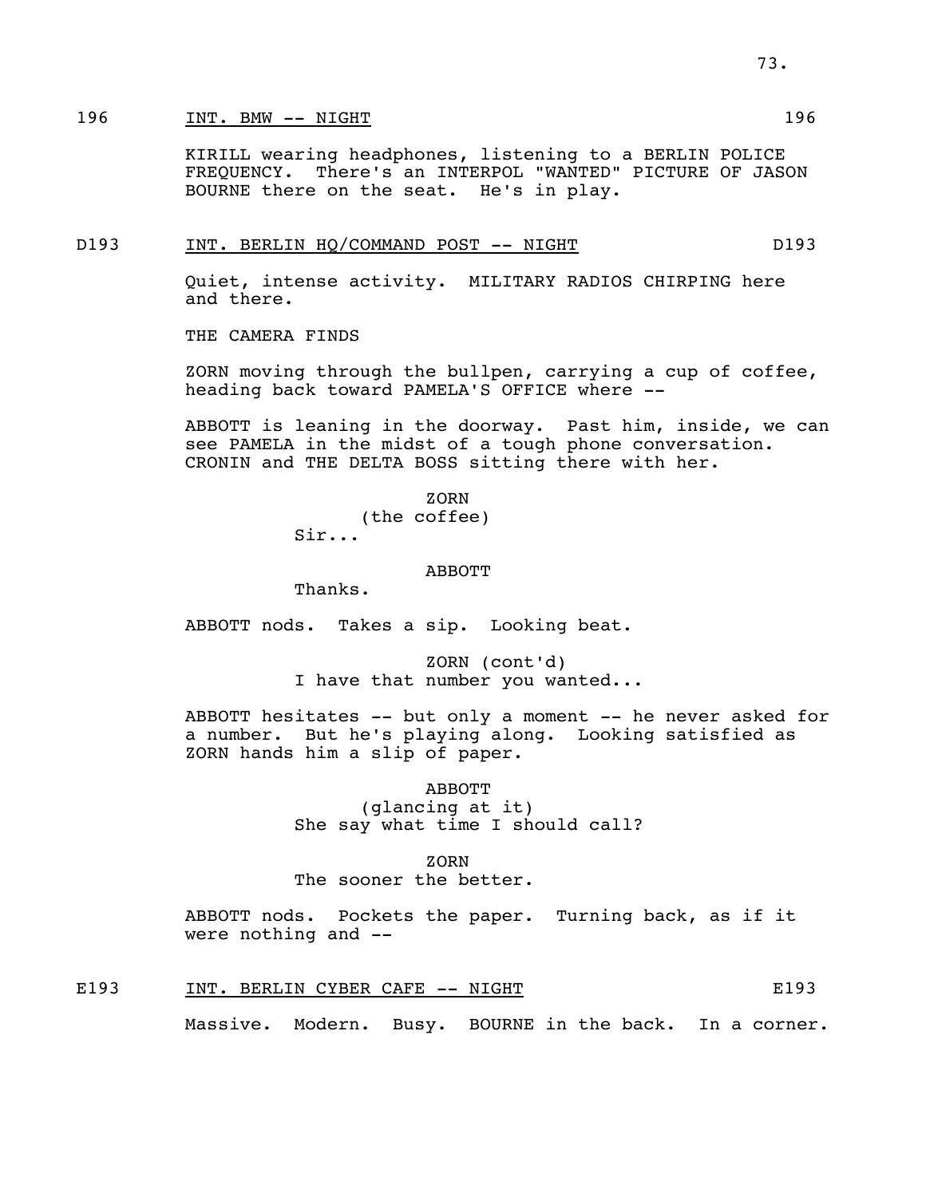196 INT. BMW -- NIGHT 196

KIRILL wearing headphones, listening to a BERLIN POLICE FREQUENCY. There's an INTERPOL "WANTED" PICTURE OF JASON BOURNE there on the seat. He's in play.

D193 INT. BERLIN HQ/COMMAND POST -- NIGHT D193

Quiet, intense activity. MILITARY RADIOS CHIRPING here and there.

THE CAMERA FINDS

ZORN moving through the bullpen, carrying a cup of coffee, heading back toward PAMELA'S OFFICE where --

ABBOTT is leaning in the doorway. Past him, inside, we can see PAMELA in the midst of a tough phone conversation. CRONIN and THE DELTA BOSS sitting there with her.

ZORN
(the coffee)
Sir...

ABBOTT
Thanks.

ABBOTT nods. Takes a sip. Looking beat.

ZORN (cont'd)
I have that number you wanted...

ABBOTT hesitates -- but only a moment -- he never asked for a number. But he's playing along. Looking satisfied as ZORN hands him a slip of paper.

ABBOTT
(glancing at it)
She say what time I should call?

ZORN
The sooner the better.

ABBOTT nods. Pockets the paper. Turning back, as if it were nothing and --

E193 INT. BERLIN CYBER CAFE -- NIGHT E193

Massive. Modern. Busy. BOURNE in the back. In a corner.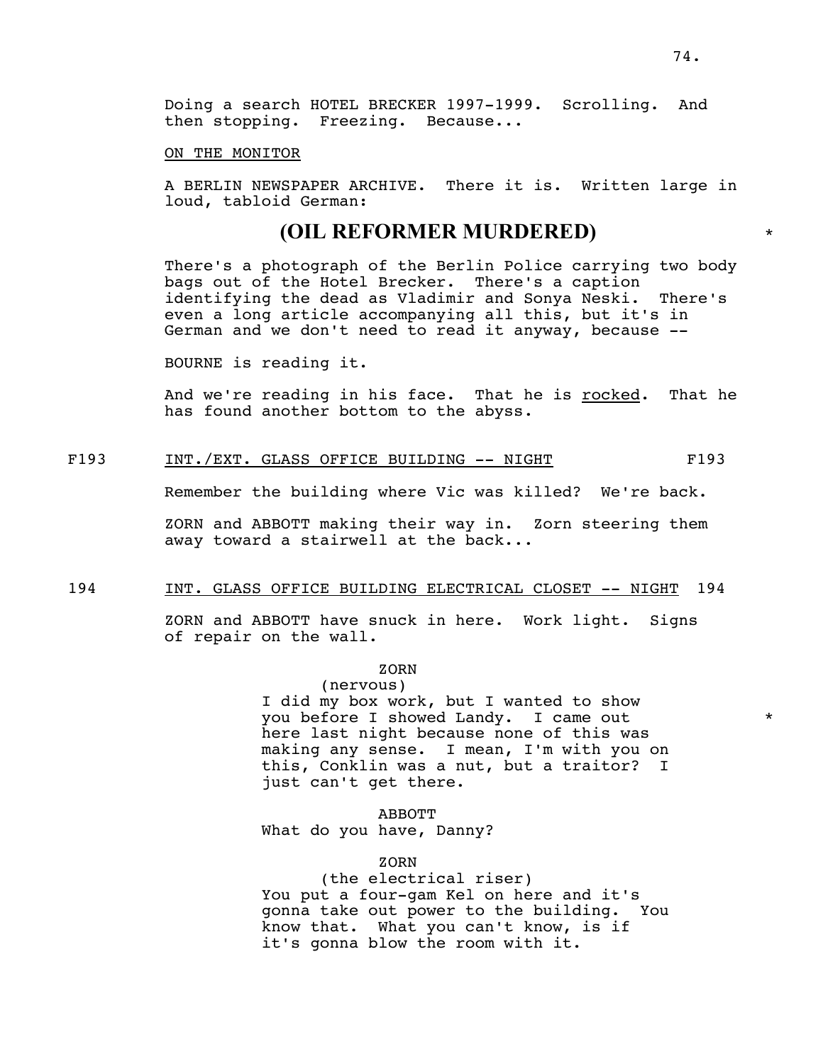Doing a search HOTEL BRECKER 1997-1999. Scrolling. And then stopping. Freezing. Because...

ON THE MONITOR

A BERLIN NEWSPAPER ARCHIVE. There it is. Written large in loud, tabloid German:

**(OIL REFORMER MURDERED)** *

There's a photograph of the Berlin Police carrying two body bags out of the Hotel Brecker. There's a caption identifying the dead as Vladimir and Sonya Neski. There's even a long article accompanying all this, but it's in German and we don't need to read it anyway, because --

BOURNE is reading it.

And we're reading in his face. That he is _rocked_. That he has found another bottom to the abyss.

F193 INT./EXT. GLASS OFFICE BUILDING -- NIGHT F193

Remember the building where Vic was killed? We're back.

ZORN and ABBOTT making their way in. Zorn steering them away toward a stairwell at the back...

194 INT. GLASS OFFICE BUILDING ELECTRICAL CLOSET -- NIGHT 194

ZORN and ABBOTT have snuck in here. Work light. Signs of repair on the wall.

ZORN
(nervous)
I did my box work, but I wanted to show you before I showed Landy. I came out here last night because none of this was making any sense. I mean, I'm with you on this, Conklin was a nut, but a traitor? I just can't get there. *

ABBOTT
What do you have, Danny?

ZORN
(the electrical riser)
You put a four-gam Kel on here and it's gonna take out power to the building. You know that. What you can't know, is if it's gonna blow the room with it.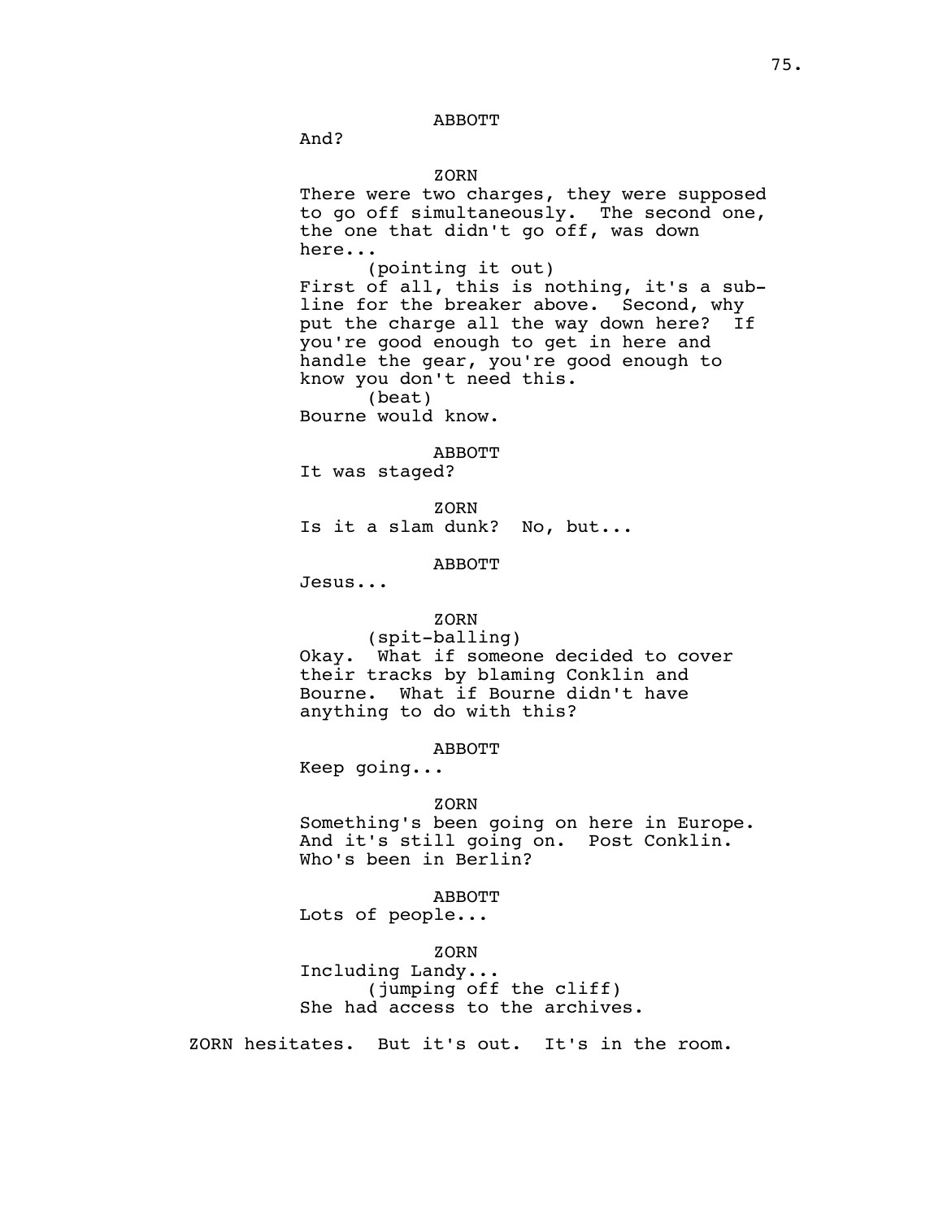ABBOTT

And?

ZORN

There were two charges, they were supposed to go off simultaneously. The second one, the one that didn't go off, was down here...

(pointing it out)

First of all, this is nothing, it's a sub-line for the breaker above. Second, why put the charge all the way down here? If you're good enough to get in here and handle the gear, you're good enough to know you don't need this.

(beat)

Bourne would know.

ABBOTT

It was staged?

ZORN

Is it a slam dunk? No, but...

ABBOTT

Jesus...

ZORN

(spit-balling)

Okay. What if someone decided to cover their tracks by blaming Conklin and Bourne. What if Bourne didn't have anything to do with this?

ABBOTT

Keep going...

ZORN

Something's been going on here in Europe. And it's still going on. Post Conklin. Who's been in Berlin?

ABBOTT

Lots of people...

ZORN

Including Landy...

(jumping off the cliff)

She had access to the archives.

ZORN hesitates. But it's out. It's in the room.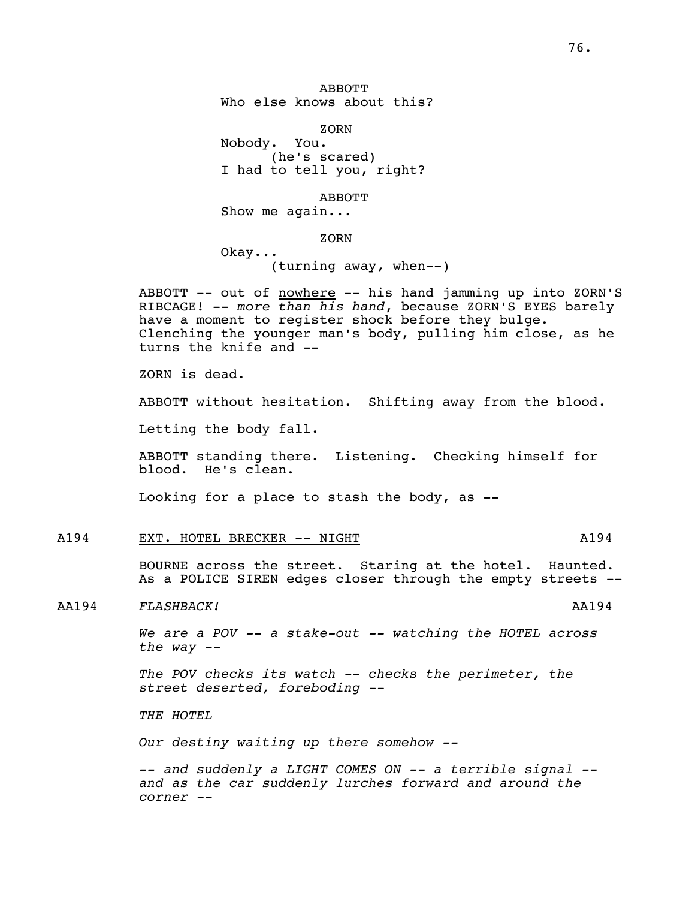ABBOTT
Who else knows about this?

ZORN
Nobody. You.
(he's scared)
I had to tell you, right?

ABBOTT
Show me again...

ZORN
Okay...
(turning away, when--)

ABBOTT -- out of nowhere -- his hand jamming up into ZORN'S RIBCAGE! -- *more than his hand*, because ZORN'S EYES barely have a moment to register shock before they bulge. Clenching the younger man's body, pulling him close, as he turns the knife and --

ZORN is dead.

ABBOTT without hesitation. Shifting away from the blood.

Letting the body fall.

ABBOTT standing there. Listening. Checking himself for blood. He's clean.

Looking for a place to stash the body, as --

A194 EXT. HOTEL BRECKER -- NIGHT A194

BOURNE across the street. Staring at the hotel. Haunted. As a POLICE SIREN edges closer through the empty streets --

AA194 *FLASHBACK!* AA194

*We are a POV -- a stake-out -- watching the HOTEL across the way --*

*The POV checks its watch -- checks the perimeter, the street deserted, foreboding --*

*THE HOTEL*

*Our destiny waiting up there somehow --*

*-- and suddenly a LIGHT COMES ON -- a terrible signal -- and as the car suddenly lurches forward and around the corner --*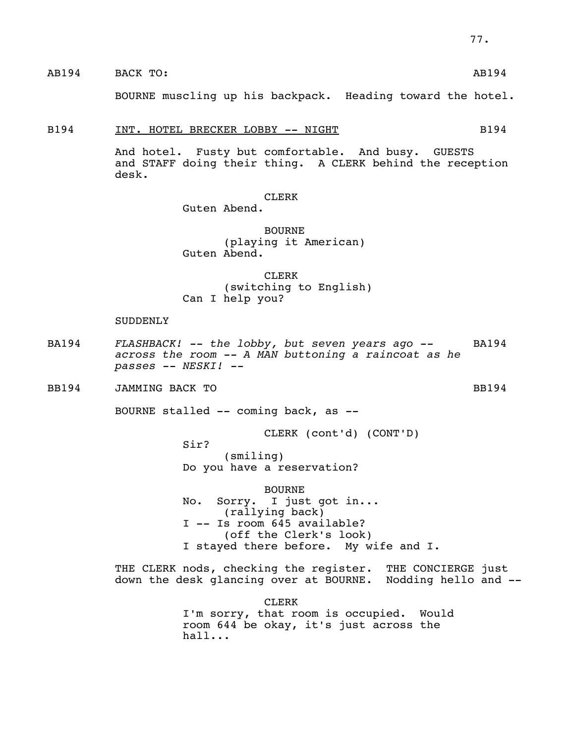AB194 BACK TO: AB194

BOURNE muscling up his backpack. Heading toward the hotel.

B194 INT. HOTEL BRECKER LOBBY -- NIGHT B194

And hotel. Fusty but comfortable. And busy. GUESTS and STAFF doing their thing. A CLERK behind the reception desk.

CLERK
Guten Abend.

BOURNE
(playing it American)
Guten Abend.

CLERK
(switching to English)
Can I help you?

SUDDENLY

BA194 *FLASHBACK! -- the lobby, but seven years ago -- across the room -- A MAN buttoning a raincoat as he passes -- NESKI! --* BA194

BB194 JAMMING BACK TO BB194

BOURNE stalled -- coming back, as --

CLERK (cont'd) (CONT'D)
Sir?
(smiling)
Do you have a reservation?

BOURNE
No. Sorry. I just got in...
(rallying back)
I -- Is room 645 available?
(off the Clerk's look)
I stayed there before. My wife and I.

THE CLERK nods, checking the register. THE CONCIERGE just down the desk glancing over at BOURNE. Nodding hello and --

CLERK
I'm sorry, that room is occupied. Would room 644 be okay, it's just across the hall...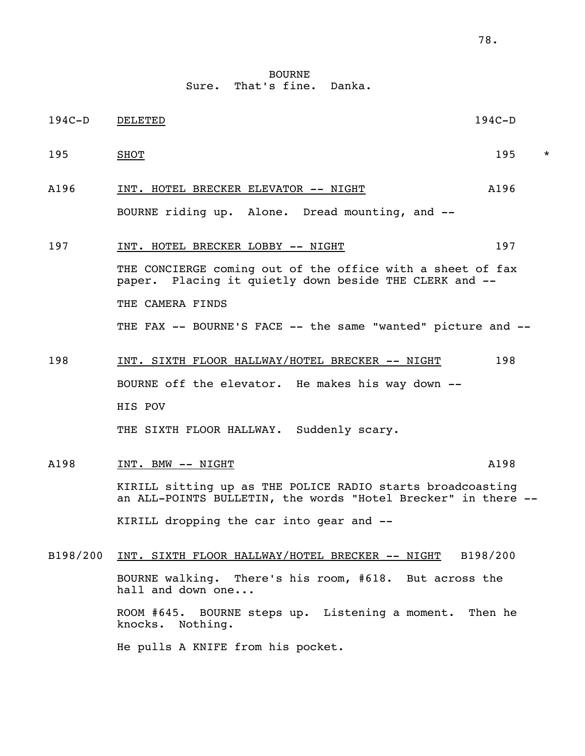BOURNE
Sure. That's fine. Danka.

194C-D DELETED 194C-D

195 SHOT 195 *

A196 INT. HOTEL BRECKER ELEVATOR -- NIGHT A196

BOURNE riding up. Alone. Dread mounting, and --

197 INT. HOTEL BRECKER LOBBY -- NIGHT 197

THE CONCIERGE coming out of the office with a sheet of fax paper. Placing it quietly down beside THE CLERK and --

THE CAMERA FINDS

THE FAX -- BOURNE'S FACE -- the same "wanted" picture and --

198 INT. SIXTH FLOOR HALLWAY/HOTEL BRECKER -- NIGHT 198

BOURNE off the elevator. He makes his way down --

HIS POV

THE SIXTH FLOOR HALLWAY. Suddenly scary.

A198 INT. BMW -- NIGHT A198

KIRILL sitting up as THE POLICE RADIO starts broadcoasting an ALL-POINTS BULLETIN, the words "Hotel Brecker" in there --

KIRILL dropping the car into gear and --

B198/200 INT. SIXTH FLOOR HALLWAY/HOTEL BRECKER -- NIGHT B198/200

BOURNE walking. There's his room, #618. But across the hall and down one...

ROOM #645. BOURNE steps up. Listening a moment. Then he knocks. Nothing.

He pulls A KNIFE from his pocket.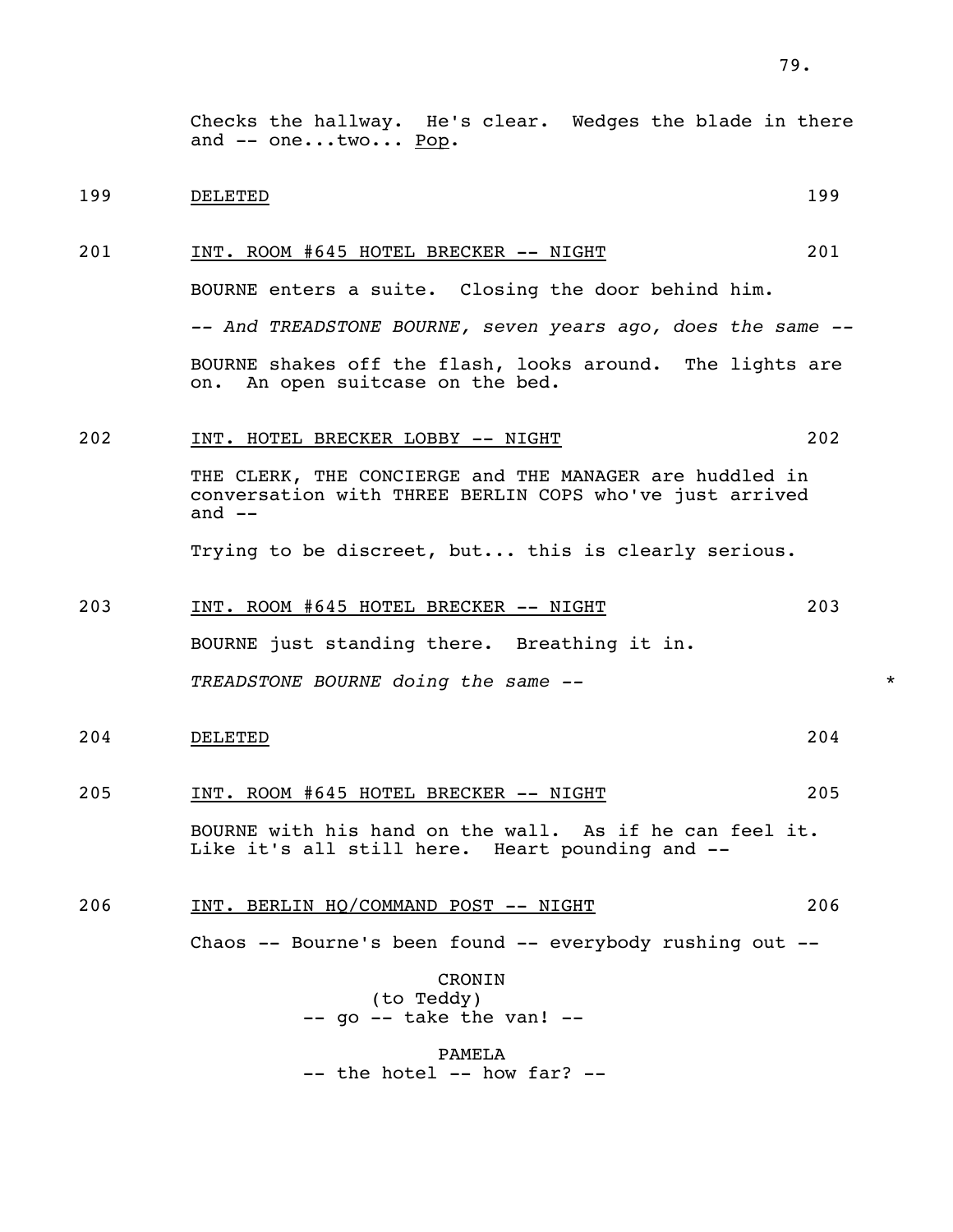Checks the hallway. He's clear. Wedges the blade in there and -- one...two... Pop.

199 DELETED 199

201 INT. ROOM #645 HOTEL BRECKER -- NIGHT 201

BOURNE enters a suite. Closing the door behind him.

*-- And TREADSTONE BOURNE, seven years ago, does the same --*

BOURNE shakes off the flash, looks around. The lights are on. An open suitcase on the bed.

202 INT. HOTEL BRECKER LOBBY -- NIGHT 202

THE CLERK, THE CONCIERGE and THE MANAGER are huddled in conversation with THREE BERLIN COPS who've just arrived and --

Trying to be discreet, but... this is clearly serious.

203 INT. ROOM #645 HOTEL BRECKER -- NIGHT 203

BOURNE just standing there. Breathing it in.

*TREADSTONE BOURNE doing the same --* *

204 DELETED 204

205 INT. ROOM #645 HOTEL BRECKER -- NIGHT 205

BOURNE with his hand on the wall. As if he can feel it. Like it's all still here. Heart pounding and --

206 INT. BERLIN HQ/COMMAND POST -- NIGHT 206

Chaos -- Bourne's been found -- everybody rushing out --

CRONIN
(to Teddy)
-- go -- take the van! --

PAMELA
-- the hotel -- how far? --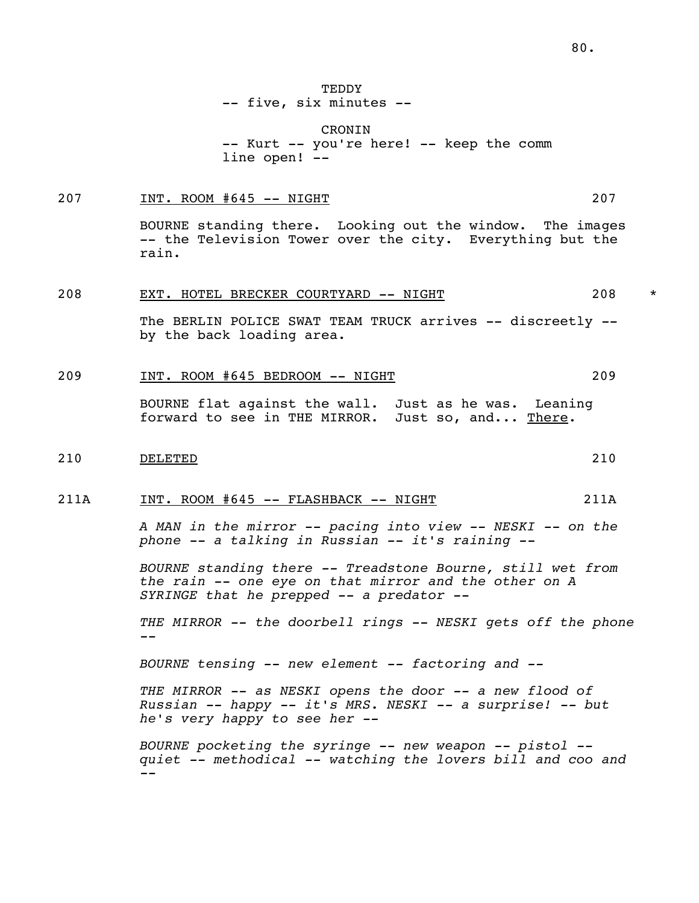TEDDY
-- five, six minutes --

CRONIN
-- Kurt -- you're here! -- keep the comm line open! --

207 INT. ROOM #645 -- NIGHT 207

BOURNE standing there. Looking out the window. The images -- the Television Tower over the city. Everything but the rain.

208 EXT. HOTEL BRECKER COURTYARD -- NIGHT 208 *

The BERLIN POLICE SWAT TEAM TRUCK arrives -- discreetly -- by the back loading area.

209 INT. ROOM #645 BEDROOM -- NIGHT 209

BOURNE flat against the wall. Just as he was. Leaning forward to see in THE MIRROR. Just so, and... There.

210 DELETED 210

211A INT. ROOM #645 -- FLASHBACK -- NIGHT 211A

*A MAN in the mirror -- pacing into view -- NESKI -- on the phone -- a talking in Russian -- it's raining --*

*BOURNE standing there -- Treadstone Bourne, still wet from the rain -- one eye on that mirror and the other on A SYRINGE that he prepped -- a predator --*

*THE MIRROR -- the doorbell rings -- NESKI gets off the phone --*

*BOURNE tensing -- new element -- factoring and --*

*THE MIRROR -- as NESKI opens the door -- a new flood of Russian -- happy -- it's MRS. NESKI -- a surprise! -- but he's very happy to see her --*

*BOURNE pocketing the syringe -- new weapon -- pistol -- quiet -- methodical -- watching the lovers bill and coo and --*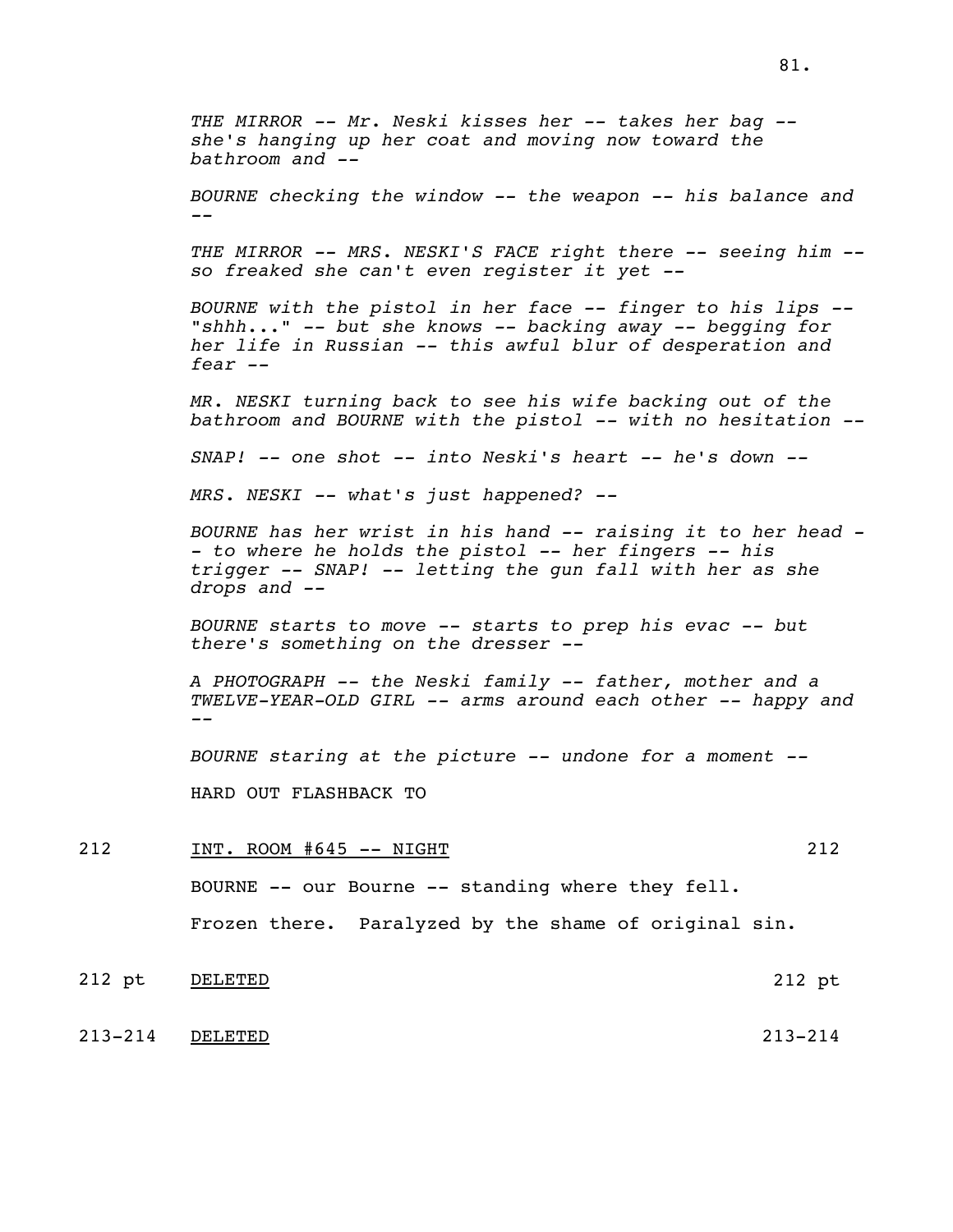*THE MIRROR -- Mr. Neski kisses her -- takes her bag -- she's hanging up her coat and moving now toward the bathroom and --*

*BOURNE checking the window -- the weapon -- his balance and --*

*THE MIRROR -- MRS. NESKI'S FACE right there -- seeing him -- so freaked she can't even register it yet --*

*BOURNE with the pistol in her face -- finger to his lips -- "shhh..." -- but she knows -- backing away -- begging for her life in Russian -- this awful blur of desperation and fear --*

*MR. NESKI turning back to see his wife backing out of the bathroom and BOURNE with the pistol -- with no hesitation --*

*SNAP! -- one shot -- into Neski's heart -- he's down --*

*MRS. NESKI -- what's just happened? --*

*BOURNE has her wrist in his hand -- raising it to her head -- to where he holds the pistol -- her fingers -- his trigger -- SNAP! -- letting the gun fall with her as she drops and --*

*BOURNE starts to move -- starts to prep his evac -- but there's something on the dresser --*

*A PHOTOGRAPH -- the Neski family -- father, mother and a TWELVE-YEAR-OLD GIRL -- arms around each other -- happy and --*

*BOURNE staring at the picture -- undone for a moment --*

HARD OUT FLASHBACK TO

212 INT. ROOM #645 -- NIGHT 212

BOURNE -- our Bourne -- standing where they fell.

Frozen there. Paralyzed by the shame of original sin.

212 pt DELETED 212 pt

213-214 DELETED 213-214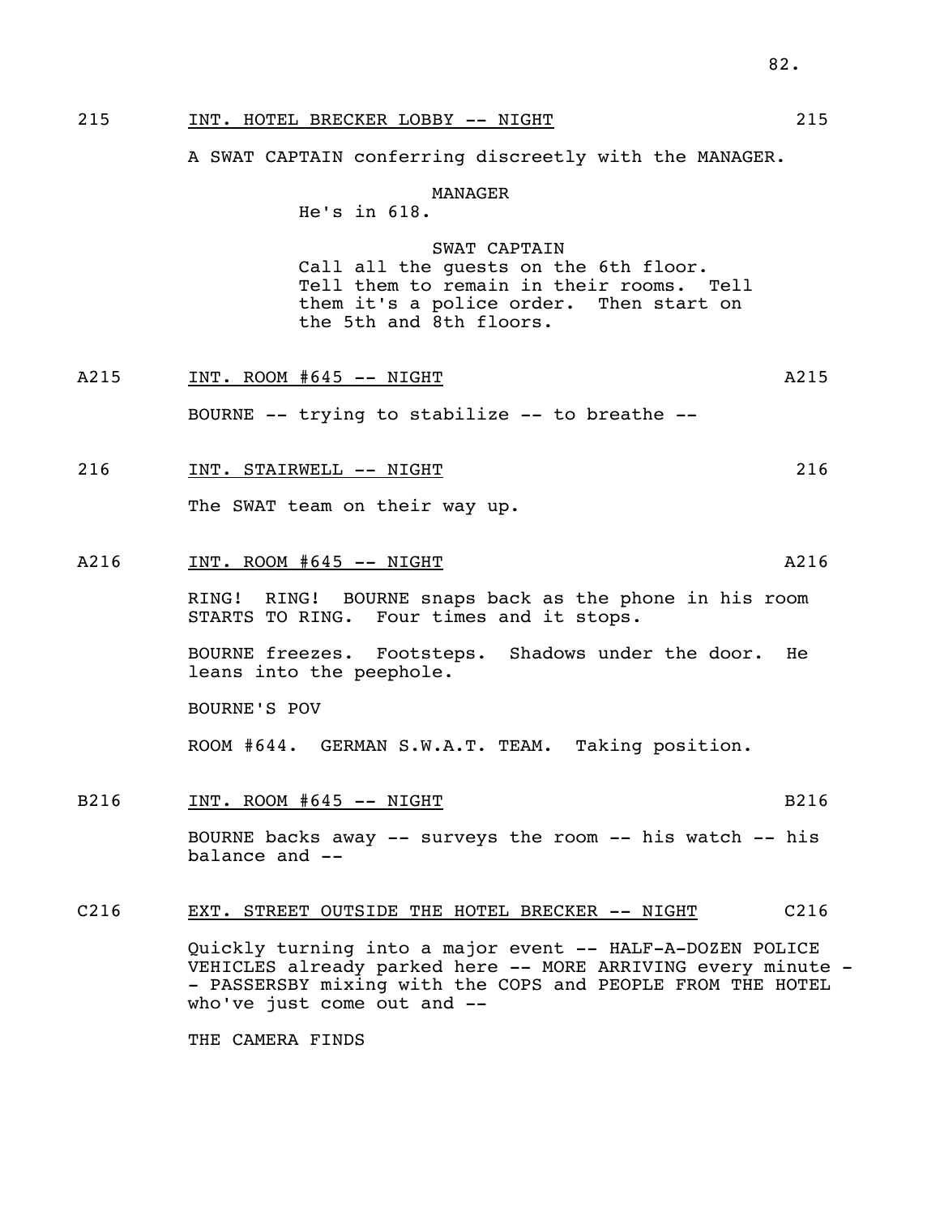215 INT. HOTEL BRECKER LOBBY -- NIGHT 215

A SWAT CAPTAIN conferring discreetly with the MANAGER.

MANAGER
He's in 618.

SWAT CAPTAIN
Call all the guests on the 6th floor. Tell them to remain in their rooms. Tell them it's a police order. Then start on the 5th and 8th floors.

A215 INT. ROOM #645 -- NIGHT A215

BOURNE -- trying to stabilize -- to breathe --

216 INT. STAIRWELL -- NIGHT 216

The SWAT team on their way up.

A216 INT. ROOM #645 -- NIGHT A216

RING! RING! BOURNE snaps back as the phone in his room STARTS TO RING. Four times and it stops.

BOURNE freezes. Footsteps. Shadows under the door. He leans into the peephole.

BOURNE'S POV

ROOM #644. GERMAN S.W.A.T. TEAM. Taking position.

B216 INT. ROOM #645 -- NIGHT B216

BOURNE backs away -- surveys the room -- his watch -- his balance and --

C216 EXT. STREET OUTSIDE THE HOTEL BRECKER -- NIGHT C216

Quickly turning into a major event -- HALF-A-DOZEN POLICE VEHICLES already parked here -- MORE ARRIVING every minute -- PASSERSBY mixing with the COPS and PEOPLE FROM THE HOTEL who've just come out and --

THE CAMERA FINDS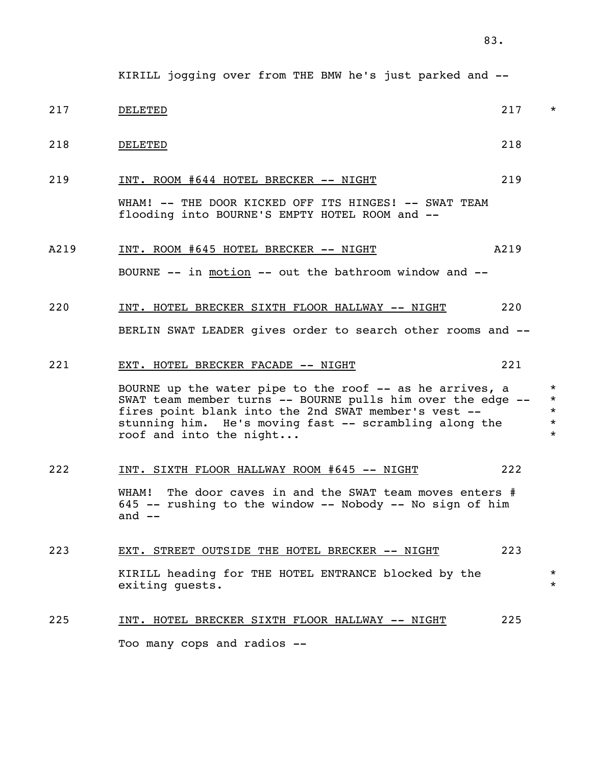KIRILL jogging over from THE BMW he's just parked and --

217 DELETED 217 *

218 DELETED 218

219 INT. ROOM #644 HOTEL BRECKER -- NIGHT 219

WHAM! -- THE DOOR KICKED OFF ITS HINGES! -- SWAT TEAM flooding into BOURNE'S EMPTY HOTEL ROOM and --

A219 INT. ROOM #645 HOTEL BRECKER -- NIGHT A219

BOURNE -- in motion -- out the bathroom window and --

220 INT. HOTEL BRECKER SIXTH FLOOR HALLWAY -- NIGHT 220

BERLIN SWAT LEADER gives order to search other rooms and --

221 EXT. HOTEL BRECKER FACADE -- NIGHT 221

BOURNE up the water pipe to the roof -- as he arrives, a SWAT team member turns -- BOURNE pulls him over the edge -- fires point blank into the 2nd SWAT member's vest -- stunning him. He's moving fast -- scrambling along the roof and into the night... *

222 INT. SIXTH FLOOR HALLWAY ROOM #645 -- NIGHT 222

WHAM! The door caves in and the SWAT team moves enters # 645 -- rushing to the window -- Nobody -- No sign of him and --

223 EXT. STREET OUTSIDE THE HOTEL BRECKER -- NIGHT 223

KIRILL heading for THE HOTEL ENTRANCE blocked by the exiting guests. *

225 INT. HOTEL BRECKER SIXTH FLOOR HALLWAY -- NIGHT 225

Too many cops and radios --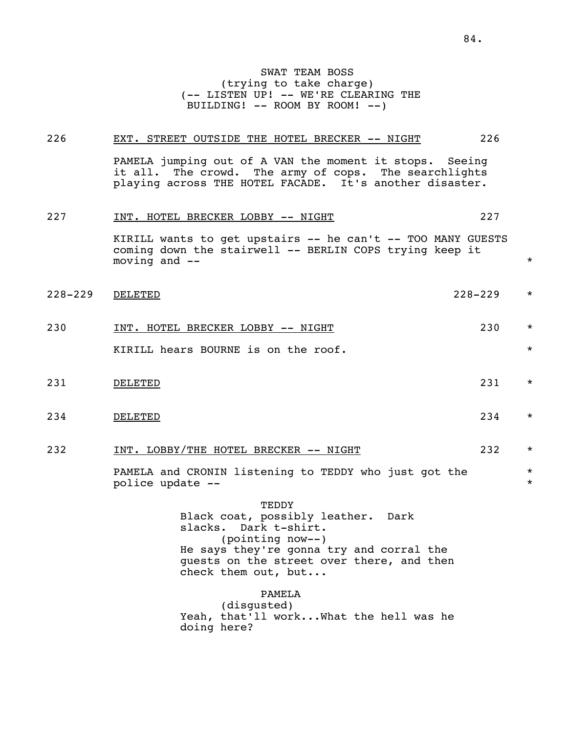SWAT TEAM BOSS
(trying to take charge)
(-- LISTEN UP! -- WE'RE CLEARING THE BUILDING! -- ROOM BY ROOM! --)

226 EXT. STREET OUTSIDE THE HOTEL BRECKER -- NIGHT 226

PAMELA jumping out of A VAN the moment it stops. Seeing it all. The crowd. The army of cops. The searchlights playing across THE HOTEL FACADE. It's another disaster.

227 INT. HOTEL BRECKER LOBBY -- NIGHT 227

KIRILL wants to get upstairs -- he can't -- TOO MANY GUESTS coming down the stairwell -- BERLIN COPS trying keep it moving and -- *

228-229 DELETED 228-229 *

230 INT. HOTEL BRECKER LOBBY -- NIGHT 230 *

KIRILL hears BOURNE is on the roof. *

231 DELETED 231 *

234 DELETED 234 *

232 INT. LOBBY/THE HOTEL BRECKER -- NIGHT 232 *

PAMELA and CRONIN listening to TEDDY who just got the police update -- *

TEDDY
Black coat, possibly leather. Dark slacks. Dark t-shirt.
(pointing now--)
He says they're gonna try and corral the guests on the street over there, and then check them out, but...

PAMELA
(disgusted)
Yeah, that'll work...What the hell was he doing here?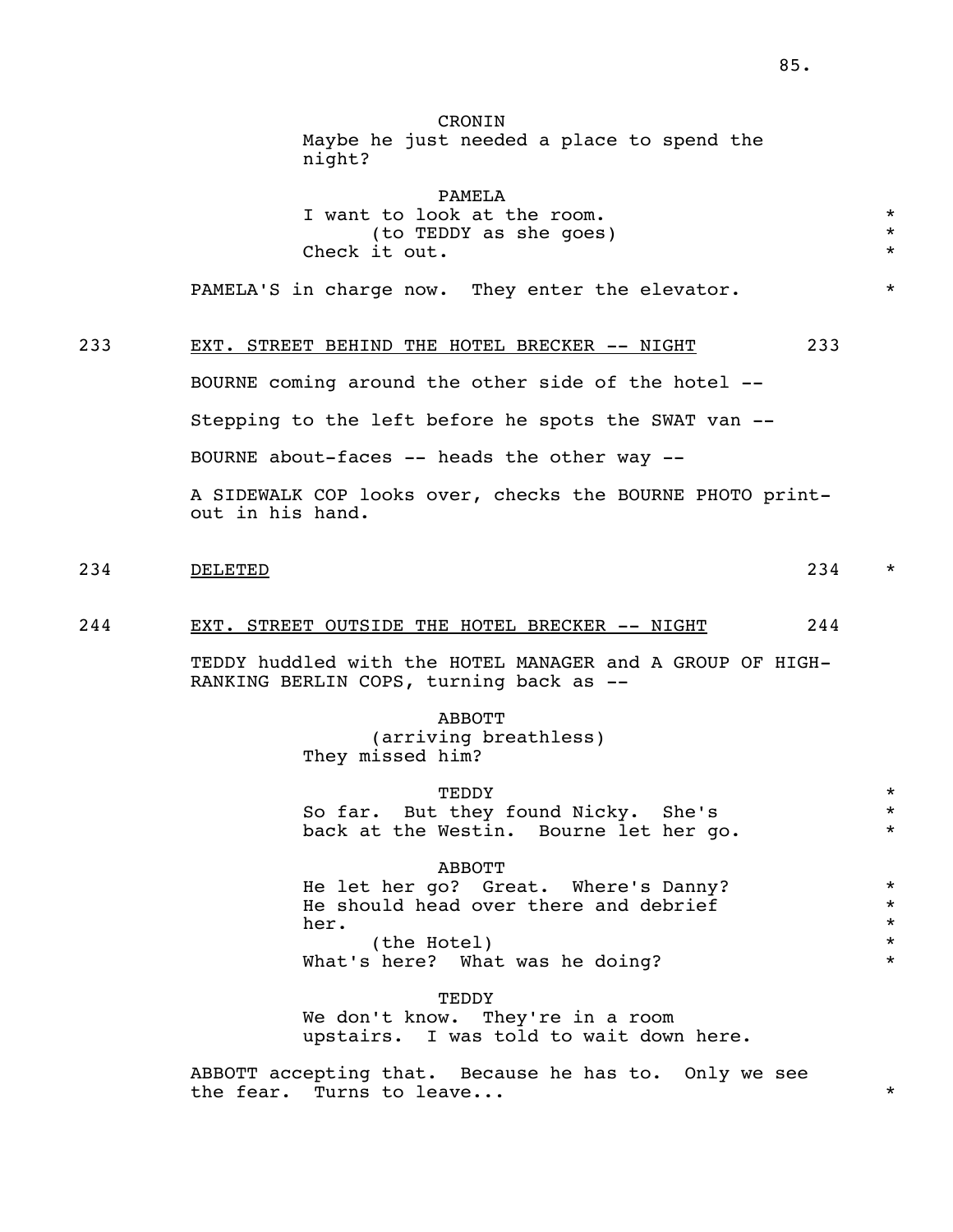CRONIN
Maybe he just needed a place to spend the night?

PAMELA
I want to look at the room. *
(to TEDDY as she goes) *
Check it out. *

PAMELA'S in charge now. They enter the elevator. *

233 EXT. STREET BEHIND THE HOTEL BRECKER -- NIGHT 233

BOURNE coming around the other side of the hotel --

Stepping to the left before he spots the SWAT van --

BOURNE about-faces -- heads the other way --

A SIDEWALK COP looks over, checks the BOURNE PHOTO print-out in his hand.

234 DELETED 234 *

244 EXT. STREET OUTSIDE THE HOTEL BRECKER -- NIGHT 244

TEDDY huddled with the HOTEL MANAGER and A GROUP OF HIGH-RANKING BERLIN COPS, turning back as --

ABBOTT
(arriving breathless)
They missed him?

TEDDY *
So far. But they found Nicky. She's *
back at the Westin. Bourne let her go. *

ABBOTT
He let her go? Great. Where's Danny? *
He should head over there and debrief *
her. *
(the Hotel) *
What's here? What was he doing? *

TEDDY
We don't know. They're in a room upstairs. I was told to wait down here.

ABBOTT accepting that. Because he has to. Only we see the fear. Turns to leave... *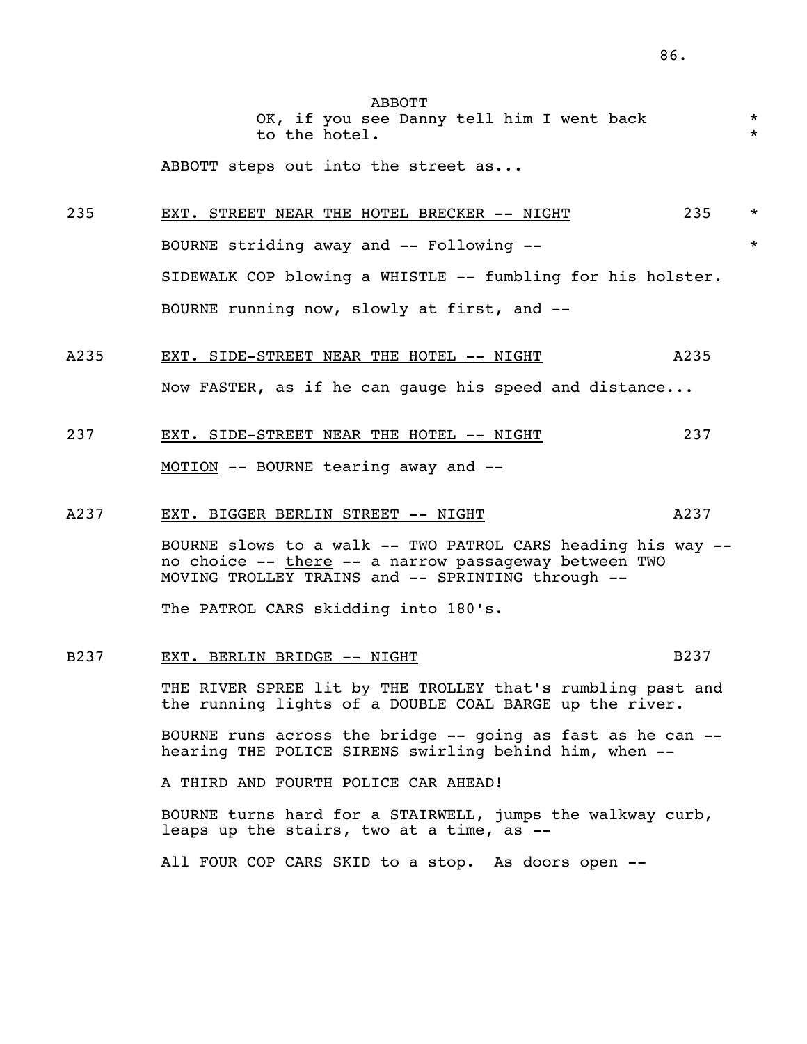ABBOTT
OK, if you see Danny tell him I went back to the hotel. * *

ABBOTT steps out into the street as...

235 EXT. STREET NEAR THE HOTEL BRECKER -- NIGHT 235 *

BOURNE striding away and -- Following -- *

SIDEWALK COP blowing a WHISTLE -- fumbling for his holster.

BOURNE running now, slowly at first, and --

A235 EXT. SIDE-STREET NEAR THE HOTEL -- NIGHT A235

Now FASTER, as if he can gauge his speed and distance...

237 EXT. SIDE-STREET NEAR THE HOTEL -- NIGHT 237

MOTION -- BOURNE tearing away and --

A237 EXT. BIGGER BERLIN STREET -- NIGHT A237

BOURNE slows to a walk -- TWO PATROL CARS heading his way -- no choice -- there -- a narrow passageway between TWO MOVING TROLLEY TRAINS and -- SPRINTING through --

The PATROL CARS skidding into 180's.

B237 EXT. BERLIN BRIDGE -- NIGHT B237

THE RIVER SPREE lit by THE TROLLEY that's rumbling past and the running lights of a DOUBLE COAL BARGE up the river.

BOURNE runs across the bridge -- going as fast as he can -- hearing THE POLICE SIRENS swirling behind him, when --

A THIRD AND FOURTH POLICE CAR AHEAD!

BOURNE turns hard for a STAIRWELL, jumps the walkway curb, leaps up the stairs, two at a time, as --

All FOUR COP CARS SKID to a stop. As doors open --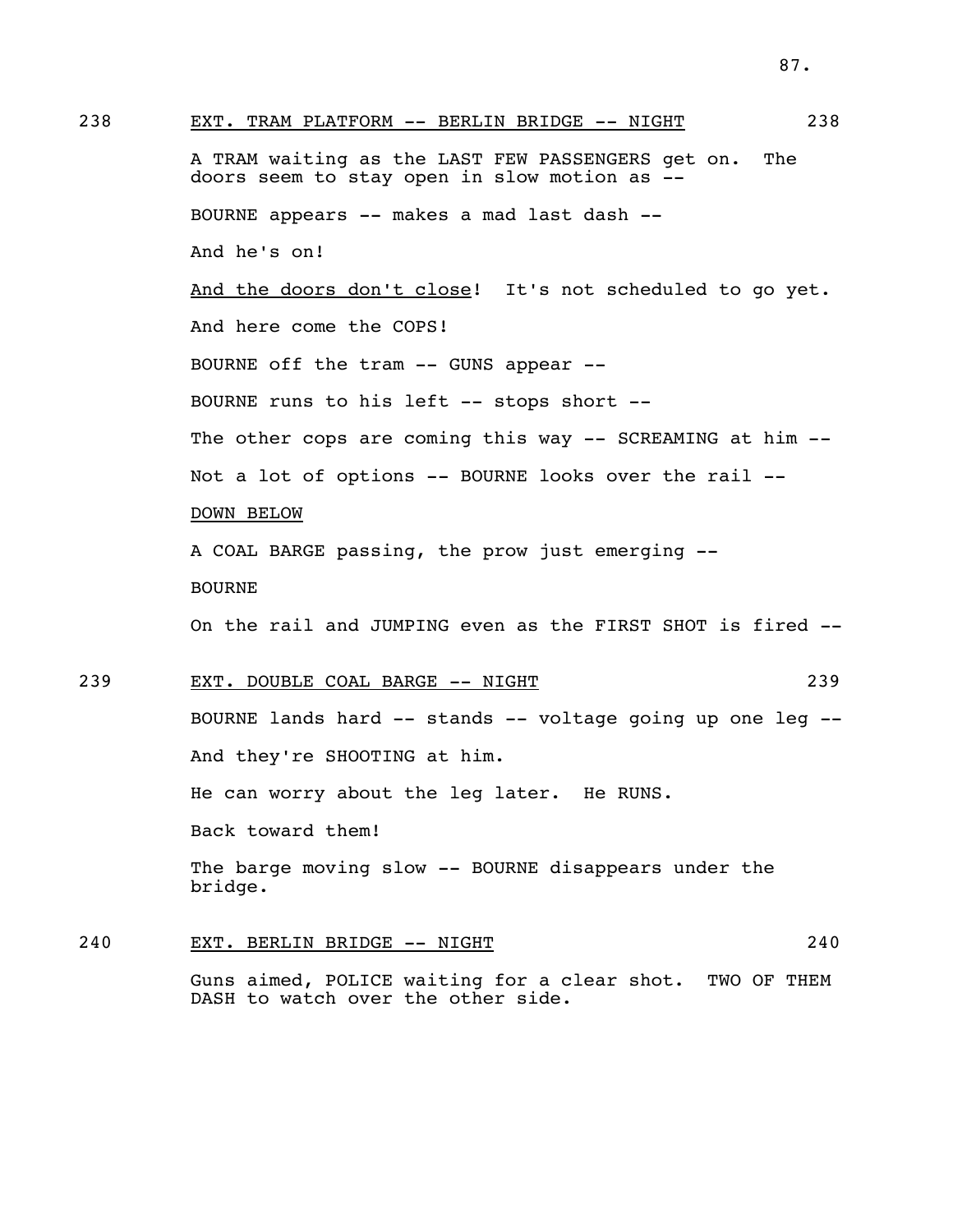238 EXT. TRAM PLATFORM -- BERLIN BRIDGE -- NIGHT 238

A TRAM waiting as the LAST FEW PASSENGERS get on. The doors seem to stay open in slow motion as --

BOURNE appears -- makes a mad last dash --

And he's on!

And the doors don't close! It's not scheduled to go yet.

And here come the COPS!

BOURNE off the tram -- GUNS appear --

BOURNE runs to his left -- stops short --

The other cops are coming this way -- SCREAMING at him --

Not a lot of options -- BOURNE looks over the rail --

DOWN BELOW

A COAL BARGE passing, the prow just emerging --

BOURNE

On the rail and JUMPING even as the FIRST SHOT is fired --

239 EXT. DOUBLE COAL BARGE -- NIGHT 239

BOURNE lands hard -- stands -- voltage going up one leg --

And they're SHOOTING at him.

He can worry about the leg later. He RUNS.

Back toward them!

The barge moving slow -- BOURNE disappears under the bridge.

240 EXT. BERLIN BRIDGE -- NIGHT 240

Guns aimed, POLICE waiting for a clear shot. TWO OF THEM DASH to watch over the other side.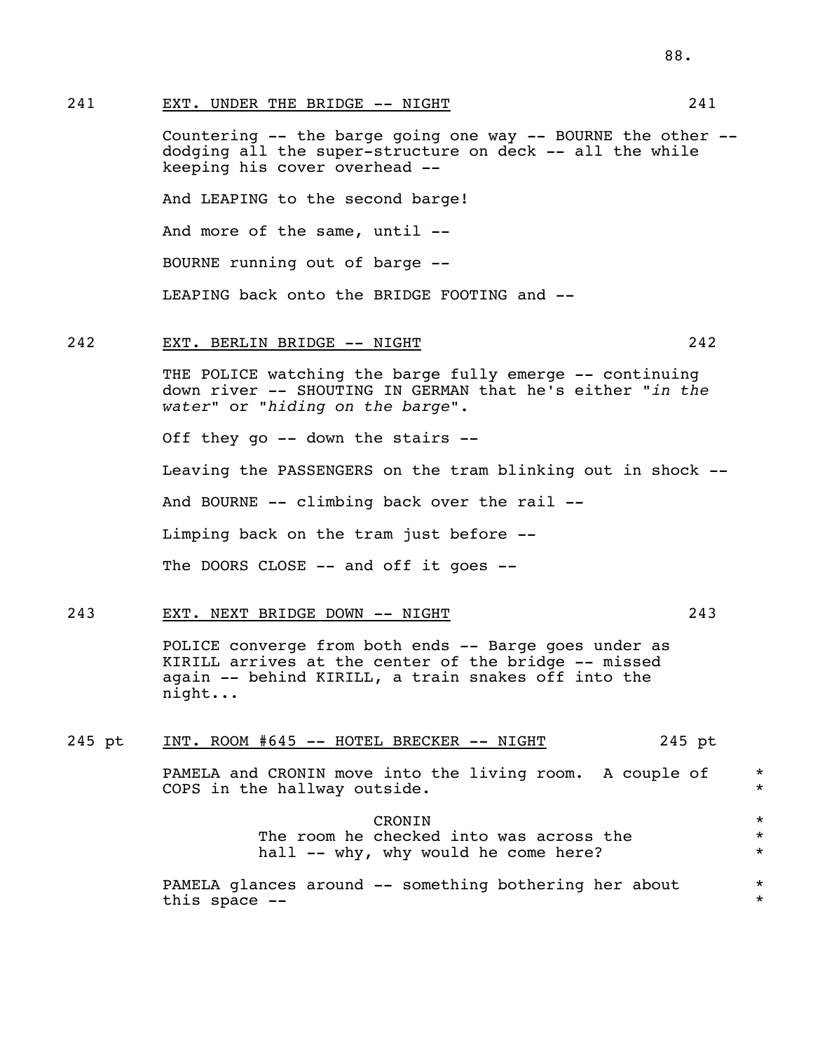241 EXT. UNDER THE BRIDGE -- NIGHT 241

Countering -- the barge going one way -- BOURNE the other -- dodging all the super-structure on deck -- all the while keeping his cover overhead --

And LEAPING to the second barge!

And more of the same, until --

BOURNE running out of barge --

LEAPING back onto the BRIDGE FOOTING and --

242 EXT. BERLIN BRIDGE -- NIGHT 242

THE POLICE watching the barge fully emerge -- continuing down river -- SHOUTING IN GERMAN that he's either "*in the water*" or "*hiding on the barge*".

Off they go -- down the stairs --

Leaving the PASSENGERS on the tram blinking out in shock --

And BOURNE -- climbing back over the rail --

Limping back on the tram just before --

The DOORS CLOSE -- and off it goes --

243 EXT. NEXT BRIDGE DOWN -- NIGHT 243

POLICE converge from both ends -- Barge goes under as KIRILL arrives at the center of the bridge -- missed again -- behind KIRILL, a train snakes off into the night...

245 pt INT. ROOM #645 -- HOTEL BRECKER -- NIGHT 245 pt

PAMELA and CRONIN move into the living room. A couple of COPS in the hallway outside. *

CRONIN *
The room he checked into was across the hall -- why, why would he come here? *

PAMELA glances around -- something bothering her about this space -- *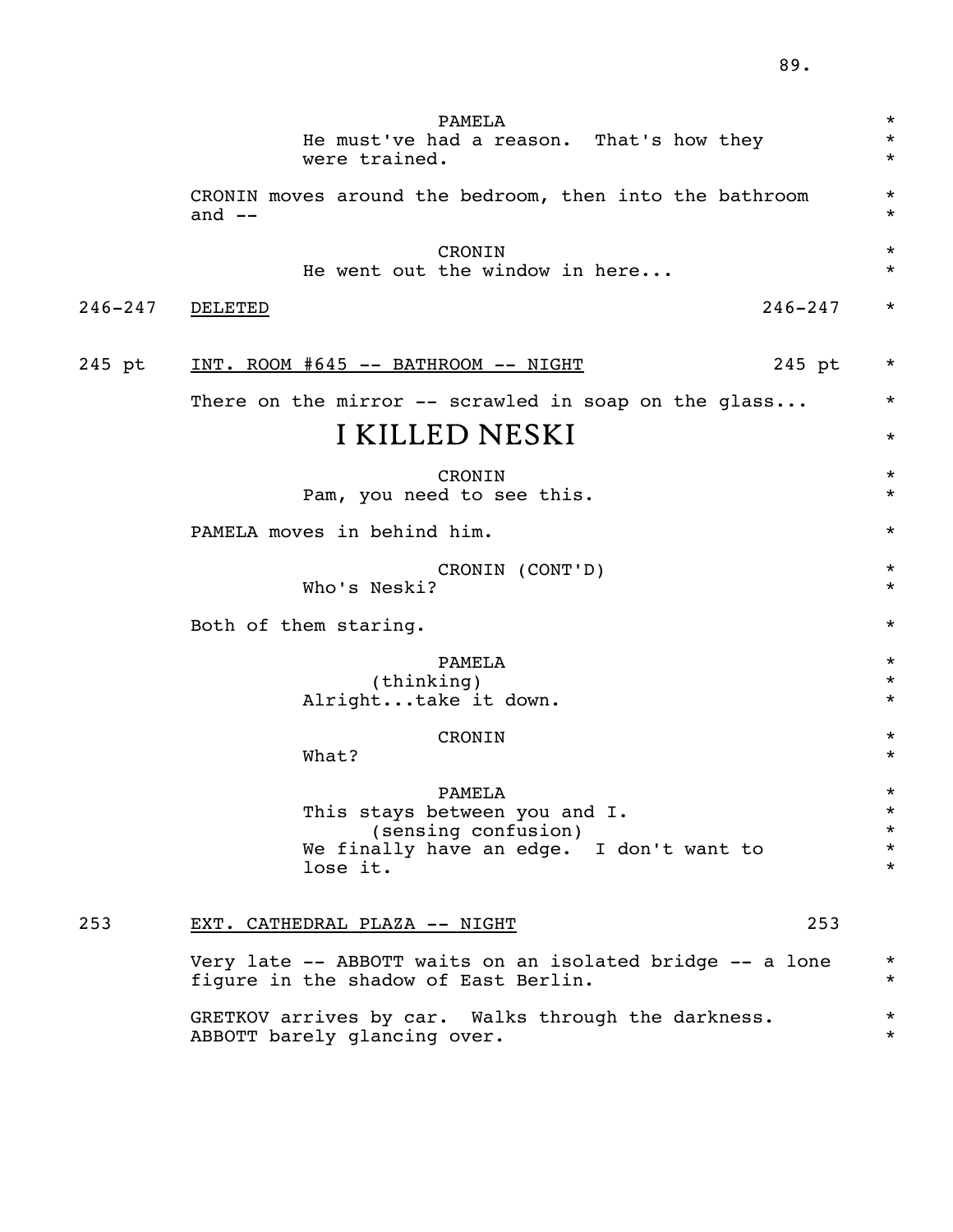PAMELA
He must've had a reason. That's how they were trained.

CRONIN moves around the bedroom, then into the bathroom and --

CRONIN
He went out the window in here...

246-247 DELETED 246-247

245 pt INT. ROOM #645 -- BATHROOM -- NIGHT 245 pt

There on the mirror -- scrawled in soap on the glass...

I KILLED NESKI

CRONIN
Pam, you need to see this.

PAMELA moves in behind him.

CRONIN (CONT'D)
Who's Neski?

Both of them staring.

PAMELA
(thinking)
Alright...take it down.

CRONIN
What?

PAMELA
This stays between you and I.
(sensing confusion)
We finally have an edge. I don't want to lose it.

253 EXT. CATHEDRAL PLAZA -- NIGHT 253

Very late -- ABBOTT waits on an isolated bridge -- a lone figure in the shadow of East Berlin.

GRETKOV arrives by car. Walks through the darkness. ABBOTT barely glancing over.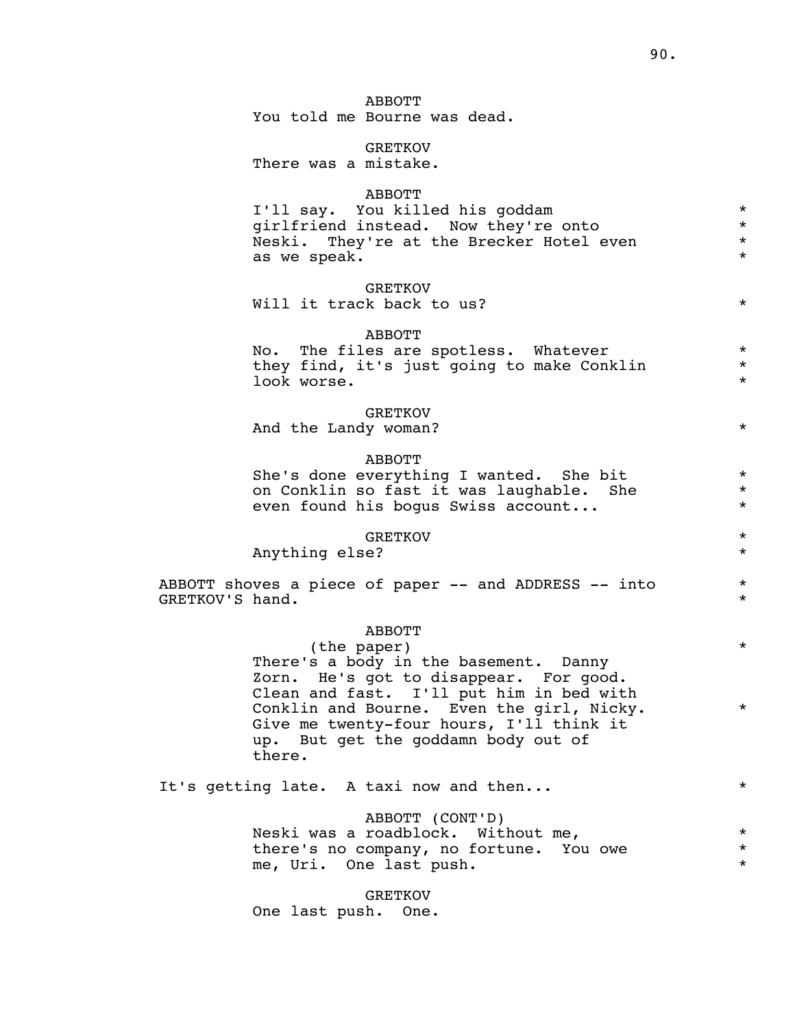ABBOTT
You told me Bourne was dead.

GRETKOV
There was a mistake.

ABBOTT
I'll say. You killed his goddam girlfriend instead. Now they're onto Neski. They're at the Brecker Hotel even as we speak. *

GRETKOV
Will it track back to us? *

ABBOTT
No. The files are spotless. Whatever they find, it's just going to make Conklin look worse. *

GRETKOV
And the Landy woman? *

ABBOTT
She's done everything I wanted. She bit on Conklin so fast it was laughable. She even found his bogus Swiss account... *

GRETKOV
Anything else? *

ABBOTT shoves a piece of paper -- and ADDRESS -- into GRETKOV'S hand. *

ABBOTT
(the paper) *
There's a body in the basement. Danny Zorn. He's got to disappear. For good. Clean and fast. I'll put him in bed with Conklin and Bourne. Even the girl, Nicky. *
Give me twenty-four hours, I'll think it up. But get the goddamn body out of there.

It's getting late. A taxi now and then... *

ABBOTT (CONT'D)
Neski was a roadblock. Without me, there's no company, no fortune. You owe me, Uri. One last push. *

GRETKOV
One last push. One.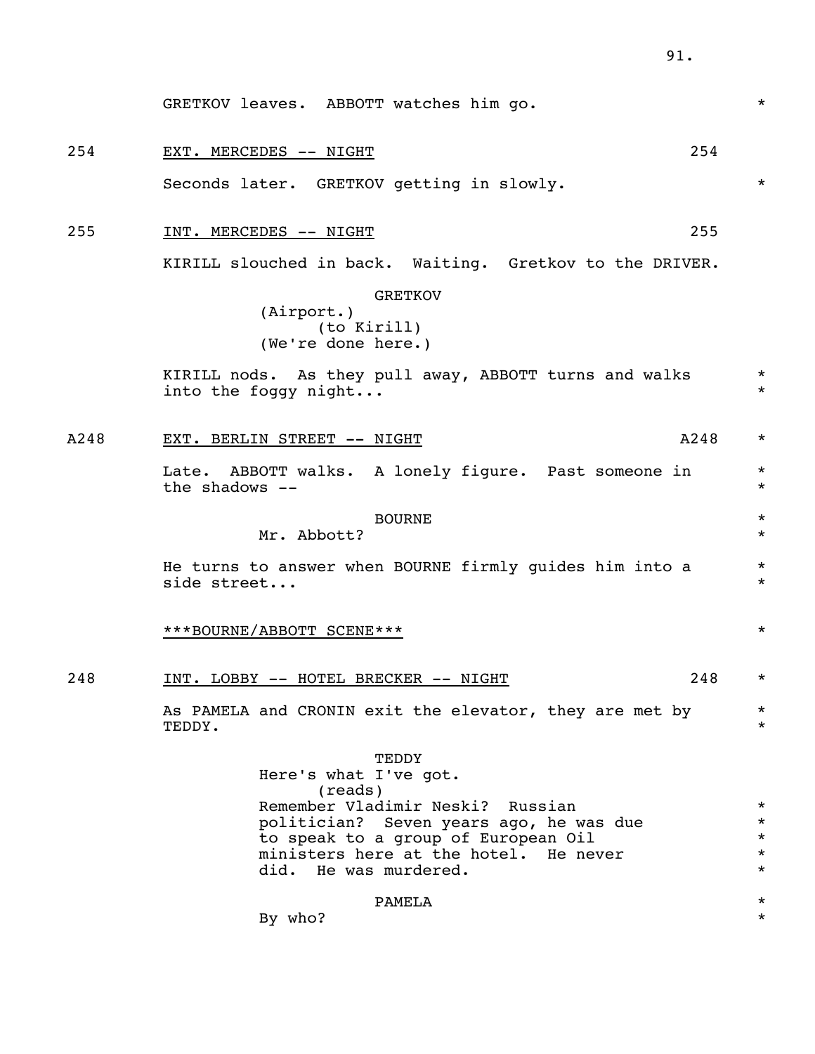GRETKOV leaves. ABBOTT watches him go. *

254 EXT. MERCEDES -- NIGHT 254

Seconds later. GRETKOV getting in slowly. *

255 INT. MERCEDES -- NIGHT 255

KIRILL slouched in back. Waiting. Gretkov to the DRIVER.

GRETKOV
(Airport.)
(to Kirill)
(We're done here.)

KIRILL nods. As they pull away, ABBOTT turns and walks into the foggy night... *

A248 EXT. BERLIN STREET -- NIGHT A248 *

Late. ABBOTT walks. A lonely figure. Past someone in the shadows -- *

BOURNE *
Mr. Abbott? *

He turns to answer when BOURNE firmly guides him into a side street... *

***BOURNE/ABBOTT SCENE*** *

248 INT. LOBBY -- HOTEL BRECKER -- NIGHT 248 *

As PAMELA and CRONIN exit the elevator, they are met by TEDDY. *

TEDDY
Here's what I've got.
(reads)
Remember Vladimir Neski? Russian politician? Seven years ago, he was due to speak to a group of European Oil ministers here at the hotel. He never did. He was murdered. *

PAMELA *
By who? *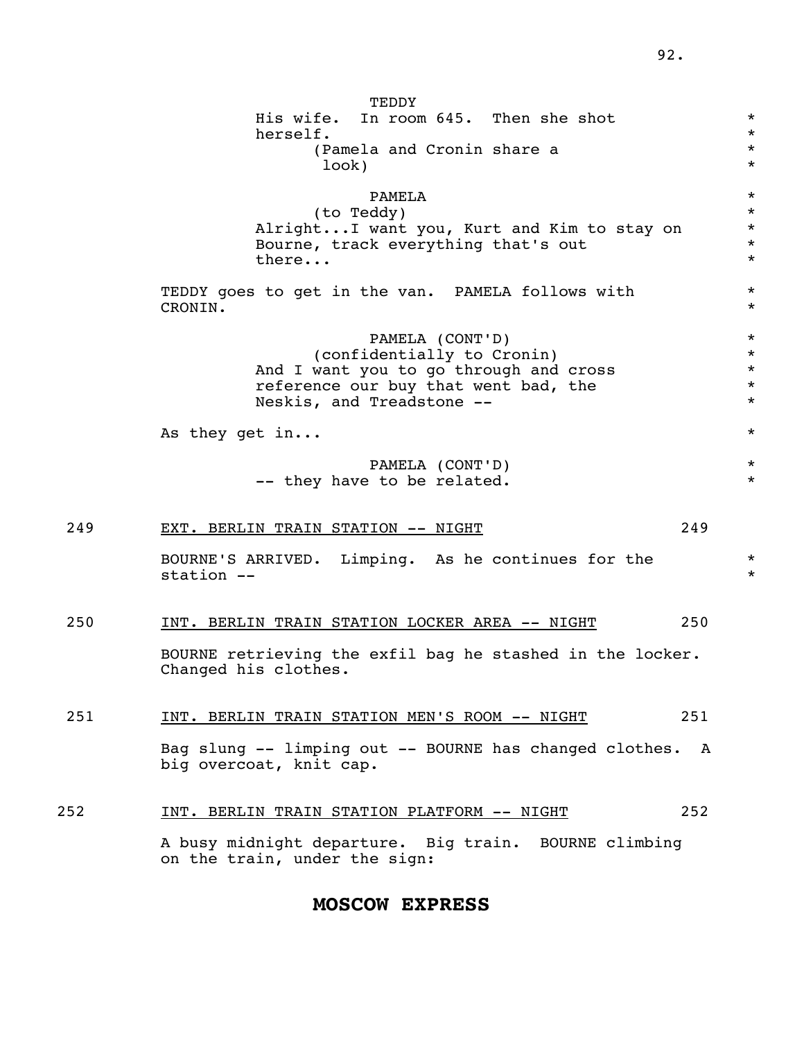TEDDY
His wife. In room 645. Then she shot herself.
(Pamela and Cronin share a look)

PAMELA
(to Teddy)
Alright...I want you, Kurt and Kim to stay on Bourne, track everything that's out there...

TEDDY goes to get in the van. PAMELA follows with CRONIN.

PAMELA (CONT'D)
(confidentially to Cronin)
And I want you to go through and cross reference our buy that went bad, the Neskis, and Treadstone --

As they get in...

PAMELA (CONT'D)
-- they have to be related.

249 EXT. BERLIN TRAIN STATION -- NIGHT 249

BOURNE'S ARRIVED. Limping. As he continues for the station --

250 INT. BERLIN TRAIN STATION LOCKER AREA -- NIGHT 250

BOURNE retrieving the exfil bag he stashed in the locker. Changed his clothes.

251 INT. BERLIN TRAIN STATION MEN'S ROOM -- NIGHT 251

Bag slung -- limping out -- BOURNE has changed clothes. A big overcoat, knit cap.

252 INT. BERLIN TRAIN STATION PLATFORM -- NIGHT 252

A busy midnight departure. Big train. BOURNE climbing on the train, under the sign:

**MOSCOW EXPRESS**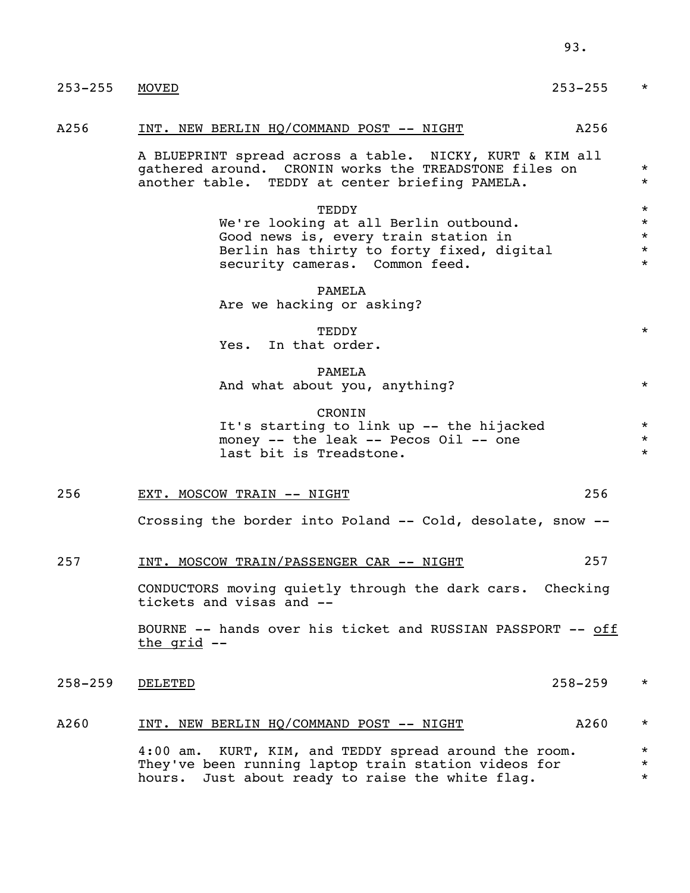253-255 MOVED 253-255 *

A256 INT. NEW BERLIN HQ/COMMAND POST -- NIGHT A256

A BLUEPRINT spread across a table. NICKY, KURT & KIM all gathered around. CRONIN works the TREADSTONE files on another table. TEDDY at center briefing PAMELA. *

TEDDY
We're looking at all Berlin outbound. Good news is, every train station in Berlin has thirty to forty fixed, digital security cameras. Common feed. *

PAMELA
Are we hacking or asking?

TEDDY
Yes. In that order. *

PAMELA
And what about you, anything? *

CRONIN
It's starting to link up -- the hijacked money -- the leak -- Pecos Oil -- one last bit is Treadstone. *

256 EXT. MOSCOW TRAIN -- NIGHT 256

Crossing the border into Poland -- Cold, desolate, snow --

257 INT. MOSCOW TRAIN/PASSENGER CAR -- NIGHT 257

CONDUCTORS moving quietly through the dark cars. Checking tickets and visas and --

BOURNE -- hands over his ticket and RUSSIAN PASSPORT -- off the grid --

258-259 DELETED 258-259 *

A260 INT. NEW BERLIN HQ/COMMAND POST -- NIGHT A260 *

4:00 am. KURT, KIM, and TEDDY spread around the room. They've been running laptop train station videos for hours. Just about ready to raise the white flag. *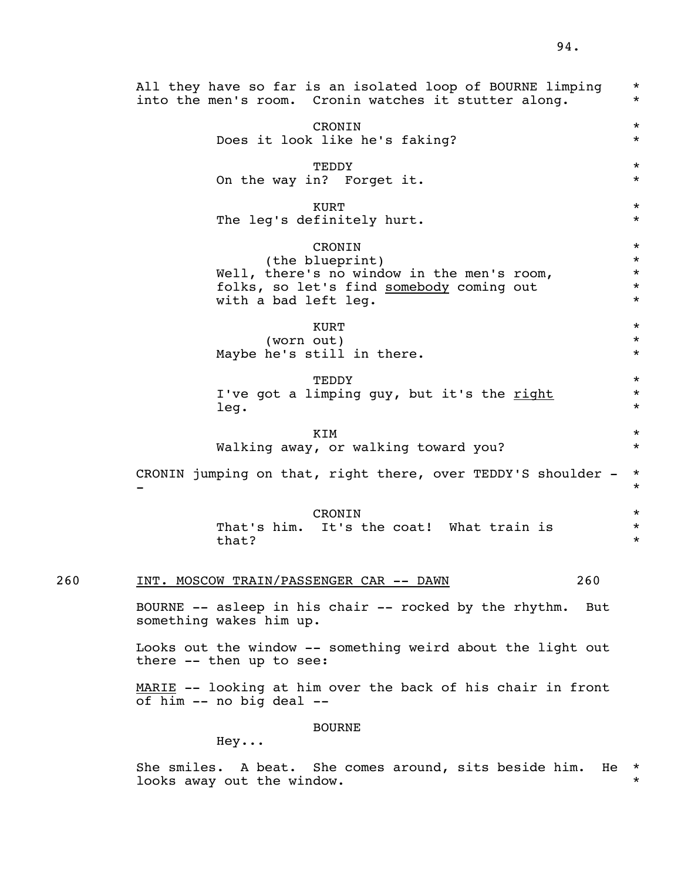All they have so far is an isolated loop of BOURNE limping into the men's room. Cronin watches it stutter along.

CRONIN
Does it look like he's faking?

TEDDY
On the way in? Forget it.

KURT
The leg's definitely hurt.

CRONIN
(the blueprint)
Well, there's no window in the men's room, folks, so let's find <u>somebody</u> coming out with a bad left leg.

KURT
(worn out)
Maybe he's still in there.

TEDDY
I've got a limping guy, but it's the <u>right</u> leg.

KIM
Walking away, or walking toward you?

CRONIN jumping on that, right there, over TEDDY'S shoulder --

CRONIN
That's him. It's the coat! What train is that?

260 INT. MOSCOW TRAIN/PASSENGER CAR -- DAWN 260

BOURNE -- asleep in his chair -- rocked by the rhythm. But something wakes him up.

Looks out the window -- something weird about the light out there -- then up to see:

<u>MARIE</u> -- looking at him over the back of his chair in front of him -- no big deal --

BOURNE
Hey...

She smiles. A beat. She comes around, sits beside him. He looks away out the window.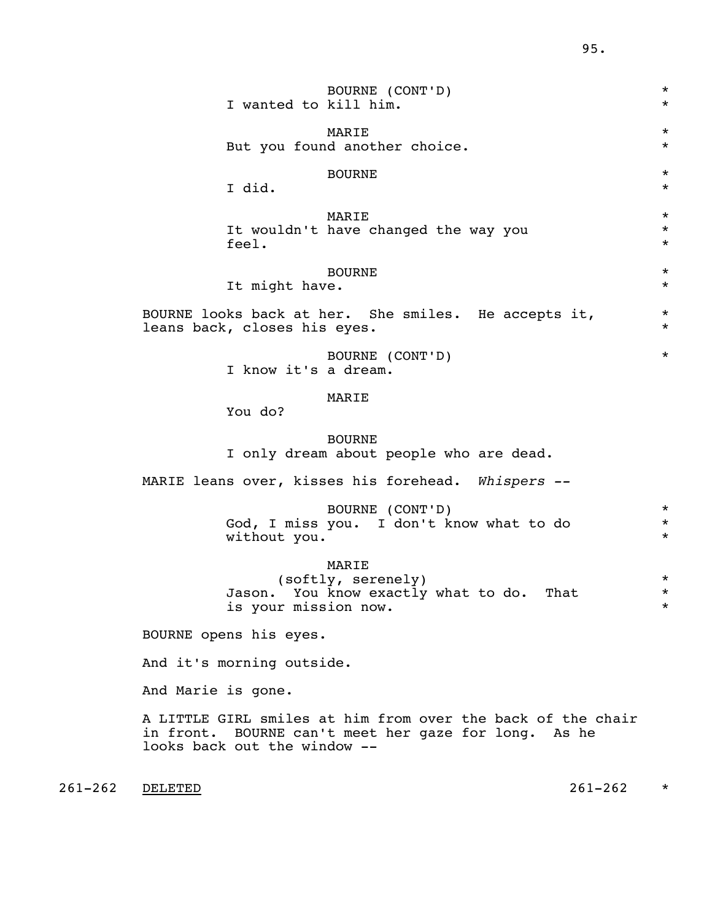BOURNE (CONT'D)
I wanted to kill him. *

MARIE
But you found another choice. *

BOURNE
I did. *

MARIE
It wouldn't have changed the way you feel. *

BOURNE
It might have. *

BOURNE looks back at her. She smiles. He accepts it, leans back, closes his eyes. *

BOURNE (CONT'D)
I know it's a dream. *

MARIE
You do?

BOURNE
I only dream about people who are dead.

MARIE leans over, kisses his forehead. *Whispers* --

BOURNE (CONT'D)
God, I miss you. I don't know what to do without you. *

MARIE
(softly, serenely)
Jason. You know exactly what to do. That is your mission now. *

BOURNE opens his eyes.

And it's morning outside.

And Marie is gone.

A LITTLE GIRL smiles at him from over the back of the chair in front. BOURNE can't meet her gaze for long. As he looks back out the window --

261-262 DELETED 261-262 *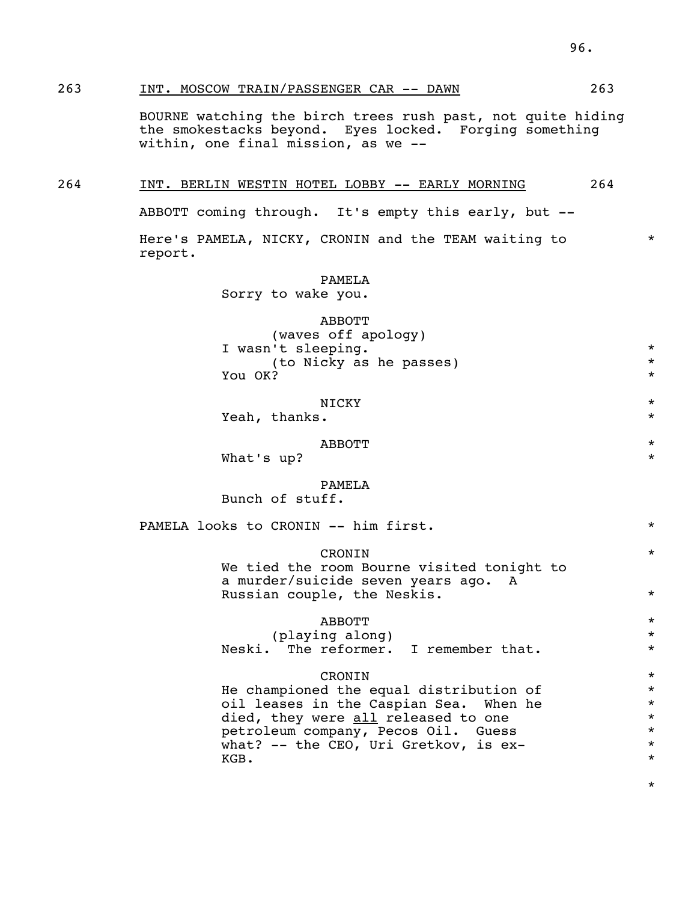263 INT. MOSCOW TRAIN/PASSENGER CAR -- DAWN 263

BOURNE watching the birch trees rush past, not quite hiding the smokestacks beyond. Eyes locked. Forging something within, one final mission, as we --

264 INT. BERLIN WESTIN HOTEL LOBBY -- EARLY MORNING 264

ABBOTT coming through. It's empty this early, but --

Here's PAMELA, NICKY, CRONIN and the TEAM waiting to report. *

PAMELA
Sorry to wake you.

ABBOTT
(waves off apology)
I wasn't sleeping. *
(to Nicky as he passes) *
You OK? *

NICKY *
Yeah, thanks. *

ABBOTT *
What's up? *

PAMELA
Bunch of stuff.

PAMELA looks to CRONIN -- him first. *

CRONIN *
We tied the room Bourne visited tonight to a murder/suicide seven years ago. A Russian couple, the Neskis. *

ABBOTT *
(playing along) *
Neski. The reformer. I remember that. *

CRONIN *
He championed the equal distribution of oil leases in the Caspian Sea. When he died, they were _all_ released to one petroleum company, Pecos Oil. Guess what? -- the CEO, Uri Gretkov, is ex-KGB. *

*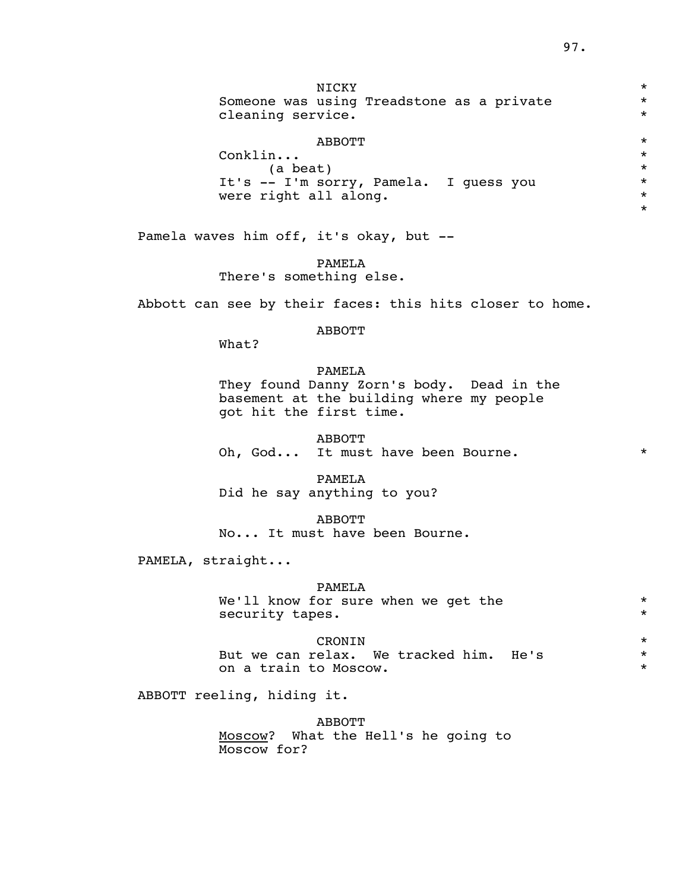NICKY
Someone was using Treadstone as a private cleaning service.

ABBOTT
Conklin...
(a beat)
It's -- I'm sorry, Pamela. I guess you were right all along.

Pamela waves him off, it's okay, but --

PAMELA
There's something else.

Abbott can see by their faces: this hits closer to home.

ABBOTT
What?

PAMELA
They found Danny Zorn's body. Dead in the basement at the building where my people got hit the first time.

ABBOTT
Oh, God... It must have been Bourne.

PAMELA
Did he say anything to you?

ABBOTT
No... It must have been Bourne.

PAMELA, straight...

PAMELA
We'll know for sure when we get the security tapes.

CRONIN
But we can relax. We tracked him. He's on a train to Moscow.

ABBOTT reeling, hiding it.

ABBOTT
Moscow? What the Hell's he going to Moscow for?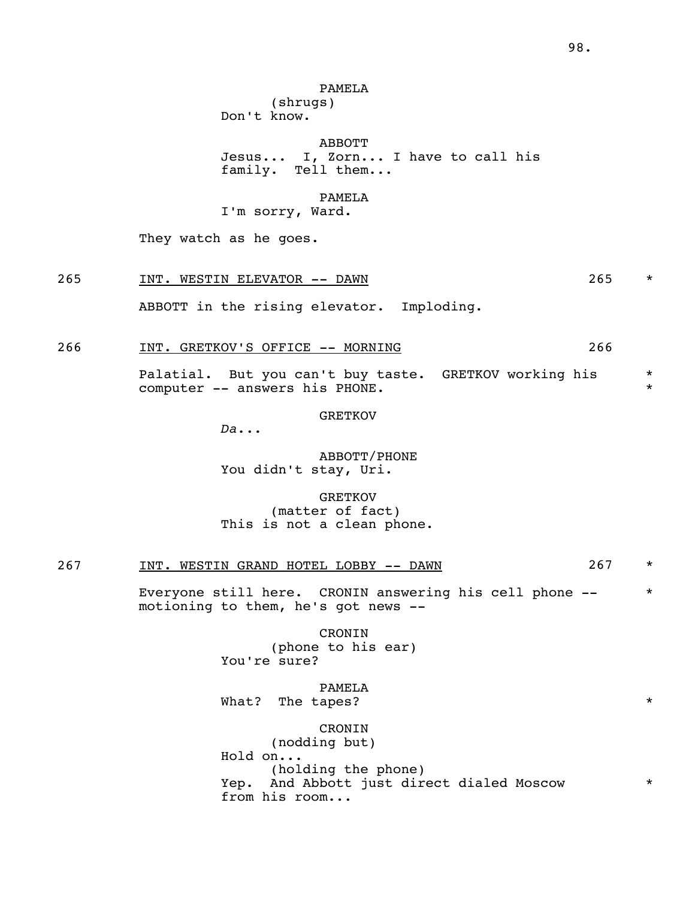PAMELA
(shrugs)
Don't know.

ABBOTT
Jesus... I, Zorn... I have to call his family. Tell them...

PAMELA
I'm sorry, Ward.

They watch as he goes.

265 INT. WESTIN ELEVATOR -- DAWN 265 *

ABBOTT in the rising elevator. Imploding.

266 INT. GRETKOV'S OFFICE -- MORNING 266

Palatial. But you can't buy taste. GRETKOV working his computer -- answers his PHONE. *

GRETKOV
*Da...*

ABBOTT/PHONE
You didn't stay, Uri.

GRETKOV
(matter of fact)
This is not a clean phone.

267 INT. WESTIN GRAND HOTEL LOBBY -- DAWN 267 *

Everyone still here. CRONIN answering his cell phone -- motioning to them, he's got news -- *

CRONIN
(phone to his ear)
You're sure?

PAMELA
What? The tapes? *

CRONIN
(nodding but)
Hold on...
(holding the phone)
Yep. And Abbott just direct dialed Moscow from his room... *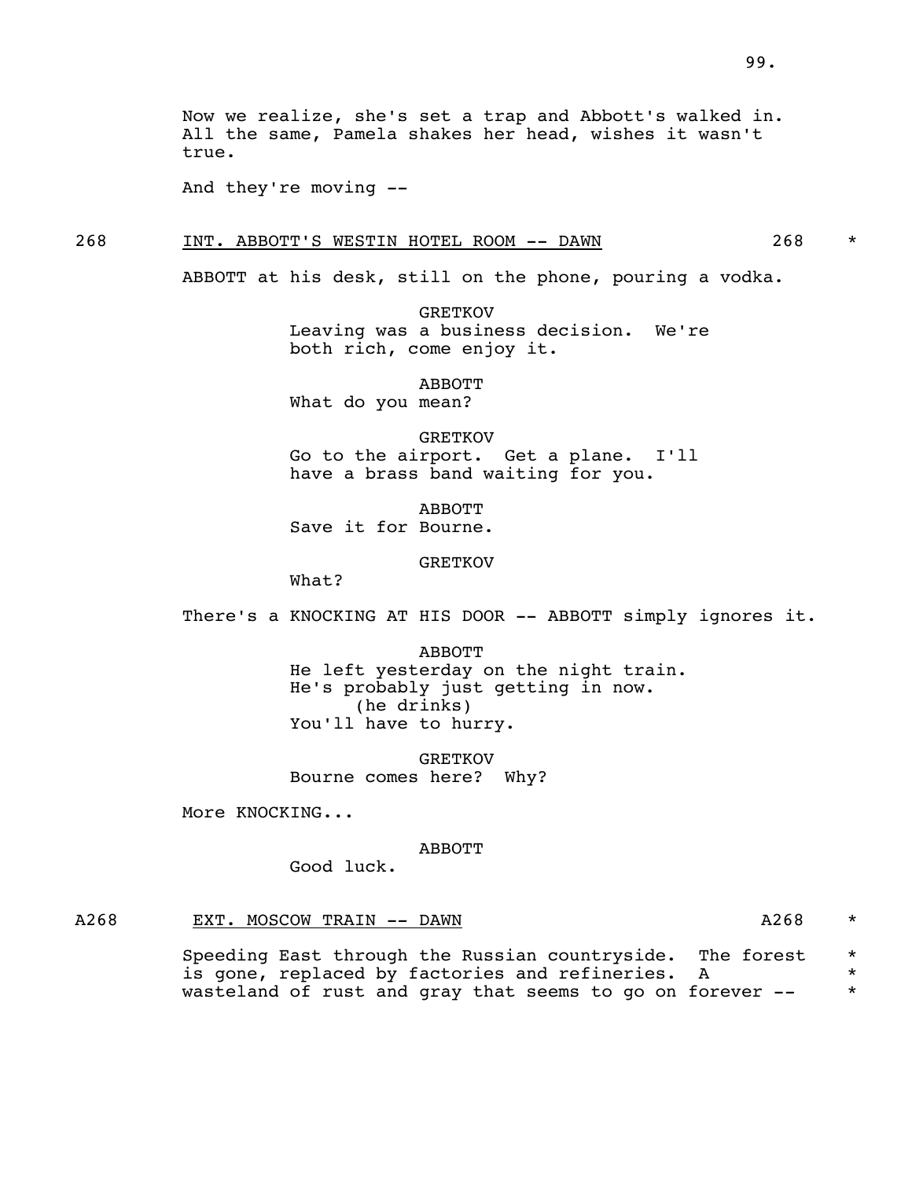Now we realize, she's set a trap and Abbott's walked in. All the same, Pamela shakes her head, wishes it wasn't true.

And they're moving --

268 INT. ABBOTT'S WESTIN HOTEL ROOM -- DAWN 268 *

ABBOTT at his desk, still on the phone, pouring a vodka.

GRETKOV
Leaving was a business decision. We're both rich, come enjoy it.

ABBOTT
What do you mean?

GRETKOV
Go to the airport. Get a plane. I'll have a brass band waiting for you.

ABBOTT
Save it for Bourne.

GRETKOV
What?

There's a KNOCKING AT HIS DOOR -- ABBOTT simply ignores it.

ABBOTT
He left yesterday on the night train. He's probably just getting in now.
(he drinks)
You'll have to hurry.

GRETKOV
Bourne comes here? Why?

More KNOCKING...

ABBOTT
Good luck.

A268 EXT. MOSCOW TRAIN -- DAWN A268 *

Speeding East through the Russian countryside. The forest is gone, replaced by factories and refineries. A wasteland of rust and gray that seems to go on forever -- *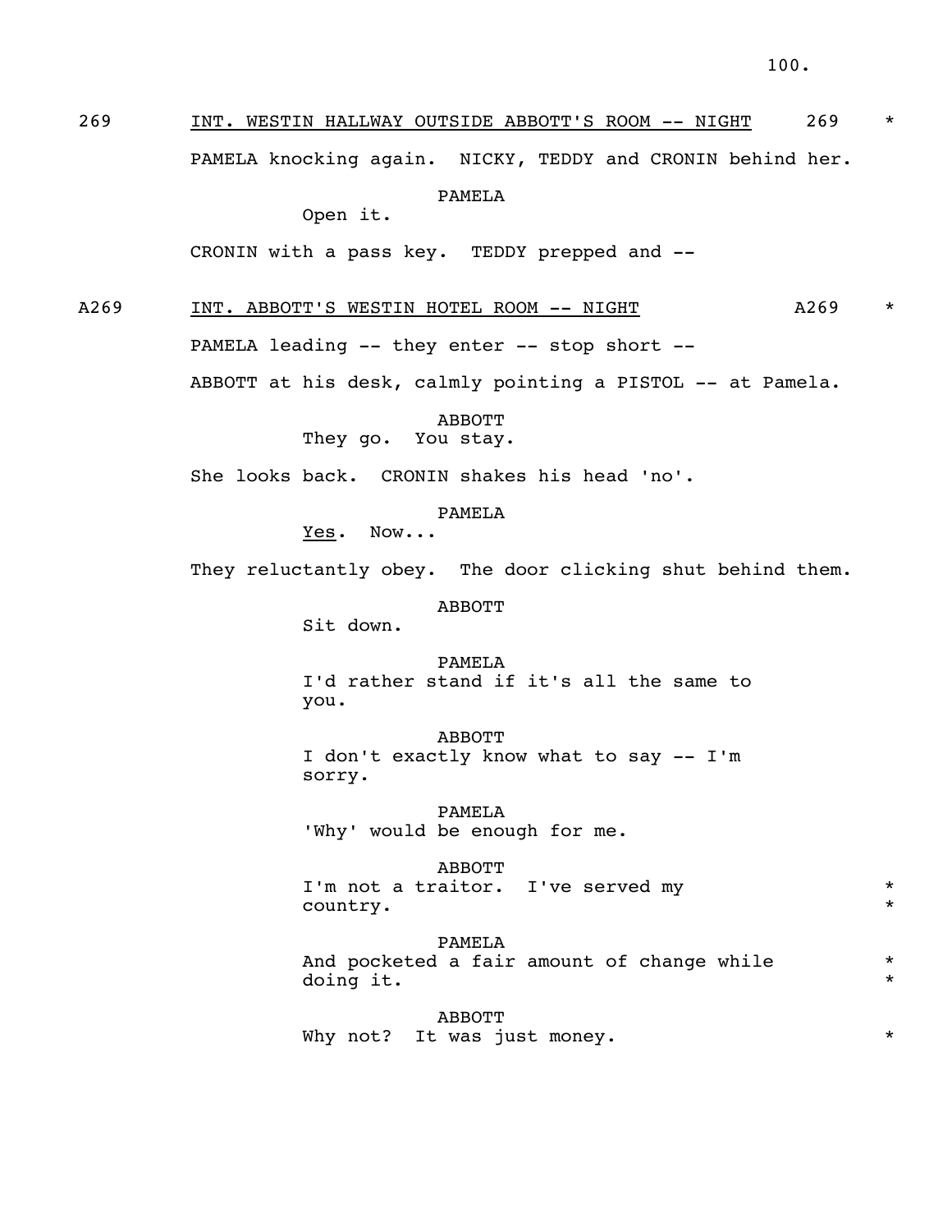269 INT. WESTIN HALLWAY OUTSIDE ABBOTT'S ROOM -- NIGHT 269 *

PAMELA knocking again. NICKY, TEDDY and CRONIN behind her.

PAMELA
Open it.

CRONIN with a pass key. TEDDY prepped and --

A269 INT. ABBOTT'S WESTIN HOTEL ROOM -- NIGHT A269 *

PAMELA leading -- they enter -- stop short --

ABBOTT at his desk, calmly pointing a PISTOL -- at Pamela.

ABBOTT
They go. You stay.

She looks back. CRONIN shakes his head 'no'.

PAMELA
Yes. Now...

They reluctantly obey. The door clicking shut behind them.

ABBOTT
Sit down.

PAMELA
I'd rather stand if it's all the same to you.

ABBOTT
I don't exactly know what to say -- I'm sorry.

PAMELA
'Why' would be enough for me.

ABBOTT
I'm not a traitor. I've served my country. *

PAMELA
And pocketed a fair amount of change while doing it. *

ABBOTT
Why not? It was just money. *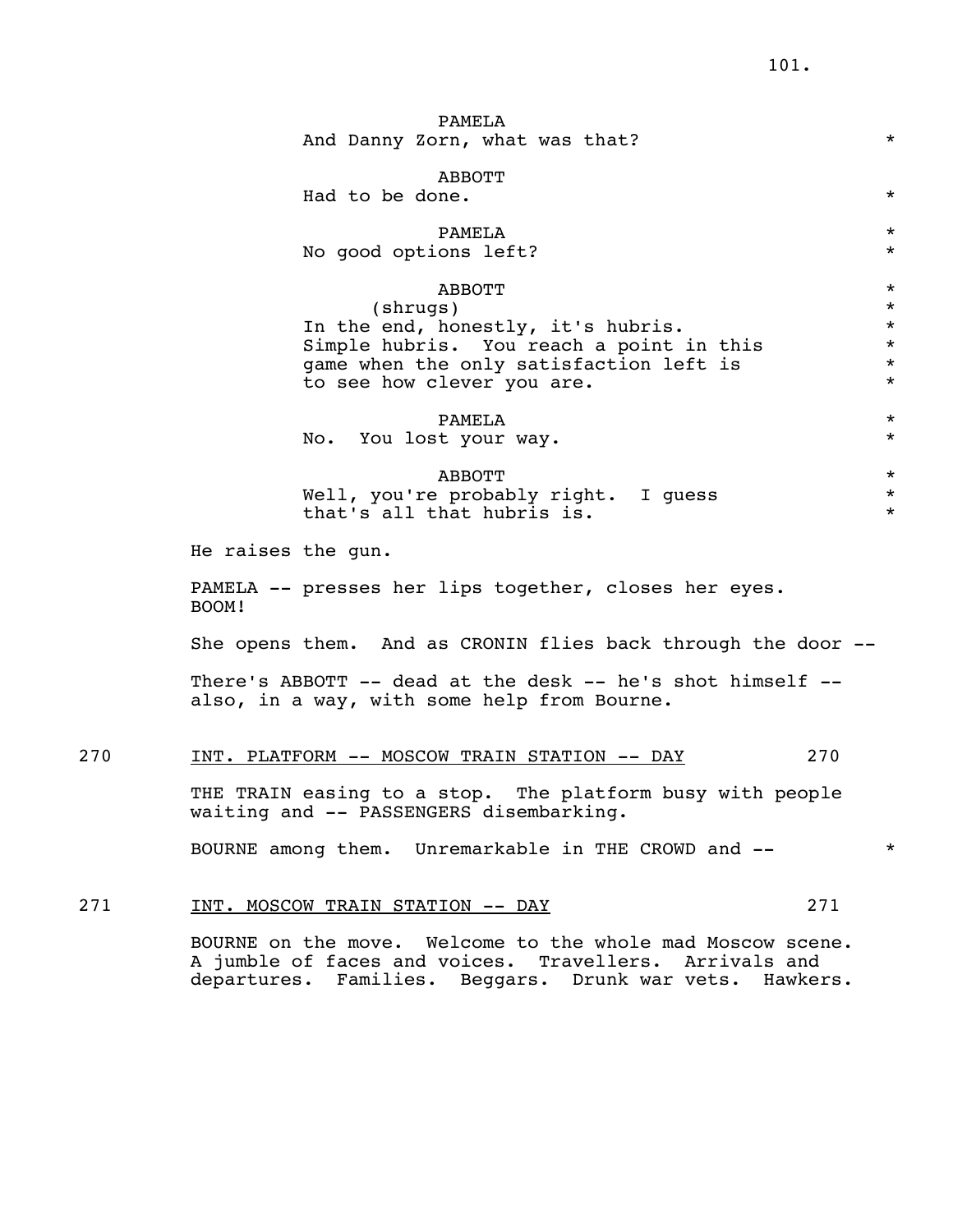PAMELA
And Danny Zorn, what was that? *

ABBOTT
Had to be done. *

PAMELA
No good options left? *

ABBOTT
(shrugs)
In the end, honestly, it's hubris. Simple hubris. You reach a point in this game when the only satisfaction left is to see how clever you are. *

PAMELA
No. You lost your way. *

ABBOTT
Well, you're probably right. I guess that's all that hubris is. *

He raises the gun.

PAMELA -- presses her lips together, closes her eyes. BOOM!

She opens them. And as CRONIN flies back through the door --

There's ABBOTT -- dead at the desk -- he's shot himself -- also, in a way, with some help from Bourne.

270 INT. PLATFORM -- MOSCOW TRAIN STATION -- DAY 270

THE TRAIN easing to a stop. The platform busy with people waiting and -- PASSENGERS disembarking.

BOURNE among them. Unremarkable in THE CROWD and -- *

271 INT. MOSCOW TRAIN STATION -- DAY 271

BOURNE on the move. Welcome to the whole mad Moscow scene. A jumble of faces and voices. Travellers. Arrivals and departures. Families. Beggars. Drunk war vets. Hawkers.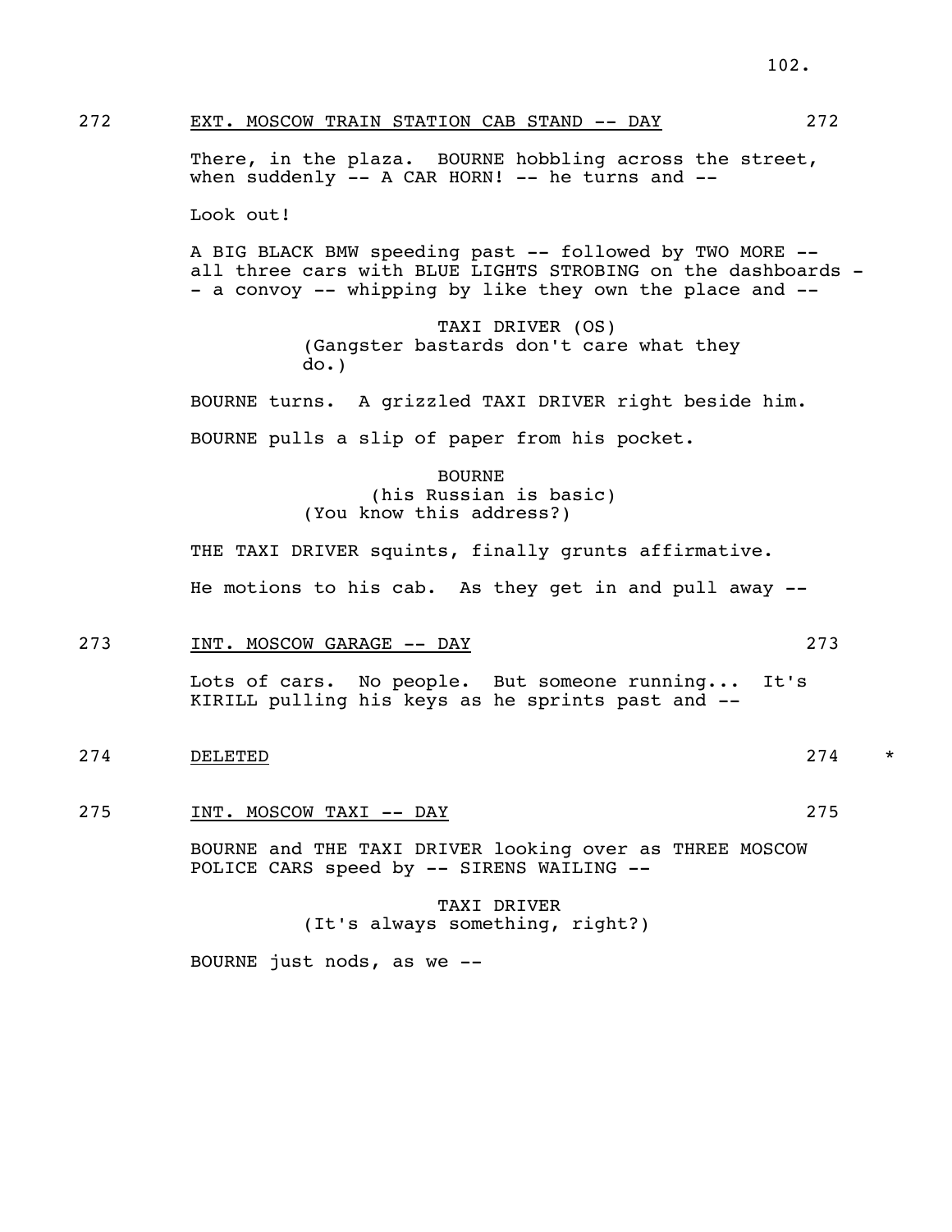272 EXT. MOSCOW TRAIN STATION CAB STAND -- DAY 272

There, in the plaza. BOURNE hobbling across the street, when suddenly -- A CAR HORN! -- he turns and --

Look out!

A BIG BLACK BMW speeding past -- followed by TWO MORE -- all three cars with BLUE LIGHTS STROBING on the dashboards -- a convoy -- whipping by like they own the place and --

TAXI DRIVER (OS)
(Gangster bastards don't care what they do.)

BOURNE turns. A grizzled TAXI DRIVER right beside him.

BOURNE pulls a slip of paper from his pocket.

BOURNE
(his Russian is basic)
(You know this address?)

THE TAXI DRIVER squints, finally grunts affirmative.

He motions to his cab. As they get in and pull away --

273 INT. MOSCOW GARAGE -- DAY 273

Lots of cars. No people. But someone running... It's KIRILL pulling his keys as he sprints past and --

274 DELETED 274 *

275 INT. MOSCOW TAXI -- DAY 275

BOURNE and THE TAXI DRIVER looking over as THREE MOSCOW POLICE CARS speed by -- SIRENS WAILING --

TAXI DRIVER
(It's always something, right?)

BOURNE just nods, as we --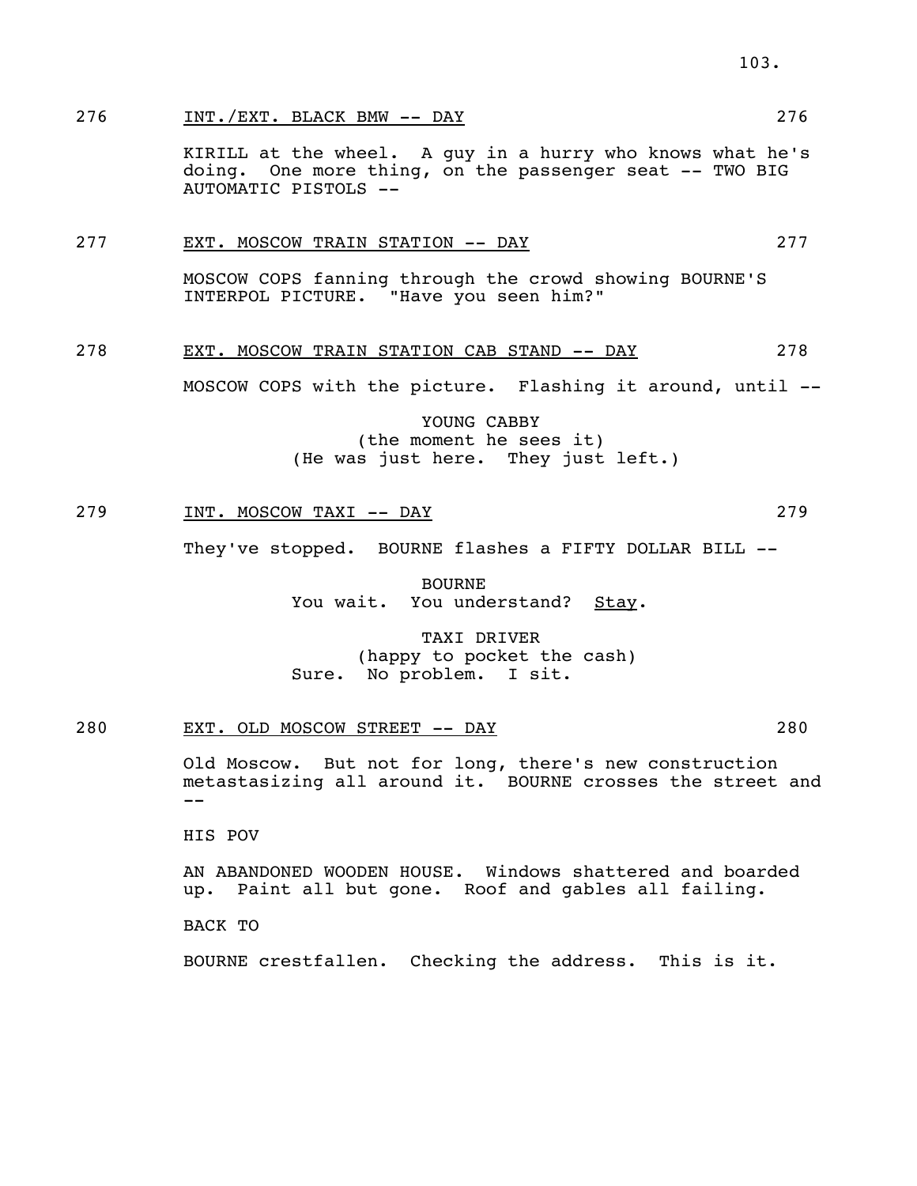276 INT./EXT. BLACK BMW -- DAY 276

KIRILL at the wheel. A guy in a hurry who knows what he's doing. One more thing, on the passenger seat -- TWO BIG AUTOMATIC PISTOLS --

277 EXT. MOSCOW TRAIN STATION -- DAY 277

MOSCOW COPS fanning through the crowd showing BOURNE'S INTERPOL PICTURE. "Have you seen him?"

278 EXT. MOSCOW TRAIN STATION CAB STAND -- DAY 278

MOSCOW COPS with the picture. Flashing it around, until --

YOUNG CABBY
(the moment he sees it)
(He was just here. They just left.)

279 INT. MOSCOW TAXI -- DAY 279

They've stopped. BOURNE flashes a FIFTY DOLLAR BILL --

BOURNE
You wait. You understand? Stay.

TAXI DRIVER
(happy to pocket the cash)
Sure. No problem. I sit.

280 EXT. OLD MOSCOW STREET -- DAY 280

Old Moscow. But not for long, there's new construction metastasizing all around it. BOURNE crosses the street and --

HIS POV

AN ABANDONED WOODEN HOUSE. Windows shattered and boarded up. Paint all but gone. Roof and gables all failing.

BACK TO

BOURNE crestfallen. Checking the address. This is it.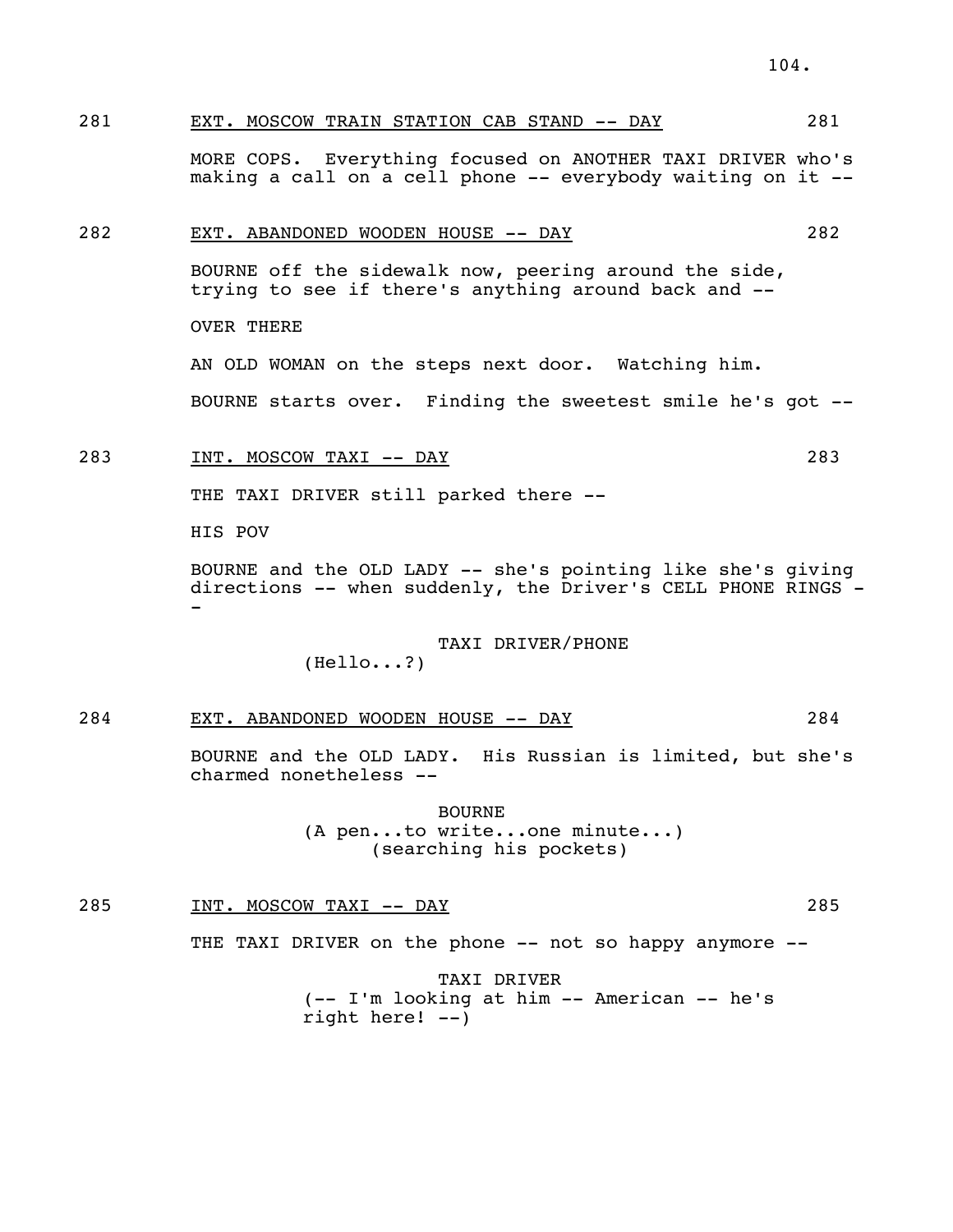281 EXT. MOSCOW TRAIN STATION CAB STAND -- DAY 281

MORE COPS. Everything focused on ANOTHER TAXI DRIVER who's making a call on a cell phone -- everybody waiting on it --

282 EXT. ABANDONED WOODEN HOUSE -- DAY 282

BOURNE off the sidewalk now, peering around the side, trying to see if there's anything around back and --

OVER THERE

AN OLD WOMAN on the steps next door. Watching him.

BOURNE starts over. Finding the sweetest smile he's got --

283 INT. MOSCOW TAXI -- DAY 283

THE TAXI DRIVER still parked there --

HIS POV

BOURNE and the OLD LADY -- she's pointing like she's giving directions -- when suddenly, the Driver's CELL PHONE RINGS --

TAXI DRIVER/PHONE
(Hello...?)

284 EXT. ABANDONED WOODEN HOUSE -- DAY 284

BOURNE and the OLD LADY. His Russian is limited, but she's charmed nonetheless --

BOURNE
(A pen...to write...one minute...)
(searching his pockets)

285 INT. MOSCOW TAXI -- DAY 285

THE TAXI DRIVER on the phone -- not so happy anymore --

TAXI DRIVER
(-- I'm looking at him -- American -- he's right here! --)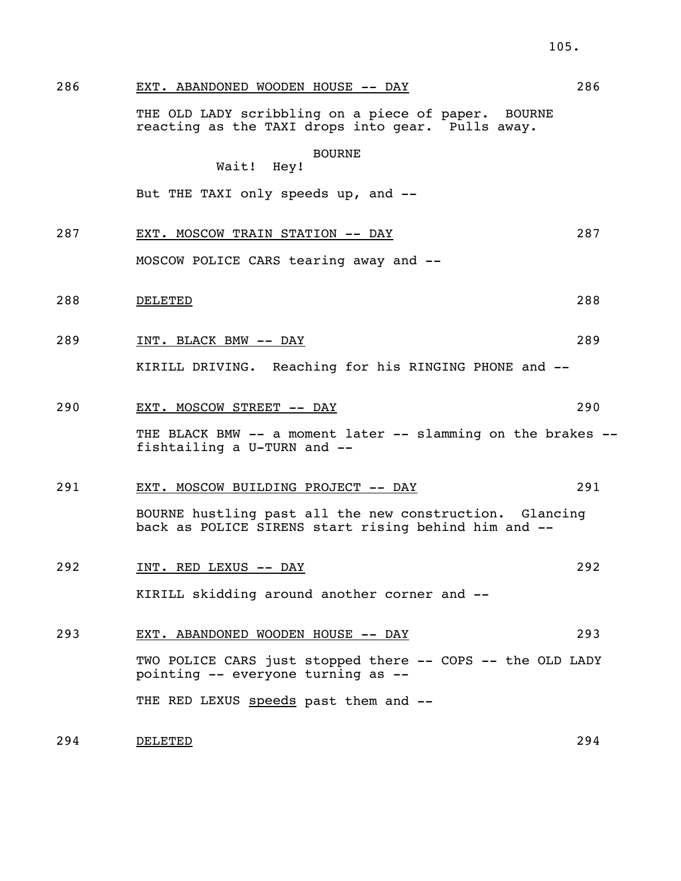286 EXT. ABANDONED WOODEN HOUSE -- DAY 286

THE OLD LADY scribbling on a piece of paper. BOURNE reacting as the TAXI drops into gear. Pulls away.

BOURNE
Wait! Hey!

But THE TAXI only speeds up, and --

287 EXT. MOSCOW TRAIN STATION -- DAY 287

MOSCOW POLICE CARS tearing away and --

288 DELETED 288

289 INT. BLACK BMW -- DAY 289

KIRILL DRIVING. Reaching for his RINGING PHONE and --

290 EXT. MOSCOW STREET -- DAY 290

THE BLACK BMW -- a moment later -- slamming on the brakes -- fishtailing a U-TURN and --

291 EXT. MOSCOW BUILDING PROJECT -- DAY 291

BOURNE hustling past all the new construction. Glancing back as POLICE SIRENS start rising behind him and --

292 INT. RED LEXUS -- DAY 292

KIRILL skidding around another corner and --

293 EXT. ABANDONED WOODEN HOUSE -- DAY 293

TWO POLICE CARS just stopped there -- COPS -- the OLD LADY pointing -- everyone turning as --

THE RED LEXUS speeds past them and --

294 DELETED 294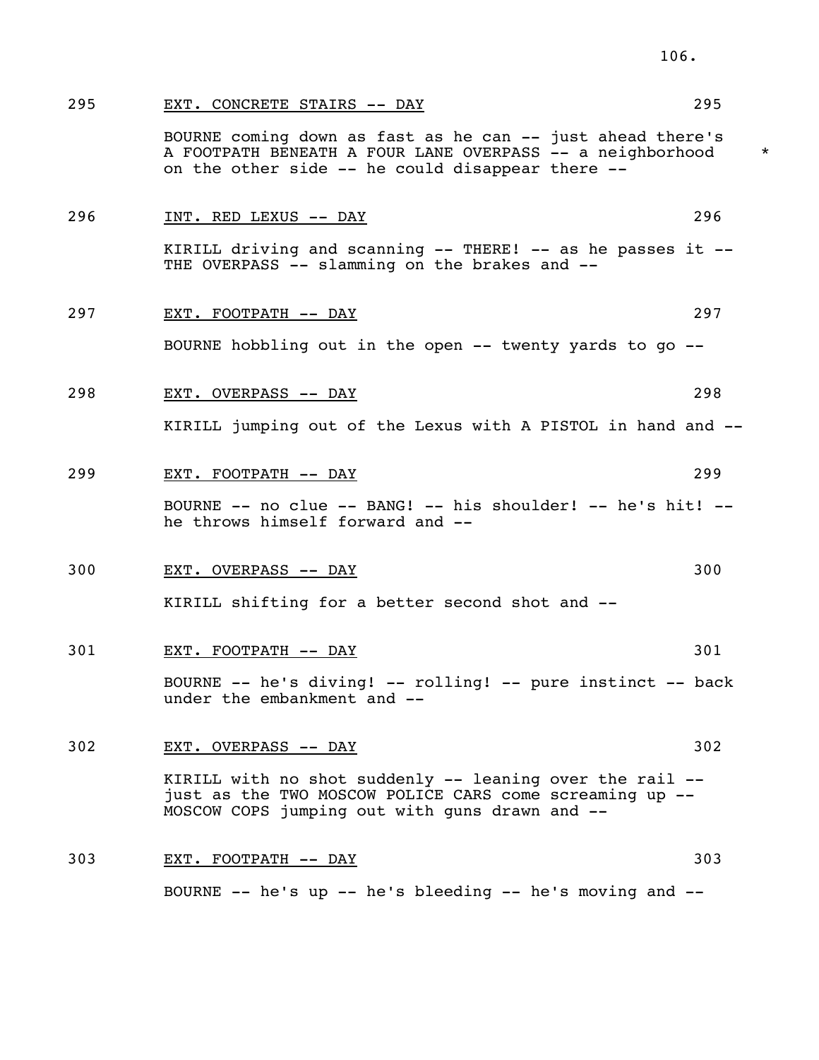295 EXT. CONCRETE STAIRS -- DAY 295

BOURNE coming down as fast as he can -- just ahead there's A FOOTPATH BENEATH A FOUR LANE OVERPASS -- a neighborhood on the other side -- he could disappear there -- *

296 INT. RED LEXUS -- DAY 296

KIRILL driving and scanning -- THERE! -- as he passes it -- THE OVERPASS -- slamming on the brakes and --

297 EXT. FOOTPATH -- DAY 297

BOURNE hobbling out in the open -- twenty yards to go --

298 EXT. OVERPASS -- DAY 298

KIRILL jumping out of the Lexus with A PISTOL in hand and --

299 EXT. FOOTPATH -- DAY 299

BOURNE -- no clue -- BANG! -- his shoulder! -- he's hit! -- he throws himself forward and --

300 EXT. OVERPASS -- DAY 300

KIRILL shifting for a better second shot and --

301 EXT. FOOTPATH -- DAY 301

BOURNE -- he's diving! -- rolling! -- pure instinct -- back under the embankment and --

302 EXT. OVERPASS -- DAY 302

KIRILL with no shot suddenly -- leaning over the rail -- just as the TWO MOSCOW POLICE CARS come screaming up -- MOSCOW COPS jumping out with guns drawn and --

303 EXT. FOOTPATH -- DAY 303

BOURNE -- he's up -- he's bleeding -- he's moving and --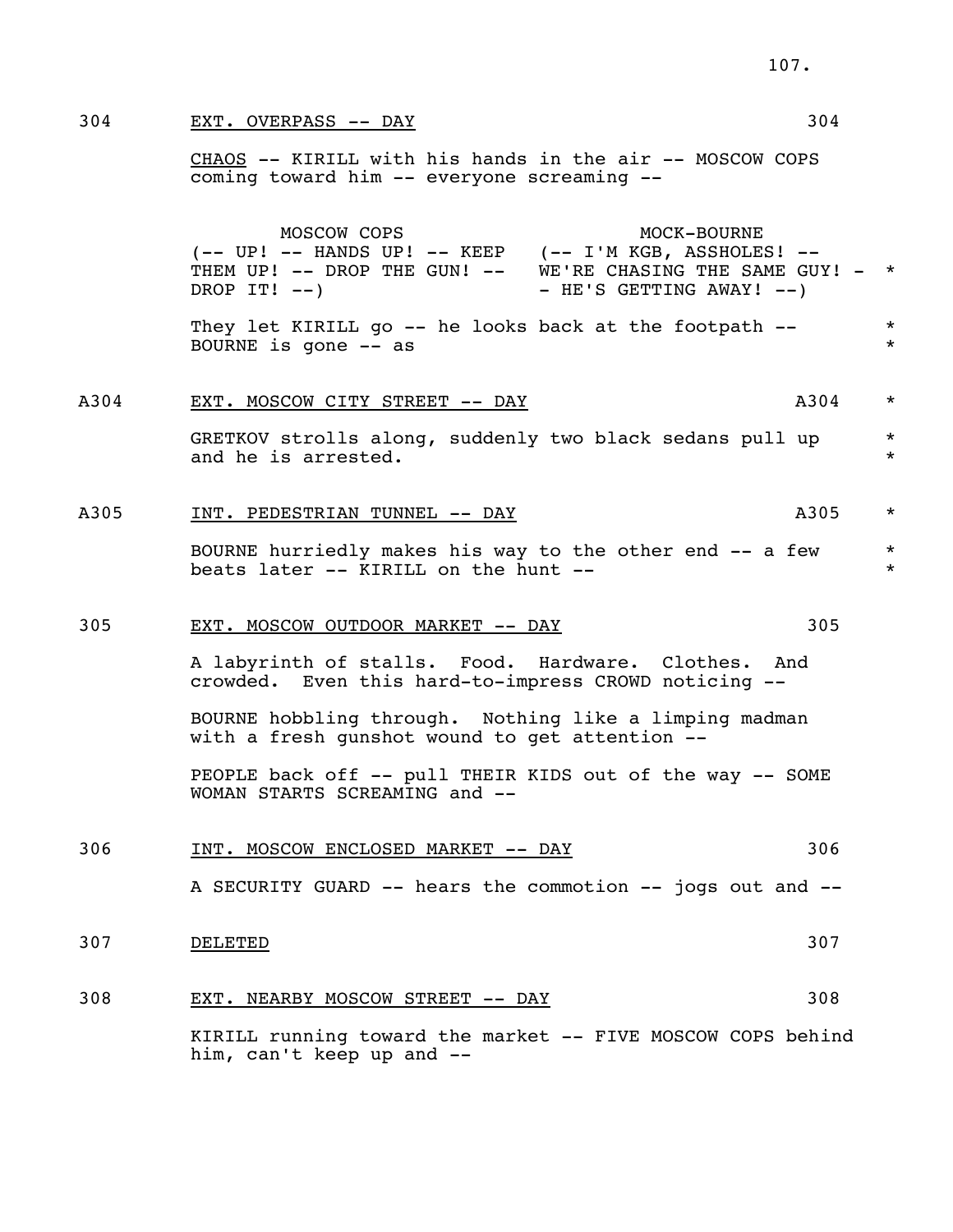304 EXT. OVERPASS -- DAY 304

CHAOS -- KIRILL with his hands in the air -- MOSCOW COPS coming toward him -- everyone screaming --

MOSCOW COPS
(-- UP! -- HANDS UP! -- KEEP THEM UP! -- DROP THE GUN! -- DROP IT! --)

MOCK-BOURNE
(-- I'M KGB, ASSHOLES! -- WE'RE CHASING THE SAME GUY! -- HE'S GETTING AWAY! --) *

They let KIRILL go -- he looks back at the footpath -- BOURNE is gone -- as *

A304 EXT. MOSCOW CITY STREET -- DAY A304 *

GRETKOV strolls along, suddenly two black sedans pull up and he is arrested. *

A305 INT. PEDESTRIAN TUNNEL -- DAY A305 *

BOURNE hurriedly makes his way to the other end -- a few beats later -- KIRILL on the hunt -- *

305 EXT. MOSCOW OUTDOOR MARKET -- DAY 305

A labyrinth of stalls. Food. Hardware. Clothes. And crowded. Even this hard-to-impress CROWD noticing --

BOURNE hobbling through. Nothing like a limping madman with a fresh gunshot wound to get attention --

PEOPLE back off -- pull THEIR KIDS out of the way -- SOME WOMAN STARTS SCREAMING and --

306 INT. MOSCOW ENCLOSED MARKET -- DAY 306

A SECURITY GUARD -- hears the commotion -- jogs out and --

307 DELETED 307

308 EXT. NEARBY MOSCOW STREET -- DAY 308

KIRILL running toward the market -- FIVE MOSCOW COPS behind him, can't keep up and --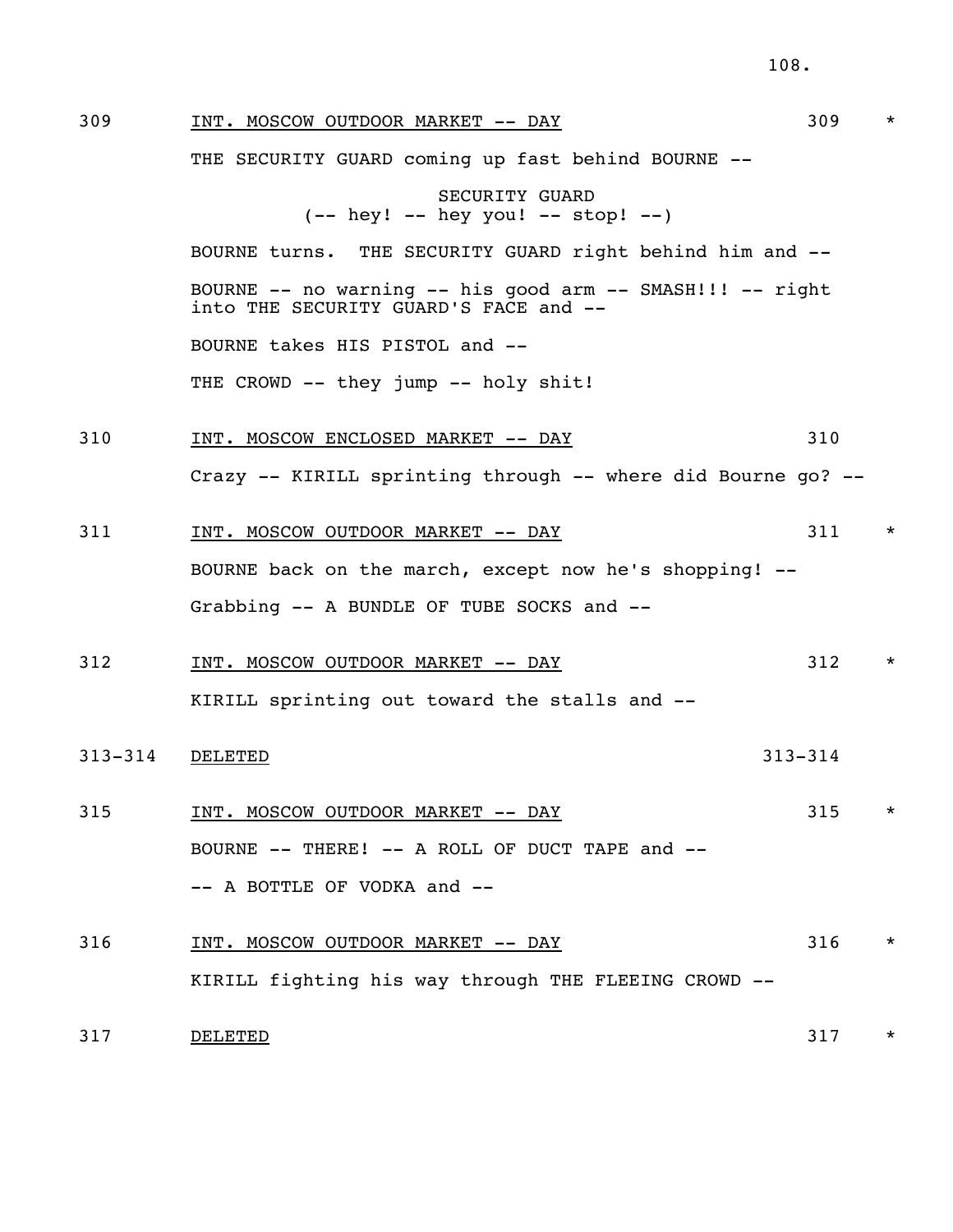309 INT. MOSCOW OUTDOOR MARKET -- DAY 309 *

THE SECURITY GUARD coming up fast behind BOURNE --

SECURITY GUARD
(-- hey! -- hey you! -- stop! --)

BOURNE turns. THE SECURITY GUARD right behind him and --

BOURNE -- no warning -- his good arm -- SMASH!!! -- right into THE SECURITY GUARD'S FACE and --

BOURNE takes HIS PISTOL and --

THE CROWD -- they jump -- holy shit!

310 INT. MOSCOW ENCLOSED MARKET -- DAY 310

Crazy -- KIRILL sprinting through -- where did Bourne go? --

311 INT. MOSCOW OUTDOOR MARKET -- DAY 311 *

BOURNE back on the march, except now he's shopping! --

Grabbing -- A BUNDLE OF TUBE SOCKS and --

312 INT. MOSCOW OUTDOOR MARKET -- DAY 312 *

KIRILL sprinting out toward the stalls and --

313-314 DELETED 313-314

315 INT. MOSCOW OUTDOOR MARKET -- DAY 315 *

BOURNE -- THERE! -- A ROLL OF DUCT TAPE and --

-- A BOTTLE OF VODKA and --

316 INT. MOSCOW OUTDOOR MARKET -- DAY 316 *

KIRILL fighting his way through THE FLEEING CROWD --

317 DELETED 317 *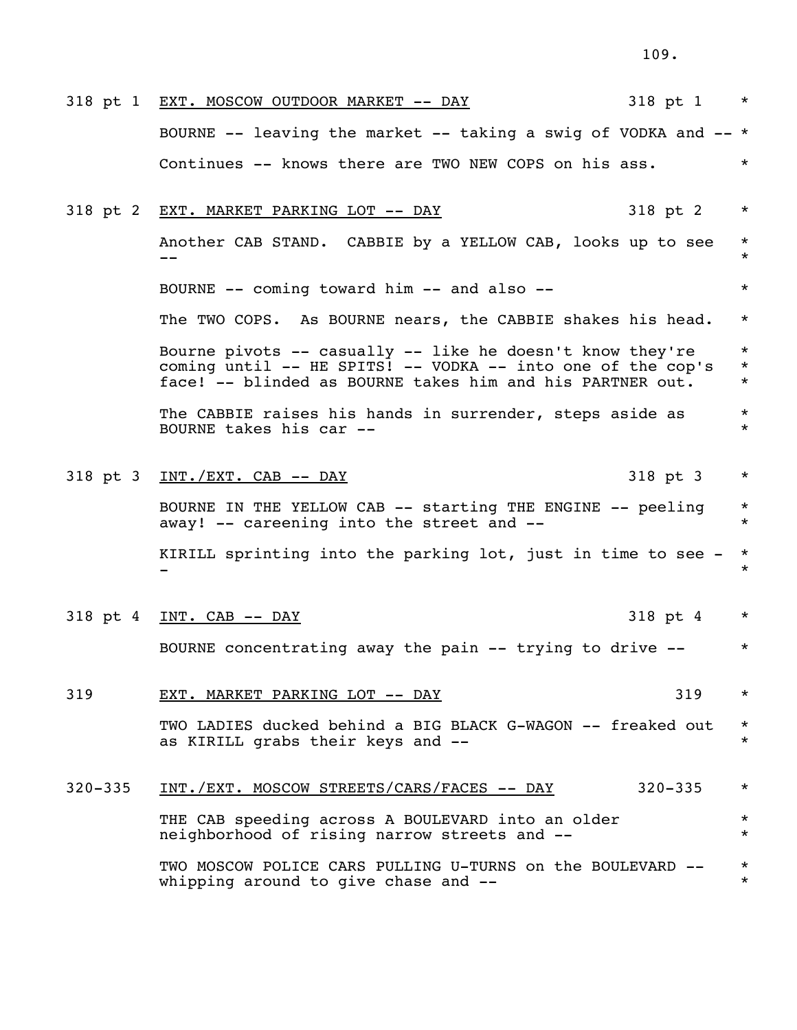318 pt 1 EXT. MOSCOW OUTDOOR MARKET -- DAY 318 pt 1 *

BOURNE -- leaving the market -- taking a swig of VODKA and -- *

Continues -- knows there are TWO NEW COPS on his ass. *

318 pt 2 EXT. MARKET PARKING LOT -- DAY 318 pt 2 *

Another CAB STAND. CABBIE by a YELLOW CAB, looks up to see -- *

BOURNE -- coming toward him -- and also -- *

The TWO COPS. As BOURNE nears, the CABBIE shakes his head. *

Bourne pivots -- casually -- like he doesn't know they're coming until -- HE SPITS! -- VODKA -- into one of the cop's face! -- blinded as BOURNE takes him and his PARTNER out. *

The CABBIE raises his hands in surrender, steps aside as BOURNE takes his car -- *

318 pt 3 INT./EXT. CAB -- DAY 318 pt 3 *

BOURNE IN THE YELLOW CAB -- starting THE ENGINE -- peeling away! -- careening into the street and -- *

KIRILL sprinting into the parking lot, just in time to see -- *

318 pt 4 INT. CAB -- DAY 318 pt 4 *

BOURNE concentrating away the pain -- trying to drive -- *

319 EXT. MARKET PARKING LOT -- DAY 319 *

TWO LADIES ducked behind a BIG BLACK G-WAGON -- freaked out as KIRILL grabs their keys and -- *

320-335 INT./EXT. MOSCOW STREETS/CARS/FACES -- DAY 320-335 *

THE CAB speeding across A BOULEVARD into an older neighborhood of rising narrow streets and -- *

TWO MOSCOW POLICE CARS PULLING U-TURNS on the BOULEVARD -- whipping around to give chase and -- *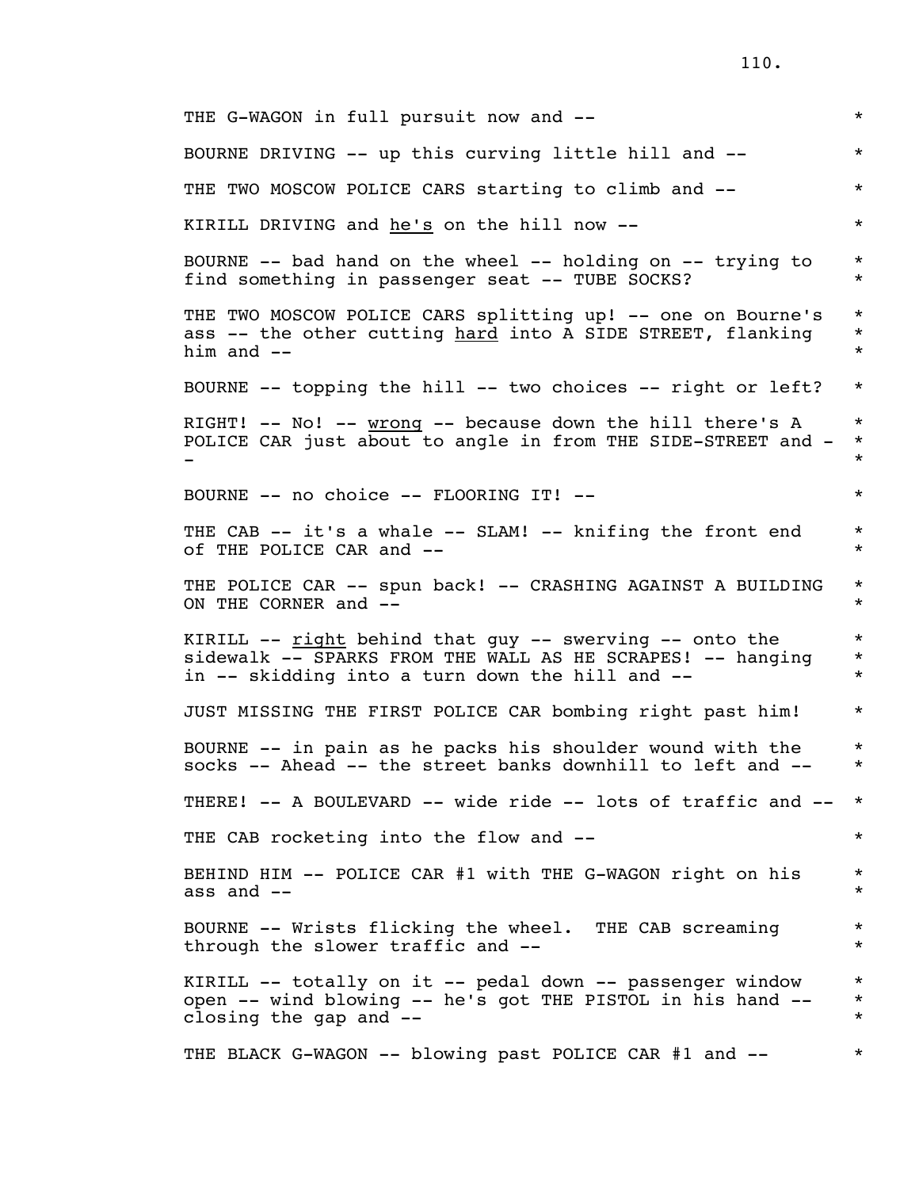THE G-WAGON in full pursuit now and --

BOURNE DRIVING -- up this curving little hill and --

THE TWO MOSCOW POLICE CARS starting to climb and --

KIRILL DRIVING and <u>he's</u> on the hill now --

BOURNE -- bad hand on the wheel -- holding on -- trying to find something in passenger seat -- TUBE SOCKS?

THE TWO MOSCOW POLICE CARS splitting up! -- one on Bourne's ass -- the other cutting <u>hard</u> into A SIDE STREET, flanking him and --

BOURNE -- topping the hill -- two choices -- right or left?

RIGHT! -- No! -- <u>wrong</u> -- because down the hill there's A POLICE CAR just about to angle in from THE SIDE-STREET and --

BOURNE -- no choice -- FLOORING IT! --

THE CAB -- it's a whale -- SLAM! -- knifing the front end of THE POLICE CAR and --

THE POLICE CAR -- spun back! -- CRASHING AGAINST A BUILDING ON THE CORNER and --

KIRILL -- <u>right</u> behind that guy -- swerving -- onto the sidewalk -- SPARKS FROM THE WALL AS HE SCRAPES! -- hanging in -- skidding into a turn down the hill and --

JUST MISSING THE FIRST POLICE CAR bombing right past him!

BOURNE -- in pain as he packs his shoulder wound with the socks -- Ahead -- the street banks downhill to left and --

THERE! -- A BOULEVARD -- wide ride -- lots of traffic and --

THE CAB rocketing into the flow and --

BEHIND HIM -- POLICE CAR #1 with THE G-WAGON right on his ass and --

BOURNE -- Wrists flicking the wheel. THE CAB screaming through the slower traffic and --

KIRILL -- totally on it -- pedal down -- passenger window open -- wind blowing -- he's got THE PISTOL in his hand -- closing the gap and --

THE BLACK G-WAGON -- blowing past POLICE CAR #1 and --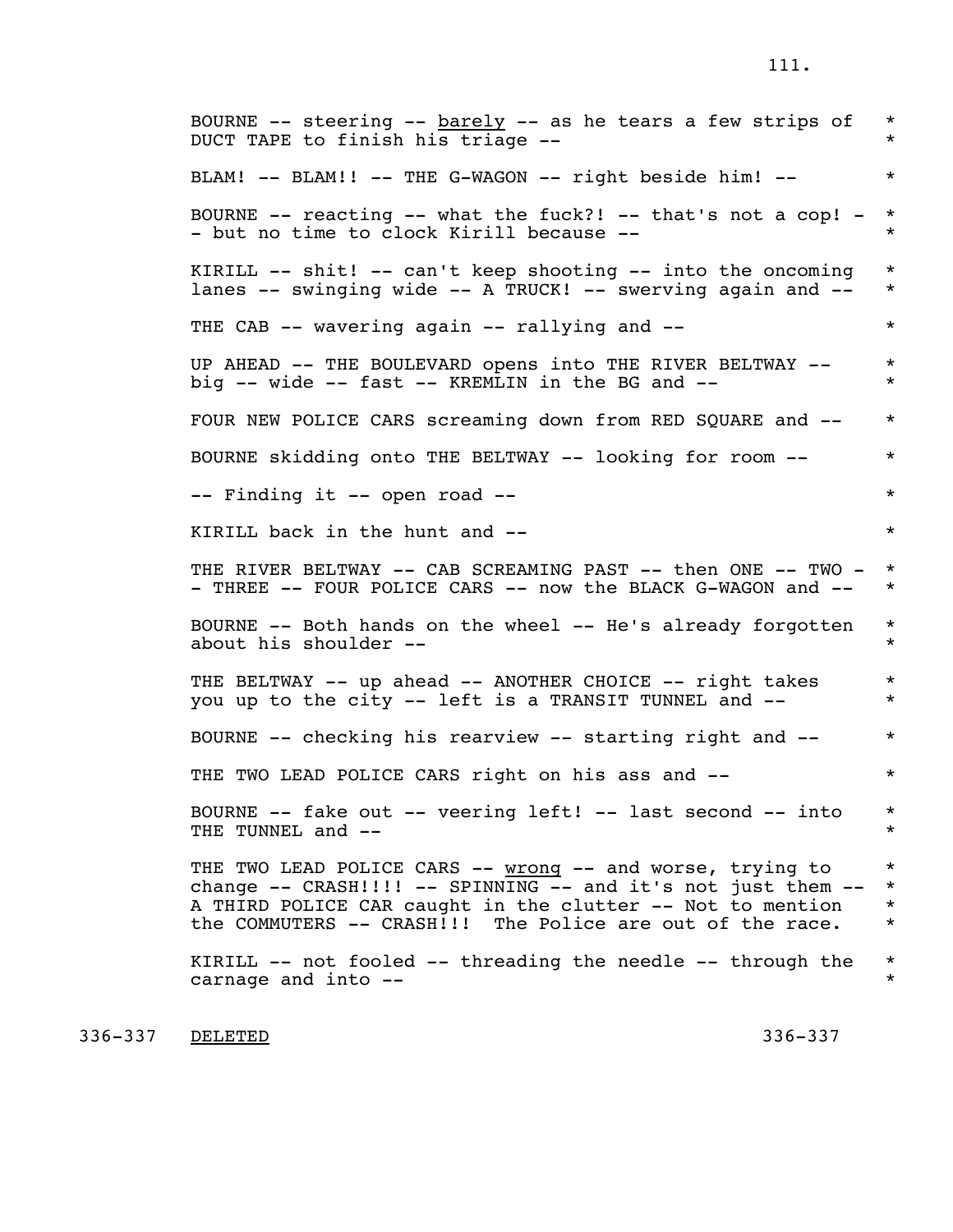BOURNE -- steering -- <u>barely</u> -- as he tears a few strips of DUCT TAPE to finish his triage --

BLAM! -- BLAM!! -- THE G-WAGON -- right beside him! --

BOURNE -- reacting -- what the fuck?! -- that's not a cop! -- but no time to clock Kirill because --

KIRILL -- shit! -- can't keep shooting -- into the oncoming lanes -- swinging wide -- A TRUCK! -- swerving again and --

THE CAB -- wavering again -- rallying and --

UP AHEAD -- THE BOULEVARD opens into THE RIVER BELTWAY -- big -- wide -- fast -- KREMLIN in the BG and --

FOUR NEW POLICE CARS screaming down from RED SQUARE and --

BOURNE skidding onto THE BELTWAY -- looking for room --

-- Finding it -- open road --

KIRILL back in the hunt and --

THE RIVER BELTWAY -- CAB SCREAMING PAST -- then ONE -- TWO -- THREE -- FOUR POLICE CARS -- now the BLACK G-WAGON and --

BOURNE -- Both hands on the wheel -- He's already forgotten about his shoulder --

THE BELTWAY -- up ahead -- ANOTHER CHOICE -- right takes you up to the city -- left is a TRANSIT TUNNEL and --

BOURNE -- checking his rearview -- starting right and --

THE TWO LEAD POLICE CARS right on his ass and --

BOURNE -- fake out -- veering left! -- last second -- into THE TUNNEL and --

THE TWO LEAD POLICE CARS -- <u>wrong</u> -- and worse, trying to change -- CRASH!!!! -- SPINNING -- and it's not just them -- A THIRD POLICE CAR caught in the clutter -- Not to mention the COMMUTERS -- CRASH!!! The Police are out of the race.

KIRILL -- not fooled -- threading the needle -- through the carnage and into --

336-337 <u>DELETED</u> 336-337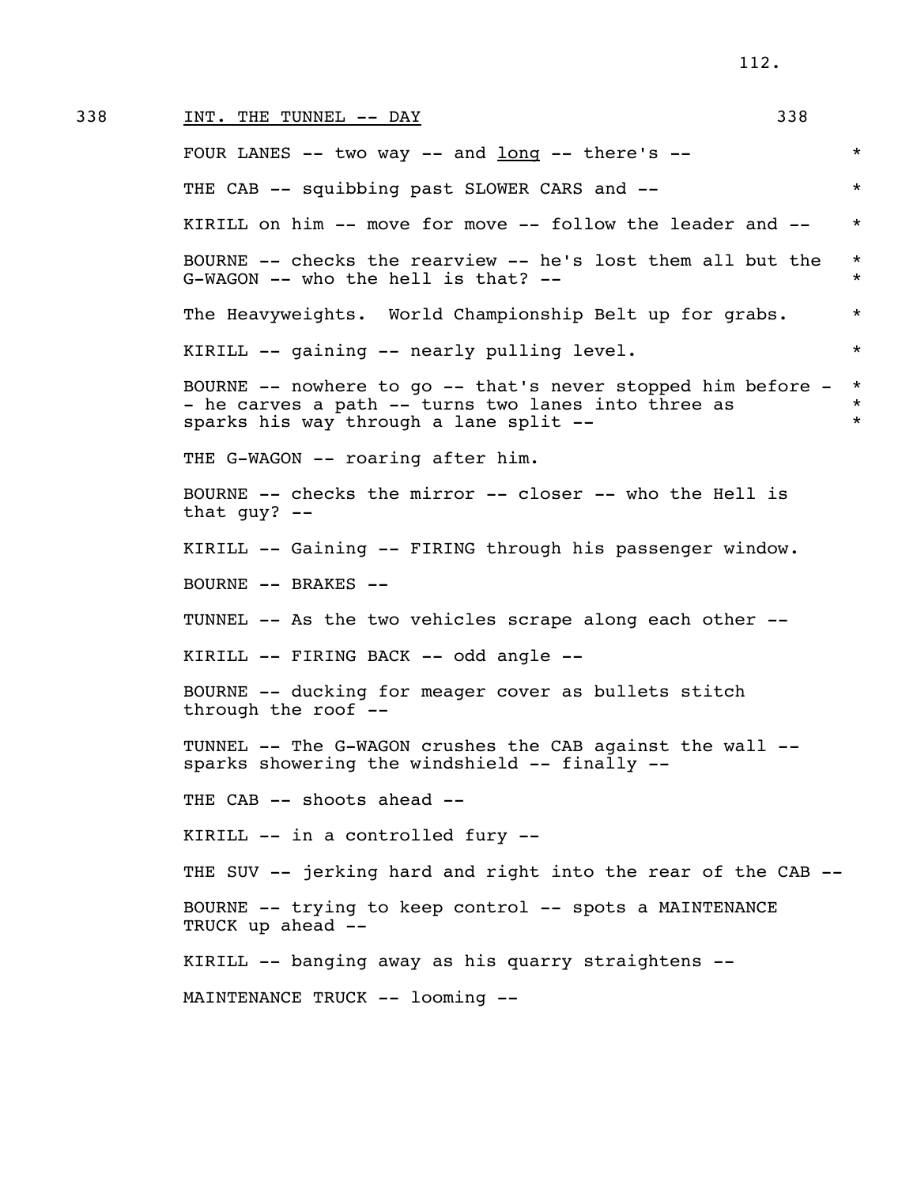338 INT. THE TUNNEL -- DAY 338

FOUR LANES -- two way -- and <u>long</u> -- there's -- *

THE CAB -- squibbing past SLOWER CARS and -- *

KIRILL on him -- move for move -- follow the leader and -- *

BOURNE -- checks the rearview -- he's lost them all but the G-WAGON -- who the hell is that? -- *

The Heavyweights. World Championship Belt up for grabs. *

KIRILL -- gaining -- nearly pulling level. *

BOURNE -- nowhere to go -- that's never stopped him before -- he carves a path -- turns two lanes into three as sparks his way through a lane split -- *

THE G-WAGON -- roaring after him.

BOURNE -- checks the mirror -- closer -- who the Hell is that guy? --

KIRILL -- Gaining -- FIRING through his passenger window.

BOURNE -- BRAKES --

TUNNEL -- As the two vehicles scrape along each other --

KIRILL -- FIRING BACK -- odd angle --

BOURNE -- ducking for meager cover as bullets stitch through the roof --

TUNNEL -- The G-WAGON crushes the CAB against the wall -- sparks showering the windshield -- finally --

THE CAB -- shoots ahead --

KIRILL -- in a controlled fury --

THE SUV -- jerking hard and right into the rear of the CAB --

BOURNE -- trying to keep control -- spots a MAINTENANCE TRUCK up ahead --

KIRILL -- banging away as his quarry straightens --

MAINTENANCE TRUCK -- looming --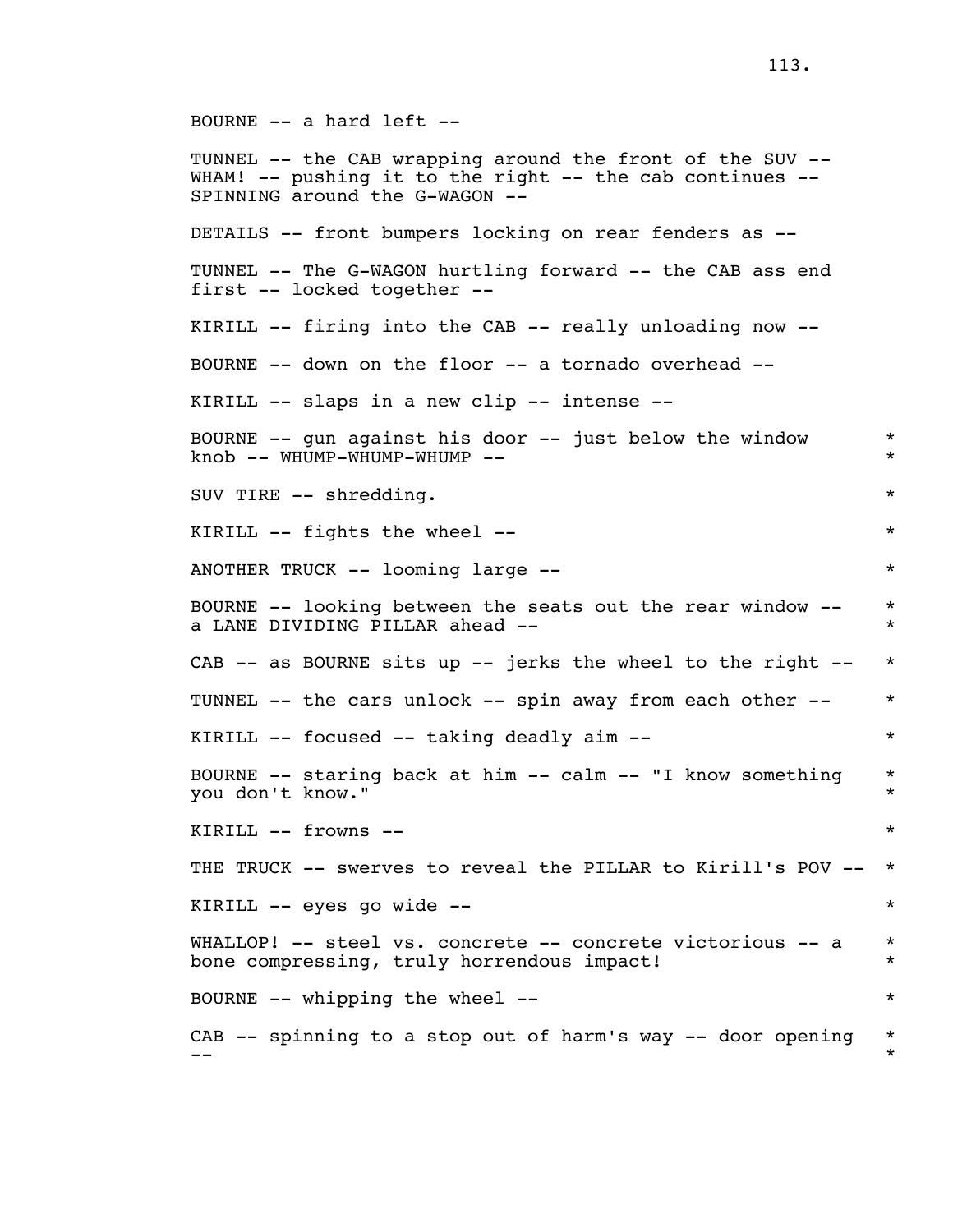BOURNE -- a hard left --

TUNNEL -- the CAB wrapping around the front of the SUV -- WHAM! -- pushing it to the right -- the cab continues -- SPINNING around the G-WAGON --

DETAILS -- front bumpers locking on rear fenders as --

TUNNEL -- The G-WAGON hurtling forward -- the CAB ass end first -- locked together --

KIRILL -- firing into the CAB -- really unloading now --

BOURNE -- down on the floor -- a tornado overhead --

KIRILL -- slaps in a new clip -- intense --

BOURNE -- gun against his door -- just below the window knob -- WHUMP-WHUMP-WHUMP -- *

SUV TIRE -- shredding. *

KIRILL -- fights the wheel -- *

ANOTHER TRUCK -- looming large -- *

BOURNE -- looking between the seats out the rear window -- a LANE DIVIDING PILLAR ahead -- *

CAB -- as BOURNE sits up -- jerks the wheel to the right -- *

TUNNEL -- the cars unlock -- spin away from each other -- *

KIRILL -- focused -- taking deadly aim -- *

BOURNE -- staring back at him -- calm -- "I know something you don't know." *

KIRILL -- frowns -- *

THE TRUCK -- swerves to reveal the PILLAR to Kirill's POV -- *

KIRILL -- eyes go wide -- *

WHALLOP! -- steel vs. concrete -- concrete victorious -- a bone compressing, truly horrendous impact! *

BOURNE -- whipping the wheel -- *

CAB -- spinning to a stop out of harm's way -- door opening -- *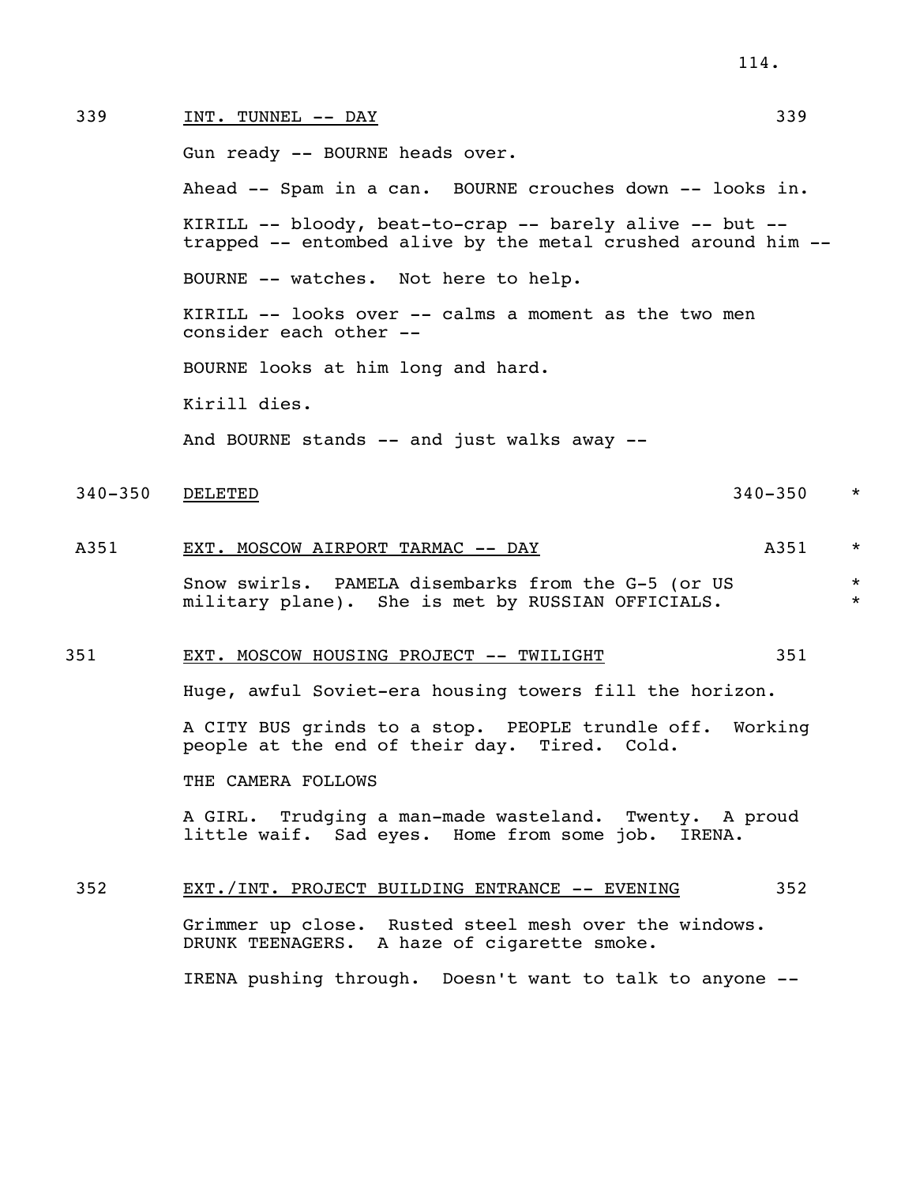339 INT. TUNNEL -- DAY 339

Gun ready -- BOURNE heads over.

Ahead -- Spam in a can. BOURNE crouches down -- looks in.

KIRILL -- bloody, beat-to-crap -- barely alive -- but -- trapped -- entombed alive by the metal crushed around him --

BOURNE -- watches. Not here to help.

KIRILL -- looks over -- calms a moment as the two men consider each other --

BOURNE looks at him long and hard.

Kirill dies.

And BOURNE stands -- and just walks away --

340-350 DELETED 340-350 *

A351 EXT. MOSCOW AIRPORT TARMAC -- DAY A351 *

Snow swirls. PAMELA disembarks from the G-5 (or US military plane). She is met by RUSSIAN OFFICIALS. *

351 EXT. MOSCOW HOUSING PROJECT -- TWILIGHT 351

Huge, awful Soviet-era housing towers fill the horizon.

A CITY BUS grinds to a stop. PEOPLE trundle off. Working people at the end of their day. Tired. Cold.

THE CAMERA FOLLOWS

A GIRL. Trudging a man-made wasteland. Twenty. A proud little waif. Sad eyes. Home from some job. IRENA.

352 EXT./INT. PROJECT BUILDING ENTRANCE -- EVENING 352

Grimmer up close. Rusted steel mesh over the windows. DRUNK TEENAGERS. A haze of cigarette smoke.

IRENA pushing through. Doesn't want to talk to anyone --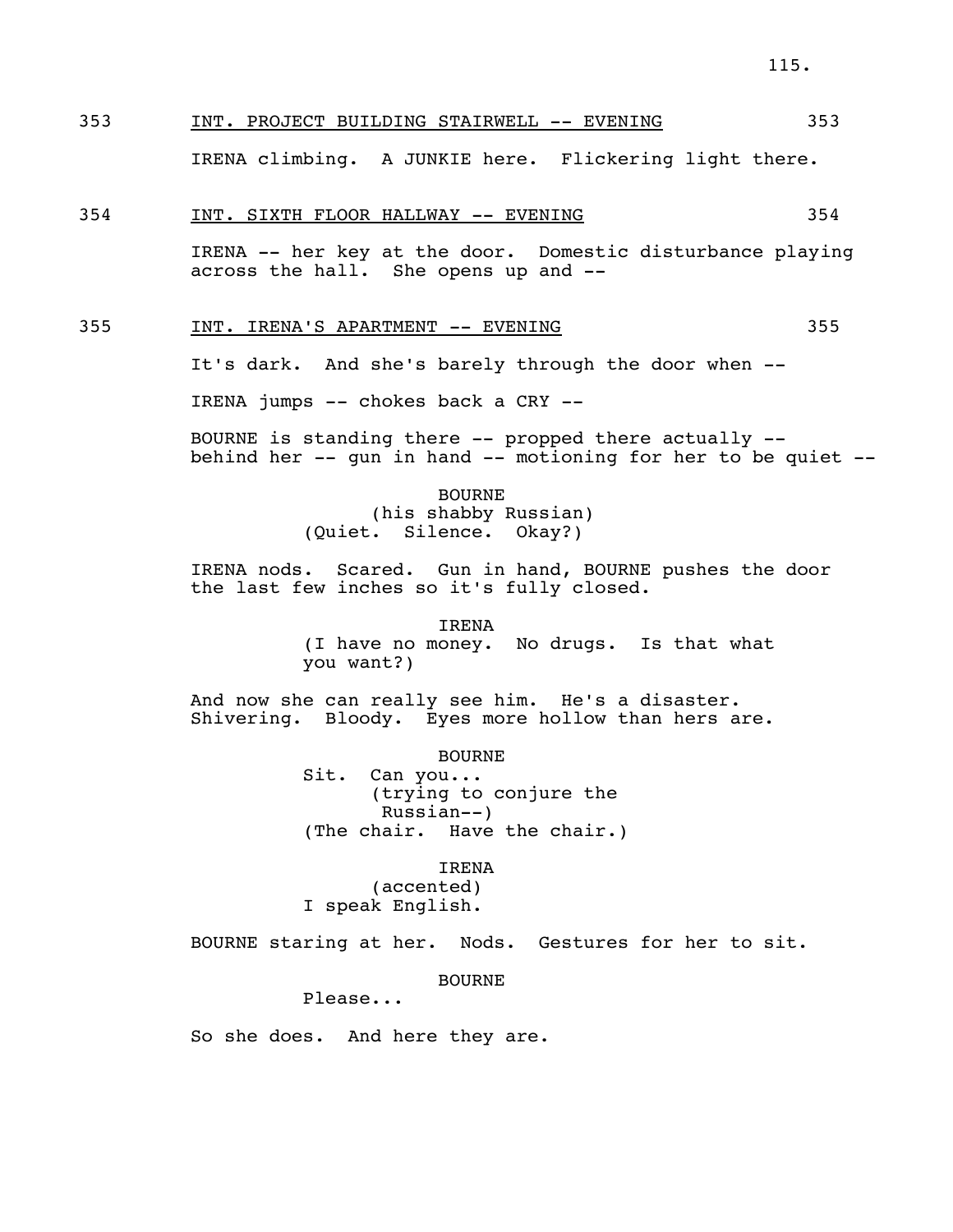353 INT. PROJECT BUILDING STAIRWELL -- EVENING 353

IRENA climbing. A JUNKIE here. Flickering light there.

354 INT. SIXTH FLOOR HALLWAY -- EVENING 354

IRENA -- her key at the door. Domestic disturbance playing across the hall. She opens up and --

355 INT. IRENA'S APARTMENT -- EVENING 355

It's dark. And she's barely through the door when --

IRENA jumps -- chokes back a CRY --

BOURNE is standing there -- propped there actually -- behind her -- gun in hand -- motioning for her to be quiet --

BOURNE
(his shabby Russian)
(Quiet. Silence. Okay?)

IRENA nods. Scared. Gun in hand, BOURNE pushes the door the last few inches so it's fully closed.

IRENA
(I have no money. No drugs. Is that what you want?)

And now she can really see him. He's a disaster. Shivering. Bloody. Eyes more hollow than hers are.

BOURNE
Sit. Can you...
(trying to conjure the Russian--)
(The chair. Have the chair.)

IRENA
(accented)
I speak English.

BOURNE staring at her. Nods. Gestures for her to sit.

BOURNE
Please...

So she does. And here they are.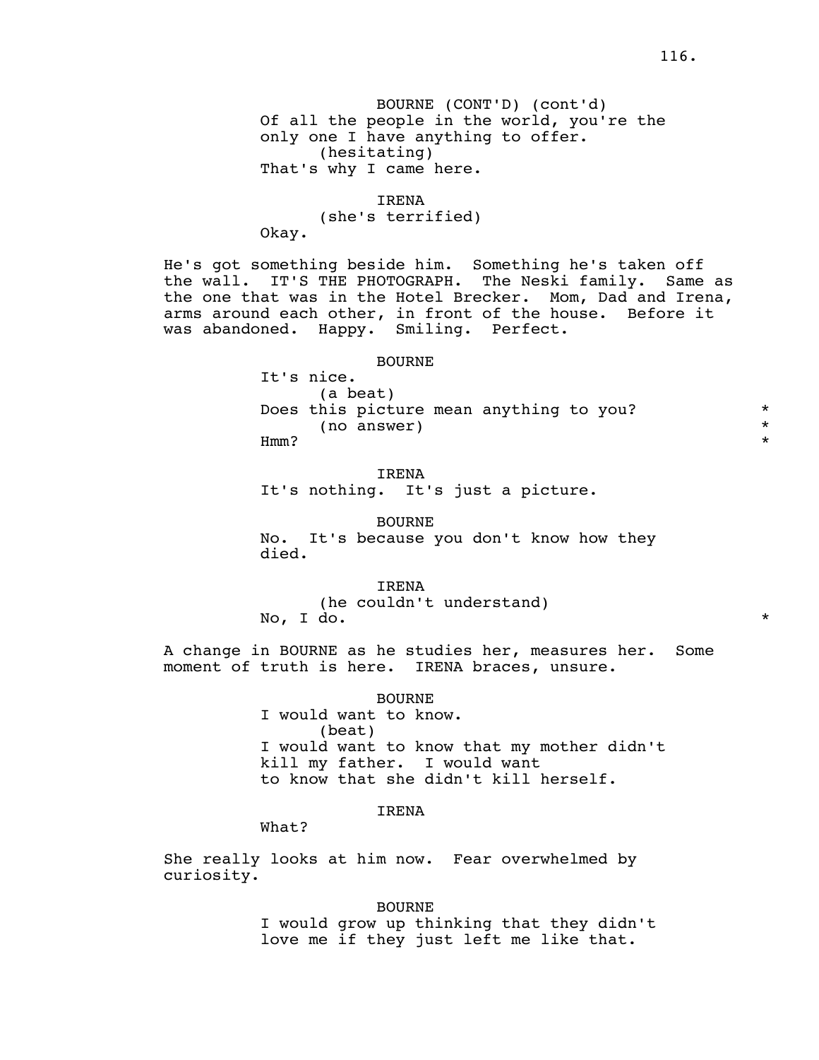BOURNE (CONT'D) (cont'd)
Of all the people in the world, you're the only one I have anything to offer.
(hesitating)
That's why I came here.

IRENA
(she's terrified)
Okay.

He's got something beside him. Something he's taken off the wall. IT'S THE PHOTOGRAPH. The Neski family. Same as the one that was in the Hotel Brecker. Mom, Dad and Irena, arms around each other, in front of the house. Before it was abandoned. Happy. Smiling. Perfect.

BOURNE
It's nice.
(a beat)
Does this picture mean anything to you? *
(no answer) *
Hmm? *

IRENA
It's nothing. It's just a picture.

BOURNE
No. It's because you don't know how they died.

IRENA
(he couldn't understand)
No, I do. *

A change in BOURNE as he studies her, measures her. Some moment of truth is here. IRENA braces, unsure.

BOURNE
I would want to know.
(beat)
I would want to know that my mother didn't kill my father. I would want to know that she didn't kill herself.

IRENA
What?

She really looks at him now. Fear overwhelmed by curiosity.

BOURNE
I would grow up thinking that they didn't love me if they just left me like that.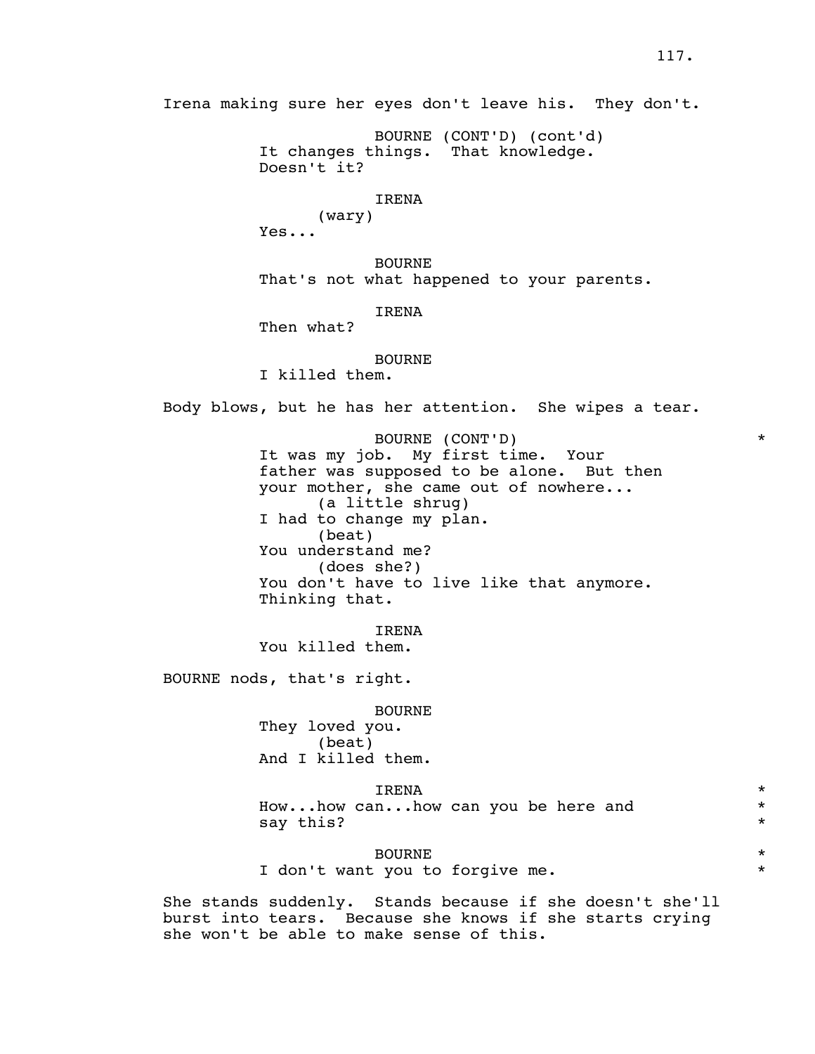Irena making sure her eyes don't leave his. They don't.

BOURNE (CONT'D) (cont'd)
It changes things. That knowledge.
Doesn't it?

IRENA
(wary)
Yes...

BOURNE
That's not what happened to your parents.

IRENA
Then what?

BOURNE
I killed them.

Body blows, but he has her attention. She wipes a tear.

BOURNE (CONT'D) *
It was my job. My first time. Your
father was supposed to be alone. But then
your mother, she came out of nowhere...
(a little shrug)
I had to change my plan.
(beat)
You understand me?
(does she?)
You don't have to live like that anymore.
Thinking that.

IRENA
You killed them.

BOURNE nods, that's right.

BOURNE
They loved you.
(beat)
And I killed them.

IRENA *
How...how can...how can you be here and *
say this? *

BOURNE *
I don't want you to forgive me. *

She stands suddenly. Stands because if she doesn't she'll
burst into tears. Because she knows if she starts crying
she won't be able to make sense of this.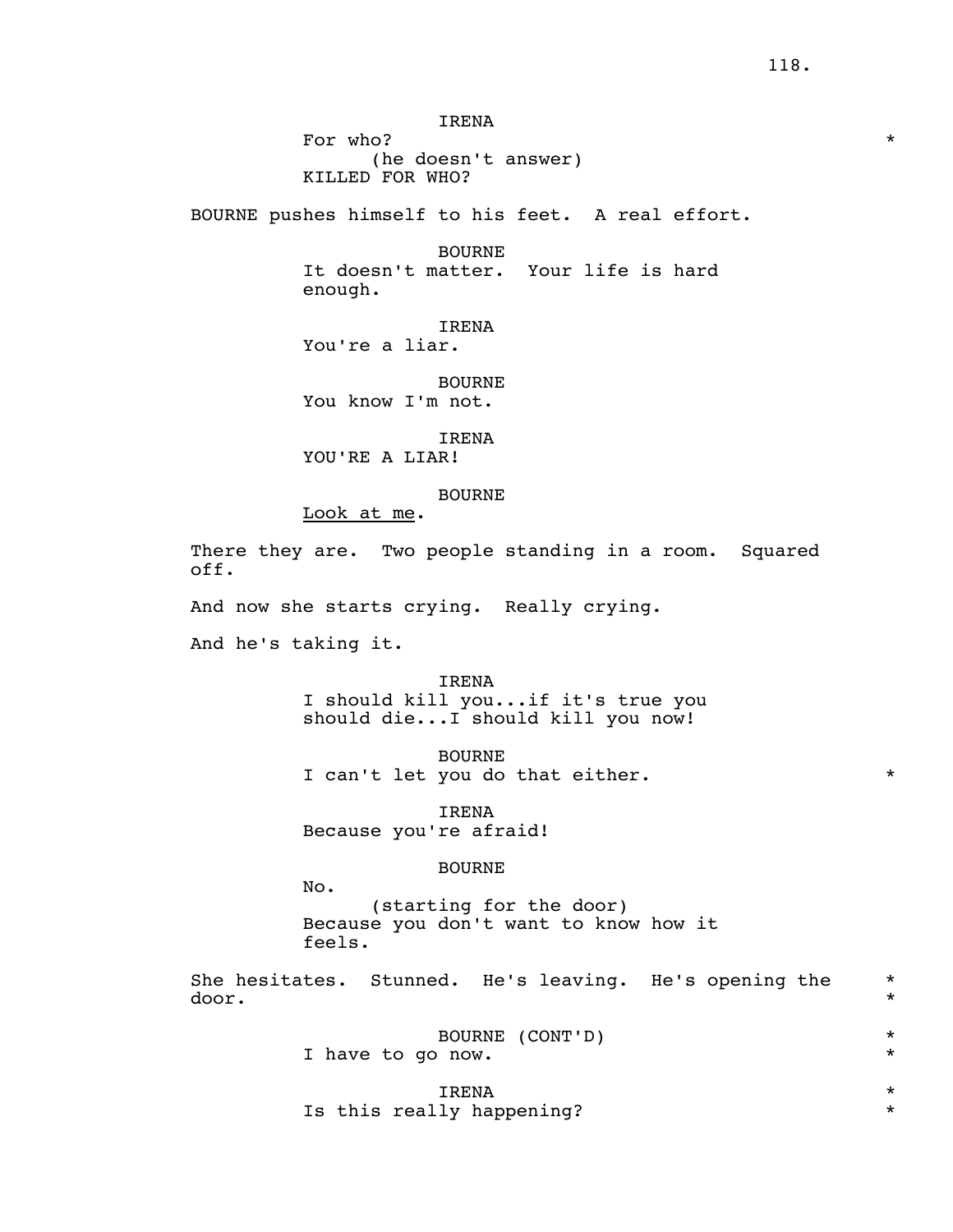IRENA
For who? *
(he doesn't answer)
KILLED FOR WHO?

BOURNE pushes himself to his feet. A real effort.

BOURNE
It doesn't matter. Your life is hard enough.

IRENA
You're a liar.

BOURNE
You know I'm not.

IRENA
YOU'RE A LIAR!

BOURNE
<u>Look at me</u>.

There they are. Two people standing in a room. Squared off.

And now she starts crying. Really crying.

And he's taking it.

IRENA
I should kill you...if it's true you should die...I should kill you now!

BOURNE
I can't let you do that either. *

IRENA
Because you're afraid!

BOURNE
No.
(starting for the door)
Because you don't want to know how it feels.

She hesitates. Stunned. He's leaving. He's opening the door. *

BOURNE (CONT'D) *
I have to go now. *

IRENA *
Is this really happening? *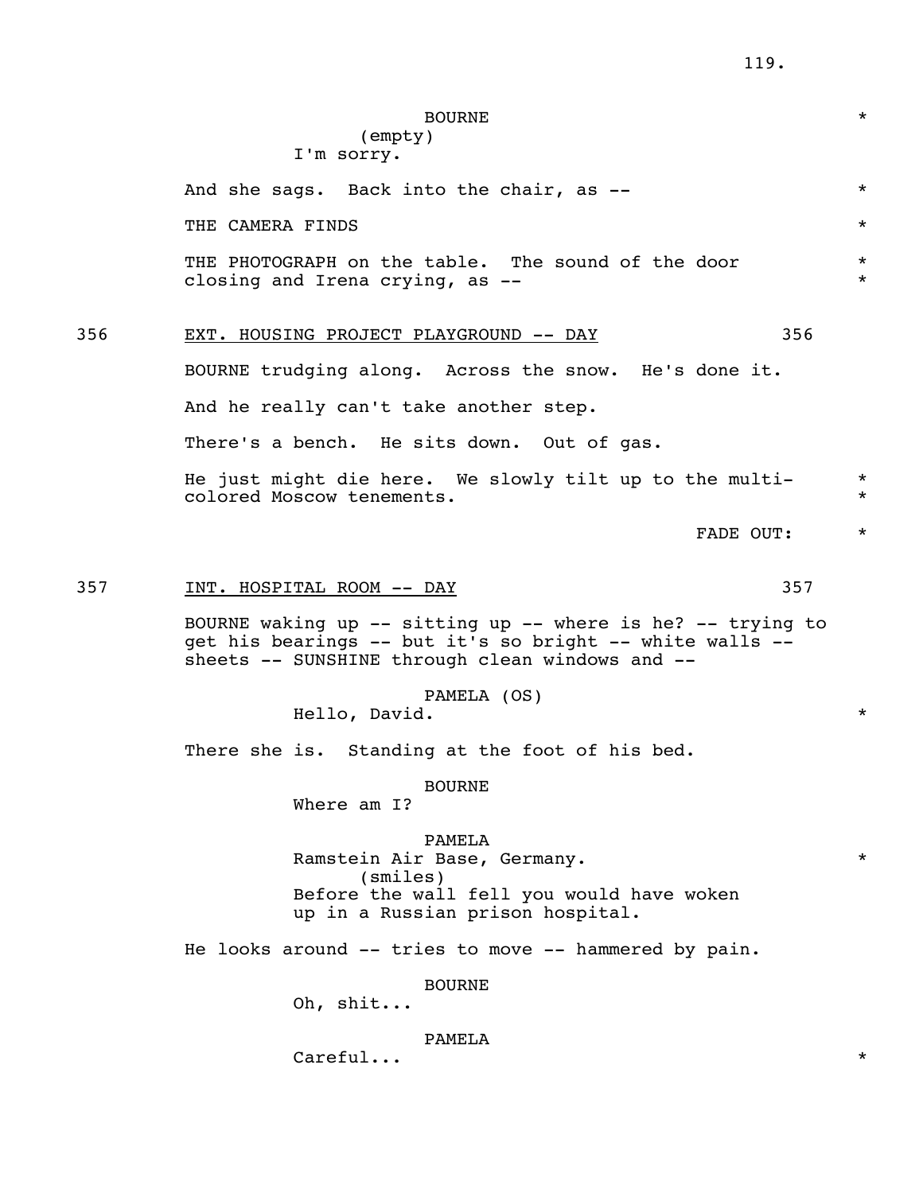BOURNE
(empty)
I'm sorry.

And she sags. Back into the chair, as -- *

THE CAMERA FINDS *

THE PHOTOGRAPH on the table. The sound of the door closing and Irena crying, as -- *

356 EXT. HOUSING PROJECT PLAYGROUND -- DAY 356

BOURNE trudging along. Across the snow. He's done it.

And he really can't take another step.

There's a bench. He sits down. Out of gas.

He just might die here. We slowly tilt up to the multi-colored Moscow tenements. *

FADE OUT: *

357 INT. HOSPITAL ROOM -- DAY 357

BOURNE waking up -- sitting up -- where is he? -- trying to get his bearings -- but it's so bright -- white walls -- sheets -- SUNSHINE through clean windows and --

PAMELA (OS)
Hello, David. *

There she is. Standing at the foot of his bed.

BOURNE
Where am I?

PAMELA
Ramstein Air Base, Germany. *
(smiles)
Before the wall fell you would have woken up in a Russian prison hospital.

He looks around -- tries to move -- hammered by pain.

BOURNE
Oh, shit...

PAMELA
Careful... *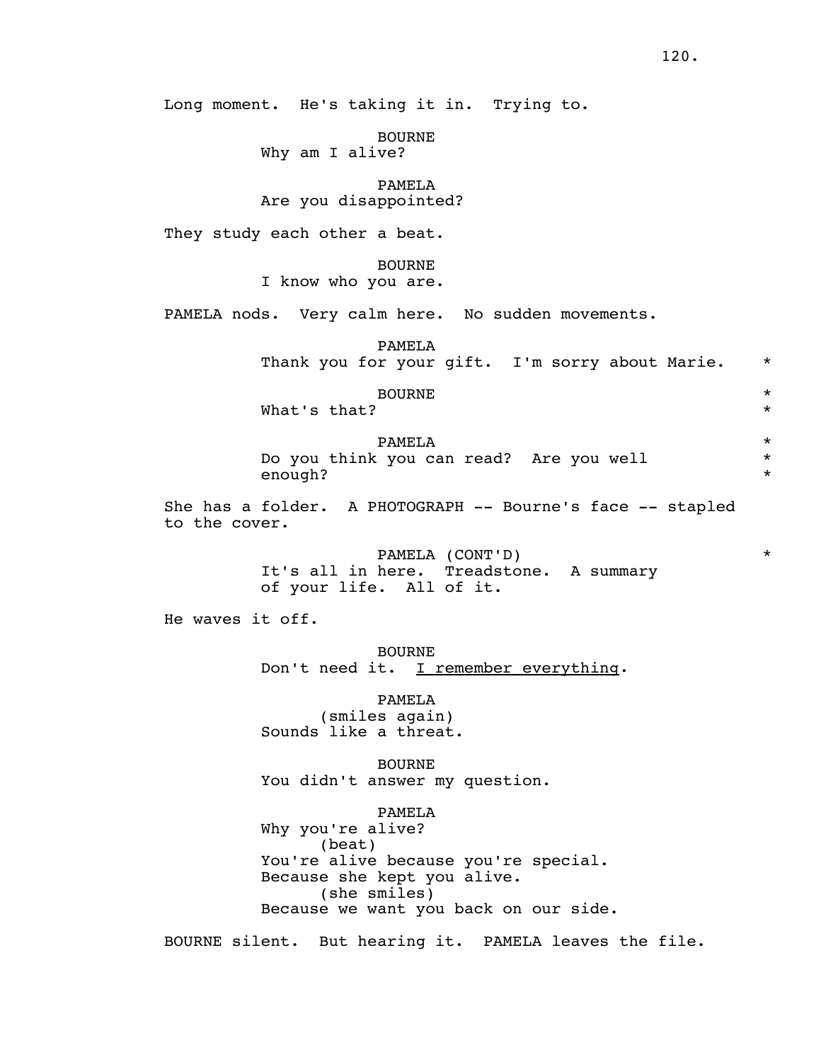Long moment. He's taking it in. Trying to.

BOURNE
Why am I alive?

PAMELA
Are you disappointed?

They study each other a beat.

BOURNE
I know who you are.

PAMELA nods. Very calm here. No sudden movements.

PAMELA
Thank you for your gift. I'm sorry about Marie. *

BOURNE *
What's that? *

PAMELA *
Do you think you can read? Are you well *
enough? *

She has a folder. A PHOTOGRAPH -- Bourne's face -- stapled to the cover.

PAMELA (CONT'D) *
It's all in here. Treadstone. A summary
of your life. All of it.

He waves it off.

BOURNE
Don't need it. <u>I remember everything</u>.

PAMELA
(smiles again)
Sounds like a threat.

BOURNE
You didn't answer my question.

PAMELA
Why you're alive?
(beat)
You're alive because you're special.
Because she kept you alive.
(she smiles)
Because we want you back on our side.

BOURNE silent. But hearing it. PAMELA leaves the file.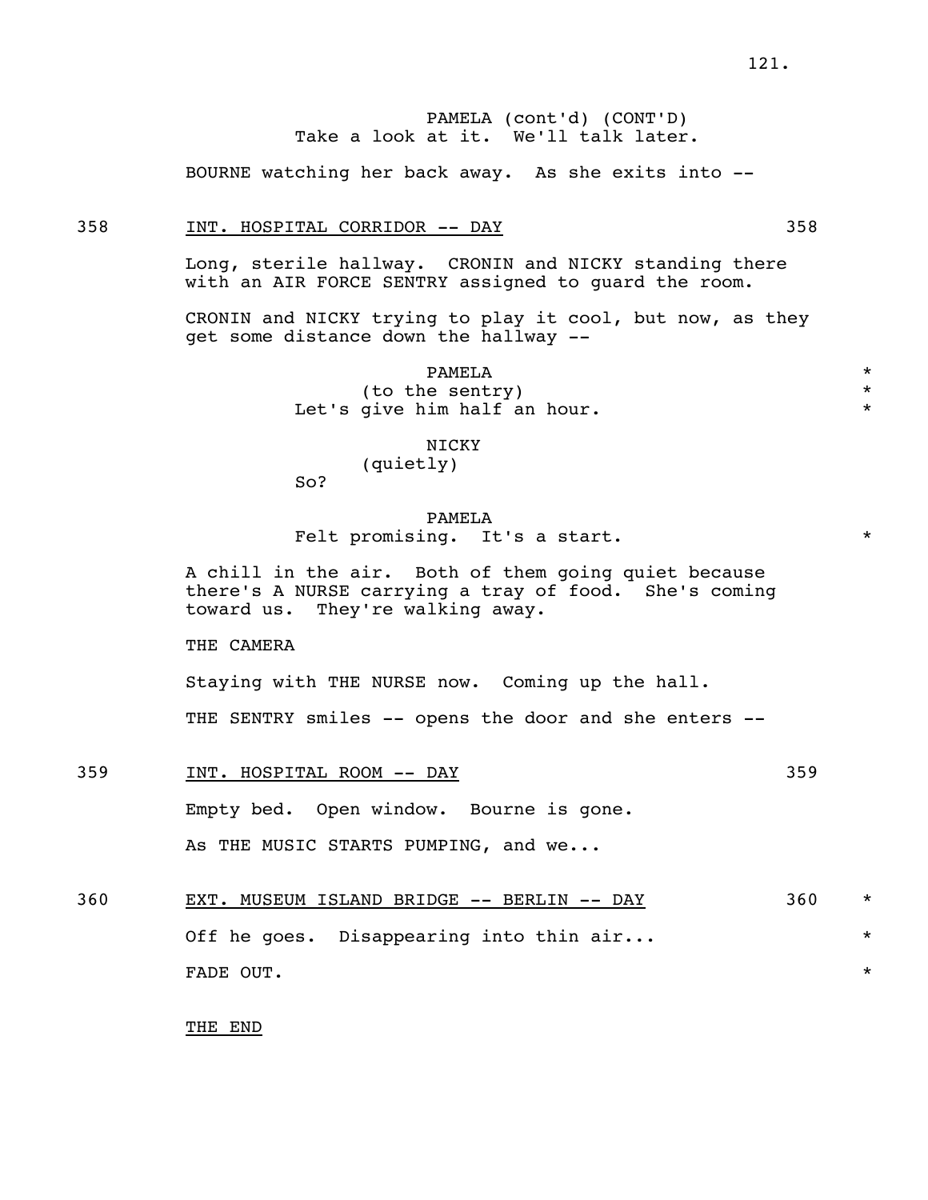PAMELA (cont'd) (CONT'D)
Take a look at it. We'll talk later.

BOURNE watching her back away. As she exits into --

358 INT. HOSPITAL CORRIDOR -- DAY 358

Long, sterile hallway. CRONIN and NICKY standing there with an AIR FORCE SENTRY assigned to guard the room.

CRONIN and NICKY trying to play it cool, but now, as they get some distance down the hallway --

PAMELA *
(to the sentry) *
Let's give him half an hour. *

NICKY
(quietly)
So?

PAMELA
Felt promising. It's a start. *

A chill in the air. Both of them going quiet because there's A NURSE carrying a tray of food. She's coming toward us. They're walking away.

THE CAMERA

Staying with THE NURSE now. Coming up the hall.

THE SENTRY smiles -- opens the door and she enters --

359 INT. HOSPITAL ROOM -- DAY 359

Empty bed. Open window. Bourne is gone.

As THE MUSIC STARTS PUMPING, and we...

360 EXT. MUSEUM ISLAND BRIDGE -- BERLIN -- DAY 360 *

Off he goes. Disappearing into thin air... *

FADE OUT. *

THE END